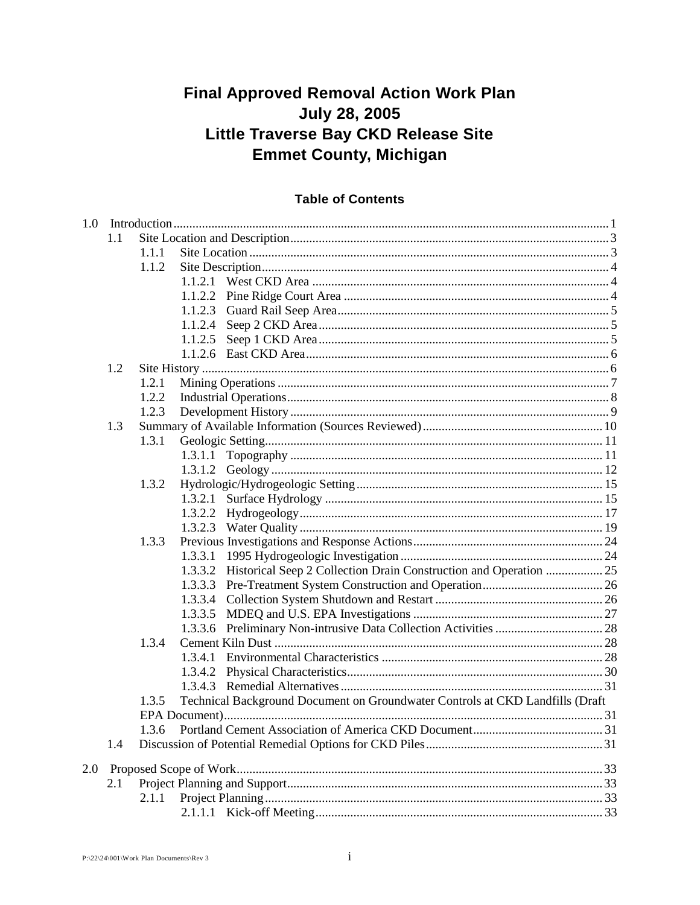# Final Approved Removal Action Work Plan
# July 28, 2005
# Little Traverse Bay CKD Release Site
# Emmet County, Michigan

## Table of Contents

1.0 Introduction ... 1
- 1.1 Site Location and Description ... 3
  - 1.1.1 Site Location ... 3
  - 1.1.2 Site Description ... 4
    - 1.1.2.1 West CKD Area ... 4
    - 1.1.2.2 Pine Ridge Court Area ... 4
    - 1.1.2.3 Guard Rail Seep Area ... 5
    - 1.1.2.4 Seep 2 CKD Area ... 5
    - 1.1.2.5 Seep 1 CKD Area ... 5
    - 1.1.2.6 East CKD Area ... 6
- 1.2 Site History ... 6
  - 1.2.1 Mining Operations ... 7
  - 1.2.2 Industrial Operations ... 8
  - 1.2.3 Development History ... 9
- 1.3 Summary of Available Information (Sources Reviewed) ... 10
  - 1.3.1 Geologic Setting ... 11
    - 1.3.1.1 Topography ... 11
    - 1.3.1.2 Geology ... 12
  - 1.3.2 Hydrologic/Hydrogeologic Setting ... 15
    - 1.3.2.1 Surface Hydrology ... 15
    - 1.3.2.2 Hydrogeology ... 17
    - 1.3.2.3 Water Quality ... 19
  - 1.3.3 Previous Investigations and Response Actions ... 24
    - 1.3.3.1 1995 Hydrogeologic Investigation ... 24
    - 1.3.3.2 Historical Seep 2 Collection Drain Construction and Operation ... 25
    - 1.3.3.3 Pre-Treatment System Construction and Operation ... 26
    - 1.3.3.4 Collection System Shutdown and Restart ... 26
    - 1.3.3.5 MDEQ and U.S. EPA Investigations ... 27
    - 1.3.3.6 Preliminary Non-intrusive Data Collection Activities ... 28
  - 1.3.4 Cement Kiln Dust ... 28
    - 1.3.4.1 Environmental Characteristics ... 28
    - 1.3.4.2 Physical Characteristics ... 30
    - 1.3.4.3 Remedial Alternatives ... 31
  - 1.3.5 Technical Background Document on Groundwater Controls at CKD Landfills (Draft EPA Document) ... 31
  - 1.3.6 Portland Cement Association of America CKD Document ... 31
- 1.4 Discussion of Potential Remedial Options for CKD Piles ... 31

2.0 Proposed Scope of Work ... 33
- 2.1 Project Planning and Support ... 33
  - 2.1.1 Project Planning ... 33
    - 2.1.1.1 Kick-off Meeting ... 33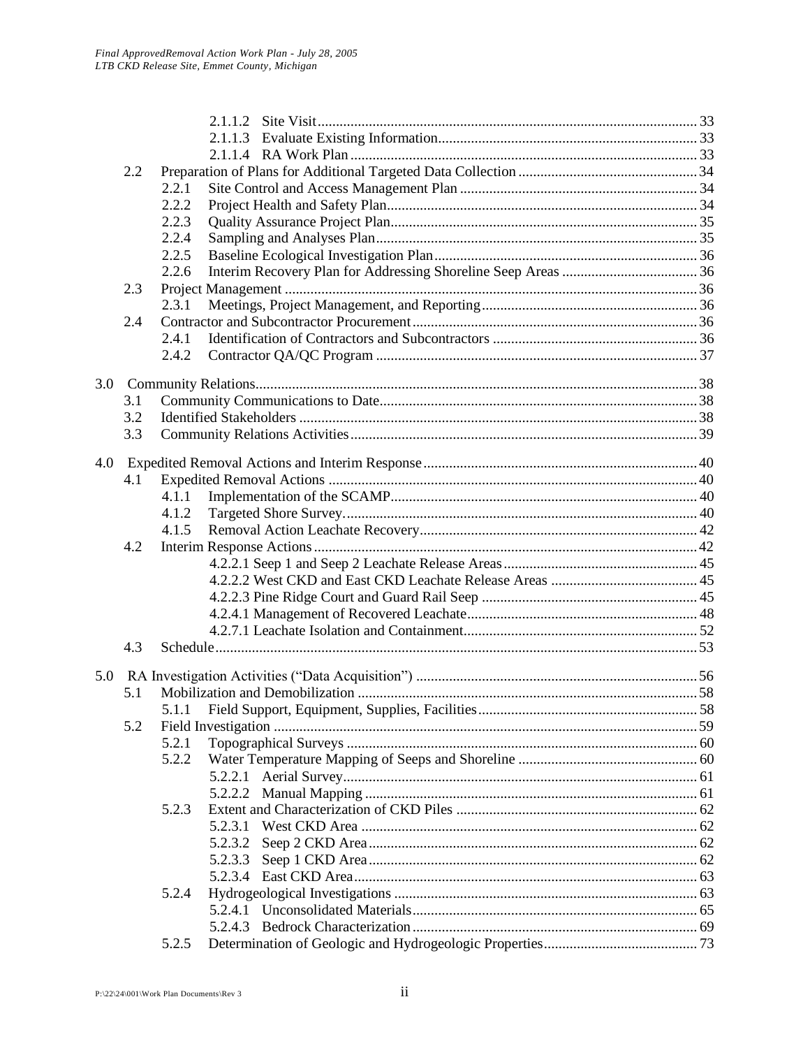2.1.1.2 Site Visit ..... 33
2.1.1.3 Evaluate Existing Information ..... 33
2.1.1.4 RA Work Plan ..... 33

2.2 Preparation of Plans for Additional Targeted Data Collection ..... 34
- 2.2.1 Site Control and Access Management Plan ..... 34
- 2.2.2 Project Health and Safety Plan ..... 34
- 2.2.3 Quality Assurance Project Plan ..... 35
- 2.2.4 Sampling and Analyses Plan ..... 35
- 2.2.5 Baseline Ecological Investigation Plan ..... 36
- 2.2.6 Interim Recovery Plan for Addressing Shoreline Seep Areas ..... 36

2.3 Project Management ..... 36
- 2.3.1 Meetings, Project Management, and Reporting ..... 36

2.4 Contractor and Subcontractor Procurement ..... 36
- 2.4.1 Identification of Contractors and Subcontractors ..... 36
- 2.4.2 Contractor QA/QC Program ..... 37

3.0 Community Relations ..... 38
- 3.1 Community Communications to Date ..... 38
- 3.2 Identified Stakeholders ..... 38
- 3.3 Community Relations Activities ..... 39

4.0 Expedited Removal Actions and Interim Response ..... 40

4.1 Expedited Removal Actions ..... 40
- 4.1.1 Implementation of the SCAMP ..... 40
- 4.1.2 Targeted Shore Survey ..... 40
- 4.1.5 Removal Action Leachate Recovery ..... 42

4.2 Interim Response Actions ..... 42
- 4.2.2.1 Seep 1 and Seep 2 Leachate Release Areas ..... 45
- 4.2.2.2 West CKD and East CKD Leachate Release Areas ..... 45
- 4.2.2.3 Pine Ridge Court and Guard Rail Seep ..... 45
- 4.2.4.1 Management of Recovered Leachate ..... 48
- 4.2.7.1 Leachate Isolation and Containment ..... 52

4.3 Schedule ..... 53

5.0 RA Investigation Activities ("Data Acquisition") ..... 56

5.1 Mobilization and Demobilization ..... 58
- 5.1.1 Field Support, Equipment, Supplies, Facilities ..... 58

5.2 Field Investigation ..... 59
- 5.2.1 Topographical Surveys ..... 60
- 5.2.2 Water Temperature Mapping of Seeps and Shoreline ..... 60
  - 5.2.2.1 Aerial Survey ..... 61
  - 5.2.2.2 Manual Mapping ..... 61
- 5.2.3 Extent and Characterization of CKD Piles ..... 62
  - 5.2.3.1 West CKD Area ..... 62
  - 5.2.3.2 Seep 2 CKD Area ..... 62
  - 5.2.3.3 Seep 1 CKD Area ..... 62
  - 5.2.3.4 East CKD Area ..... 63
- 5.2.4 Hydrogeological Investigations ..... 63
  - 5.2.4.1 Unconsolidated Materials ..... 65
  - 5.2.4.3 Bedrock Characterization ..... 69
- 5.2.5 Determination of Geologic and Hydrogeologic Properties ..... 73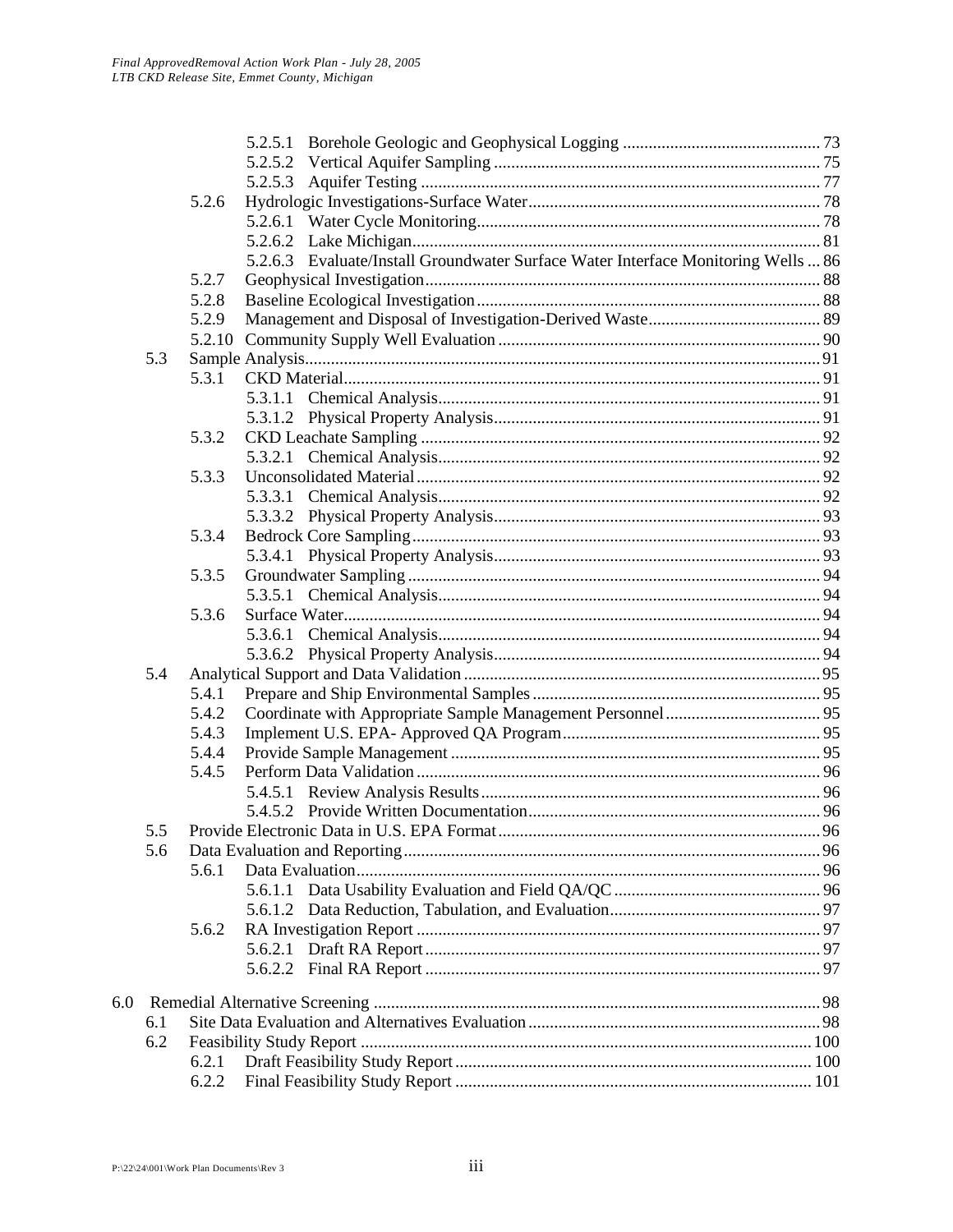- 5.2.5.1 Borehole Geologic and Geophysical Logging .......... 73
- 5.2.5.2 Vertical Aquifer Sampling .......... 75
- 5.2.5.3 Aquifer Testing .......... 77
- 5.2.6 Hydrologic Investigations-Surface Water .......... 78
  - 5.2.6.1 Water Cycle Monitoring .......... 78
  - 5.2.6.2 Lake Michigan .......... 81
  - 5.2.6.3 Evaluate/Install Groundwater Surface Water Interface Monitoring Wells .......... 86
- 5.2.7 Geophysical Investigation .......... 88
- 5.2.8 Baseline Ecological Investigation .......... 88
- 5.2.9 Management and Disposal of Investigation-Derived Waste .......... 89
- 5.2.10 Community Supply Well Evaluation .......... 90

5.3 Sample Analysis .......... 91
- 5.3.1 CKD Material .......... 91
  - 5.3.1.1 Chemical Analysis .......... 91
  - 5.3.1.2 Physical Property Analysis .......... 91
- 5.3.2 CKD Leachate Sampling .......... 92
  - 5.3.2.1 Chemical Analysis .......... 92
- 5.3.3 Unconsolidated Material .......... 92
  - 5.3.3.1 Chemical Analysis .......... 92
  - 5.3.3.2 Physical Property Analysis .......... 93
- 5.3.4 Bedrock Core Sampling .......... 93
  - 5.3.4.1 Physical Property Analysis .......... 93
- 5.3.5 Groundwater Sampling .......... 94
  - 5.3.5.1 Chemical Analysis .......... 94
- 5.3.6 Surface Water .......... 94
  - 5.3.6.1 Chemical Analysis .......... 94
  - 5.3.6.2 Physical Property Analysis .......... 94

5.4 Analytical Support and Data Validation .......... 95
- 5.4.1 Prepare and Ship Environmental Samples .......... 95
- 5.4.2 Coordinate with Appropriate Sample Management Personnel .......... 95
- 5.4.3 Implement U.S. EPA- Approved QA Program .......... 95
- 5.4.4 Provide Sample Management .......... 95
- 5.4.5 Perform Data Validation .......... 96
  - 5.4.5.1 Review Analysis Results .......... 96
  - 5.4.5.2 Provide Written Documentation .......... 96

5.5 Provide Electronic Data in U.S. EPA Format .......... 96

5.6 Data Evaluation and Reporting .......... 96
- 5.6.1 Data Evaluation .......... 96
  - 5.6.1.1 Data Usability Evaluation and Field QA/QC .......... 96
  - 5.6.1.2 Data Reduction, Tabulation, and Evaluation .......... 97
- 5.6.2 RA Investigation Report .......... 97
  - 5.6.2.1 Draft RA Report .......... 97
  - 5.6.2.2 Final RA Report .......... 97

6.0 Remedial Alternative Screening .......... 98

6.1 Site Data Evaluation and Alternatives Evaluation .......... 98

6.2 Feasibility Study Report .......... 100
- 6.2.1 Draft Feasibility Study Report .......... 100
- 6.2.2 Final Feasibility Study Report .......... 101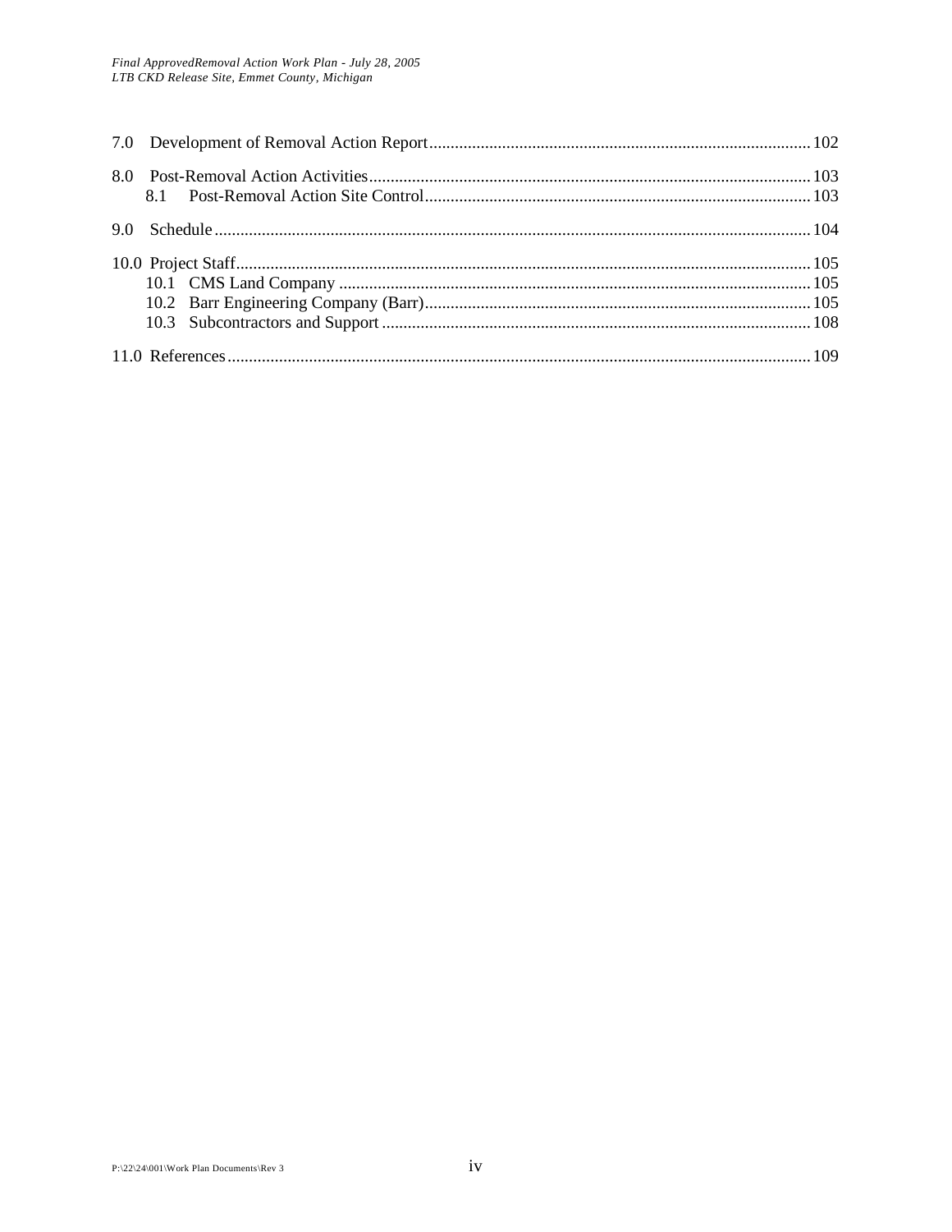7.0 Development of Removal Action Report .......... 102

8.0 Post-Removal Action Activities .......... 103
  8.1 Post-Removal Action Site Control .......... 103

9.0 Schedule .......... 104

10.0 Project Staff .......... 105
  10.1 CMS Land Company .......... 105
  10.2 Barr Engineering Company (Barr) .......... 105
  10.3 Subcontractors and Support .......... 108

11.0 References .......... 109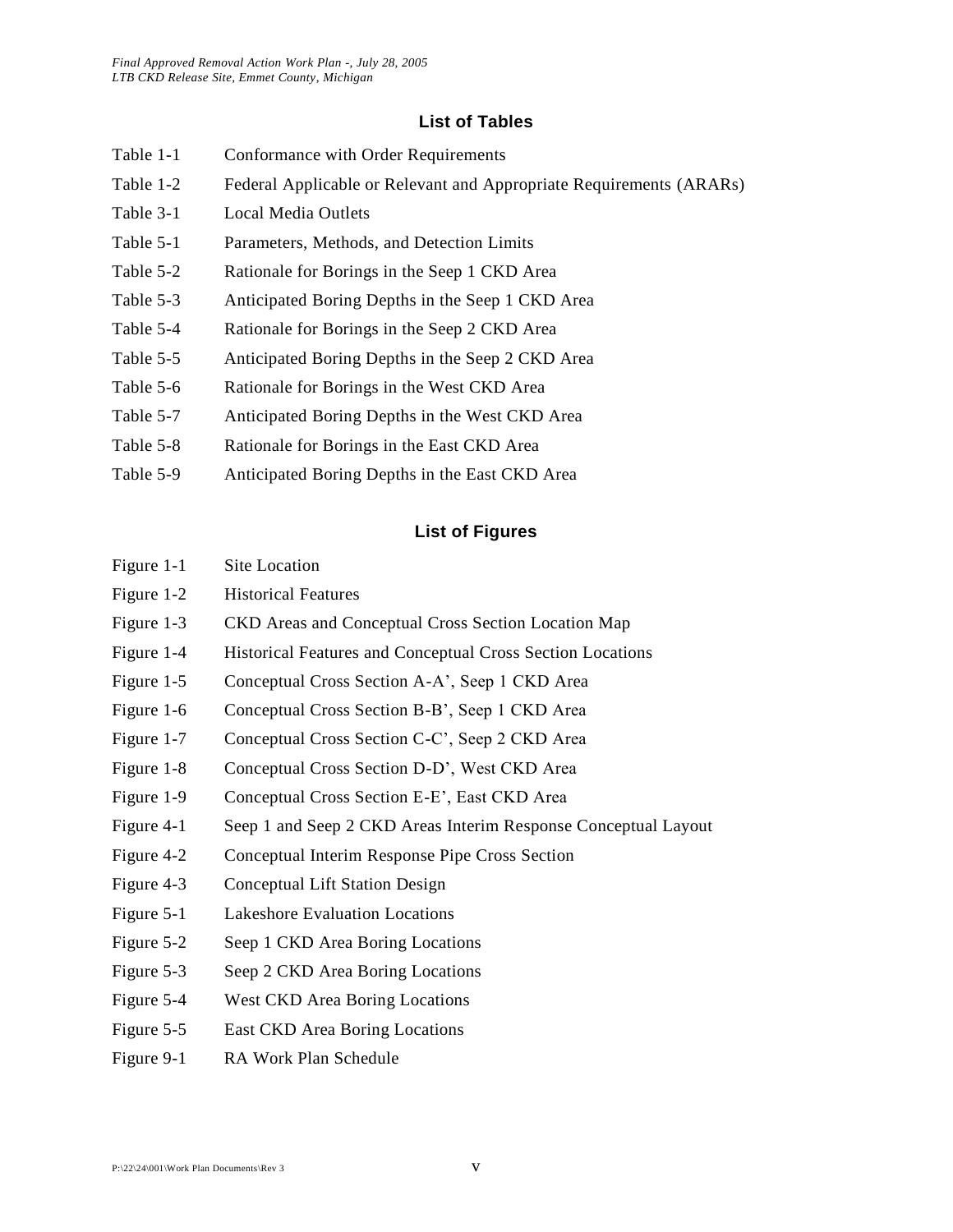## List of Tables

| | |
|---|---|
| Table 1-1 | Conformance with Order Requirements |
| Table 1-2 | Federal Applicable or Relevant and Appropriate Requirements (ARARs) |
| Table 3-1 | Local Media Outlets |
| Table 5-1 | Parameters, Methods, and Detection Limits |
| Table 5-2 | Rationale for Borings in the Seep 1 CKD Area |
| Table 5-3 | Anticipated Boring Depths in the Seep 1 CKD Area |
| Table 5-4 | Rationale for Borings in the Seep 2 CKD Area |
| Table 5-5 | Anticipated Boring Depths in the Seep 2 CKD Area |
| Table 5-6 | Rationale for Borings in the West CKD Area |
| Table 5-7 | Anticipated Boring Depths in the West CKD Area |
| Table 5-8 | Rationale for Borings in the East CKD Area |
| Table 5-9 | Anticipated Boring Depths in the East CKD Area |

## List of Figures

| | |
|---|---|
| Figure 1-1 | Site Location |
| Figure 1-2 | Historical Features |
| Figure 1-3 | CKD Areas and Conceptual Cross Section Location Map |
| Figure 1-4 | Historical Features and Conceptual Cross Section Locations |
| Figure 1-5 | Conceptual Cross Section A-A', Seep 1 CKD Area |
| Figure 1-6 | Conceptual Cross Section B-B', Seep 1 CKD Area |
| Figure 1-7 | Conceptual Cross Section C-C', Seep 2 CKD Area |
| Figure 1-8 | Conceptual Cross Section D-D', West CKD Area |
| Figure 1-9 | Conceptual Cross Section E-E', East CKD Area |
| Figure 4-1 | Seep 1 and Seep 2 CKD Areas Interim Response Conceptual Layout |
| Figure 4-2 | Conceptual Interim Response Pipe Cross Section |
| Figure 4-3 | Conceptual Lift Station Design |
| Figure 5-1 | Lakeshore Evaluation Locations |
| Figure 5-2 | Seep 1 CKD Area Boring Locations |
| Figure 5-3 | Seep 2 CKD Area Boring Locations |
| Figure 5-4 | West CKD Area Boring Locations |
| Figure 5-5 | East CKD Area Boring Locations |
| Figure 9-1 | RA Work Plan Schedule |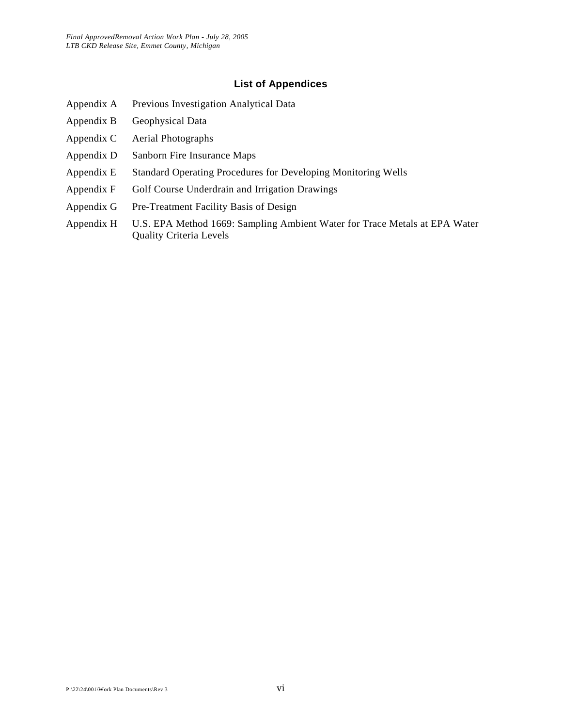## List of Appendices

| | |
|---|---|
| Appendix A | Previous Investigation Analytical Data |
| Appendix B | Geophysical Data |
| Appendix C | Aerial Photographs |
| Appendix D | Sanborn Fire Insurance Maps |
| Appendix E | Standard Operating Procedures for Developing Monitoring Wells |
| Appendix F | Golf Course Underdrain and Irrigation Drawings |
| Appendix G | Pre-Treatment Facility Basis of Design |
| Appendix H | U.S. EPA Method 1669: Sampling Ambient Water for Trace Metals at EPA Water Quality Criteria Levels |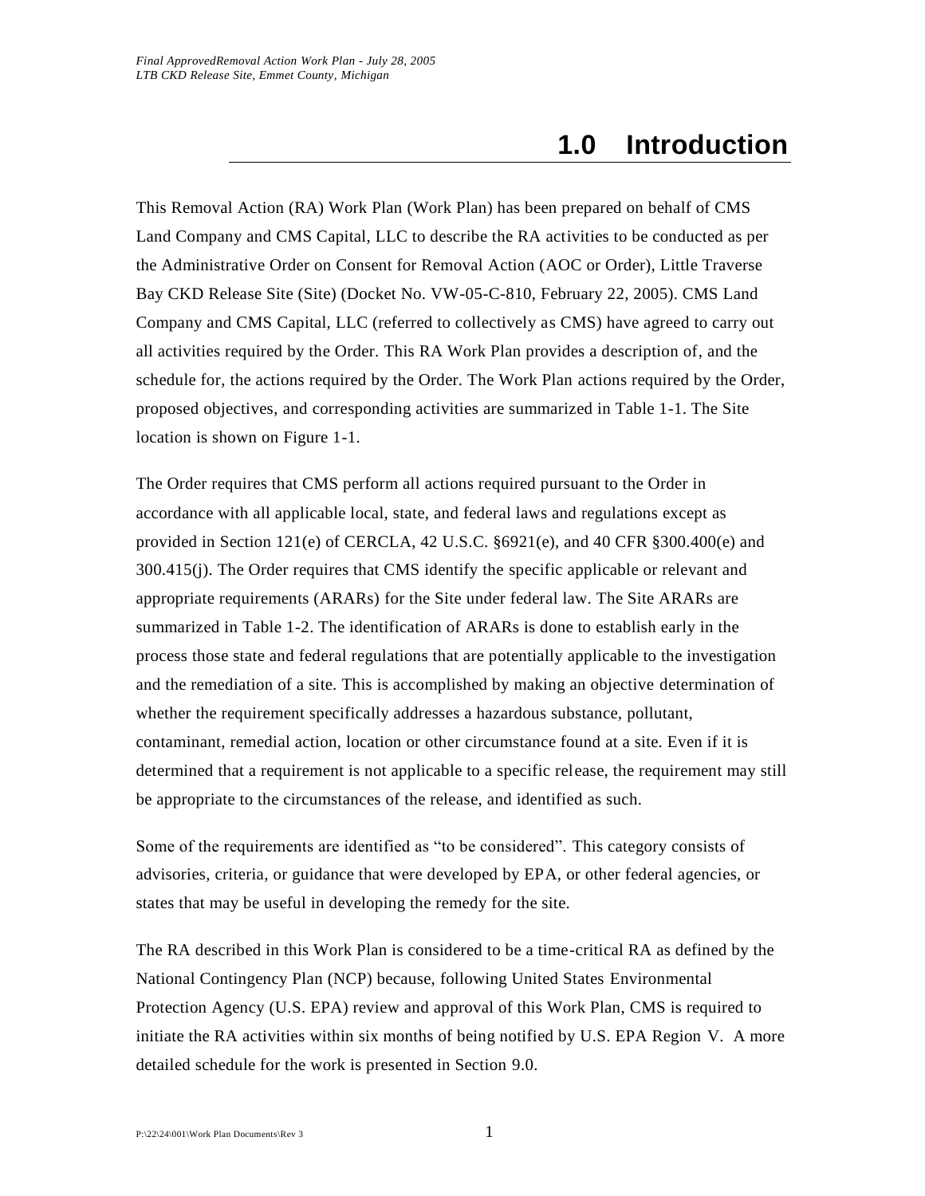# 1.0 Introduction

This Removal Action (RA) Work Plan (Work Plan) has been prepared on behalf of CMS Land Company and CMS Capital, LLC to describe the RA activities to be conducted as per the Administrative Order on Consent for Removal Action (AOC or Order), Little Traverse Bay CKD Release Site (Site) (Docket No. VW-05-C-810, February 22, 2005). CMS Land Company and CMS Capital, LLC (referred to collectively as CMS) have agreed to carry out all activities required by the Order. This RA Work Plan provides a description of, and the schedule for, the actions required by the Order. The Work Plan actions required by the Order, proposed objectives, and corresponding activities are summarized in Table 1-1. The Site location is shown on Figure 1-1.

The Order requires that CMS perform all actions required pursuant to the Order in accordance with all applicable local, state, and federal laws and regulations except as provided in Section 121(e) of CERCLA, 42 U.S.C. §6921(e), and 40 CFR §300.400(e) and 300.415(j). The Order requires that CMS identify the specific applicable or relevant and appropriate requirements (ARARs) for the Site under federal law. The Site ARARs are summarized in Table 1-2. The identification of ARARs is done to establish early in the process those state and federal regulations that are potentially applicable to the investigation and the remediation of a site. This is accomplished by making an objective determination of whether the requirement specifically addresses a hazardous substance, pollutant, contaminant, remedial action, location or other circumstance found at a site. Even if it is determined that a requirement is not applicable to a specific release, the requirement may still be appropriate to the circumstances of the release, and identified as such.

Some of the requirements are identified as "to be considered". This category consists of advisories, criteria, or guidance that were developed by EPA, or other federal agencies, or states that may be useful in developing the remedy for the site.

The RA described in this Work Plan is considered to be a time-critical RA as defined by the National Contingency Plan (NCP) because, following United States Environmental Protection Agency (U.S. EPA) review and approval of this Work Plan, CMS is required to initiate the RA activities within six months of being notified by U.S. EPA Region V. A more detailed schedule for the work is presented in Section 9.0.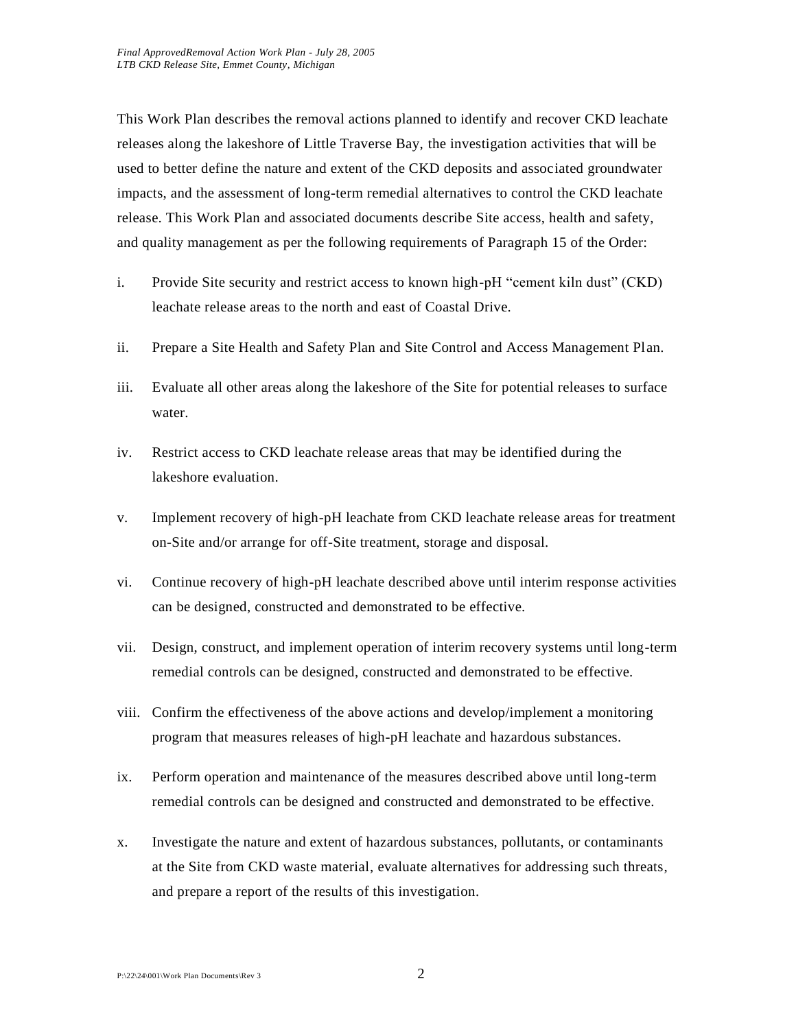This Work Plan describes the removal actions planned to identify and recover CKD leachate releases along the lakeshore of Little Traverse Bay, the investigation activities that will be used to better define the nature and extent of the CKD deposits and associated groundwater impacts, and the assessment of long-term remedial alternatives to control the CKD leachate release. This Work Plan and associated documents describe Site access, health and safety, and quality management as per the following requirements of Paragraph 15 of the Order:

i. Provide Site security and restrict access to known high-pH "cement kiln dust" (CKD) leachate release areas to the north and east of Coastal Drive.

ii. Prepare a Site Health and Safety Plan and Site Control and Access Management Plan.

iii. Evaluate all other areas along the lakeshore of the Site for potential releases to surface water.

iv. Restrict access to CKD leachate release areas that may be identified during the lakeshore evaluation.

v. Implement recovery of high-pH leachate from CKD leachate release areas for treatment on-Site and/or arrange for off-Site treatment, storage and disposal.

vi. Continue recovery of high-pH leachate described above until interim response activities can be designed, constructed and demonstrated to be effective.

vii. Design, construct, and implement operation of interim recovery systems until long-term remedial controls can be designed, constructed and demonstrated to be effective.

viii. Confirm the effectiveness of the above actions and develop/implement a monitoring program that measures releases of high-pH leachate and hazardous substances.

ix. Perform operation and maintenance of the measures described above until long-term remedial controls can be designed and constructed and demonstrated to be effective.

x. Investigate the nature and extent of hazardous substances, pollutants, or contaminants at the Site from CKD waste material, evaluate alternatives for addressing such threats, and prepare a report of the results of this investigation.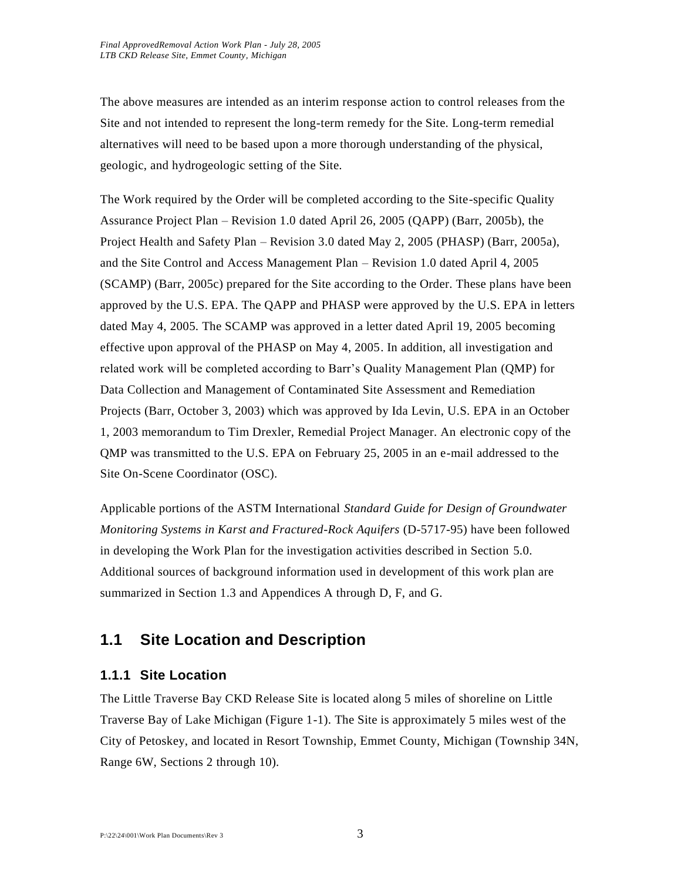The above measures are intended as an interim response action to control releases from the Site and not intended to represent the long-term remedy for the Site. Long-term remedial alternatives will need to be based upon a more thorough understanding of the physical, geologic, and hydrogeologic setting of the Site.

The Work required by the Order will be completed according to the Site-specific Quality Assurance Project Plan – Revision 1.0 dated April 26, 2005 (QAPP) (Barr, 2005b), the Project Health and Safety Plan – Revision 3.0 dated May 2, 2005 (PHASP) (Barr, 2005a), and the Site Control and Access Management Plan – Revision 1.0 dated April 4, 2005 (SCAMP) (Barr, 2005c) prepared for the Site according to the Order. These plans have been approved by the U.S. EPA. The QAPP and PHASP were approved by the U.S. EPA in letters dated May 4, 2005. The SCAMP was approved in a letter dated April 19, 2005 becoming effective upon approval of the PHASP on May 4, 2005. In addition, all investigation and related work will be completed according to Barr's Quality Management Plan (QMP) for Data Collection and Management of Contaminated Site Assessment and Remediation Projects (Barr, October 3, 2003) which was approved by Ida Levin, U.S. EPA in an October 1, 2003 memorandum to Tim Drexler, Remedial Project Manager. An electronic copy of the QMP was transmitted to the U.S. EPA on February 25, 2005 in an e-mail addressed to the Site On-Scene Coordinator (OSC).

Applicable portions of the ASTM International *Standard Guide for Design of Groundwater Monitoring Systems in Karst and Fractured-Rock Aquifers* (D-5717-95) have been followed in developing the Work Plan for the investigation activities described in Section 5.0. Additional sources of background information used in development of this work plan are summarized in Section 1.3 and Appendices A through D, F, and G.

## 1.1 Site Location and Description

### 1.1.1 Site Location

The Little Traverse Bay CKD Release Site is located along 5 miles of shoreline on Little Traverse Bay of Lake Michigan (Figure 1-1). The Site is approximately 5 miles west of the City of Petoskey, and located in Resort Township, Emmet County, Michigan (Township 34N, Range 6W, Sections 2 through 10).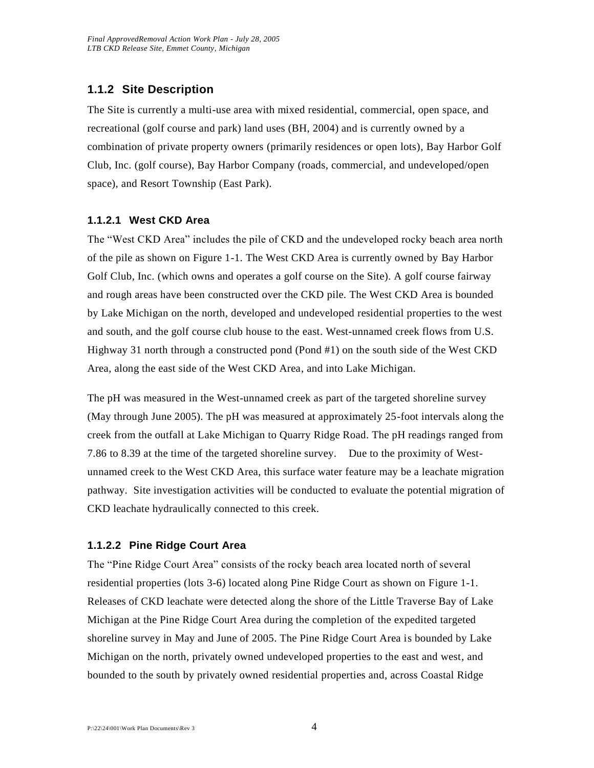### 1.1.2 Site Description

The Site is currently a multi-use area with mixed residential, commercial, open space, and recreational (golf course and park) land uses (BH, 2004) and is currently owned by a combination of private property owners (primarily residences or open lots), Bay Harbor Golf Club, Inc. (golf course), Bay Harbor Company (roads, commercial, and undeveloped/open space), and Resort Township (East Park).

#### 1.1.2.1 West CKD Area

The "West CKD Area" includes the pile of CKD and the undeveloped rocky beach area north of the pile as shown on Figure 1-1. The West CKD Area is currently owned by Bay Harbor Golf Club, Inc. (which owns and operates a golf course on the Site). A golf course fairway and rough areas have been constructed over the CKD pile. The West CKD Area is bounded by Lake Michigan on the north, developed and undeveloped residential properties to the west and south, and the golf course club house to the east. West-unnamed creek flows from U.S. Highway 31 north through a constructed pond (Pond #1) on the south side of the West CKD Area, along the east side of the West CKD Area, and into Lake Michigan.

The pH was measured in the West-unnamed creek as part of the targeted shoreline survey (May through June 2005). The pH was measured at approximately 25-foot intervals along the creek from the outfall at Lake Michigan to Quarry Ridge Road. The pH readings ranged from 7.86 to 8.39 at the time of the targeted shoreline survey. Due to the proximity of West-unnamed creek to the West CKD Area, this surface water feature may be a leachate migration pathway. Site investigation activities will be conducted to evaluate the potential migration of CKD leachate hydraulically connected to this creek.

#### 1.1.2.2 Pine Ridge Court Area

The "Pine Ridge Court Area" consists of the rocky beach area located north of several residential properties (lots 3-6) located along Pine Ridge Court as shown on Figure 1-1. Releases of CKD leachate were detected along the shore of the Little Traverse Bay of Lake Michigan at the Pine Ridge Court Area during the completion of the expedited targeted shoreline survey in May and June of 2005. The Pine Ridge Court Area is bounded by Lake Michigan on the north, privately owned undeveloped properties to the east and west, and bounded to the south by privately owned residential properties and, across Coastal Ridge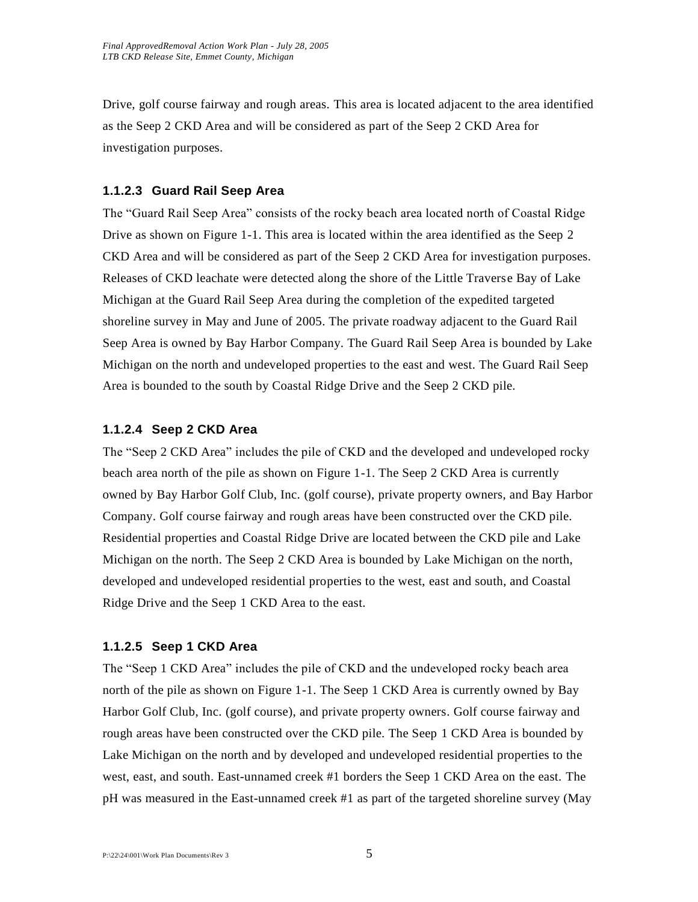Drive, golf course fairway and rough areas. This area is located adjacent to the area identified as the Seep 2 CKD Area and will be considered as part of the Seep 2 CKD Area for investigation purposes.

#### 1.1.2.3 Guard Rail Seep Area

The "Guard Rail Seep Area" consists of the rocky beach area located north of Coastal Ridge Drive as shown on Figure 1-1. This area is located within the area identified as the Seep 2 CKD Area and will be considered as part of the Seep 2 CKD Area for investigation purposes. Releases of CKD leachate were detected along the shore of the Little Traverse Bay of Lake Michigan at the Guard Rail Seep Area during the completion of the expedited targeted shoreline survey in May and June of 2005. The private roadway adjacent to the Guard Rail Seep Area is owned by Bay Harbor Company. The Guard Rail Seep Area is bounded by Lake Michigan on the north and undeveloped properties to the east and west. The Guard Rail Seep Area is bounded to the south by Coastal Ridge Drive and the Seep 2 CKD pile.

#### 1.1.2.4 Seep 2 CKD Area

The "Seep 2 CKD Area" includes the pile of CKD and the developed and undeveloped rocky beach area north of the pile as shown on Figure 1-1. The Seep 2 CKD Area is currently owned by Bay Harbor Golf Club, Inc. (golf course), private property owners, and Bay Harbor Company. Golf course fairway and rough areas have been constructed over the CKD pile. Residential properties and Coastal Ridge Drive are located between the CKD pile and Lake Michigan on the north. The Seep 2 CKD Area is bounded by Lake Michigan on the north, developed and undeveloped residential properties to the west, east and south, and Coastal Ridge Drive and the Seep 1 CKD Area to the east.

#### 1.1.2.5 Seep 1 CKD Area

The "Seep 1 CKD Area" includes the pile of CKD and the undeveloped rocky beach area north of the pile as shown on Figure 1-1. The Seep 1 CKD Area is currently owned by Bay Harbor Golf Club, Inc. (golf course), and private property owners. Golf course fairway and rough areas have been constructed over the CKD pile. The Seep 1 CKD Area is bounded by Lake Michigan on the north and by developed and undeveloped residential properties to the west, east, and south. East-unnamed creek #1 borders the Seep 1 CKD Area on the east. The pH was measured in the East-unnamed creek #1 as part of the targeted shoreline survey (May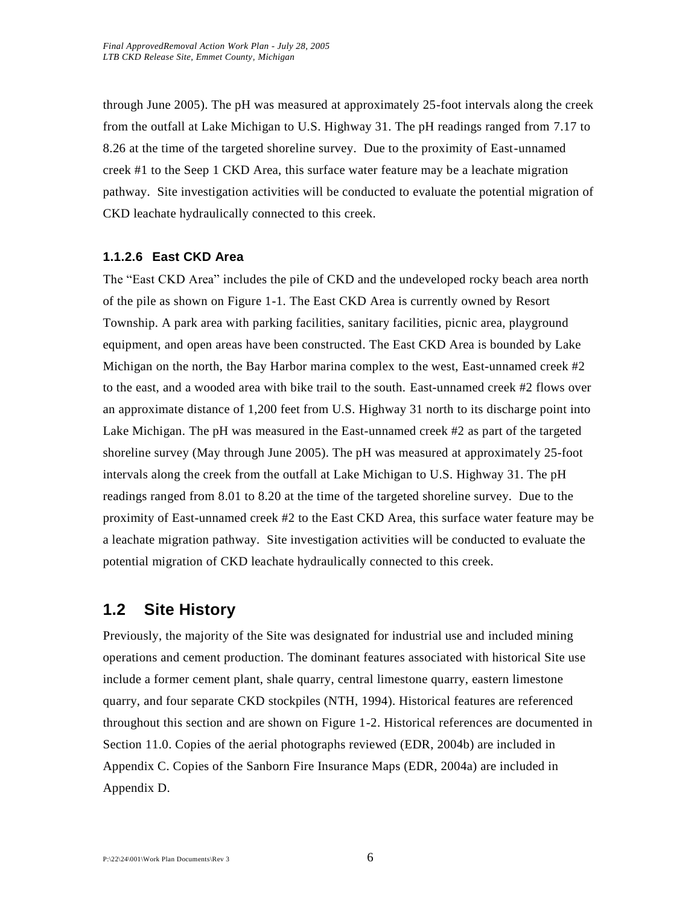through June 2005). The pH was measured at approximately 25-foot intervals along the creek from the outfall at Lake Michigan to U.S. Highway 31. The pH readings ranged from 7.17 to 8.26 at the time of the targeted shoreline survey. Due to the proximity of East-unnamed creek #1 to the Seep 1 CKD Area, this surface water feature may be a leachate migration pathway. Site investigation activities will be conducted to evaluate the potential migration of CKD leachate hydraulically connected to this creek.

#### 1.1.2.6 East CKD Area

The "East CKD Area" includes the pile of CKD and the undeveloped rocky beach area north of the pile as shown on Figure 1-1. The East CKD Area is currently owned by Resort Township. A park area with parking facilities, sanitary facilities, picnic area, playground equipment, and open areas have been constructed. The East CKD Area is bounded by Lake Michigan on the north, the Bay Harbor marina complex to the west, East-unnamed creek #2 to the east, and a wooded area with bike trail to the south. East-unnamed creek #2 flows over an approximate distance of 1,200 feet from U.S. Highway 31 north to its discharge point into Lake Michigan. The pH was measured in the East-unnamed creek #2 as part of the targeted shoreline survey (May through June 2005). The pH was measured at approximately 25-foot intervals along the creek from the outfall at Lake Michigan to U.S. Highway 31. The pH readings ranged from 8.01 to 8.20 at the time of the targeted shoreline survey. Due to the proximity of East-unnamed creek #2 to the East CKD Area, this surface water feature may be a leachate migration pathway. Site investigation activities will be conducted to evaluate the potential migration of CKD leachate hydraulically connected to this creek.

## 1.2 Site History

Previously, the majority of the Site was designated for industrial use and included mining operations and cement production. The dominant features associated with historical Site use include a former cement plant, shale quarry, central limestone quarry, eastern limestone quarry, and four separate CKD stockpiles (NTH, 1994). Historical features are referenced throughout this section and are shown on Figure 1-2. Historical references are documented in Section 11.0. Copies of the aerial photographs reviewed (EDR, 2004b) are included in Appendix C. Copies of the Sanborn Fire Insurance Maps (EDR, 2004a) are included in Appendix D.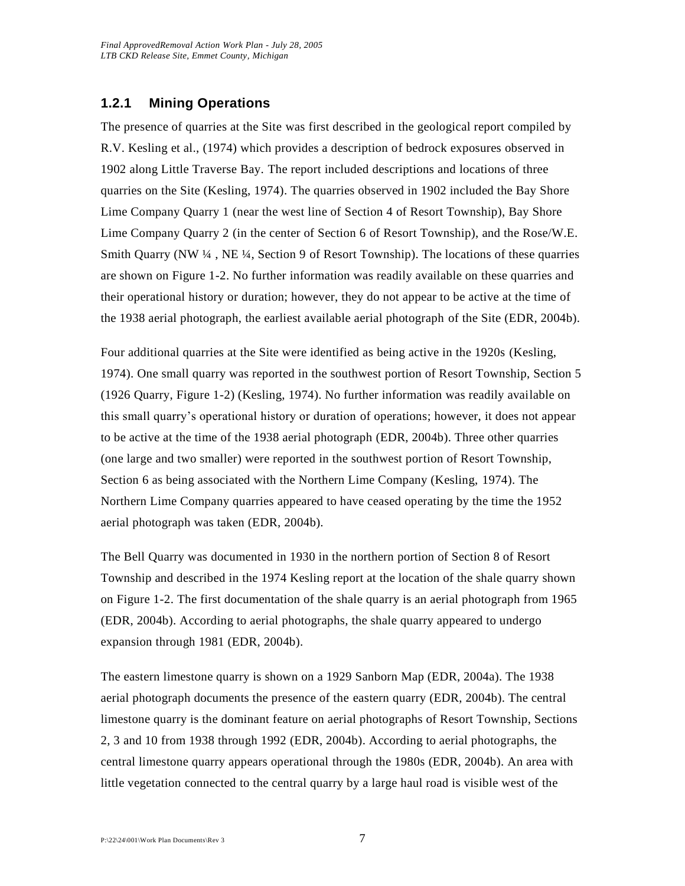### 1.2.1 Mining Operations

The presence of quarries at the Site was first described in the geological report compiled by R.V. Kesling et al., (1974) which provides a description of bedrock exposures observed in 1902 along Little Traverse Bay. The report included descriptions and locations of three quarries on the Site (Kesling, 1974). The quarries observed in 1902 included the Bay Shore Lime Company Quarry 1 (near the west line of Section 4 of Resort Township), Bay Shore Lime Company Quarry 2 (in the center of Section 6 of Resort Township), and the Rose/W.E. Smith Quarry (NW ¼ , NE ¼, Section 9 of Resort Township). The locations of these quarries are shown on Figure 1-2. No further information was readily available on these quarries and their operational history or duration; however, they do not appear to be active at the time of the 1938 aerial photograph, the earliest available aerial photograph of the Site (EDR, 2004b).

Four additional quarries at the Site were identified as being active in the 1920s (Kesling, 1974). One small quarry was reported in the southwest portion of Resort Township, Section 5 (1926 Quarry, Figure 1-2) (Kesling, 1974). No further information was readily available on this small quarry's operational history or duration of operations; however, it does not appear to be active at the time of the 1938 aerial photograph (EDR, 2004b). Three other quarries (one large and two smaller) were reported in the southwest portion of Resort Township, Section 6 as being associated with the Northern Lime Company (Kesling, 1974). The Northern Lime Company quarries appeared to have ceased operating by the time the 1952 aerial photograph was taken (EDR, 2004b).

The Bell Quarry was documented in 1930 in the northern portion of Section 8 of Resort Township and described in the 1974 Kesling report at the location of the shale quarry shown on Figure 1-2. The first documentation of the shale quarry is an aerial photograph from 1965 (EDR, 2004b). According to aerial photographs, the shale quarry appeared to undergo expansion through 1981 (EDR, 2004b).

The eastern limestone quarry is shown on a 1929 Sanborn Map (EDR, 2004a). The 1938 aerial photograph documents the presence of the eastern quarry (EDR, 2004b). The central limestone quarry is the dominant feature on aerial photographs of Resort Township, Sections 2, 3 and 10 from 1938 through 1992 (EDR, 2004b). According to aerial photographs, the central limestone quarry appears operational through the 1980s (EDR, 2004b). An area with little vegetation connected to the central quarry by a large haul road is visible west of the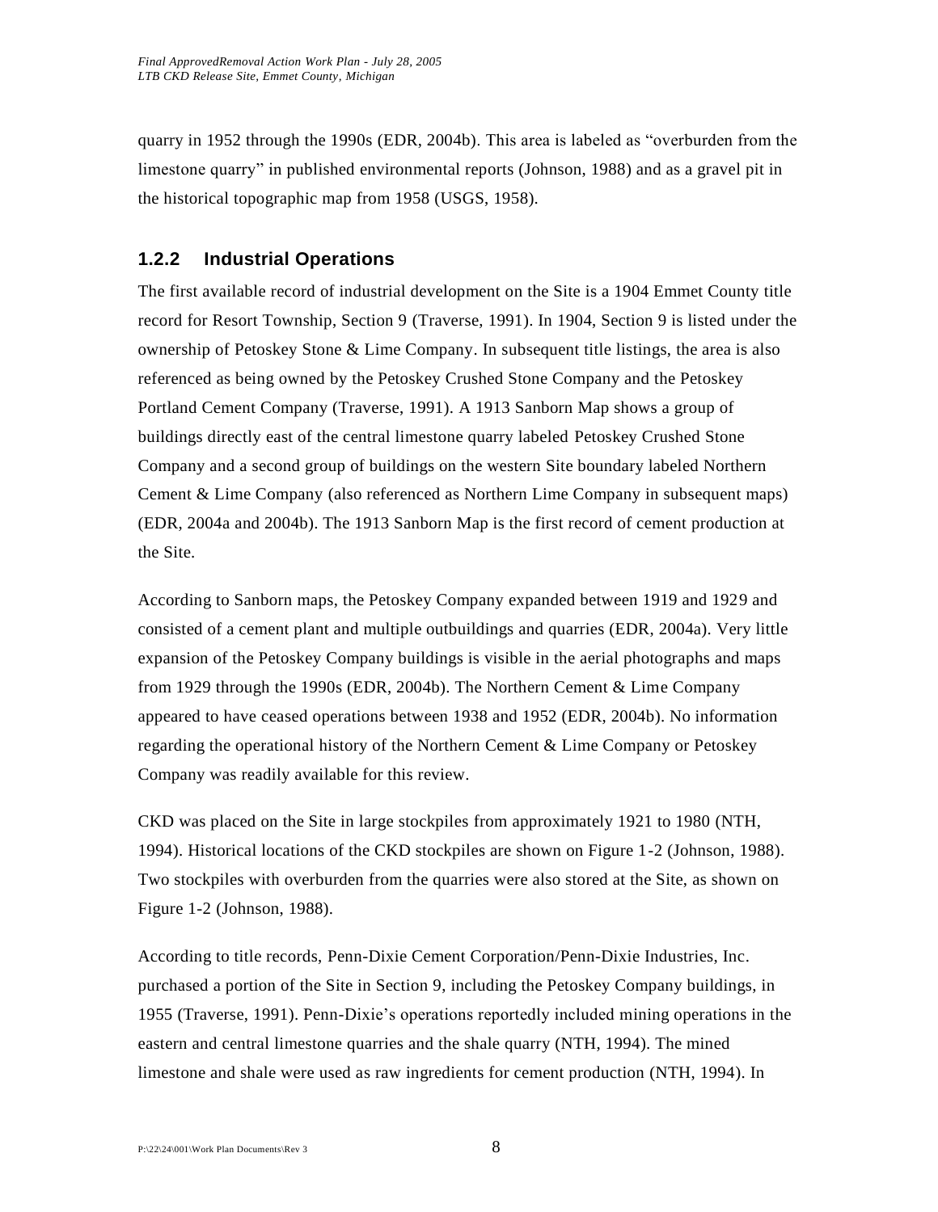quarry in 1952 through the 1990s (EDR, 2004b). This area is labeled as "overburden from the limestone quarry" in published environmental reports (Johnson, 1988) and as a gravel pit in the historical topographic map from 1958 (USGS, 1958).

### 1.2.2 Industrial Operations

The first available record of industrial development on the Site is a 1904 Emmet County title record for Resort Township, Section 9 (Traverse, 1991). In 1904, Section 9 is listed under the ownership of Petoskey Stone & Lime Company. In subsequent title listings, the area is also referenced as being owned by the Petoskey Crushed Stone Company and the Petoskey Portland Cement Company (Traverse, 1991). A 1913 Sanborn Map shows a group of buildings directly east of the central limestone quarry labeled Petoskey Crushed Stone Company and a second group of buildings on the western Site boundary labeled Northern Cement & Lime Company (also referenced as Northern Lime Company in subsequent maps) (EDR, 2004a and 2004b). The 1913 Sanborn Map is the first record of cement production at the Site.

According to Sanborn maps, the Petoskey Company expanded between 1919 and 1929 and consisted of a cement plant and multiple outbuildings and quarries (EDR, 2004a). Very little expansion of the Petoskey Company buildings is visible in the aerial photographs and maps from 1929 through the 1990s (EDR, 2004b). The Northern Cement & Lime Company appeared to have ceased operations between 1938 and 1952 (EDR, 2004b). No information regarding the operational history of the Northern Cement & Lime Company or Petoskey Company was readily available for this review.

CKD was placed on the Site in large stockpiles from approximately 1921 to 1980 (NTH, 1994). Historical locations of the CKD stockpiles are shown on Figure 1-2 (Johnson, 1988). Two stockpiles with overburden from the quarries were also stored at the Site, as shown on Figure 1-2 (Johnson, 1988).

According to title records, Penn-Dixie Cement Corporation/Penn-Dixie Industries, Inc. purchased a portion of the Site in Section 9, including the Petoskey Company buildings, in 1955 (Traverse, 1991). Penn-Dixie's operations reportedly included mining operations in the eastern and central limestone quarries and the shale quarry (NTH, 1994). The mined limestone and shale were used as raw ingredients for cement production (NTH, 1994). In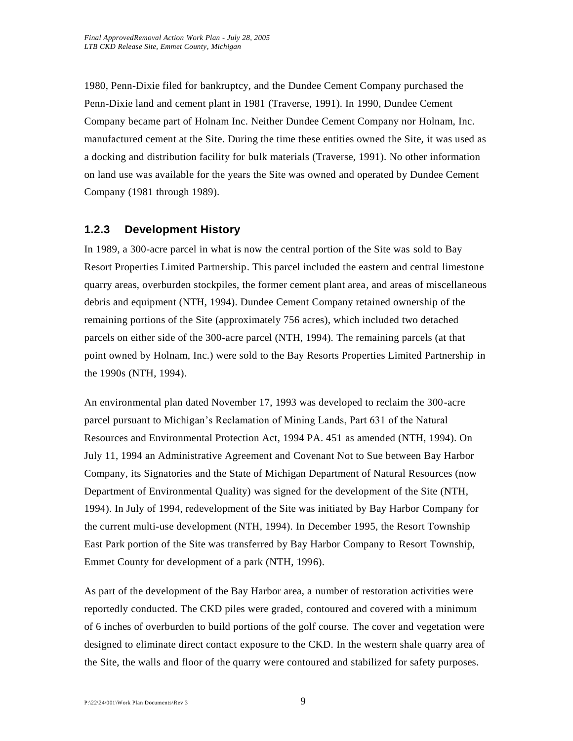1980, Penn-Dixie filed for bankruptcy, and the Dundee Cement Company purchased the Penn-Dixie land and cement plant in 1981 (Traverse, 1991). In 1990, Dundee Cement Company became part of Holnam Inc. Neither Dundee Cement Company nor Holnam, Inc. manufactured cement at the Site. During the time these entities owned the Site, it was used as a docking and distribution facility for bulk materials (Traverse, 1991). No other information on land use was available for the years the Site was owned and operated by Dundee Cement Company (1981 through 1989).

### 1.2.3 Development History

In 1989, a 300-acre parcel in what is now the central portion of the Site was sold to Bay Resort Properties Limited Partnership. This parcel included the eastern and central limestone quarry areas, overburden stockpiles, the former cement plant area, and areas of miscellaneous debris and equipment (NTH, 1994). Dundee Cement Company retained ownership of the remaining portions of the Site (approximately 756 acres), which included two detached parcels on either side of the 300-acre parcel (NTH, 1994). The remaining parcels (at that point owned by Holnam, Inc.) were sold to the Bay Resorts Properties Limited Partnership in the 1990s (NTH, 1994).

An environmental plan dated November 17, 1993 was developed to reclaim the 300-acre parcel pursuant to Michigan's Reclamation of Mining Lands, Part 631 of the Natural Resources and Environmental Protection Act, 1994 PA. 451 as amended (NTH, 1994). On July 11, 1994 an Administrative Agreement and Covenant Not to Sue between Bay Harbor Company, its Signatories and the State of Michigan Department of Natural Resources (now Department of Environmental Quality) was signed for the development of the Site (NTH, 1994). In July of 1994, redevelopment of the Site was initiated by Bay Harbor Company for the current multi-use development (NTH, 1994). In December 1995, the Resort Township East Park portion of the Site was transferred by Bay Harbor Company to Resort Township, Emmet County for development of a park (NTH, 1996).

As part of the development of the Bay Harbor area, a number of restoration activities were reportedly conducted. The CKD piles were graded, contoured and covered with a minimum of 6 inches of overburden to build portions of the golf course. The cover and vegetation were designed to eliminate direct contact exposure to the CKD. In the western shale quarry area of the Site, the walls and floor of the quarry were contoured and stabilized for safety purposes.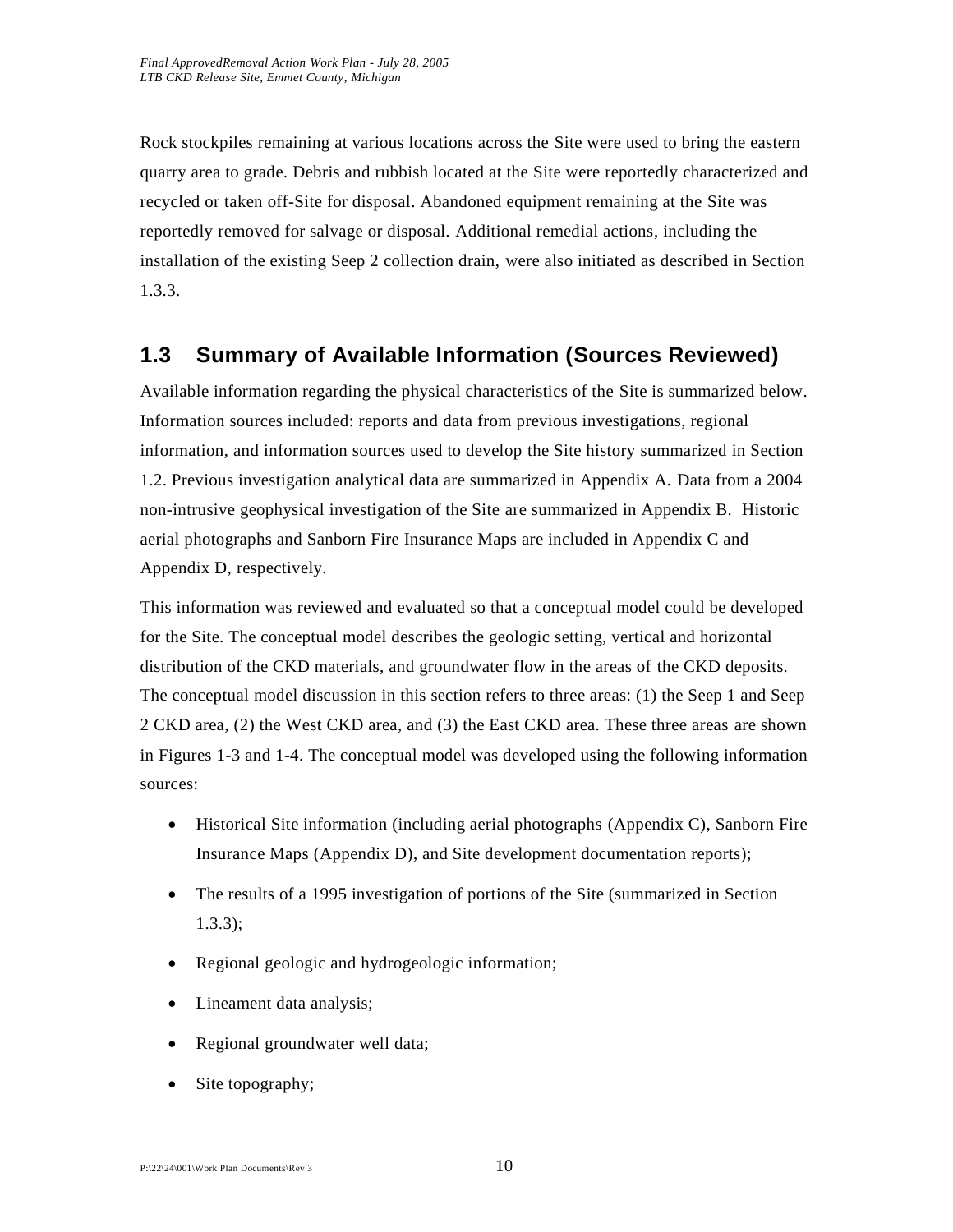Rock stockpiles remaining at various locations across the Site were used to bring the eastern quarry area to grade. Debris and rubbish located at the Site were reportedly characterized and recycled or taken off-Site for disposal. Abandoned equipment remaining at the Site was reportedly removed for salvage or disposal. Additional remedial actions, including the installation of the existing Seep 2 collection drain, were also initiated as described in Section 1.3.3.

## 1.3 Summary of Available Information (Sources Reviewed)

Available information regarding the physical characteristics of the Site is summarized below. Information sources included: reports and data from previous investigations, regional information, and information sources used to develop the Site history summarized in Section 1.2. Previous investigation analytical data are summarized in Appendix A. Data from a 2004 non-intrusive geophysical investigation of the Site are summarized in Appendix B. Historic aerial photographs and Sanborn Fire Insurance Maps are included in Appendix C and Appendix D, respectively.

This information was reviewed and evaluated so that a conceptual model could be developed for the Site. The conceptual model describes the geologic setting, vertical and horizontal distribution of the CKD materials, and groundwater flow in the areas of the CKD deposits. The conceptual model discussion in this section refers to three areas: (1) the Seep 1 and Seep 2 CKD area, (2) the West CKD area, and (3) the East CKD area. These three areas are shown in Figures 1-3 and 1-4. The conceptual model was developed using the following information sources:

- Historical Site information (including aerial photographs (Appendix C), Sanborn Fire Insurance Maps (Appendix D), and Site development documentation reports);
- The results of a 1995 investigation of portions of the Site (summarized in Section 1.3.3);
- Regional geologic and hydrogeologic information;
- Lineament data analysis;
- Regional groundwater well data;
- Site topography;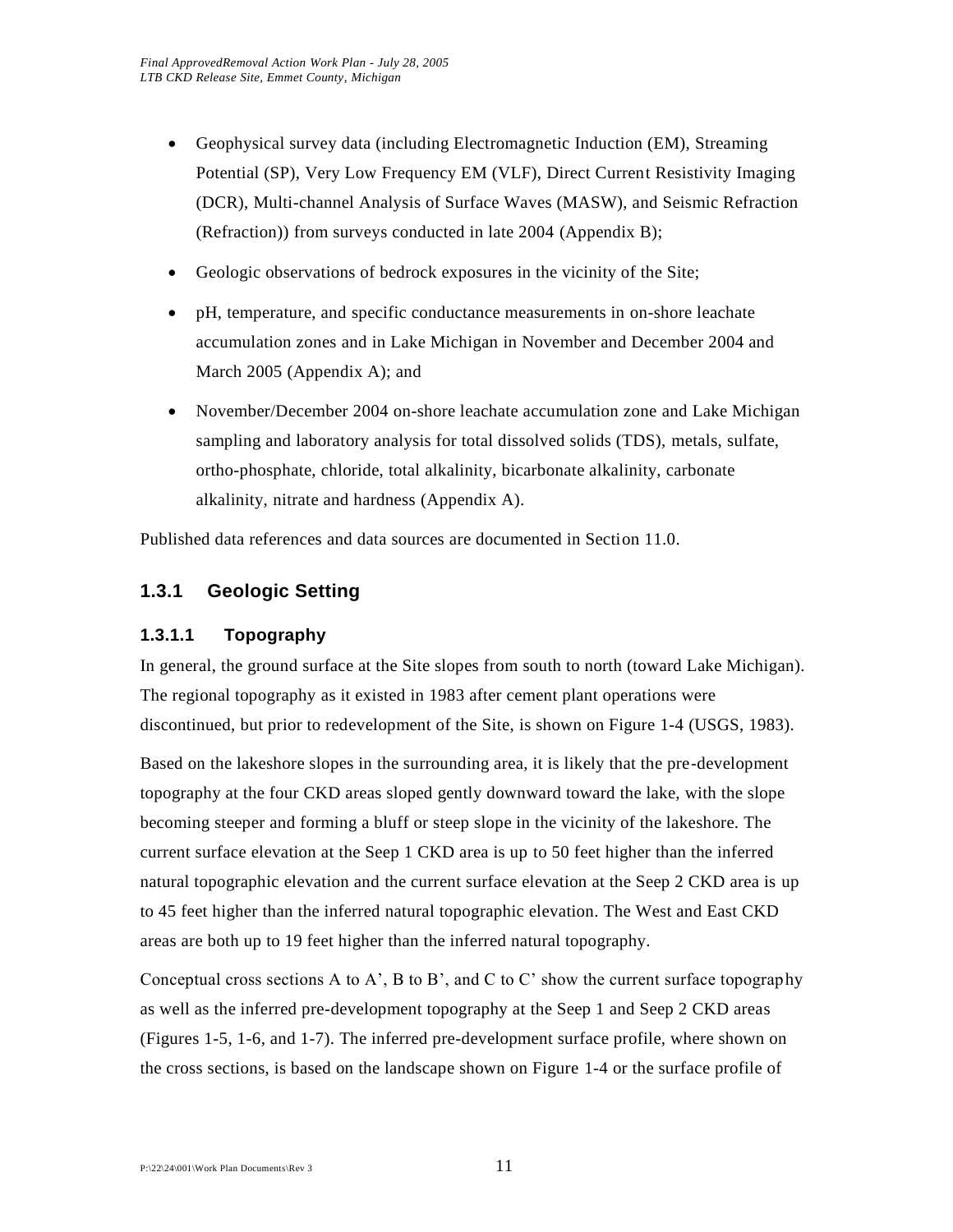- Geophysical survey data (including Electromagnetic Induction (EM), Streaming Potential (SP), Very Low Frequency EM (VLF), Direct Current Resistivity Imaging (DCR), Multi-channel Analysis of Surface Waves (MASW), and Seismic Refraction (Refraction)) from surveys conducted in late 2004 (Appendix B);
- Geologic observations of bedrock exposures in the vicinity of the Site;
- pH, temperature, and specific conductance measurements in on-shore leachate accumulation zones and in Lake Michigan in November and December 2004 and March 2005 (Appendix A); and
- November/December 2004 on-shore leachate accumulation zone and Lake Michigan sampling and laboratory analysis for total dissolved solids (TDS), metals, sulfate, ortho-phosphate, chloride, total alkalinity, bicarbonate alkalinity, carbonate alkalinity, nitrate and hardness (Appendix A).

Published data references and data sources are documented in Section 11.0.

## 1.3.1 Geologic Setting

### 1.3.1.1 Topography

In general, the ground surface at the Site slopes from south to north (toward Lake Michigan). The regional topography as it existed in 1983 after cement plant operations were discontinued, but prior to redevelopment of the Site, is shown on Figure 1-4 (USGS, 1983).

Based on the lakeshore slopes in the surrounding area, it is likely that the pre-development topography at the four CKD areas sloped gently downward toward the lake, with the slope becoming steeper and forming a bluff or steep slope in the vicinity of the lakeshore. The current surface elevation at the Seep 1 CKD area is up to 50 feet higher than the inferred natural topographic elevation and the current surface elevation at the Seep 2 CKD area is up to 45 feet higher than the inferred natural topographic elevation. The West and East CKD areas are both up to 19 feet higher than the inferred natural topography.

Conceptual cross sections A to A', B to B', and C to C' show the current surface topography as well as the inferred pre-development topography at the Seep 1 and Seep 2 CKD areas (Figures 1-5, 1-6, and 1-7). The inferred pre-development surface profile, where shown on the cross sections, is based on the landscape shown on Figure 1-4 or the surface profile of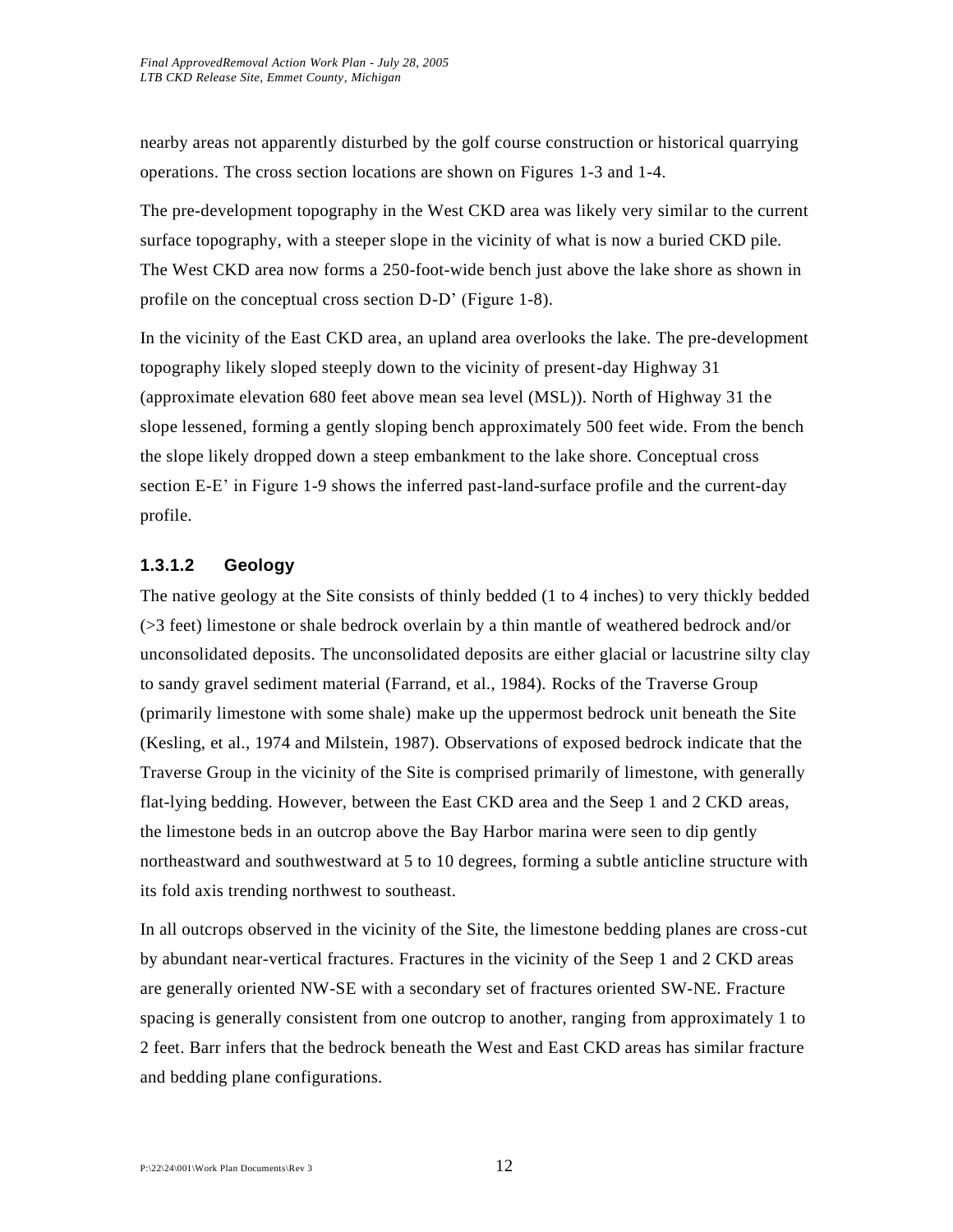nearby areas not apparently disturbed by the golf course construction or historical quarrying operations. The cross section locations are shown on Figures 1-3 and 1-4.

The pre-development topography in the West CKD area was likely very similar to the current surface topography, with a steeper slope in the vicinity of what is now a buried CKD pile. The West CKD area now forms a 250-foot-wide bench just above the lake shore as shown in profile on the conceptual cross section D-D' (Figure 1-8).

In the vicinity of the East CKD area, an upland area overlooks the lake. The pre-development topography likely sloped steeply down to the vicinity of present-day Highway 31 (approximate elevation 680 feet above mean sea level (MSL)). North of Highway 31 the slope lessened, forming a gently sloping bench approximately 500 feet wide. From the bench the slope likely dropped down a steep embankment to the lake shore. Conceptual cross section E-E' in Figure 1-9 shows the inferred past-land-surface profile and the current-day profile.

#### 1.3.1.2 Geology

The native geology at the Site consists of thinly bedded (1 to 4 inches) to very thickly bedded (>3 feet) limestone or shale bedrock overlain by a thin mantle of weathered bedrock and/or unconsolidated deposits. The unconsolidated deposits are either glacial or lacustrine silty clay to sandy gravel sediment material (Farrand, et al., 1984). Rocks of the Traverse Group (primarily limestone with some shale) make up the uppermost bedrock unit beneath the Site (Kesling, et al., 1974 and Milstein, 1987). Observations of exposed bedrock indicate that the Traverse Group in the vicinity of the Site is comprised primarily of limestone, with generally flat-lying bedding. However, between the East CKD area and the Seep 1 and 2 CKD areas, the limestone beds in an outcrop above the Bay Harbor marina were seen to dip gently northeastward and southwestward at 5 to 10 degrees, forming a subtle anticline structure with its fold axis trending northwest to southeast.

In all outcrops observed in the vicinity of the Site, the limestone bedding planes are cross-cut by abundant near-vertical fractures. Fractures in the vicinity of the Seep 1 and 2 CKD areas are generally oriented NW-SE with a secondary set of fractures oriented SW-NE. Fracture spacing is generally consistent from one outcrop to another, ranging from approximately 1 to 2 feet. Barr infers that the bedrock beneath the West and East CKD areas has similar fracture and bedding plane configurations.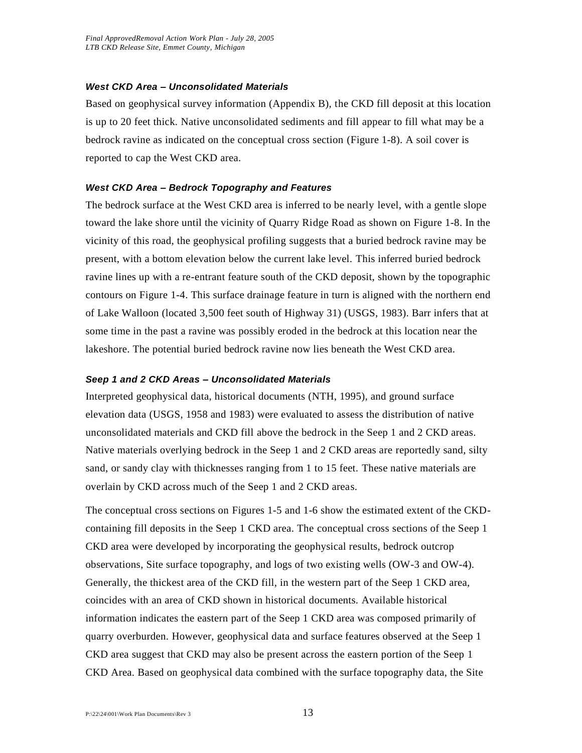#### *West CKD Area – Unconsolidated Materials*

Based on geophysical survey information (Appendix B), the CKD fill deposit at this location is up to 20 feet thick. Native unconsolidated sediments and fill appear to fill what may be a bedrock ravine as indicated on the conceptual cross section (Figure 1-8). A soil cover is reported to cap the West CKD area.

#### *West CKD Area – Bedrock Topography and Features*

The bedrock surface at the West CKD area is inferred to be nearly level, with a gentle slope toward the lake shore until the vicinity of Quarry Ridge Road as shown on Figure 1-8. In the vicinity of this road, the geophysical profiling suggests that a buried bedrock ravine may be present, with a bottom elevation below the current lake level. This inferred buried bedrock ravine lines up with a re-entrant feature south of the CKD deposit, shown by the topographic contours on Figure 1-4. This surface drainage feature in turn is aligned with the northern end of Lake Walloon (located 3,500 feet south of Highway 31) (USGS, 1983). Barr infers that at some time in the past a ravine was possibly eroded in the bedrock at this location near the lakeshore. The potential buried bedrock ravine now lies beneath the West CKD area.

#### *Seep 1 and 2 CKD Areas – Unconsolidated Materials*

Interpreted geophysical data, historical documents (NTH, 1995), and ground surface elevation data (USGS, 1958 and 1983) were evaluated to assess the distribution of native unconsolidated materials and CKD fill above the bedrock in the Seep 1 and 2 CKD areas. Native materials overlying bedrock in the Seep 1 and 2 CKD areas are reportedly sand, silty sand, or sandy clay with thicknesses ranging from 1 to 15 feet. These native materials are overlain by CKD across much of the Seep 1 and 2 CKD areas.

The conceptual cross sections on Figures 1-5 and 1-6 show the estimated extent of the CKD-containing fill deposits in the Seep 1 CKD area. The conceptual cross sections of the Seep 1 CKD area were developed by incorporating the geophysical results, bedrock outcrop observations, Site surface topography, and logs of two existing wells (OW-3 and OW-4). Generally, the thickest area of the CKD fill, in the western part of the Seep 1 CKD area, coincides with an area of CKD shown in historical documents. Available historical information indicates the eastern part of the Seep 1 CKD area was composed primarily of quarry overburden. However, geophysical data and surface features observed at the Seep 1 CKD area suggest that CKD may also be present across the eastern portion of the Seep 1 CKD Area. Based on geophysical data combined with the surface topography data, the Site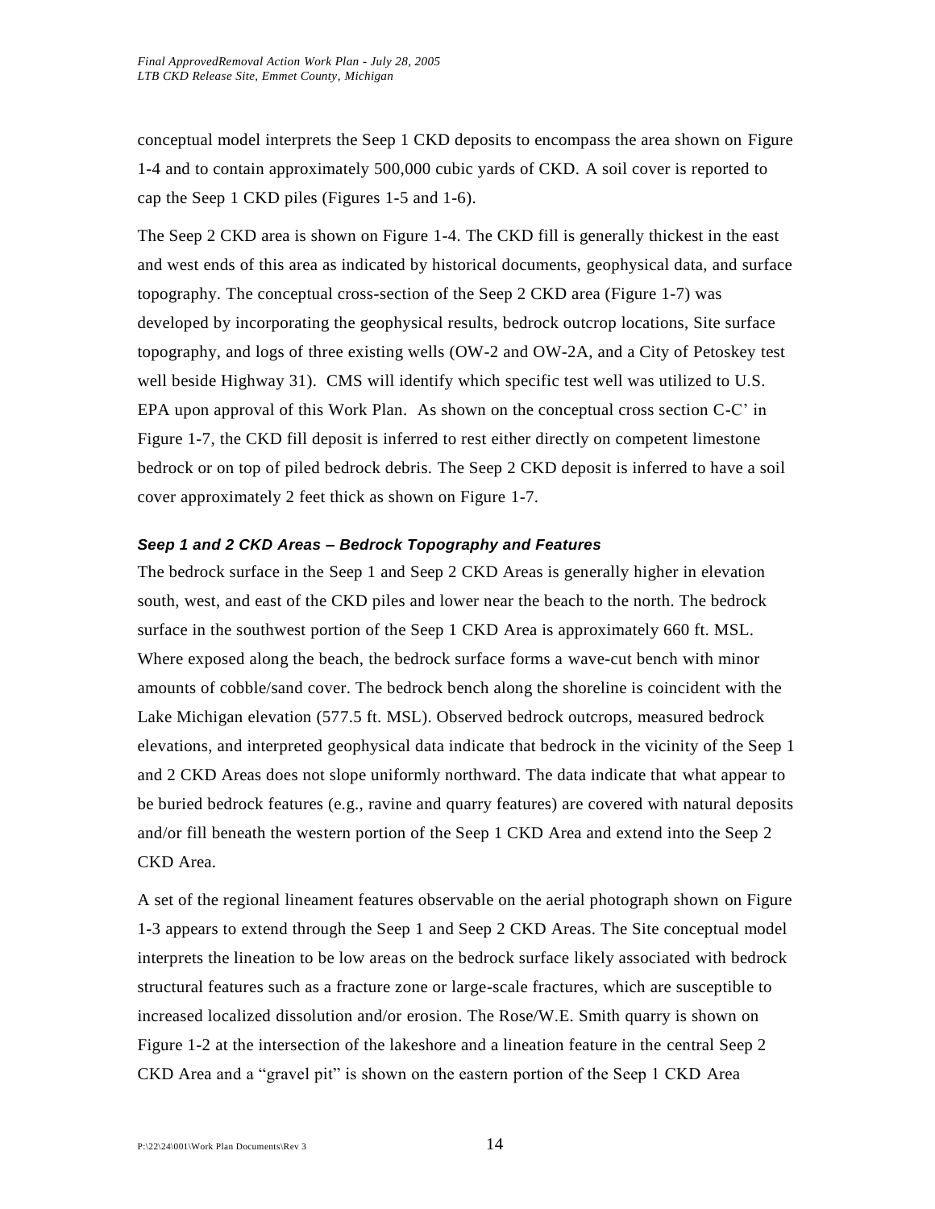conceptual model interprets the Seep 1 CKD deposits to encompass the area shown on Figure 1-4 and to contain approximately 500,000 cubic yards of CKD. A soil cover is reported to cap the Seep 1 CKD piles (Figures 1-5 and 1-6).

The Seep 2 CKD area is shown on Figure 1-4. The CKD fill is generally thickest in the east and west ends of this area as indicated by historical documents, geophysical data, and surface topography. The conceptual cross-section of the Seep 2 CKD area (Figure 1-7) was developed by incorporating the geophysical results, bedrock outcrop locations, Site surface topography, and logs of three existing wells (OW-2 and OW-2A, and a City of Petoskey test well beside Highway 31). CMS will identify which specific test well was utilized to U.S. EPA upon approval of this Work Plan. As shown on the conceptual cross section C-C' in Figure 1-7, the CKD fill deposit is inferred to rest either directly on competent limestone bedrock or on top of piled bedrock debris. The Seep 2 CKD deposit is inferred to have a soil cover approximately 2 feet thick as shown on Figure 1-7.

***Seep 1 and 2 CKD Areas – Bedrock Topography and Features***

The bedrock surface in the Seep 1 and Seep 2 CKD Areas is generally higher in elevation south, west, and east of the CKD piles and lower near the beach to the north. The bedrock surface in the southwest portion of the Seep 1 CKD Area is approximately 660 ft. MSL. Where exposed along the beach, the bedrock surface forms a wave-cut bench with minor amounts of cobble/sand cover. The bedrock bench along the shoreline is coincident with the Lake Michigan elevation (577.5 ft. MSL). Observed bedrock outcrops, measured bedrock elevations, and interpreted geophysical data indicate that bedrock in the vicinity of the Seep 1 and 2 CKD Areas does not slope uniformly northward. The data indicate that what appear to be buried bedrock features (e.g., ravine and quarry features) are covered with natural deposits and/or fill beneath the western portion of the Seep 1 CKD Area and extend into the Seep 2 CKD Area.

A set of the regional lineament features observable on the aerial photograph shown on Figure 1-3 appears to extend through the Seep 1 and Seep 2 CKD Areas. The Site conceptual model interprets the lineation to be low areas on the bedrock surface likely associated with bedrock structural features such as a fracture zone or large-scale fractures, which are susceptible to increased localized dissolution and/or erosion. The Rose/W.E. Smith quarry is shown on Figure 1-2 at the intersection of the lakeshore and a lineation feature in the central Seep 2 CKD Area and a "gravel pit" is shown on the eastern portion of the Seep 1 CKD Area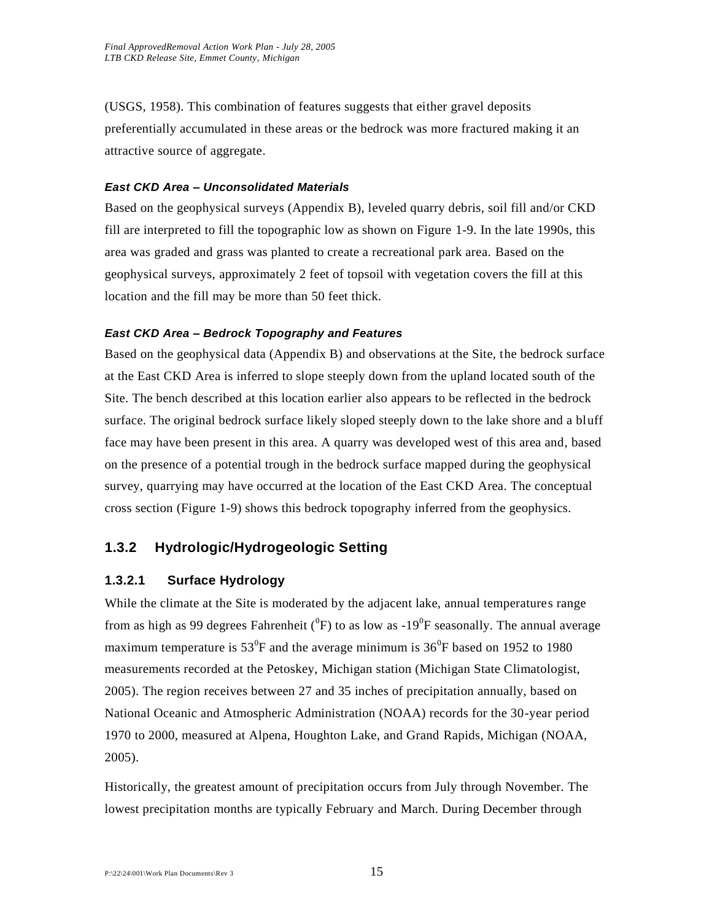(USGS, 1958). This combination of features suggests that either gravel deposits preferentially accumulated in these areas or the bedrock was more fractured making it an attractive source of aggregate.

#### *East CKD Area – Unconsolidated Materials*

Based on the geophysical surveys (Appendix B), leveled quarry debris, soil fill and/or CKD fill are interpreted to fill the topographic low as shown on Figure 1-9. In the late 1990s, this area was graded and grass was planted to create a recreational park area. Based on the geophysical surveys, approximately 2 feet of topsoil with vegetation covers the fill at this location and the fill may be more than 50 feet thick.

#### *East CKD Area – Bedrock Topography and Features*

Based on the geophysical data (Appendix B) and observations at the Site, the bedrock surface at the East CKD Area is inferred to slope steeply down from the upland located south of the Site. The bench described at this location earlier also appears to be reflected in the bedrock surface. The original bedrock surface likely sloped steeply down to the lake shore and a bluff face may have been present in this area. A quarry was developed west of this area and, based on the presence of a potential trough in the bedrock surface mapped during the geophysical survey, quarrying may have occurred at the location of the East CKD Area. The conceptual cross section (Figure 1-9) shows this bedrock topography inferred from the geophysics.

## 1.3.2 Hydrologic/Hydrogeologic Setting

### 1.3.2.1 Surface Hydrology

While the climate at the Site is moderated by the adjacent lake, annual temperatures range from as high as 99 degrees Fahrenheit ($^0$F) to as low as -19$^0$F seasonally. The annual average maximum temperature is 53$^0$F and the average minimum is 36$^0$F based on 1952 to 1980 measurements recorded at the Petoskey, Michigan station (Michigan State Climatologist, 2005). The region receives between 27 and 35 inches of precipitation annually, based on National Oceanic and Atmospheric Administration (NOAA) records for the 30-year period 1970 to 2000, measured at Alpena, Houghton Lake, and Grand Rapids, Michigan (NOAA, 2005).

Historically, the greatest amount of precipitation occurs from July through November. The lowest precipitation months are typically February and March. During December through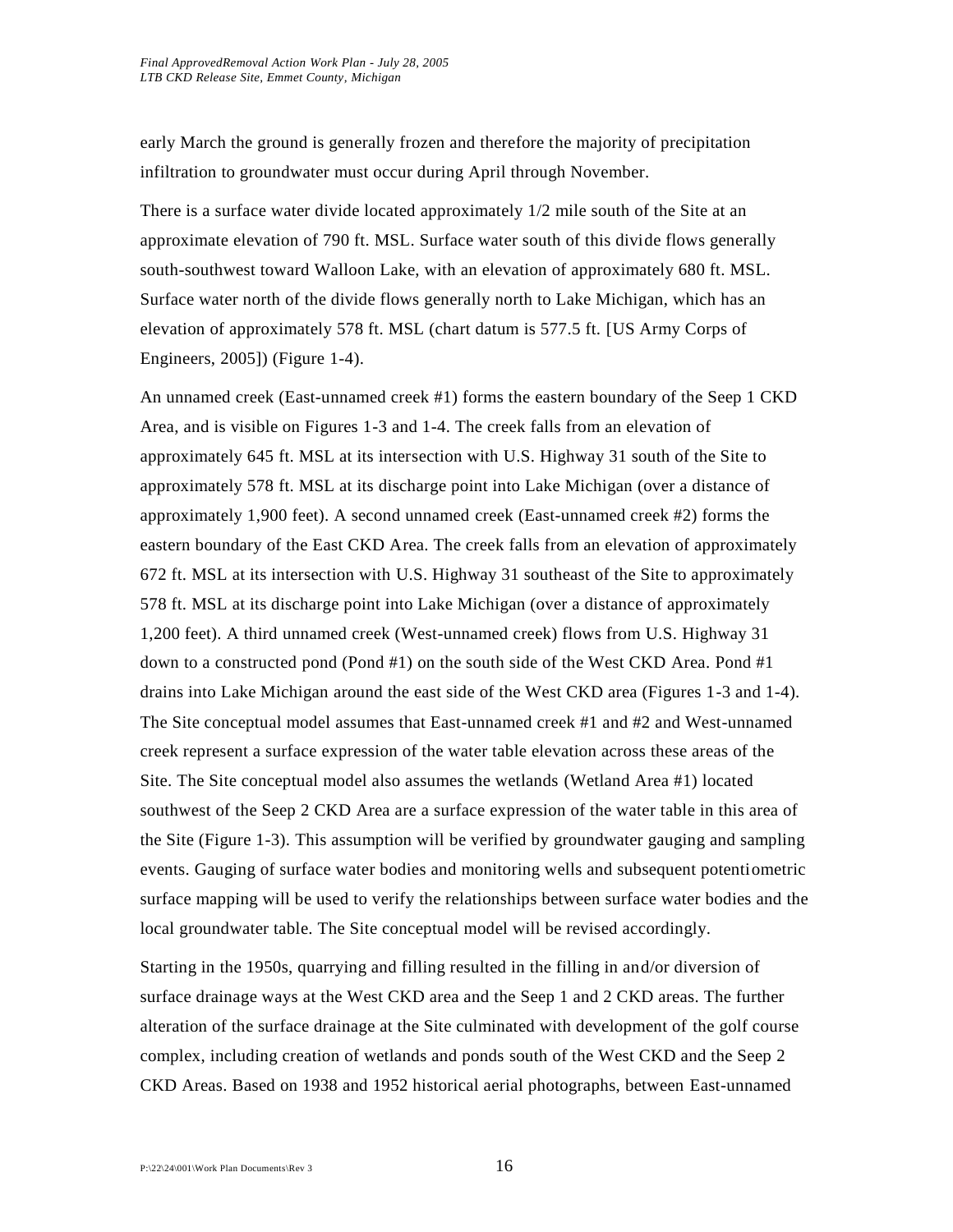early March the ground is generally frozen and therefore the majority of precipitation infiltration to groundwater must occur during April through November.

There is a surface water divide located approximately 1/2 mile south of the Site at an approximate elevation of 790 ft. MSL. Surface water south of this divide flows generally south-southwest toward Walloon Lake, with an elevation of approximately 680 ft. MSL. Surface water north of the divide flows generally north to Lake Michigan, which has an elevation of approximately 578 ft. MSL (chart datum is 577.5 ft. [US Army Corps of Engineers, 2005]) (Figure 1-4).

An unnamed creek (East-unnamed creek #1) forms the eastern boundary of the Seep 1 CKD Area, and is visible on Figures 1-3 and 1-4. The creek falls from an elevation of approximately 645 ft. MSL at its intersection with U.S. Highway 31 south of the Site to approximately 578 ft. MSL at its discharge point into Lake Michigan (over a distance of approximately 1,900 feet). A second unnamed creek (East-unnamed creek #2) forms the eastern boundary of the East CKD Area. The creek falls from an elevation of approximately 672 ft. MSL at its intersection with U.S. Highway 31 southeast of the Site to approximately 578 ft. MSL at its discharge point into Lake Michigan (over a distance of approximately 1,200 feet). A third unnamed creek (West-unnamed creek) flows from U.S. Highway 31 down to a constructed pond (Pond #1) on the south side of the West CKD Area. Pond #1 drains into Lake Michigan around the east side of the West CKD area (Figures 1-3 and 1-4). The Site conceptual model assumes that East-unnamed creek #1 and #2 and West-unnamed creek represent a surface expression of the water table elevation across these areas of the Site. The Site conceptual model also assumes the wetlands (Wetland Area #1) located southwest of the Seep 2 CKD Area are a surface expression of the water table in this area of the Site (Figure 1-3). This assumption will be verified by groundwater gauging and sampling events. Gauging of surface water bodies and monitoring wells and subsequent potentiometric surface mapping will be used to verify the relationships between surface water bodies and the local groundwater table. The Site conceptual model will be revised accordingly.

Starting in the 1950s, quarrying and filling resulted in the filling in and/or diversion of surface drainage ways at the West CKD area and the Seep 1 and 2 CKD areas. The further alteration of the surface drainage at the Site culminated with development of the golf course complex, including creation of wetlands and ponds south of the West CKD and the Seep 2 CKD Areas. Based on 1938 and 1952 historical aerial photographs, between East-unnamed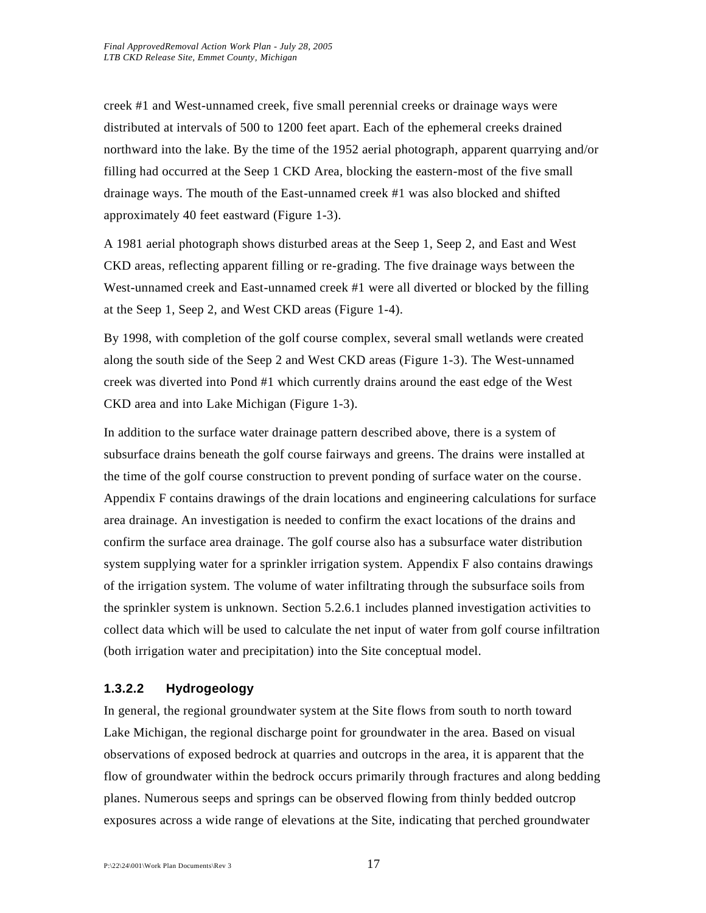creek #1 and West-unnamed creek, five small perennial creeks or drainage ways were distributed at intervals of 500 to 1200 feet apart. Each of the ephemeral creeks drained northward into the lake. By the time of the 1952 aerial photograph, apparent quarrying and/or filling had occurred at the Seep 1 CKD Area, blocking the eastern-most of the five small drainage ways. The mouth of the East-unnamed creek #1 was also blocked and shifted approximately 40 feet eastward (Figure 1-3).

A 1981 aerial photograph shows disturbed areas at the Seep 1, Seep 2, and East and West CKD areas, reflecting apparent filling or re-grading. The five drainage ways between the West-unnamed creek and East-unnamed creek #1 were all diverted or blocked by the filling at the Seep 1, Seep 2, and West CKD areas (Figure 1-4).

By 1998, with completion of the golf course complex, several small wetlands were created along the south side of the Seep 2 and West CKD areas (Figure 1-3). The West-unnamed creek was diverted into Pond #1 which currently drains around the east edge of the West CKD area and into Lake Michigan (Figure 1-3).

In addition to the surface water drainage pattern described above, there is a system of subsurface drains beneath the golf course fairways and greens. The drains were installed at the time of the golf course construction to prevent ponding of surface water on the course. Appendix F contains drawings of the drain locations and engineering calculations for surface area drainage. An investigation is needed to confirm the exact locations of the drains and confirm the surface area drainage. The golf course also has a subsurface water distribution system supplying water for a sprinkler irrigation system. Appendix F also contains drawings of the irrigation system. The volume of water infiltrating through the subsurface soils from the sprinkler system is unknown. Section 5.2.6.1 includes planned investigation activities to collect data which will be used to calculate the net input of water from golf course infiltration (both irrigation water and precipitation) into the Site conceptual model.

#### 1.3.2.2 Hydrogeology

In general, the regional groundwater system at the Site flows from south to north toward Lake Michigan, the regional discharge point for groundwater in the area. Based on visual observations of exposed bedrock at quarries and outcrops in the area, it is apparent that the flow of groundwater within the bedrock occurs primarily through fractures and along bedding planes. Numerous seeps and springs can be observed flowing from thinly bedded outcrop exposures across a wide range of elevations at the Site, indicating that perched groundwater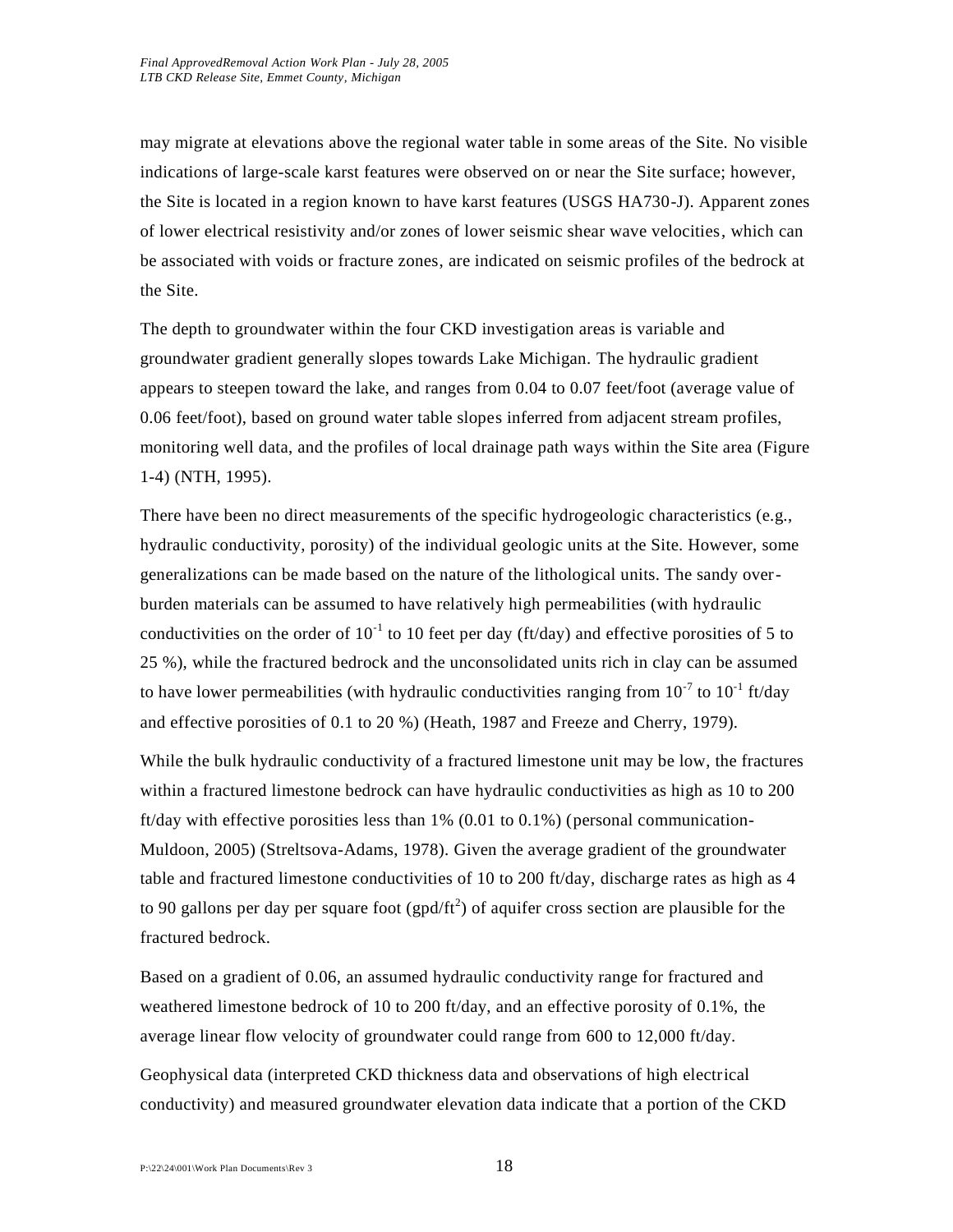may migrate at elevations above the regional water table in some areas of the Site. No visible indications of large-scale karst features were observed on or near the Site surface; however, the Site is located in a region known to have karst features (USGS HA730-J). Apparent zones of lower electrical resistivity and/or zones of lower seismic shear wave velocities, which can be associated with voids or fracture zones, are indicated on seismic profiles of the bedrock at the Site.

The depth to groundwater within the four CKD investigation areas is variable and groundwater gradient generally slopes towards Lake Michigan. The hydraulic gradient appears to steepen toward the lake, and ranges from 0.04 to 0.07 feet/foot (average value of 0.06 feet/foot), based on ground water table slopes inferred from adjacent stream profiles, monitoring well data, and the profiles of local drainage path ways within the Site area (Figure 1-4) (NTH, 1995).

There have been no direct measurements of the specific hydrogeologic characteristics (e.g., hydraulic conductivity, porosity) of the individual geologic units at the Site. However, some generalizations can be made based on the nature of the lithological units. The sandy over-burden materials can be assumed to have relatively high permeabilities (with hydraulic conductivities on the order of $10^{-1}$ to 10 feet per day (ft/day) and effective porosities of 5 to 25 %), while the fractured bedrock and the unconsolidated units rich in clay can be assumed to have lower permeabilities (with hydraulic conductivities ranging from $10^{-7}$ to $10^{-1}$ ft/day and effective porosities of 0.1 to 20 %) (Heath, 1987 and Freeze and Cherry, 1979).

While the bulk hydraulic conductivity of a fractured limestone unit may be low, the fractures within a fractured limestone bedrock can have hydraulic conductivities as high as 10 to 200 ft/day with effective porosities less than 1% (0.01 to 0.1%) (personal communication-Muldoon, 2005) (Streltsova-Adams, 1978). Given the average gradient of the groundwater table and fractured limestone conductivities of 10 to 200 ft/day, discharge rates as high as 4 to 90 gallons per day per square foot (gpd/ft$^2$) of aquifer cross section are plausible for the fractured bedrock.

Based on a gradient of 0.06, an assumed hydraulic conductivity range for fractured and weathered limestone bedrock of 10 to 200 ft/day, and an effective porosity of 0.1%, the average linear flow velocity of groundwater could range from 600 to 12,000 ft/day.

Geophysical data (interpreted CKD thickness data and observations of high electrical conductivity) and measured groundwater elevation data indicate that a portion of the CKD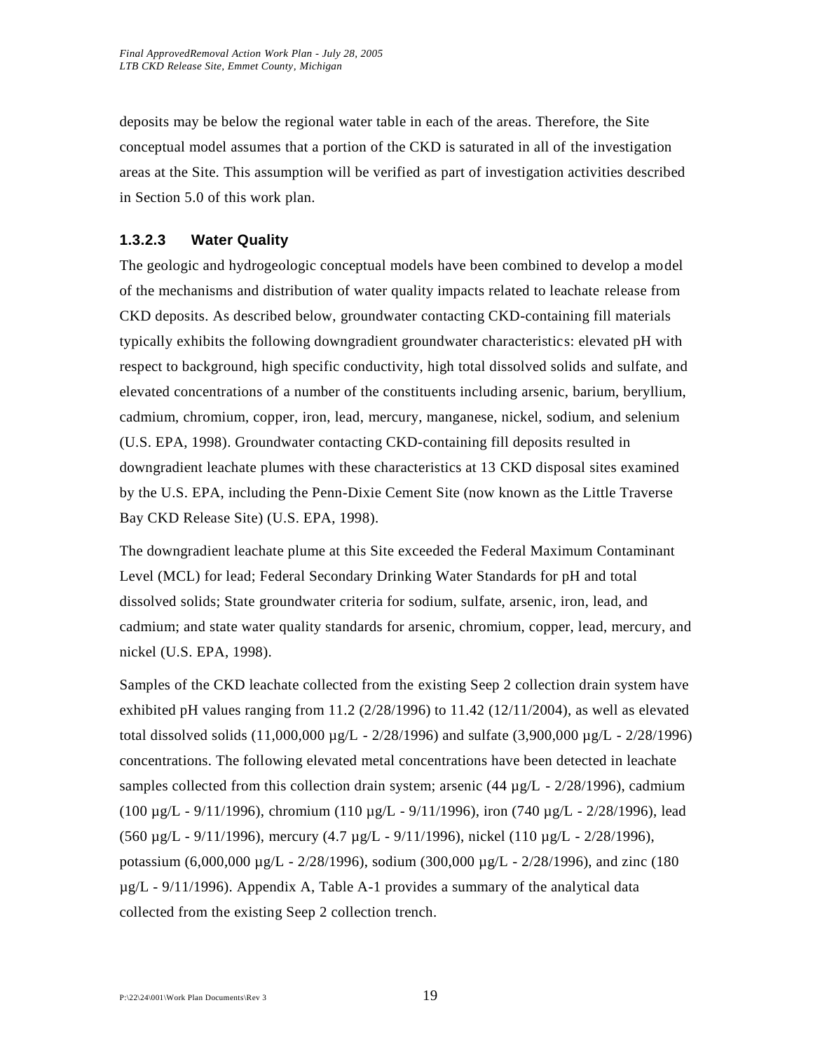deposits may be below the regional water table in each of the areas. Therefore, the Site conceptual model assumes that a portion of the CKD is saturated in all of the investigation areas at the Site. This assumption will be verified as part of investigation activities described in Section 5.0 of this work plan.

#### 1.3.2.3 Water Quality

The geologic and hydrogeologic conceptual models have been combined to develop a model of the mechanisms and distribution of water quality impacts related to leachate release from CKD deposits. As described below, groundwater contacting CKD-containing fill materials typically exhibits the following downgradient groundwater characteristics: elevated pH with respect to background, high specific conductivity, high total dissolved solids and sulfate, and elevated concentrations of a number of the constituents including arsenic, barium, beryllium, cadmium, chromium, copper, iron, lead, mercury, manganese, nickel, sodium, and selenium (U.S. EPA, 1998). Groundwater contacting CKD-containing fill deposits resulted in downgradient leachate plumes with these characteristics at 13 CKD disposal sites examined by the U.S. EPA, including the Penn-Dixie Cement Site (now known as the Little Traverse Bay CKD Release Site) (U.S. EPA, 1998).

The downgradient leachate plume at this Site exceeded the Federal Maximum Contaminant Level (MCL) for lead; Federal Secondary Drinking Water Standards for pH and total dissolved solids; State groundwater criteria for sodium, sulfate, arsenic, iron, lead, and cadmium; and state water quality standards for arsenic, chromium, copper, lead, mercury, and nickel (U.S. EPA, 1998).

Samples of the CKD leachate collected from the existing Seep 2 collection drain system have exhibited pH values ranging from 11.2 (2/28/1996) to 11.42 (12/11/2004), as well as elevated total dissolved solids (11,000,000 µg/L - 2/28/1996) and sulfate (3,900,000 µg/L - 2/28/1996) concentrations. The following elevated metal concentrations have been detected in leachate samples collected from this collection drain system; arsenic (44 µg/L - 2/28/1996), cadmium (100 µg/L - 9/11/1996), chromium (110 µg/L - 9/11/1996), iron (740 µg/L - 2/28/1996), lead (560 µg/L - 9/11/1996), mercury (4.7 µg/L - 9/11/1996), nickel (110 µg/L - 2/28/1996), potassium (6,000,000 µg/L - 2/28/1996), sodium (300,000 µg/L - 2/28/1996), and zinc (180 µg/L - 9/11/1996). Appendix A, Table A-1 provides a summary of the analytical data collected from the existing Seep 2 collection trench.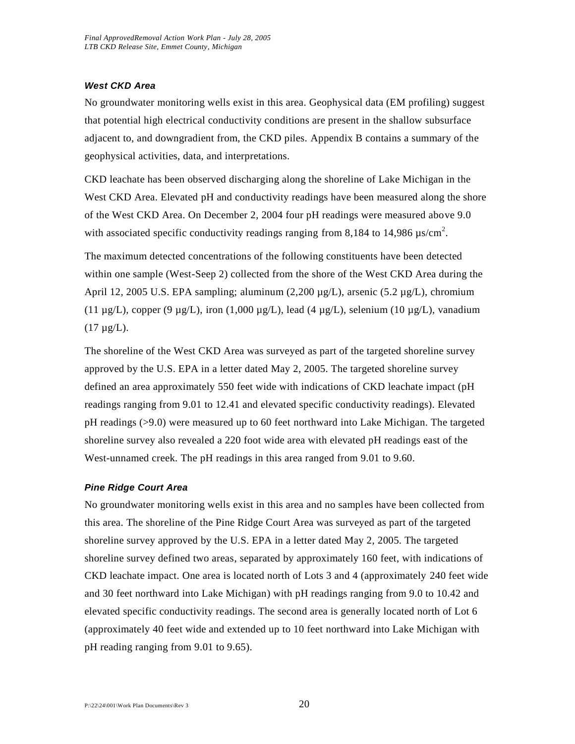### *West CKD Area*

No groundwater monitoring wells exist in this area. Geophysical data (EM profiling) suggest that potential high electrical conductivity conditions are present in the shallow subsurface adjacent to, and downgradient from, the CKD piles. Appendix B contains a summary of the geophysical activities, data, and interpretations.

CKD leachate has been observed discharging along the shoreline of Lake Michigan in the West CKD Area. Elevated pH and conductivity readings have been measured along the shore of the West CKD Area. On December 2, 2004 four pH readings were measured above 9.0 with associated specific conductivity readings ranging from 8,184 to 14,986 $\mu s/cm^2$.

The maximum detected concentrations of the following constituents have been detected within one sample (West-Seep 2) collected from the shore of the West CKD Area during the April 12, 2005 U.S. EPA sampling; aluminum (2,200 µg/L), arsenic (5.2 µg/L), chromium (11 µg/L), copper (9 µg/L), iron (1,000 µg/L), lead (4 µg/L), selenium (10 µg/L), vanadium (17 µg/L).

The shoreline of the West CKD Area was surveyed as part of the targeted shoreline survey approved by the U.S. EPA in a letter dated May 2, 2005. The targeted shoreline survey defined an area approximately 550 feet wide with indications of CKD leachate impact (pH readings ranging from 9.01 to 12.41 and elevated specific conductivity readings). Elevated pH readings (>9.0) were measured up to 60 feet northward into Lake Michigan. The targeted shoreline survey also revealed a 220 foot wide area with elevated pH readings east of the West-unnamed creek. The pH readings in this area ranged from 9.01 to 9.60.

### *Pine Ridge Court Area*

No groundwater monitoring wells exist in this area and no samples have been collected from this area. The shoreline of the Pine Ridge Court Area was surveyed as part of the targeted shoreline survey approved by the U.S. EPA in a letter dated May 2, 2005. The targeted shoreline survey defined two areas, separated by approximately 160 feet, with indications of CKD leachate impact. One area is located north of Lots 3 and 4 (approximately 240 feet wide and 30 feet northward into Lake Michigan) with pH readings ranging from 9.0 to 10.42 and elevated specific conductivity readings. The second area is generally located north of Lot 6 (approximately 40 feet wide and extended up to 10 feet northward into Lake Michigan with pH reading ranging from 9.01 to 9.65).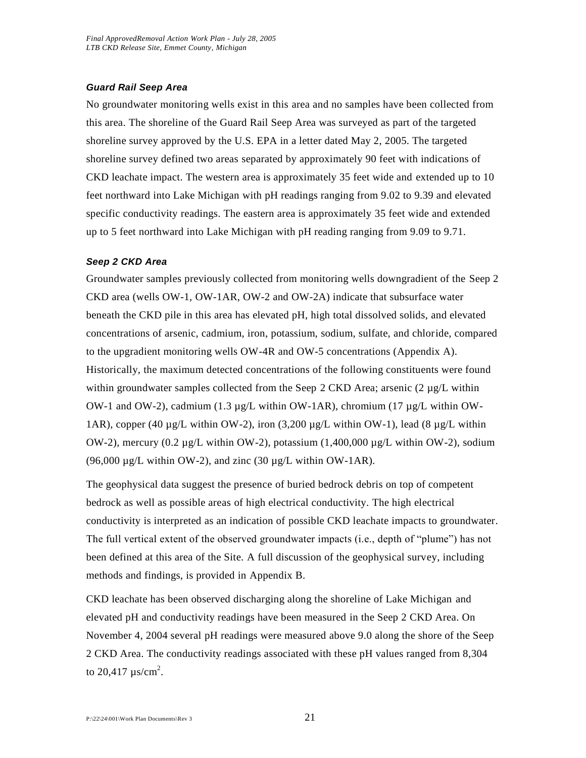### *Guard Rail Seep Area*

No groundwater monitoring wells exist in this area and no samples have been collected from this area. The shoreline of the Guard Rail Seep Area was surveyed as part of the targeted shoreline survey approved by the U.S. EPA in a letter dated May 2, 2005. The targeted shoreline survey defined two areas separated by approximately 90 feet with indications of CKD leachate impact. The western area is approximately 35 feet wide and extended up to 10 feet northward into Lake Michigan with pH readings ranging from 9.02 to 9.39 and elevated specific conductivity readings. The eastern area is approximately 35 feet wide and extended up to 5 feet northward into Lake Michigan with pH reading ranging from 9.09 to 9.71.

### *Seep 2 CKD Area*

Groundwater samples previously collected from monitoring wells downgradient of the Seep 2 CKD area (wells OW-1, OW-1AR, OW-2 and OW-2A) indicate that subsurface water beneath the CKD pile in this area has elevated pH, high total dissolved solids, and elevated concentrations of arsenic, cadmium, iron, potassium, sodium, sulfate, and chloride, compared to the upgradient monitoring wells OW-4R and OW-5 concentrations (Appendix A). Historically, the maximum detected concentrations of the following constituents were found within groundwater samples collected from the Seep 2 CKD Area; arsenic (2 µg/L within OW-1 and OW-2), cadmium (1.3 µg/L within OW-1AR), chromium (17 µg/L within OW-1AR), copper (40 µg/L within OW-2), iron (3,200 µg/L within OW-1), lead (8 µg/L within OW-2), mercury (0.2 µg/L within OW-2), potassium (1,400,000 µg/L within OW-2), sodium (96,000 µg/L within OW-2), and zinc (30 µg/L within OW-1AR).

The geophysical data suggest the presence of buried bedrock debris on top of competent bedrock as well as possible areas of high electrical conductivity. The high electrical conductivity is interpreted as an indication of possible CKD leachate impacts to groundwater. The full vertical extent of the observed groundwater impacts (i.e., depth of "plume") has not been defined at this area of the Site. A full discussion of the geophysical survey, including methods and findings, is provided in Appendix B.

CKD leachate has been observed discharging along the shoreline of Lake Michigan and elevated pH and conductivity readings have been measured in the Seep 2 CKD Area. On November 4, 2004 several pH readings were measured above 9.0 along the shore of the Seep 2 CKD Area. The conductivity readings associated with these pH values ranged from 8,304 to 20,417 µs/cm$^2$.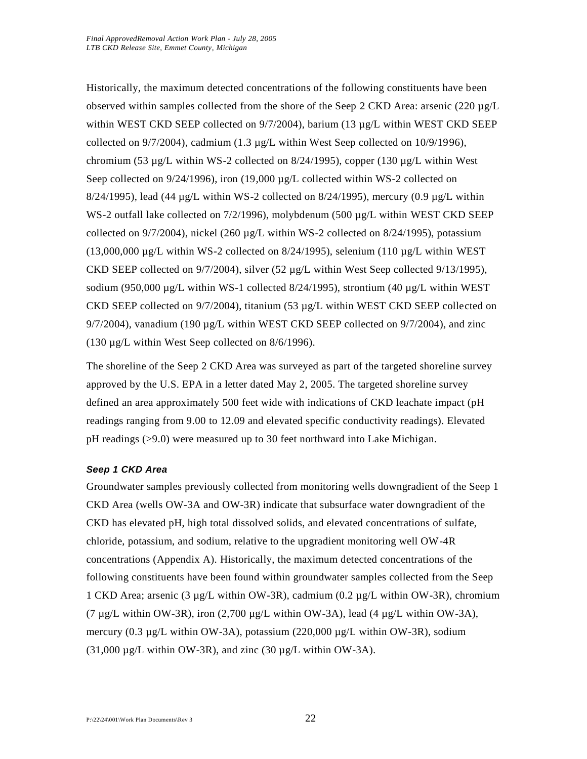Historically, the maximum detected concentrations of the following constituents have been observed within samples collected from the shore of the Seep 2 CKD Area: arsenic (220 µg/L within WEST CKD SEEP collected on 9/7/2004), barium (13 µg/L within WEST CKD SEEP collected on 9/7/2004), cadmium (1.3 µg/L within West Seep collected on 10/9/1996), chromium (53 µg/L within WS-2 collected on 8/24/1995), copper (130 µg/L within West Seep collected on 9/24/1996), iron (19,000 µg/L collected within WS-2 collected on 8/24/1995), lead (44 µg/L within WS-2 collected on 8/24/1995), mercury (0.9 µg/L within WS-2 outfall lake collected on 7/2/1996), molybdenum (500 µg/L within WEST CKD SEEP collected on 9/7/2004), nickel (260 µg/L within WS-2 collected on 8/24/1995), potassium (13,000,000 µg/L within WS-2 collected on 8/24/1995), selenium (110 µg/L within WEST CKD SEEP collected on 9/7/2004), silver (52 µg/L within West Seep collected 9/13/1995), sodium (950,000 µg/L within WS-1 collected 8/24/1995), strontium (40 µg/L within WEST CKD SEEP collected on 9/7/2004), titanium (53 µg/L within WEST CKD SEEP collected on 9/7/2004), vanadium (190 µg/L within WEST CKD SEEP collected on 9/7/2004), and zinc (130 µg/L within West Seep collected on 8/6/1996).

The shoreline of the Seep 2 CKD Area was surveyed as part of the targeted shoreline survey approved by the U.S. EPA in a letter dated May 2, 2005. The targeted shoreline survey defined an area approximately 500 feet wide with indications of CKD leachate impact (pH readings ranging from 9.00 to 12.09 and elevated specific conductivity readings). Elevated pH readings (>9.0) were measured up to 30 feet northward into Lake Michigan.

#### *Seep 1 CKD Area*

Groundwater samples previously collected from monitoring wells downgradient of the Seep 1 CKD Area (wells OW-3A and OW-3R) indicate that subsurface water downgradient of the CKD has elevated pH, high total dissolved solids, and elevated concentrations of sulfate, chloride, potassium, and sodium, relative to the upgradient monitoring well OW-4R concentrations (Appendix A). Historically, the maximum detected concentrations of the following constituents have been found within groundwater samples collected from the Seep 1 CKD Area; arsenic (3 µg/L within OW-3R), cadmium (0.2 µg/L within OW-3R), chromium (7 µg/L within OW-3R), iron (2,700 µg/L within OW-3A), lead (4 µg/L within OW-3A), mercury (0.3 µg/L within OW-3A), potassium (220,000 µg/L within OW-3R), sodium (31,000 µg/L within OW-3R), and zinc (30 µg/L within OW-3A).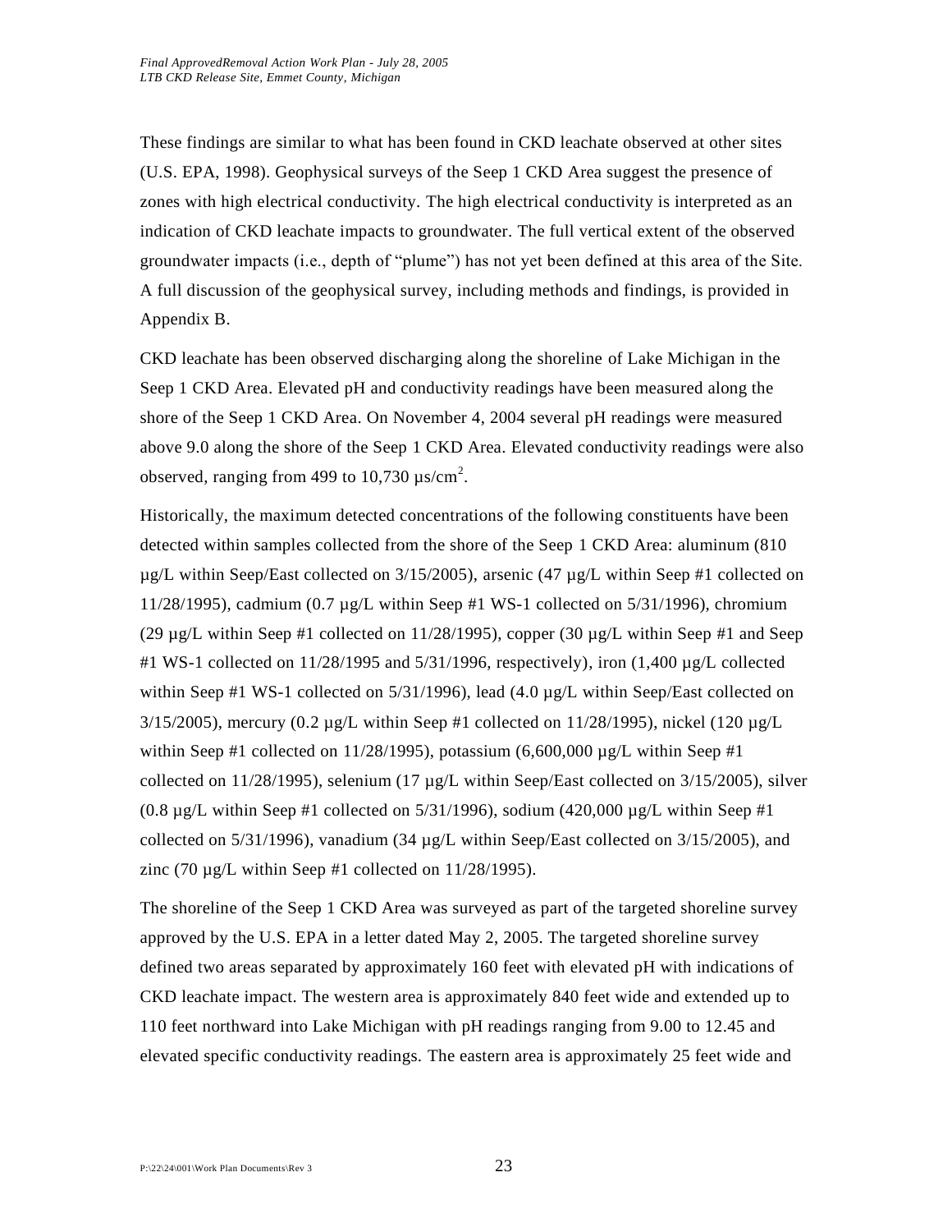These findings are similar to what has been found in CKD leachate observed at other sites (U.S. EPA, 1998). Geophysical surveys of the Seep 1 CKD Area suggest the presence of zones with high electrical conductivity. The high electrical conductivity is interpreted as an indication of CKD leachate impacts to groundwater. The full vertical extent of the observed groundwater impacts (i.e., depth of "plume") has not yet been defined at this area of the Site. A full discussion of the geophysical survey, including methods and findings, is provided in Appendix B.

CKD leachate has been observed discharging along the shoreline of Lake Michigan in the Seep 1 CKD Area. Elevated pH and conductivity readings have been measured along the shore of the Seep 1 CKD Area. On November 4, 2004 several pH readings were measured above 9.0 along the shore of the Seep 1 CKD Area. Elevated conductivity readings were also observed, ranging from 499 to 10,730 µs/cm$^2$.

Historically, the maximum detected concentrations of the following constituents have been detected within samples collected from the shore of the Seep 1 CKD Area: aluminum (810 µg/L within Seep/East collected on 3/15/2005), arsenic (47 µg/L within Seep #1 collected on 11/28/1995), cadmium (0.7 µg/L within Seep #1 WS-1 collected on 5/31/1996), chromium (29 µg/L within Seep #1 collected on 11/28/1995), copper (30 µg/L within Seep #1 and Seep #1 WS-1 collected on 11/28/1995 and 5/31/1996, respectively), iron (1,400 µg/L collected within Seep #1 WS-1 collected on 5/31/1996), lead (4.0 µg/L within Seep/East collected on 3/15/2005), mercury (0.2 µg/L within Seep #1 collected on 11/28/1995), nickel (120 µg/L within Seep #1 collected on 11/28/1995), potassium (6,600,000 µg/L within Seep #1 collected on 11/28/1995), selenium (17 µg/L within Seep/East collected on 3/15/2005), silver (0.8 µg/L within Seep #1 collected on 5/31/1996), sodium (420,000 µg/L within Seep #1 collected on 5/31/1996), vanadium (34 µg/L within Seep/East collected on 3/15/2005), and zinc (70 µg/L within Seep #1 collected on 11/28/1995).

The shoreline of the Seep 1 CKD Area was surveyed as part of the targeted shoreline survey approved by the U.S. EPA in a letter dated May 2, 2005. The targeted shoreline survey defined two areas separated by approximately 160 feet with elevated pH with indications of CKD leachate impact. The western area is approximately 840 feet wide and extended up to 110 feet northward into Lake Michigan with pH readings ranging from 9.00 to 12.45 and elevated specific conductivity readings. The eastern area is approximately 25 feet wide and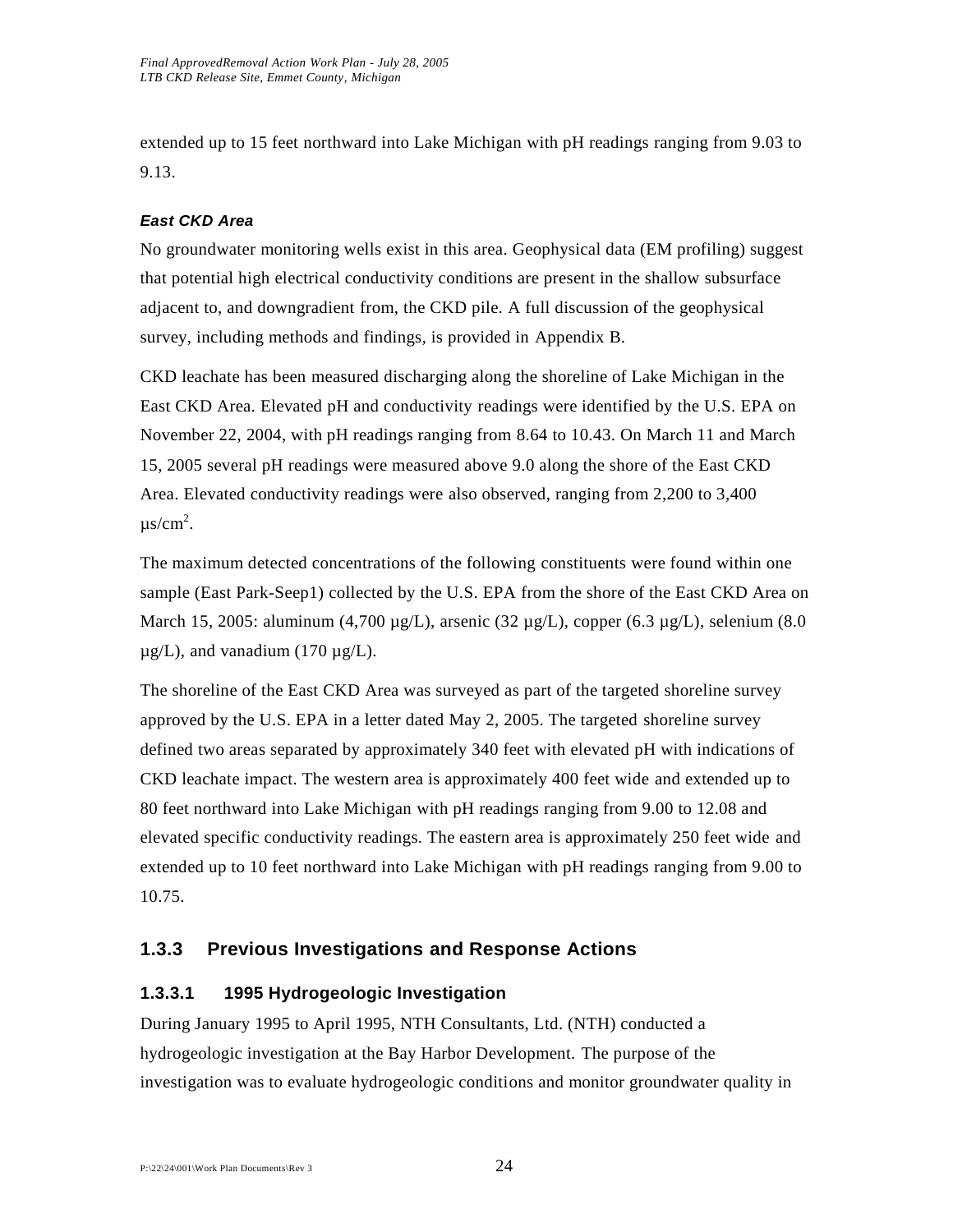extended up to 15 feet northward into Lake Michigan with pH readings ranging from 9.03 to 9.13.

***East CKD Area***

No groundwater monitoring wells exist in this area. Geophysical data (EM profiling) suggest that potential high electrical conductivity conditions are present in the shallow subsurface adjacent to, and downgradient from, the CKD pile. A full discussion of the geophysical survey, including methods and findings, is provided in Appendix B.

CKD leachate has been measured discharging along the shoreline of Lake Michigan in the East CKD Area. Elevated pH and conductivity readings were identified by the U.S. EPA on November 22, 2004, with pH readings ranging from 8.64 to 10.43. On March 11 and March 15, 2005 several pH readings were measured above 9.0 along the shore of the East CKD Area. Elevated conductivity readings were also observed, ranging from 2,200 to 3,400 $\mu s/cm^2$.

The maximum detected concentrations of the following constituents were found within one sample (East Park-Seep1) collected by the U.S. EPA from the shore of the East CKD Area on March 15, 2005: aluminum (4,700 µg/L), arsenic (32 µg/L), copper (6.3 µg/L), selenium (8.0 µg/L), and vanadium (170 µg/L).

The shoreline of the East CKD Area was surveyed as part of the targeted shoreline survey approved by the U.S. EPA in a letter dated May 2, 2005. The targeted shoreline survey defined two areas separated by approximately 340 feet with elevated pH with indications of CKD leachate impact. The western area is approximately 400 feet wide and extended up to 80 feet northward into Lake Michigan with pH readings ranging from 9.00 to 12.08 and elevated specific conductivity readings. The eastern area is approximately 250 feet wide and extended up to 10 feet northward into Lake Michigan with pH readings ranging from 9.00 to 10.75.

## 1.3.3 Previous Investigations and Response Actions

### 1.3.3.1 1995 Hydrogeologic Investigation

During January 1995 to April 1995, NTH Consultants, Ltd. (NTH) conducted a hydrogeologic investigation at the Bay Harbor Development. The purpose of the investigation was to evaluate hydrogeologic conditions and monitor groundwater quality in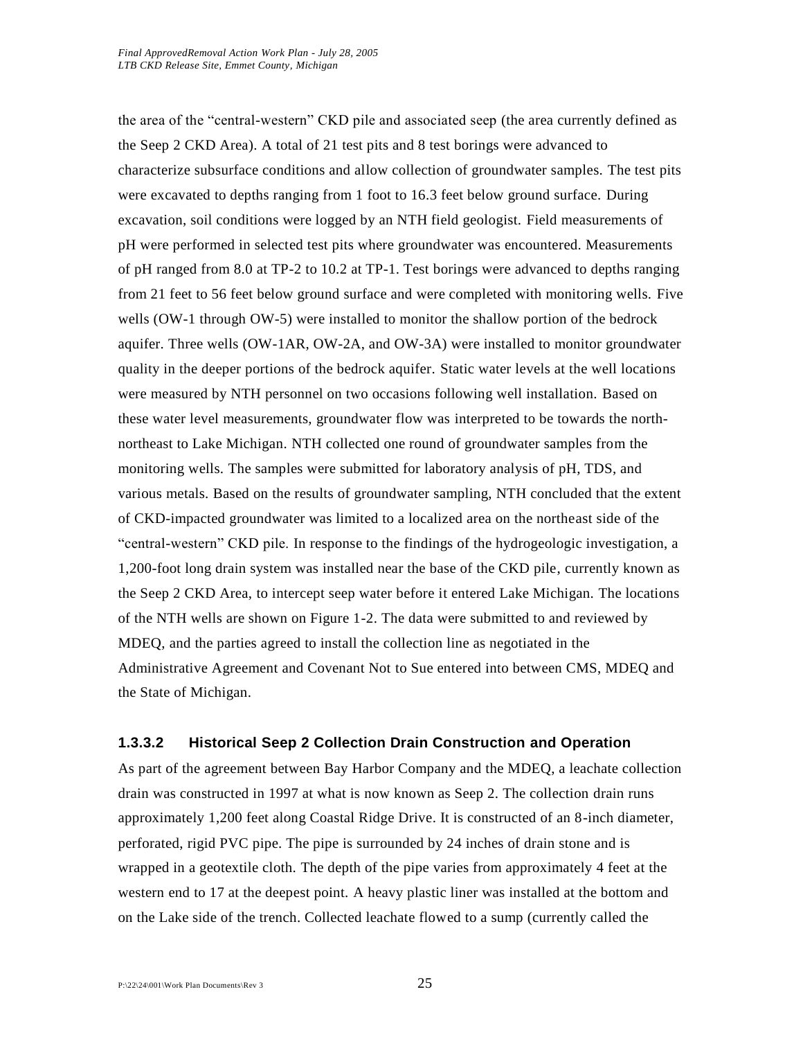the area of the "central-western" CKD pile and associated seep (the area currently defined as the Seep 2 CKD Area). A total of 21 test pits and 8 test borings were advanced to characterize subsurface conditions and allow collection of groundwater samples. The test pits were excavated to depths ranging from 1 foot to 16.3 feet below ground surface. During excavation, soil conditions were logged by an NTH field geologist. Field measurements of pH were performed in selected test pits where groundwater was encountered. Measurements of pH ranged from 8.0 at TP-2 to 10.2 at TP-1. Test borings were advanced to depths ranging from 21 feet to 56 feet below ground surface and were completed with monitoring wells. Five wells (OW-1 through OW-5) were installed to monitor the shallow portion of the bedrock aquifer. Three wells (OW-1AR, OW-2A, and OW-3A) were installed to monitor groundwater quality in the deeper portions of the bedrock aquifer. Static water levels at the well locations were measured by NTH personnel on two occasions following well installation. Based on these water level measurements, groundwater flow was interpreted to be towards the north-northeast to Lake Michigan. NTH collected one round of groundwater samples from the monitoring wells. The samples were submitted for laboratory analysis of pH, TDS, and various metals. Based on the results of groundwater sampling, NTH concluded that the extent of CKD-impacted groundwater was limited to a localized area on the northeast side of the "central-western" CKD pile. In response to the findings of the hydrogeologic investigation, a 1,200-foot long drain system was installed near the base of the CKD pile, currently known as the Seep 2 CKD Area, to intercept seep water before it entered Lake Michigan. The locations of the NTH wells are shown on Figure 1-2. The data were submitted to and reviewed by MDEQ, and the parties agreed to install the collection line as negotiated in the Administrative Agreement and Covenant Not to Sue entered into between CMS, MDEQ and the State of Michigan.

#### 1.3.3.2 Historical Seep 2 Collection Drain Construction and Operation

As part of the agreement between Bay Harbor Company and the MDEQ, a leachate collection drain was constructed in 1997 at what is now known as Seep 2. The collection drain runs approximately 1,200 feet along Coastal Ridge Drive. It is constructed of an 8-inch diameter, perforated, rigid PVC pipe. The pipe is surrounded by 24 inches of drain stone and is wrapped in a geotextile cloth. The depth of the pipe varies from approximately 4 feet at the western end to 17 at the deepest point. A heavy plastic liner was installed at the bottom and on the Lake side of the trench. Collected leachate flowed to a sump (currently called the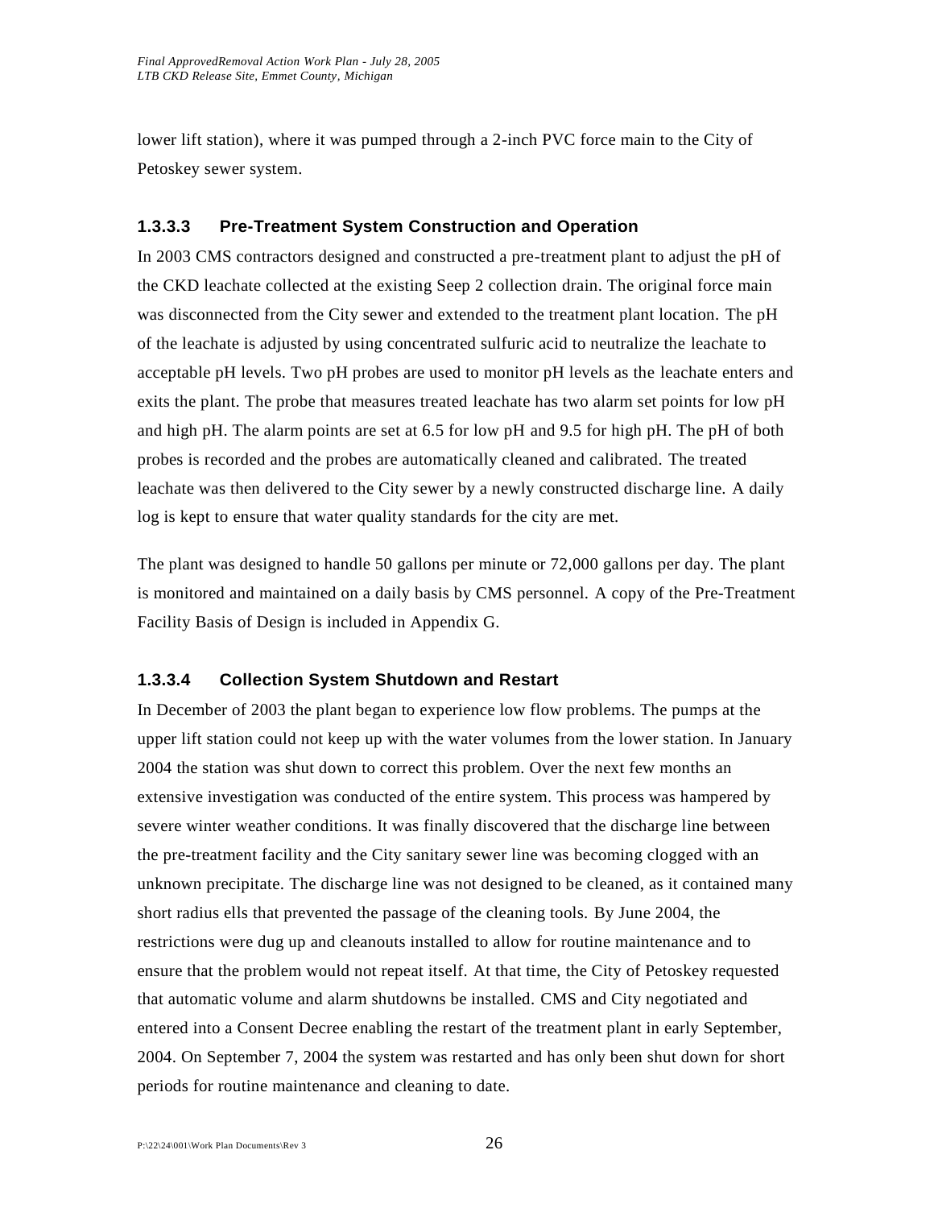lower lift station), where it was pumped through a 2-inch PVC force main to the City of Petoskey sewer system.

#### 1.3.3.3 Pre-Treatment System Construction and Operation

In 2003 CMS contractors designed and constructed a pre-treatment plant to adjust the pH of the CKD leachate collected at the existing Seep 2 collection drain. The original force main was disconnected from the City sewer and extended to the treatment plant location. The pH of the leachate is adjusted by using concentrated sulfuric acid to neutralize the leachate to acceptable pH levels. Two pH probes are used to monitor pH levels as the leachate enters and exits the plant. The probe that measures treated leachate has two alarm set points for low pH and high pH. The alarm points are set at 6.5 for low pH and 9.5 for high pH. The pH of both probes is recorded and the probes are automatically cleaned and calibrated. The treated leachate was then delivered to the City sewer by a newly constructed discharge line. A daily log is kept to ensure that water quality standards for the city are met.

The plant was designed to handle 50 gallons per minute or 72,000 gallons per day. The plant is monitored and maintained on a daily basis by CMS personnel. A copy of the Pre-Treatment Facility Basis of Design is included in Appendix G.

#### 1.3.3.4 Collection System Shutdown and Restart

In December of 2003 the plant began to experience low flow problems. The pumps at the upper lift station could not keep up with the water volumes from the lower station. In January 2004 the station was shut down to correct this problem. Over the next few months an extensive investigation was conducted of the entire system. This process was hampered by severe winter weather conditions. It was finally discovered that the discharge line between the pre-treatment facility and the City sanitary sewer line was becoming clogged with an unknown precipitate. The discharge line was not designed to be cleaned, as it contained many short radius ells that prevented the passage of the cleaning tools. By June 2004, the restrictions were dug up and cleanouts installed to allow for routine maintenance and to ensure that the problem would not repeat itself. At that time, the City of Petoskey requested that automatic volume and alarm shutdowns be installed. CMS and City negotiated and entered into a Consent Decree enabling the restart of the treatment plant in early September, 2004. On September 7, 2004 the system was restarted and has only been shut down for short periods for routine maintenance and cleaning to date.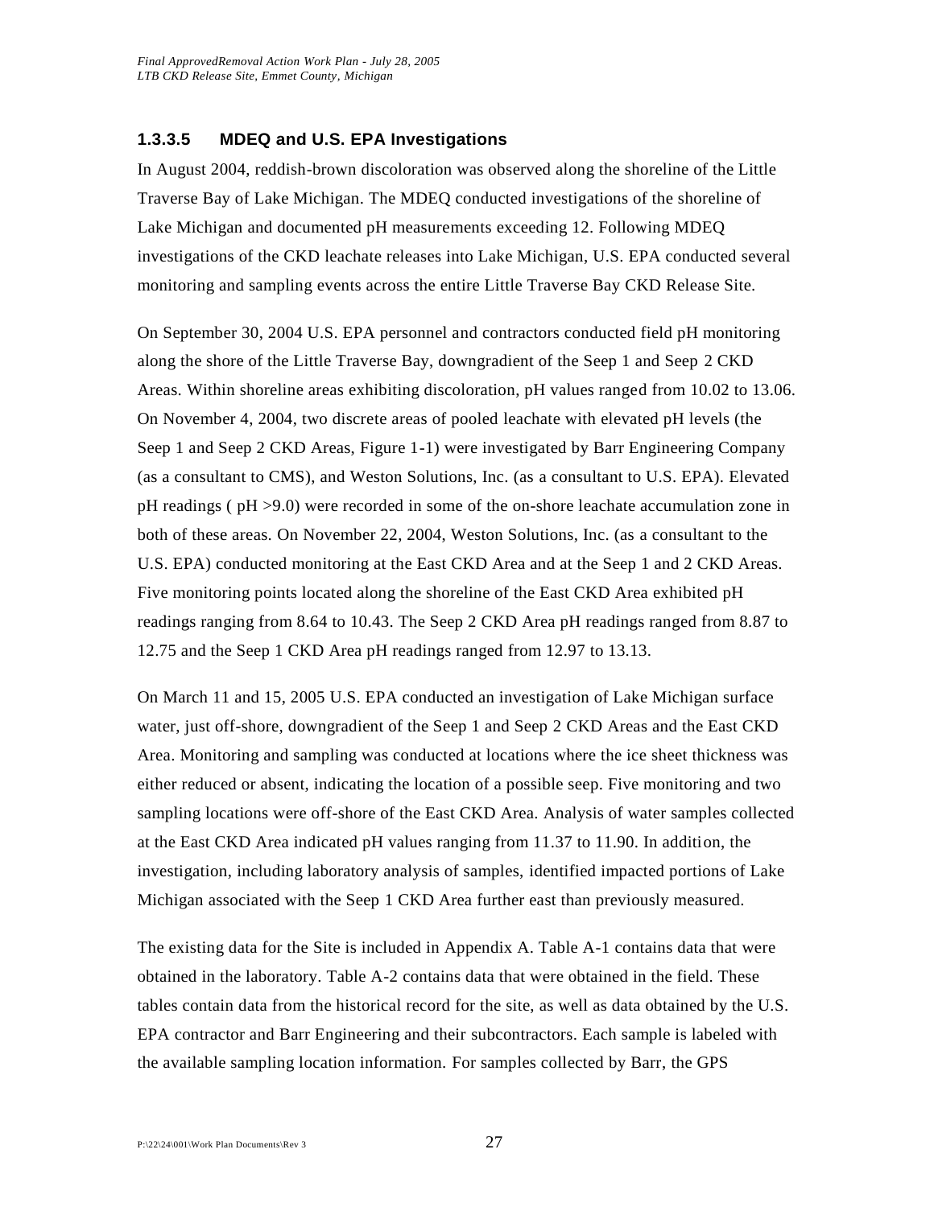### 1.3.3.5 MDEQ and U.S. EPA Investigations

In August 2004, reddish-brown discoloration was observed along the shoreline of the Little Traverse Bay of Lake Michigan. The MDEQ conducted investigations of the shoreline of Lake Michigan and documented pH measurements exceeding 12. Following MDEQ investigations of the CKD leachate releases into Lake Michigan, U.S. EPA conducted several monitoring and sampling events across the entire Little Traverse Bay CKD Release Site.

On September 30, 2004 U.S. EPA personnel and contractors conducted field pH monitoring along the shore of the Little Traverse Bay, downgradient of the Seep 1 and Seep 2 CKD Areas. Within shoreline areas exhibiting discoloration, pH values ranged from 10.02 to 13.06. On November 4, 2004, two discrete areas of pooled leachate with elevated pH levels (the Seep 1 and Seep 2 CKD Areas, Figure 1-1) were investigated by Barr Engineering Company (as a consultant to CMS), and Weston Solutions, Inc. (as a consultant to U.S. EPA). Elevated pH readings ( pH >9.0) were recorded in some of the on-shore leachate accumulation zone in both of these areas. On November 22, 2004, Weston Solutions, Inc. (as a consultant to the U.S. EPA) conducted monitoring at the East CKD Area and at the Seep 1 and 2 CKD Areas. Five monitoring points located along the shoreline of the East CKD Area exhibited pH readings ranging from 8.64 to 10.43. The Seep 2 CKD Area pH readings ranged from 8.87 to 12.75 and the Seep 1 CKD Area pH readings ranged from 12.97 to 13.13.

On March 11 and 15, 2005 U.S. EPA conducted an investigation of Lake Michigan surface water, just off-shore, downgradient of the Seep 1 and Seep 2 CKD Areas and the East CKD Area. Monitoring and sampling was conducted at locations where the ice sheet thickness was either reduced or absent, indicating the location of a possible seep. Five monitoring and two sampling locations were off-shore of the East CKD Area. Analysis of water samples collected at the East CKD Area indicated pH values ranging from 11.37 to 11.90. In addition, the investigation, including laboratory analysis of samples, identified impacted portions of Lake Michigan associated with the Seep 1 CKD Area further east than previously measured.

The existing data for the Site is included in Appendix A. Table A-1 contains data that were obtained in the laboratory. Table A-2 contains data that were obtained in the field. These tables contain data from the historical record for the site, as well as data obtained by the U.S. EPA contractor and Barr Engineering and their subcontractors. Each sample is labeled with the available sampling location information. For samples collected by Barr, the GPS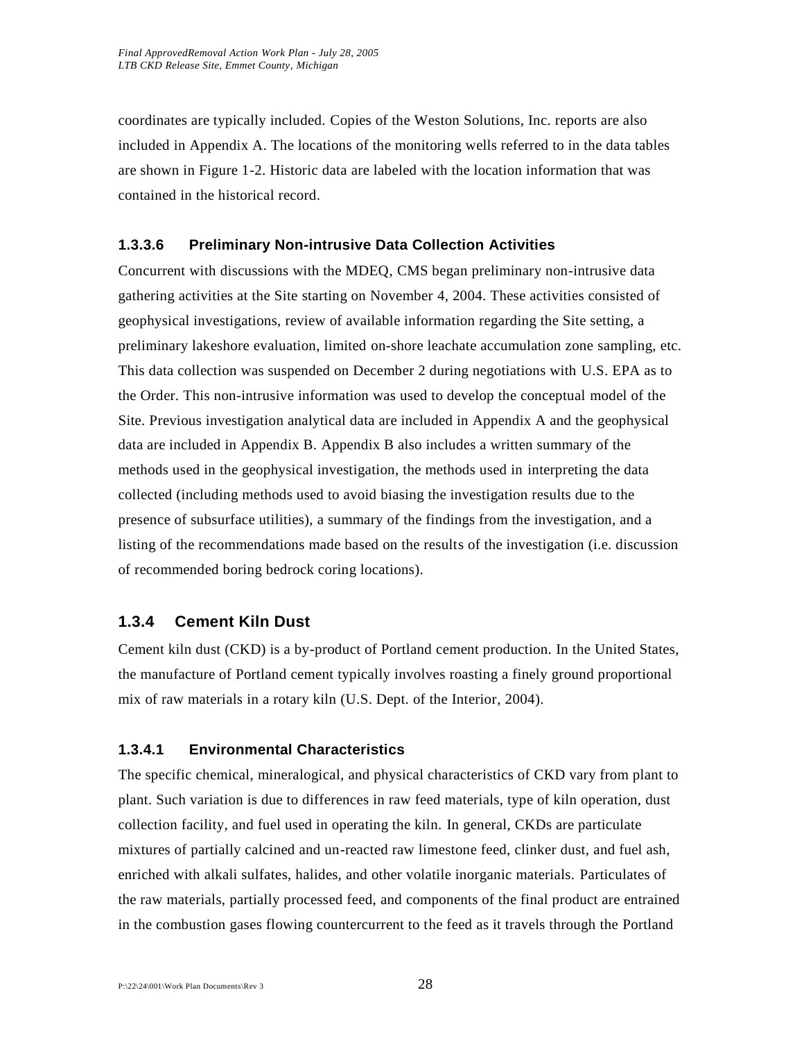coordinates are typically included. Copies of the Weston Solutions, Inc. reports are also included in Appendix A. The locations of the monitoring wells referred to in the data tables are shown in Figure 1-2. Historic data are labeled with the location information that was contained in the historical record.

#### 1.3.3.6 Preliminary Non-intrusive Data Collection Activities

Concurrent with discussions with the MDEQ, CMS began preliminary non-intrusive data gathering activities at the Site starting on November 4, 2004. These activities consisted of geophysical investigations, review of available information regarding the Site setting, a preliminary lakeshore evaluation, limited on-shore leachate accumulation zone sampling, etc. This data collection was suspended on December 2 during negotiations with U.S. EPA as to the Order. This non-intrusive information was used to develop the conceptual model of the Site. Previous investigation analytical data are included in Appendix A and the geophysical data are included in Appendix B. Appendix B also includes a written summary of the methods used in the geophysical investigation, the methods used in interpreting the data collected (including methods used to avoid biasing the investigation results due to the presence of subsurface utilities), a summary of the findings from the investigation, and a listing of the recommendations made based on the results of the investigation (i.e. discussion of recommended boring bedrock coring locations).

### 1.3.4 Cement Kiln Dust

Cement kiln dust (CKD) is a by-product of Portland cement production. In the United States, the manufacture of Portland cement typically involves roasting a finely ground proportional mix of raw materials in a rotary kiln (U.S. Dept. of the Interior, 2004).

#### 1.3.4.1 Environmental Characteristics

The specific chemical, mineralogical, and physical characteristics of CKD vary from plant to plant. Such variation is due to differences in raw feed materials, type of kiln operation, dust collection facility, and fuel used in operating the kiln. In general, CKDs are particulate mixtures of partially calcined and un-reacted raw limestone feed, clinker dust, and fuel ash, enriched with alkali sulfates, halides, and other volatile inorganic materials. Particulates of the raw materials, partially processed feed, and components of the final product are entrained in the combustion gases flowing countercurrent to the feed as it travels through the Portland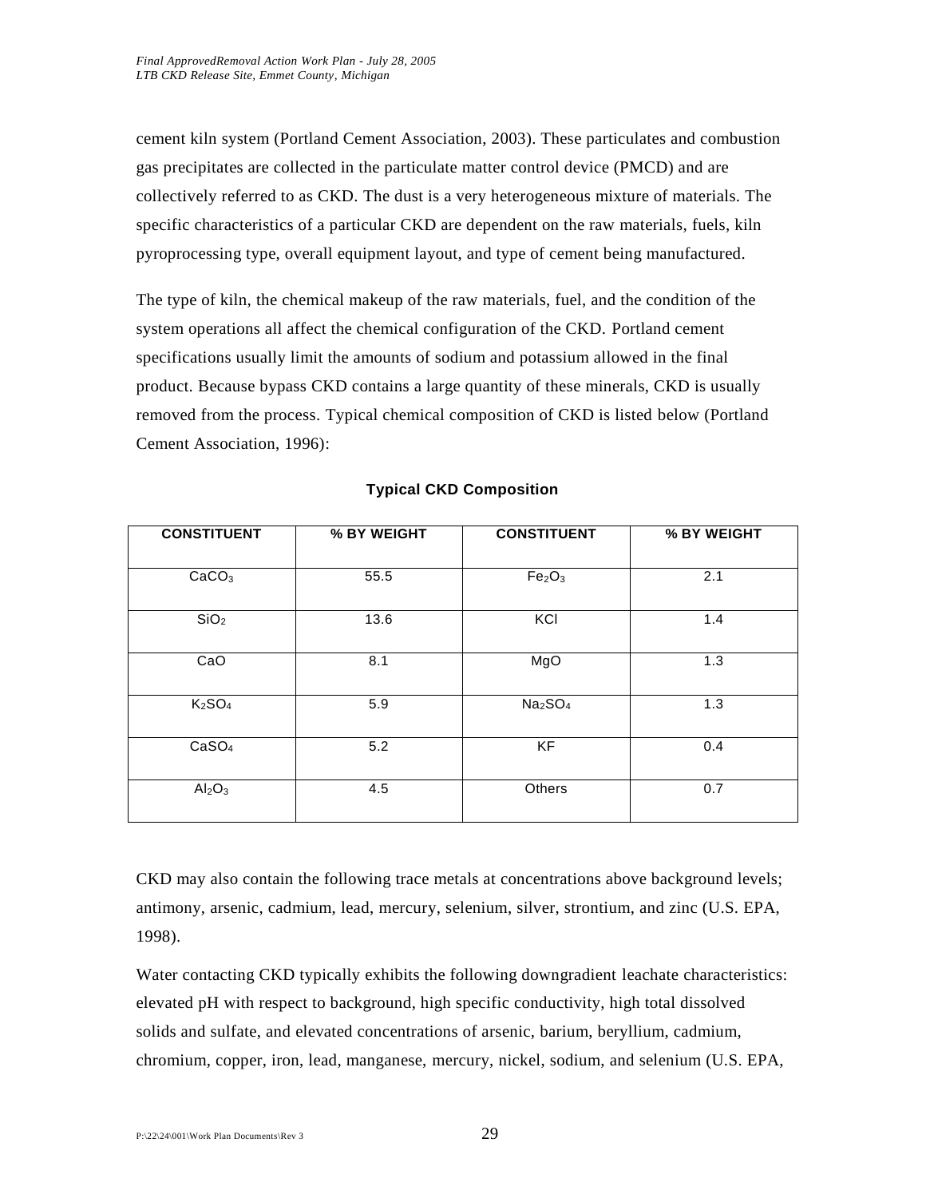cement kiln system (Portland Cement Association, 2003). These particulates and combustion gas precipitates are collected in the particulate matter control device (PMCD) and are collectively referred to as CKD. The dust is a very heterogeneous mixture of materials. The specific characteristics of a particular CKD are dependent on the raw materials, fuels, kiln pyroprocessing type, overall equipment layout, and type of cement being manufactured.

The type of kiln, the chemical makeup of the raw materials, fuel, and the condition of the system operations all affect the chemical configuration of the CKD. Portland cement specifications usually limit the amounts of sodium and potassium allowed in the final product. Because bypass CKD contains a large quantity of these minerals, CKD is usually removed from the process. Typical chemical composition of CKD is listed below (Portland Cement Association, 1996):

**Typical CKD Composition**

| CONSTITUENT | % BY WEIGHT | CONSTITUENT | % BY WEIGHT |
|---|---|---|---|
| $CaCO_3$ | 55.5 | $Fe_2O_3$ | 2.1 |
| $SiO_2$ | 13.6 | KCl | 1.4 |
| CaO | 8.1 | MgO | 1.3 |
| $K_2SO_4$ | 5.9 | $Na_2SO_4$ | 1.3 |
| $CaSO_4$ | 5.2 | KF | 0.4 |
| $Al_2O_3$ | 4.5 | Others | 0.7 |

CKD may also contain the following trace metals at concentrations above background levels; antimony, arsenic, cadmium, lead, mercury, selenium, silver, strontium, and zinc (U.S. EPA, 1998).

Water contacting CKD typically exhibits the following downgradient leachate characteristics: elevated pH with respect to background, high specific conductivity, high total dissolved solids and sulfate, and elevated concentrations of arsenic, barium, beryllium, cadmium, chromium, copper, iron, lead, manganese, mercury, nickel, sodium, and selenium (U.S. EPA,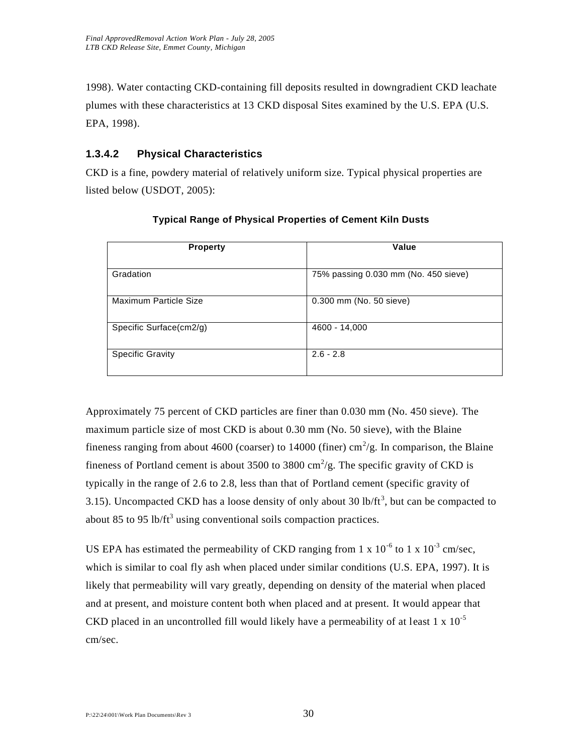1998). Water contacting CKD-containing fill deposits resulted in downgradient CKD leachate plumes with these characteristics at 13 CKD disposal Sites examined by the U.S. EPA (U.S. EPA, 1998).

### 1.3.4.2 Physical Characteristics

CKD is a fine, powdery material of relatively uniform size. Typical physical properties are listed below (USDOT, 2005):

**Typical Range of Physical Properties of Cement Kiln Dusts**

| Property | Value |
|---|---|
| Gradation | 75% passing 0.030 mm (No. 450 sieve) |
| Maximum Particle Size | 0.300 mm (No. 50 sieve) |
| Specific Surface(cm2/g) | 4600 - 14,000 |
| Specific Gravity | 2.6 - 2.8 |

Approximately 75 percent of CKD particles are finer than 0.030 mm (No. 450 sieve). The maximum particle size of most CKD is about 0.30 mm (No. 50 sieve), with the Blaine fineness ranging from about 4600 (coarser) to 14000 (finer) $cm^2/g$. In comparison, the Blaine fineness of Portland cement is about 3500 to 3800 $cm^2/g$. The specific gravity of CKD is typically in the range of 2.6 to 2.8, less than that of Portland cement (specific gravity of 3.15). Uncompacted CKD has a loose density of only about 30 $lb/ft^3$, but can be compacted to about 85 to 95 $lb/ft^3$ using conventional soils compaction practices.

US EPA has estimated the permeability of CKD ranging from $1 \times 10^{-6}$ to $1 \times 10^{-3}$ cm/sec, which is similar to coal fly ash when placed under similar conditions (U.S. EPA, 1997). It is likely that permeability will vary greatly, depending on density of the material when placed and at present, and moisture content both when placed and at present. It would appear that CKD placed in an uncontrolled fill would likely have a permeability of at least $1 \times 10^{-5}$ cm/sec.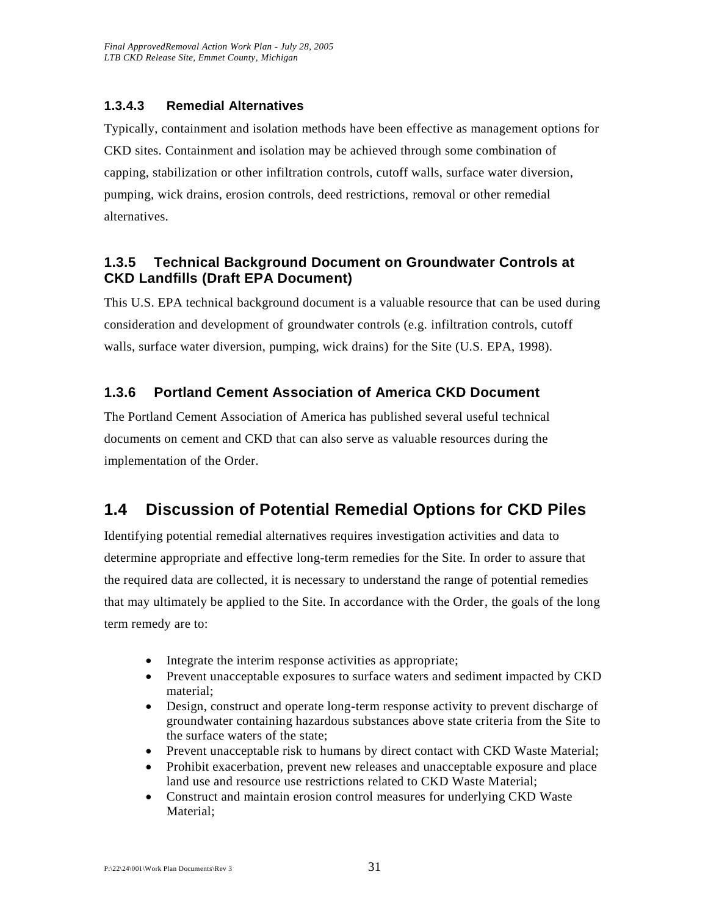#### 1.3.4.3 Remedial Alternatives

Typically, containment and isolation methods have been effective as management options for CKD sites. Containment and isolation may be achieved through some combination of capping, stabilization or other infiltration controls, cutoff walls, surface water diversion, pumping, wick drains, erosion controls, deed restrictions, removal or other remedial alternatives.

### 1.3.5 Technical Background Document on Groundwater Controls at CKD Landfills (Draft EPA Document)

This U.S. EPA technical background document is a valuable resource that can be used during consideration and development of groundwater controls (e.g. infiltration controls, cutoff walls, surface water diversion, pumping, wick drains) for the Site (U.S. EPA, 1998).

### 1.3.6 Portland Cement Association of America CKD Document

The Portland Cement Association of America has published several useful technical documents on cement and CKD that can also serve as valuable resources during the implementation of the Order.

## 1.4 Discussion of Potential Remedial Options for CKD Piles

Identifying potential remedial alternatives requires investigation activities and data to determine appropriate and effective long-term remedies for the Site. In order to assure that the required data are collected, it is necessary to understand the range of potential remedies that may ultimately be applied to the Site. In accordance with the Order, the goals of the long term remedy are to:

- Integrate the interim response activities as appropriate;
- Prevent unacceptable exposures to surface waters and sediment impacted by CKD material;
- Design, construct and operate long-term response activity to prevent discharge of groundwater containing hazardous substances above state criteria from the Site to the surface waters of the state;
- Prevent unacceptable risk to humans by direct contact with CKD Waste Material;
- Prohibit exacerbation, prevent new releases and unacceptable exposure and place land use and resource use restrictions related to CKD Waste Material;
- Construct and maintain erosion control measures for underlying CKD Waste Material;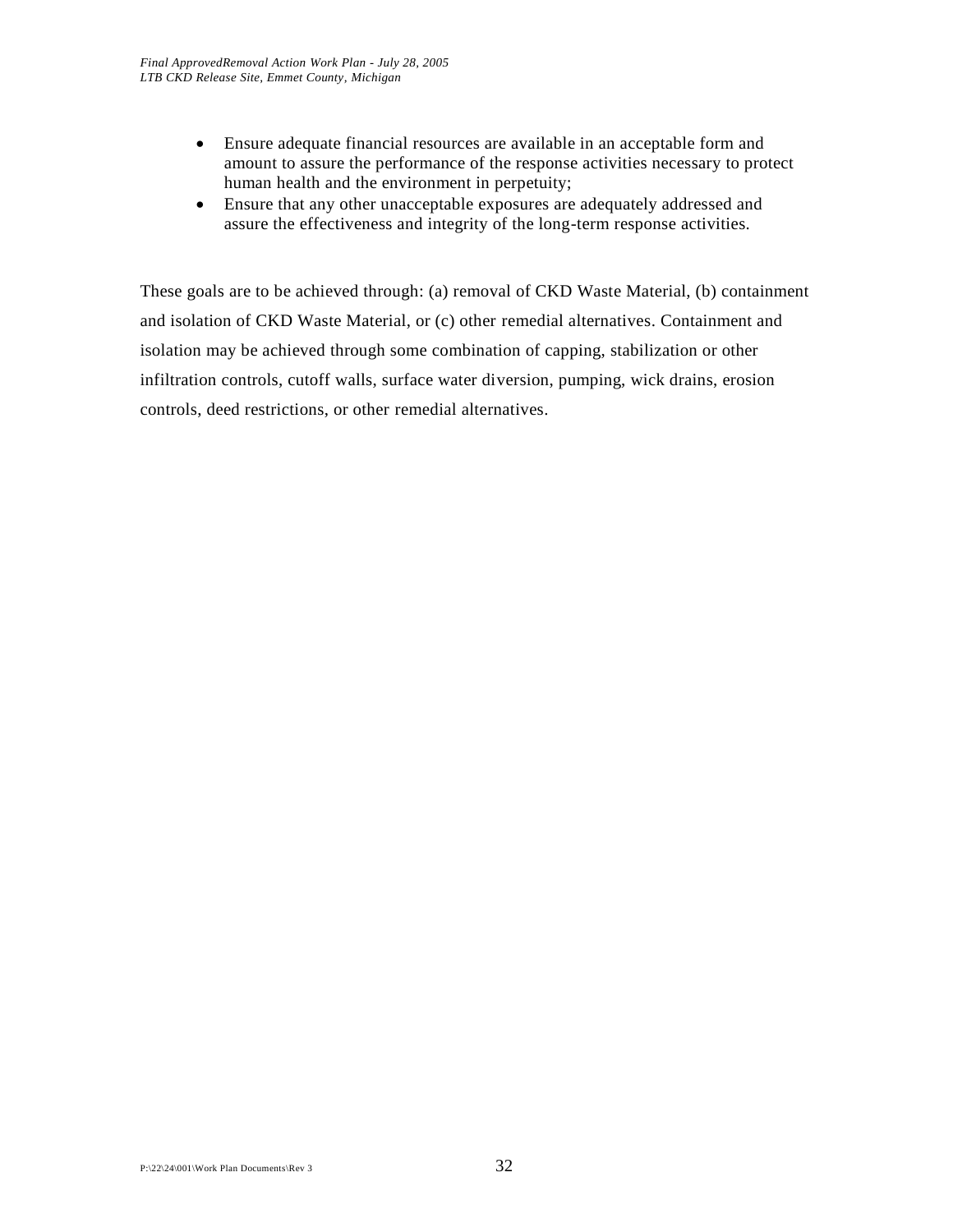- Ensure adequate financial resources are available in an acceptable form and amount to assure the performance of the response activities necessary to protect human health and the environment in perpetuity;
- Ensure that any other unacceptable exposures are adequately addressed and assure the effectiveness and integrity of the long-term response activities.

These goals are to be achieved through: (a) removal of CKD Waste Material, (b) containment and isolation of CKD Waste Material, or (c) other remedial alternatives. Containment and isolation may be achieved through some combination of capping, stabilization or other infiltration controls, cutoff walls, surface water diversion, pumping, wick drains, erosion controls, deed restrictions, or other remedial alternatives.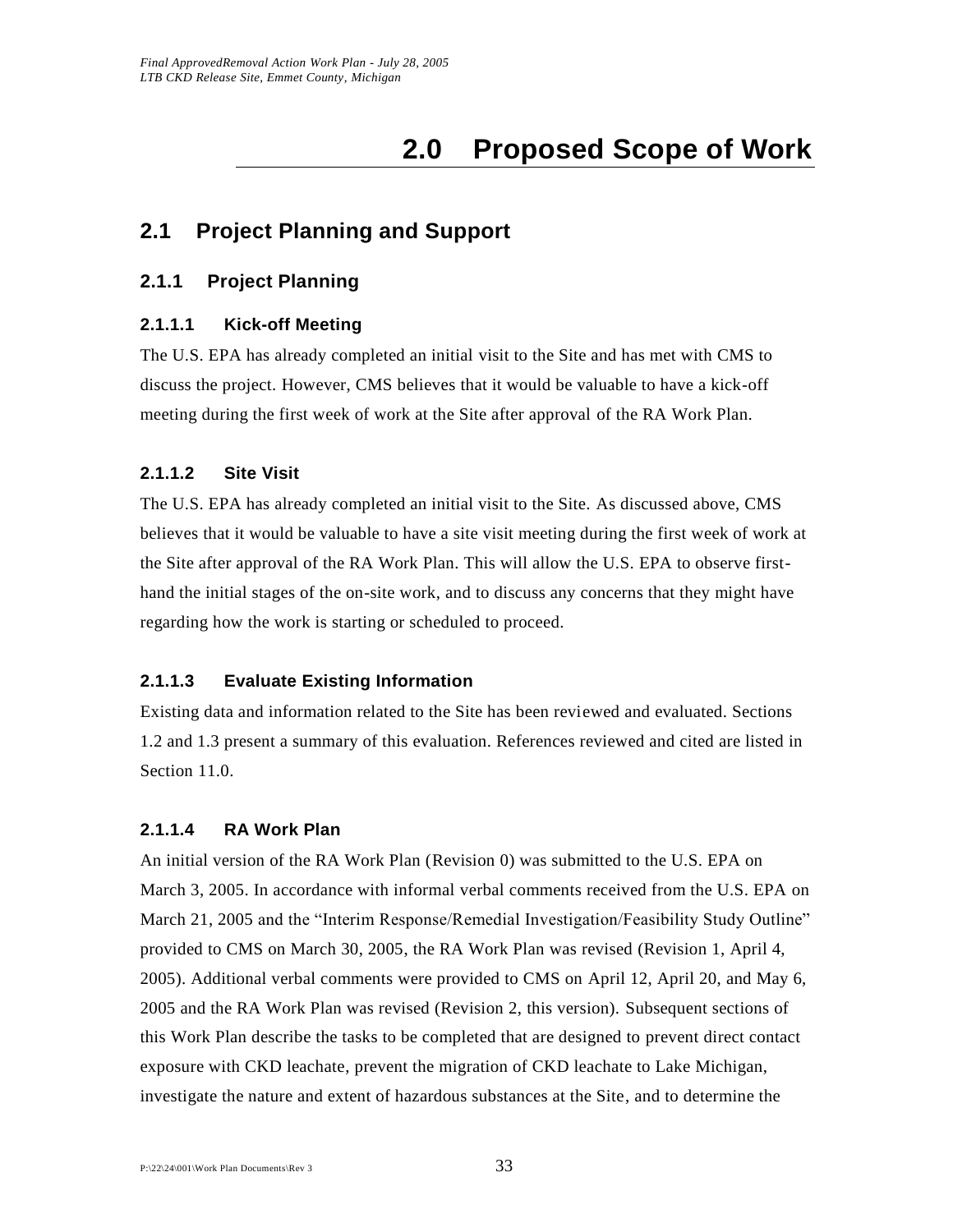# 2.0 Proposed Scope of Work

## 2.1 Project Planning and Support

### 2.1.1 Project Planning

#### 2.1.1.1 Kick-off Meeting

The U.S. EPA has already completed an initial visit to the Site and has met with CMS to discuss the project. However, CMS believes that it would be valuable to have a kick-off meeting during the first week of work at the Site after approval of the RA Work Plan.

#### 2.1.1.2 Site Visit

The U.S. EPA has already completed an initial visit to the Site. As discussed above, CMS believes that it would be valuable to have a site visit meeting during the first week of work at the Site after approval of the RA Work Plan. This will allow the U.S. EPA to observe first-hand the initial stages of the on-site work, and to discuss any concerns that they might have regarding how the work is starting or scheduled to proceed.

#### 2.1.1.3 Evaluate Existing Information

Existing data and information related to the Site has been reviewed and evaluated. Sections 1.2 and 1.3 present a summary of this evaluation. References reviewed and cited are listed in Section 11.0.

#### 2.1.1.4 RA Work Plan

An initial version of the RA Work Plan (Revision 0) was submitted to the U.S. EPA on March 3, 2005. In accordance with informal verbal comments received from the U.S. EPA on March 21, 2005 and the "Interim Response/Remedial Investigation/Feasibility Study Outline" provided to CMS on March 30, 2005, the RA Work Plan was revised (Revision 1, April 4, 2005). Additional verbal comments were provided to CMS on April 12, April 20, and May 6, 2005 and the RA Work Plan was revised (Revision 2, this version). Subsequent sections of this Work Plan describe the tasks to be completed that are designed to prevent direct contact exposure with CKD leachate, prevent the migration of CKD leachate to Lake Michigan, investigate the nature and extent of hazardous substances at the Site, and to determine the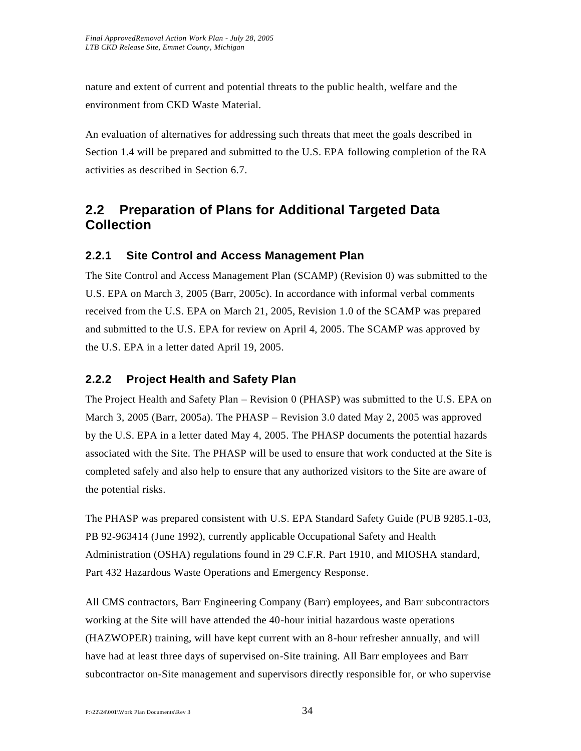nature and extent of current and potential threats to the public health, welfare and the environment from CKD Waste Material.

An evaluation of alternatives for addressing such threats that meet the goals described in Section 1.4 will be prepared and submitted to the U.S. EPA following completion of the RA activities as described in Section 6.7.

## 2.2 Preparation of Plans for Additional Targeted Data Collection

### 2.2.1 Site Control and Access Management Plan

The Site Control and Access Management Plan (SCAMP) (Revision 0) was submitted to the U.S. EPA on March 3, 2005 (Barr, 2005c). In accordance with informal verbal comments received from the U.S. EPA on March 21, 2005, Revision 1.0 of the SCAMP was prepared and submitted to the U.S. EPA for review on April 4, 2005. The SCAMP was approved by the U.S. EPA in a letter dated April 19, 2005.

### 2.2.2 Project Health and Safety Plan

The Project Health and Safety Plan – Revision 0 (PHASP) was submitted to the U.S. EPA on March 3, 2005 (Barr, 2005a). The PHASP – Revision 3.0 dated May 2, 2005 was approved by the U.S. EPA in a letter dated May 4, 2005. The PHASP documents the potential hazards associated with the Site. The PHASP will be used to ensure that work conducted at the Site is completed safely and also help to ensure that any authorized visitors to the Site are aware of the potential risks.

The PHASP was prepared consistent with U.S. EPA Standard Safety Guide (PUB 9285.1-03, PB 92-963414 (June 1992), currently applicable Occupational Safety and Health Administration (OSHA) regulations found in 29 C.F.R. Part 1910, and MIOSHA standard, Part 432 Hazardous Waste Operations and Emergency Response.

All CMS contractors, Barr Engineering Company (Barr) employees, and Barr subcontractors working at the Site will have attended the 40-hour initial hazardous waste operations (HAZWOPER) training, will have kept current with an 8-hour refresher annually, and will have had at least three days of supervised on-Site training. All Barr employees and Barr subcontractor on-Site management and supervisors directly responsible for, or who supervise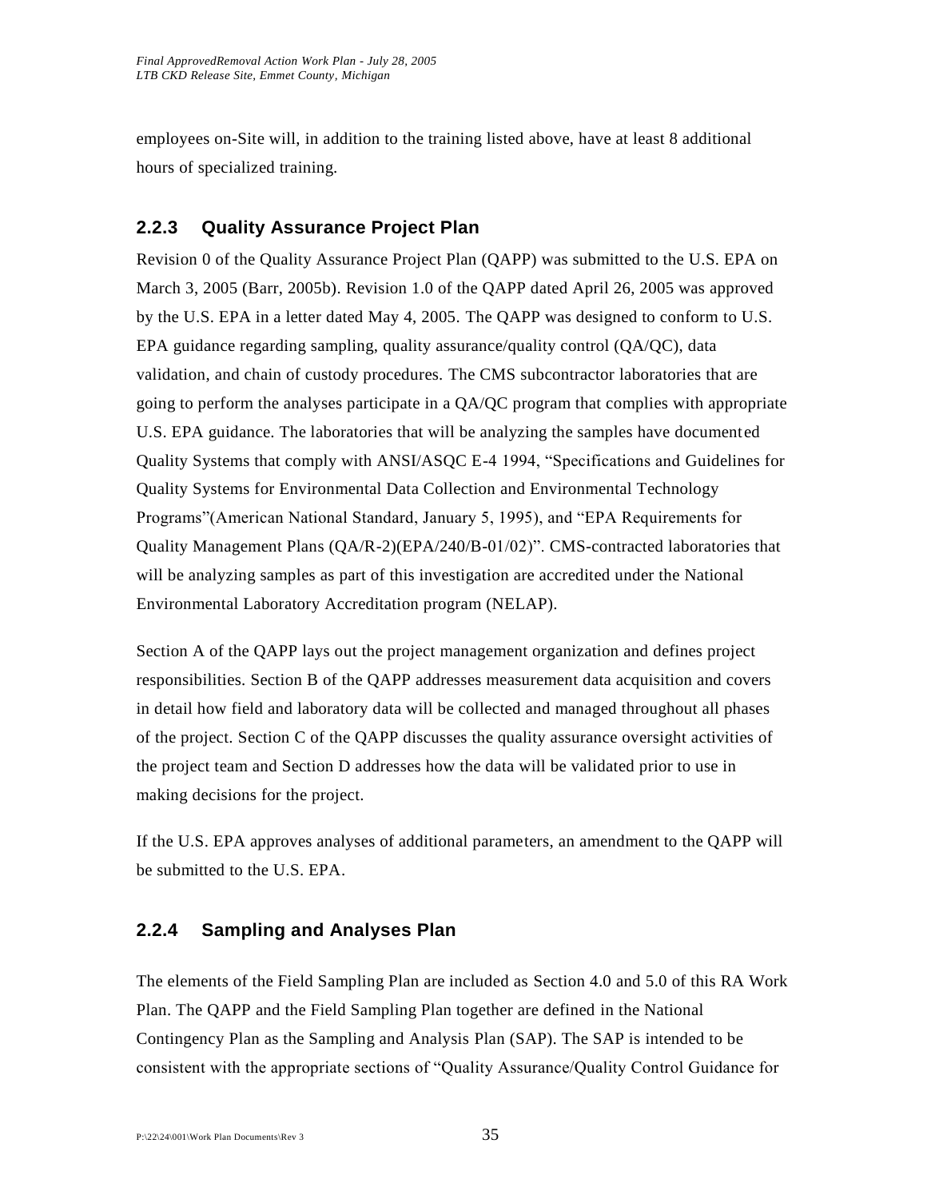employees on-Site will, in addition to the training listed above, have at least 8 additional hours of specialized training.

### 2.2.3 Quality Assurance Project Plan

Revision 0 of the Quality Assurance Project Plan (QAPP) was submitted to the U.S. EPA on March 3, 2005 (Barr, 2005b). Revision 1.0 of the QAPP dated April 26, 2005 was approved by the U.S. EPA in a letter dated May 4, 2005. The QAPP was designed to conform to U.S. EPA guidance regarding sampling, quality assurance/quality control (QA/QC), data validation, and chain of custody procedures. The CMS subcontractor laboratories that are going to perform the analyses participate in a QA/QC program that complies with appropriate U.S. EPA guidance. The laboratories that will be analyzing the samples have documented Quality Systems that comply with ANSI/ASQC E-4 1994, "Specifications and Guidelines for Quality Systems for Environmental Data Collection and Environmental Technology Programs"(American National Standard, January 5, 1995), and "EPA Requirements for Quality Management Plans (QA/R-2)(EPA/240/B-01/02)". CMS-contracted laboratories that will be analyzing samples as part of this investigation are accredited under the National Environmental Laboratory Accreditation program (NELAP).

Section A of the QAPP lays out the project management organization and defines project responsibilities. Section B of the QAPP addresses measurement data acquisition and covers in detail how field and laboratory data will be collected and managed throughout all phases of the project. Section C of the QAPP discusses the quality assurance oversight activities of the project team and Section D addresses how the data will be validated prior to use in making decisions for the project.

If the U.S. EPA approves analyses of additional parameters, an amendment to the QAPP will be submitted to the U.S. EPA.

### 2.2.4 Sampling and Analyses Plan

The elements of the Field Sampling Plan are included as Section 4.0 and 5.0 of this RA Work Plan. The QAPP and the Field Sampling Plan together are defined in the National Contingency Plan as the Sampling and Analysis Plan (SAP). The SAP is intended to be consistent with the appropriate sections of "Quality Assurance/Quality Control Guidance for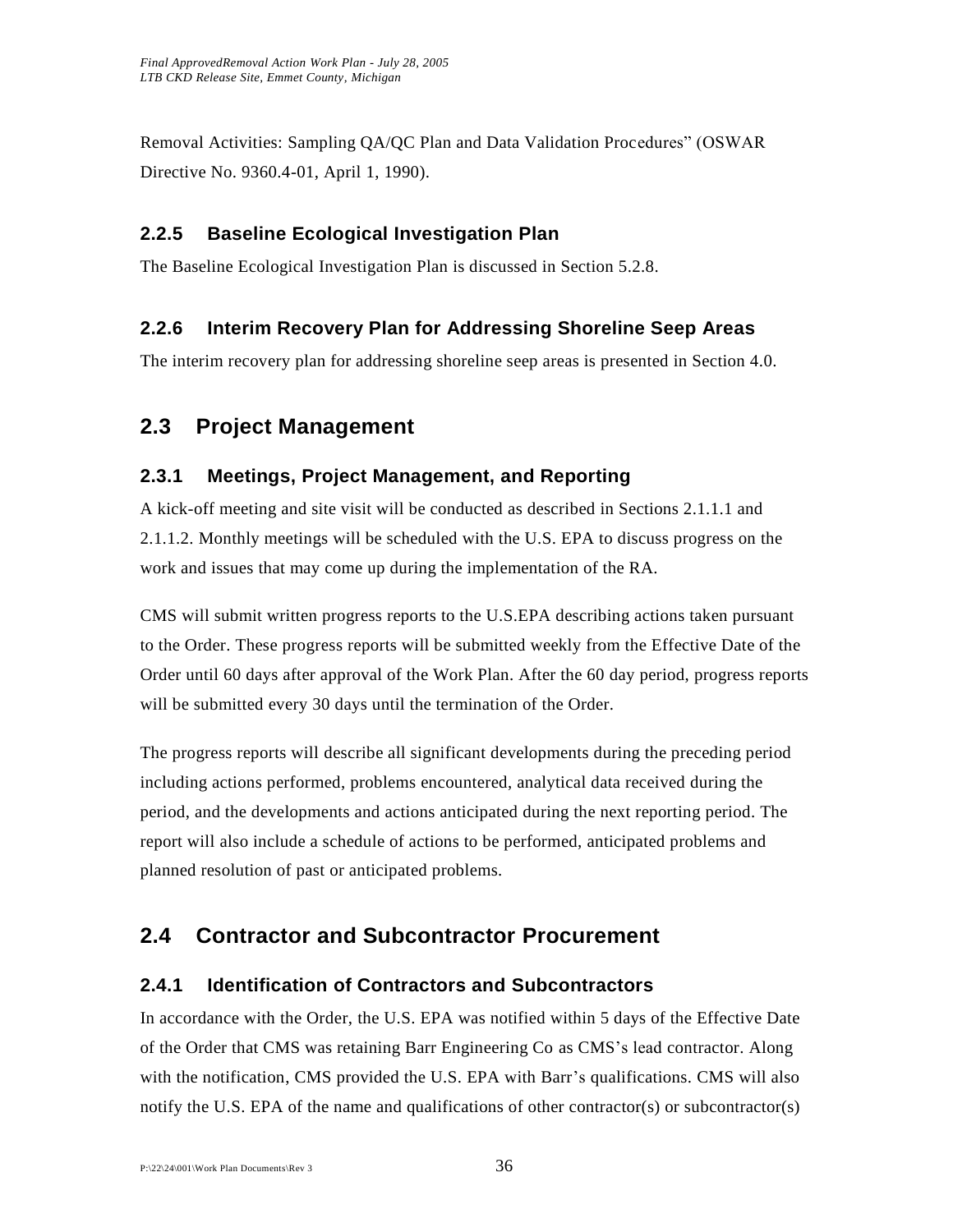Removal Activities: Sampling QA/QC Plan and Data Validation Procedures" (OSWAR Directive No. 9360.4-01, April 1, 1990).

### 2.2.5 Baseline Ecological Investigation Plan

The Baseline Ecological Investigation Plan is discussed in Section 5.2.8.

### 2.2.6 Interim Recovery Plan for Addressing Shoreline Seep Areas

The interim recovery plan for addressing shoreline seep areas is presented in Section 4.0.

## 2.3 Project Management

### 2.3.1 Meetings, Project Management, and Reporting

A kick-off meeting and site visit will be conducted as described in Sections 2.1.1.1 and 2.1.1.2. Monthly meetings will be scheduled with the U.S. EPA to discuss progress on the work and issues that may come up during the implementation of the RA.

CMS will submit written progress reports to the U.S.EPA describing actions taken pursuant to the Order. These progress reports will be submitted weekly from the Effective Date of the Order until 60 days after approval of the Work Plan. After the 60 day period, progress reports will be submitted every 30 days until the termination of the Order.

The progress reports will describe all significant developments during the preceding period including actions performed, problems encountered, analytical data received during the period, and the developments and actions anticipated during the next reporting period. The report will also include a schedule of actions to be performed, anticipated problems and planned resolution of past or anticipated problems.

## 2.4 Contractor and Subcontractor Procurement

### 2.4.1 Identification of Contractors and Subcontractors

In accordance with the Order, the U.S. EPA was notified within 5 days of the Effective Date of the Order that CMS was retaining Barr Engineering Co as CMS's lead contractor. Along with the notification, CMS provided the U.S. EPA with Barr's qualifications. CMS will also notify the U.S. EPA of the name and qualifications of other contractor(s) or subcontractor(s)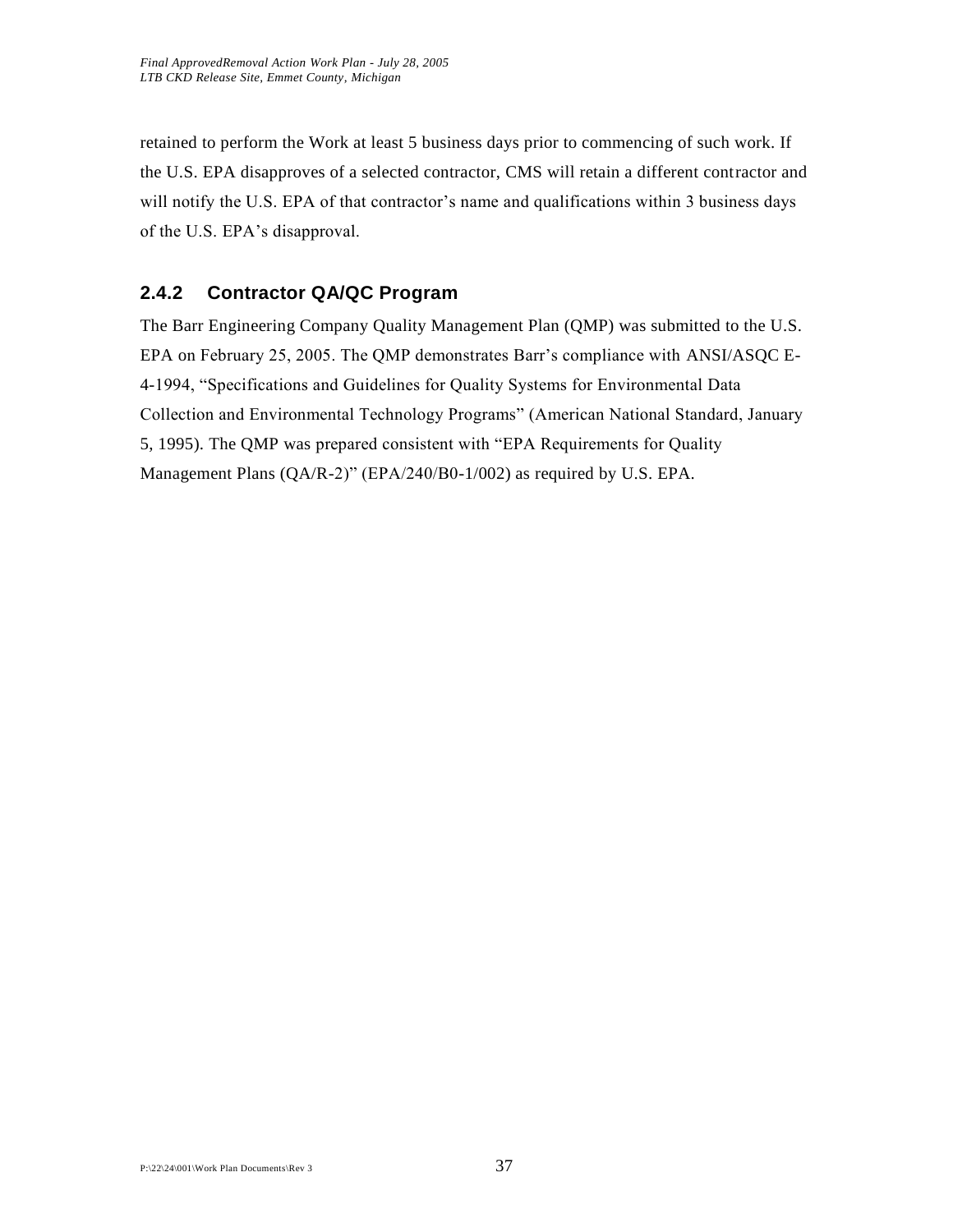retained to perform the Work at least 5 business days prior to commencing of such work. If the U.S. EPA disapproves of a selected contractor, CMS will retain a different contractor and will notify the U.S. EPA of that contractor's name and qualifications within 3 business days of the U.S. EPA's disapproval.

### 2.4.2 Contractor QA/QC Program

The Barr Engineering Company Quality Management Plan (QMP) was submitted to the U.S. EPA on February 25, 2005. The QMP demonstrates Barr's compliance with ANSI/ASQC E-4-1994, "Specifications and Guidelines for Quality Systems for Environmental Data Collection and Environmental Technology Programs" (American National Standard, January 5, 1995). The QMP was prepared consistent with "EPA Requirements for Quality Management Plans (QA/R-2)" (EPA/240/B0-1/002) as required by U.S. EPA.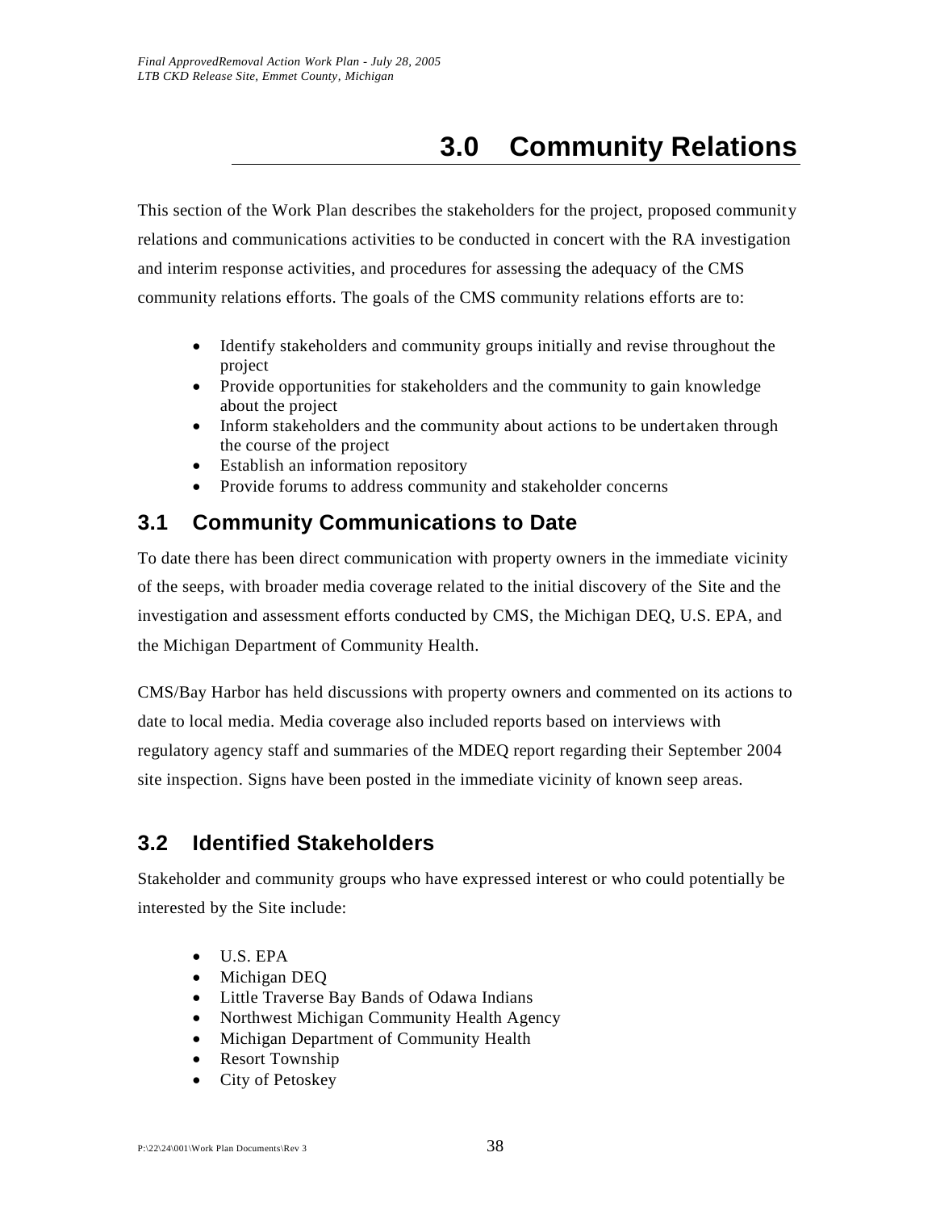# 3.0 Community Relations

This section of the Work Plan describes the stakeholders for the project, proposed community relations and communications activities to be conducted in concert with the RA investigation and interim response activities, and procedures for assessing the adequacy of the CMS community relations efforts. The goals of the CMS community relations efforts are to:

- Identify stakeholders and community groups initially and revise throughout the project
- Provide opportunities for stakeholders and the community to gain knowledge about the project
- Inform stakeholders and the community about actions to be undertaken through the course of the project
- Establish an information repository
- Provide forums to address community and stakeholder concerns

## 3.1 Community Communications to Date

To date there has been direct communication with property owners in the immediate vicinity of the seeps, with broader media coverage related to the initial discovery of the Site and the investigation and assessment efforts conducted by CMS, the Michigan DEQ, U.S. EPA, and the Michigan Department of Community Health.

CMS/Bay Harbor has held discussions with property owners and commented on its actions to date to local media. Media coverage also included reports based on interviews with regulatory agency staff and summaries of the MDEQ report regarding their September 2004 site inspection. Signs have been posted in the immediate vicinity of known seep areas.

## 3.2 Identified Stakeholders

Stakeholder and community groups who have expressed interest or who could potentially be interested by the Site include:

- U.S. EPA
- Michigan DEQ
- Little Traverse Bay Bands of Odawa Indians
- Northwest Michigan Community Health Agency
- Michigan Department of Community Health
- Resort Township
- City of Petoskey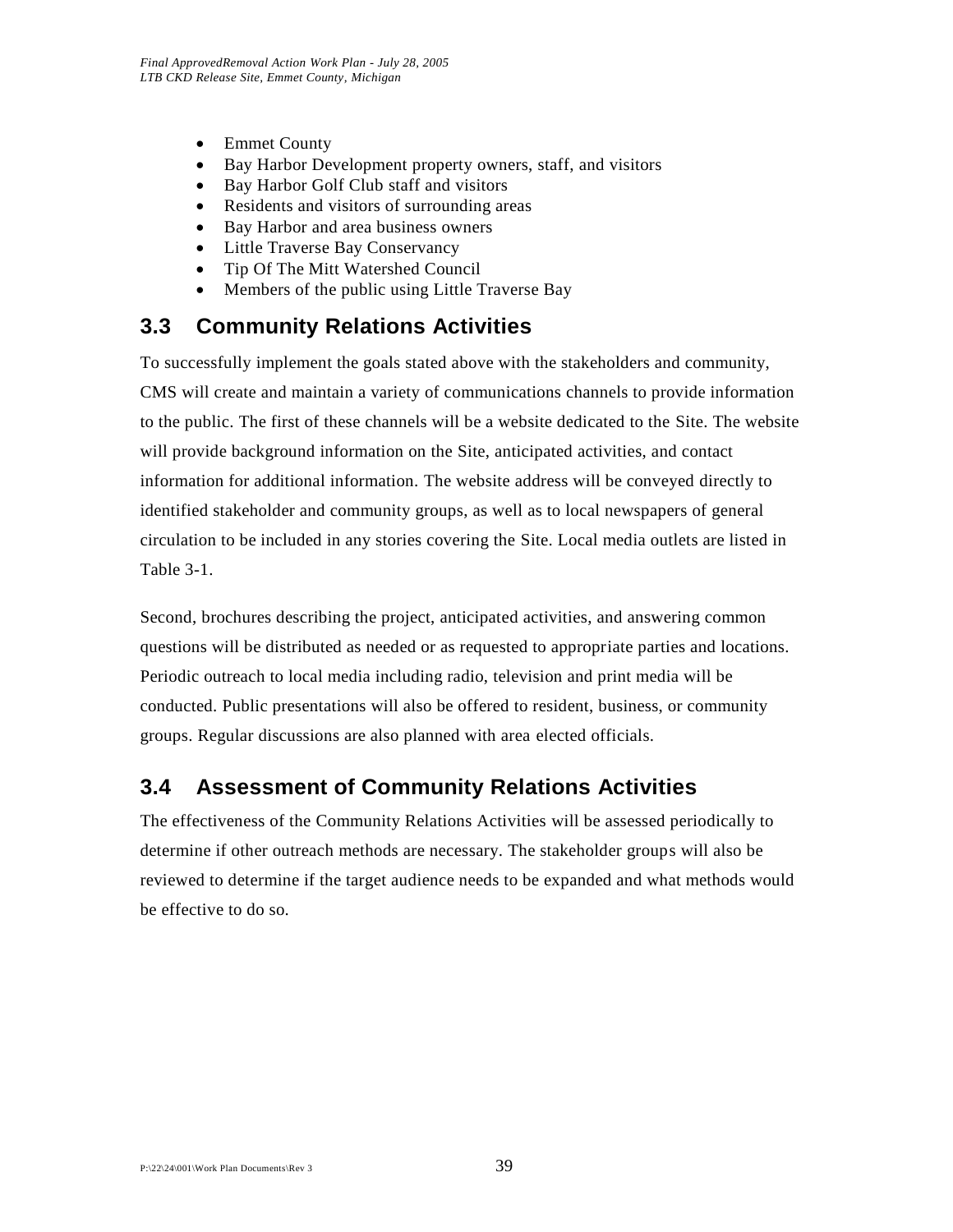- Emmet County
- Bay Harbor Development property owners, staff, and visitors
- Bay Harbor Golf Club staff and visitors
- Residents and visitors of surrounding areas
- Bay Harbor and area business owners
- Little Traverse Bay Conservancy
- Tip Of The Mitt Watershed Council
- Members of the public using Little Traverse Bay

## 3.3 Community Relations Activities

To successfully implement the goals stated above with the stakeholders and community, CMS will create and maintain a variety of communications channels to provide information to the public. The first of these channels will be a website dedicated to the Site. The website will provide background information on the Site, anticipated activities, and contact information for additional information. The website address will be conveyed directly to identified stakeholder and community groups, as well as to local newspapers of general circulation to be included in any stories covering the Site. Local media outlets are listed in Table 3-1.

Second, brochures describing the project, anticipated activities, and answering common questions will be distributed as needed or as requested to appropriate parties and locations. Periodic outreach to local media including radio, television and print media will be conducted. Public presentations will also be offered to resident, business, or community groups. Regular discussions are also planned with area elected officials.

## 3.4 Assessment of Community Relations Activities

The effectiveness of the Community Relations Activities will be assessed periodically to determine if other outreach methods are necessary. The stakeholder groups will also be reviewed to determine if the target audience needs to be expanded and what methods would be effective to do so.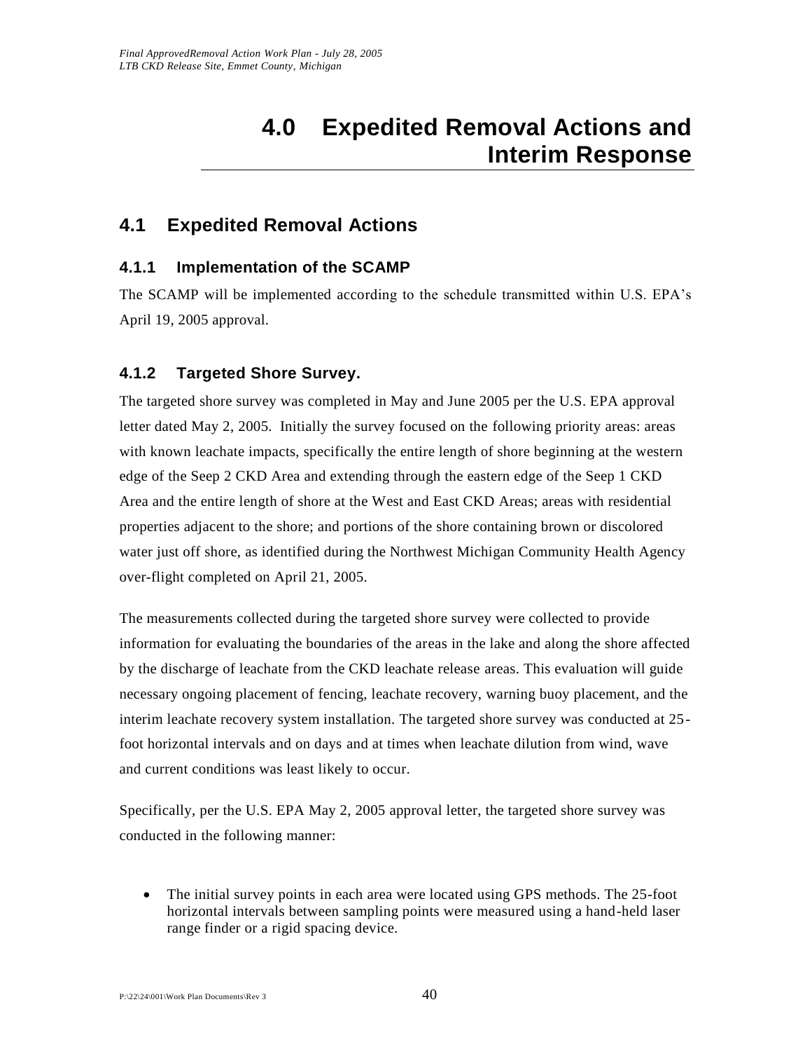# 4.0 Expedited Removal Actions and Interim Response

## 4.1 Expedited Removal Actions

### 4.1.1 Implementation of the SCAMP

The SCAMP will be implemented according to the schedule transmitted within U.S. EPA's April 19, 2005 approval.

### 4.1.2 Targeted Shore Survey.

The targeted shore survey was completed in May and June 2005 per the U.S. EPA approval letter dated May 2, 2005. Initially the survey focused on the following priority areas: areas with known leachate impacts, specifically the entire length of shore beginning at the western edge of the Seep 2 CKD Area and extending through the eastern edge of the Seep 1 CKD Area and the entire length of shore at the West and East CKD Areas; areas with residential properties adjacent to the shore; and portions of the shore containing brown or discolored water just off shore, as identified during the Northwest Michigan Community Health Agency over-flight completed on April 21, 2005.

The measurements collected during the targeted shore survey were collected to provide information for evaluating the boundaries of the areas in the lake and along the shore affected by the discharge of leachate from the CKD leachate release areas. This evaluation will guide necessary ongoing placement of fencing, leachate recovery, warning buoy placement, and the interim leachate recovery system installation. The targeted shore survey was conducted at 25-foot horizontal intervals and on days and at times when leachate dilution from wind, wave and current conditions was least likely to occur.

Specifically, per the U.S. EPA May 2, 2005 approval letter, the targeted shore survey was conducted in the following manner:

- The initial survey points in each area were located using GPS methods. The 25-foot horizontal intervals between sampling points were measured using a hand-held laser range finder or a rigid spacing device.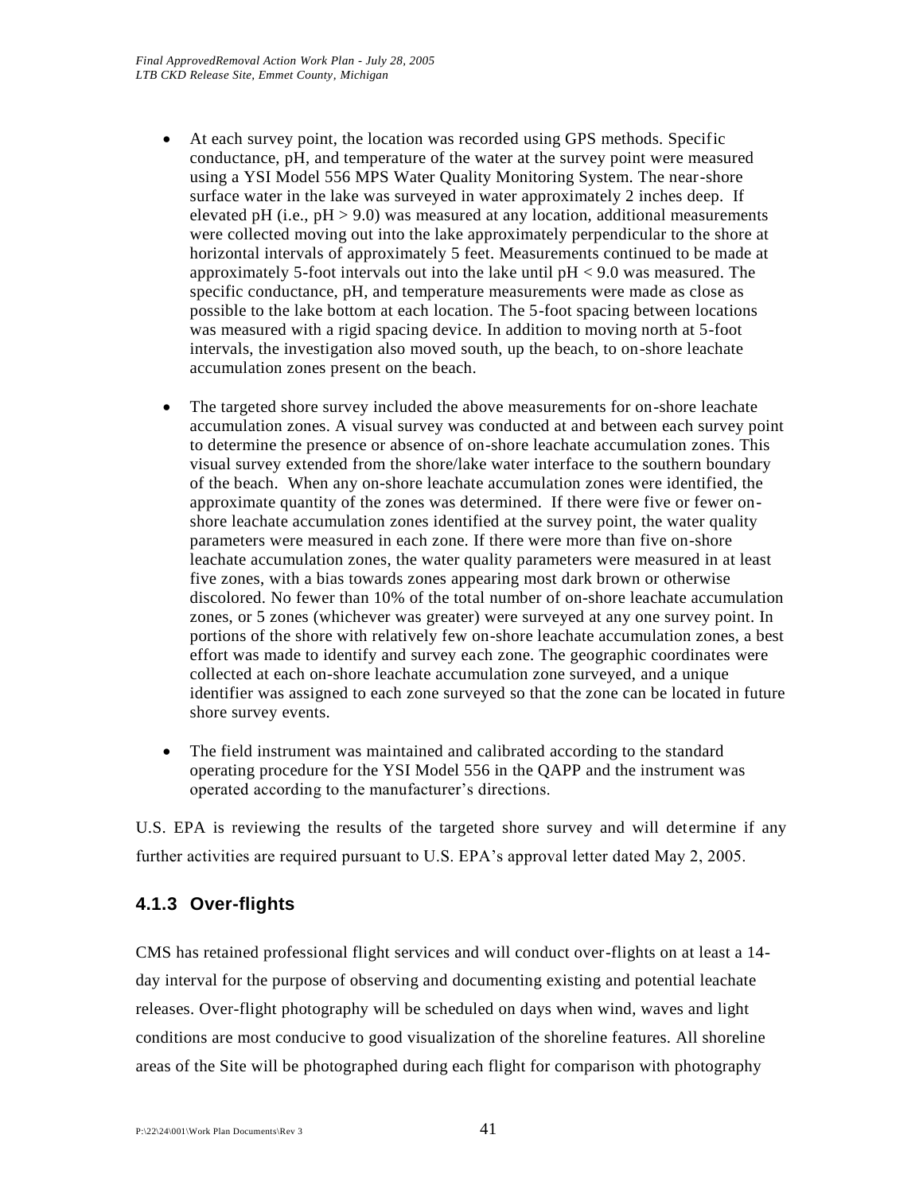- At each survey point, the location was recorded using GPS methods. Specific conductance, pH, and temperature of the water at the survey point were measured using a YSI Model 556 MPS Water Quality Monitoring System. The near-shore surface water in the lake was surveyed in water approximately 2 inches deep. If elevated pH (i.e., pH > 9.0) was measured at any location, additional measurements were collected moving out into the lake approximately perpendicular to the shore at horizontal intervals of approximately 5 feet. Measurements continued to be made at approximately 5-foot intervals out into the lake until pH < 9.0 was measured. The specific conductance, pH, and temperature measurements were made as close as possible to the lake bottom at each location. The 5-foot spacing between locations was measured with a rigid spacing device. In addition to moving north at 5-foot intervals, the investigation also moved south, up the beach, to on-shore leachate accumulation zones present on the beach.

- The targeted shore survey included the above measurements for on-shore leachate accumulation zones. A visual survey was conducted at and between each survey point to determine the presence or absence of on-shore leachate accumulation zones. This visual survey extended from the shore/lake water interface to the southern boundary of the beach. When any on-shore leachate accumulation zones were identified, the approximate quantity of the zones was determined. If there were five or fewer on-shore leachate accumulation zones identified at the survey point, the water quality parameters were measured in each zone. If there were more than five on-shore leachate accumulation zones, the water quality parameters were measured in at least five zones, with a bias towards zones appearing most dark brown or otherwise discolored. No fewer than 10% of the total number of on-shore leachate accumulation zones, or 5 zones (whichever was greater) were surveyed at any one survey point. In portions of the shore with relatively few on-shore leachate accumulation zones, a best effort was made to identify and survey each zone. The geographic coordinates were collected at each on-shore leachate accumulation zone surveyed, and a unique identifier was assigned to each zone surveyed so that the zone can be located in future shore survey events.

- The field instrument was maintained and calibrated according to the standard operating procedure for the YSI Model 556 in the QAPP and the instrument was operated according to the manufacturer's directions.

U.S. EPA is reviewing the results of the targeted shore survey and will determine if any further activities are required pursuant to U.S. EPA's approval letter dated May 2, 2005.

### 4.1.3 Over-flights

CMS has retained professional flight services and will conduct over-flights on at least a 14-day interval for the purpose of observing and documenting existing and potential leachate releases. Over-flight photography will be scheduled on days when wind, waves and light conditions are most conducive to good visualization of the shoreline features. All shoreline areas of the Site will be photographed during each flight for comparison with photography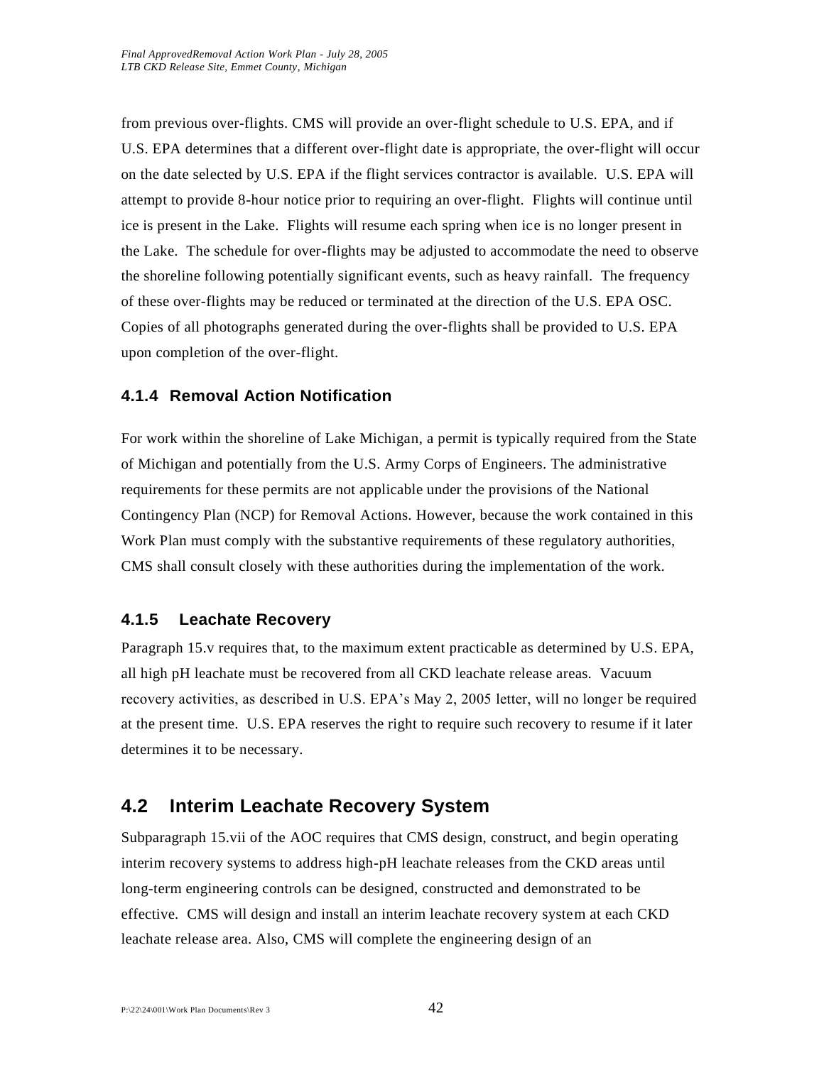from previous over-flights. CMS will provide an over-flight schedule to U.S. EPA, and if U.S. EPA determines that a different over-flight date is appropriate, the over-flight will occur on the date selected by U.S. EPA if the flight services contractor is available. U.S. EPA will attempt to provide 8-hour notice prior to requiring an over-flight. Flights will continue until ice is present in the Lake. Flights will resume each spring when ice is no longer present in the Lake. The schedule for over-flights may be adjusted to accommodate the need to observe the shoreline following potentially significant events, such as heavy rainfall. The frequency of these over-flights may be reduced or terminated at the direction of the U.S. EPA OSC. Copies of all photographs generated during the over-flights shall be provided to U.S. EPA upon completion of the over-flight.

### 4.1.4 Removal Action Notification

For work within the shoreline of Lake Michigan, a permit is typically required from the State of Michigan and potentially from the U.S. Army Corps of Engineers. The administrative requirements for these permits are not applicable under the provisions of the National Contingency Plan (NCP) for Removal Actions. However, because the work contained in this Work Plan must comply with the substantive requirements of these regulatory authorities, CMS shall consult closely with these authorities during the implementation of the work.

### 4.1.5 Leachate Recovery

Paragraph 15.v requires that, to the maximum extent practicable as determined by U.S. EPA, all high pH leachate must be recovered from all CKD leachate release areas. Vacuum recovery activities, as described in U.S. EPA's May 2, 2005 letter, will no longer be required at the present time. U.S. EPA reserves the right to require such recovery to resume if it later determines it to be necessary.

## 4.2 Interim Leachate Recovery System

Subparagraph 15.vii of the AOC requires that CMS design, construct, and begin operating interim recovery systems to address high-pH leachate releases from the CKD areas until long-term engineering controls can be designed, constructed and demonstrated to be effective. CMS will design and install an interim leachate recovery system at each CKD leachate release area. Also, CMS will complete the engineering design of an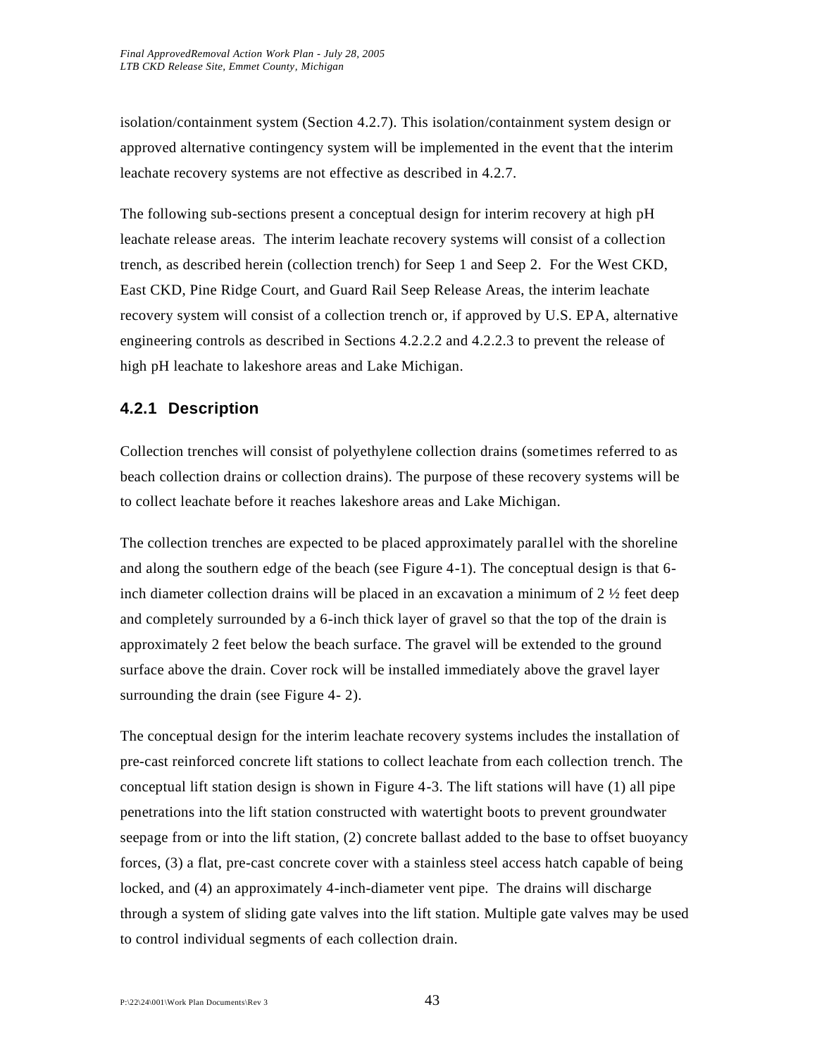isolation/containment system (Section 4.2.7). This isolation/containment system design or approved alternative contingency system will be implemented in the event that the interim leachate recovery systems are not effective as described in 4.2.7.

The following sub-sections present a conceptual design for interim recovery at high pH leachate release areas. The interim leachate recovery systems will consist of a collection trench, as described herein (collection trench) for Seep 1 and Seep 2. For the West CKD, East CKD, Pine Ridge Court, and Guard Rail Seep Release Areas, the interim leachate recovery system will consist of a collection trench or, if approved by U.S. EPA, alternative engineering controls as described in Sections 4.2.2.2 and 4.2.2.3 to prevent the release of high pH leachate to lakeshore areas and Lake Michigan.

### 4.2.1 Description

Collection trenches will consist of polyethylene collection drains (sometimes referred to as beach collection drains or collection drains). The purpose of these recovery systems will be to collect leachate before it reaches lakeshore areas and Lake Michigan.

The collection trenches are expected to be placed approximately parallel with the shoreline and along the southern edge of the beach (see Figure 4-1). The conceptual design is that 6-inch diameter collection drains will be placed in an excavation a minimum of 2 ½ feet deep and completely surrounded by a 6-inch thick layer of gravel so that the top of the drain is approximately 2 feet below the beach surface. The gravel will be extended to the ground surface above the drain. Cover rock will be installed immediately above the gravel layer surrounding the drain (see Figure 4- 2).

The conceptual design for the interim leachate recovery systems includes the installation of pre-cast reinforced concrete lift stations to collect leachate from each collection trench. The conceptual lift station design is shown in Figure 4-3. The lift stations will have (1) all pipe penetrations into the lift station constructed with watertight boots to prevent groundwater seepage from or into the lift station, (2) concrete ballast added to the base to offset buoyancy forces, (3) a flat, pre-cast concrete cover with a stainless steel access hatch capable of being locked, and (4) an approximately 4-inch-diameter vent pipe. The drains will discharge through a system of sliding gate valves into the lift station. Multiple gate valves may be used to control individual segments of each collection drain.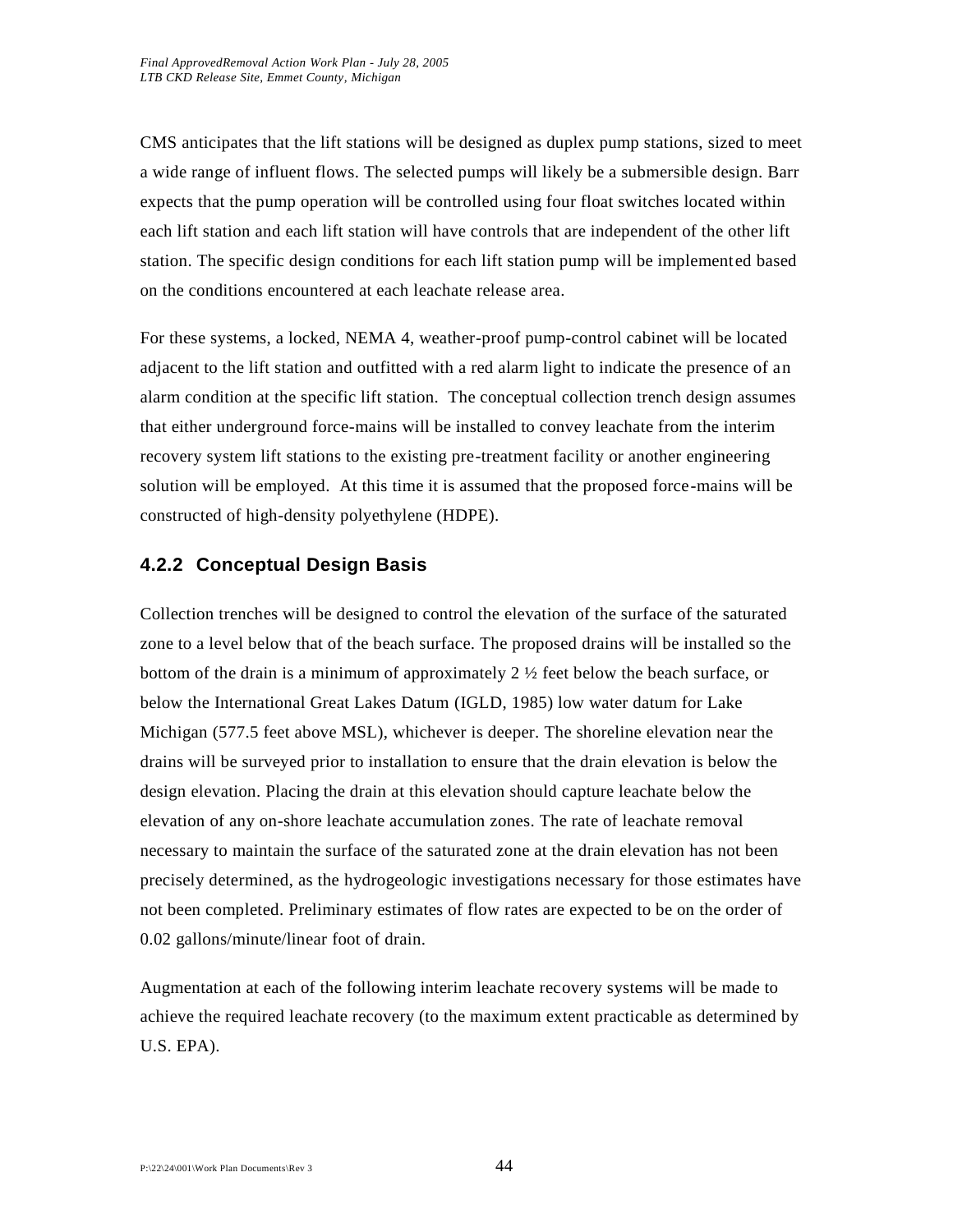CMS anticipates that the lift stations will be designed as duplex pump stations, sized to meet a wide range of influent flows. The selected pumps will likely be a submersible design. Barr expects that the pump operation will be controlled using four float switches located within each lift station and each lift station will have controls that are independent of the other lift station. The specific design conditions for each lift station pump will be implemented based on the conditions encountered at each leachate release area.

For these systems, a locked, NEMA 4, weather-proof pump-control cabinet will be located adjacent to the lift station and outfitted with a red alarm light to indicate the presence of an alarm condition at the specific lift station. The conceptual collection trench design assumes that either underground force-mains will be installed to convey leachate from the interim recovery system lift stations to the existing pre-treatment facility or another engineering solution will be employed. At this time it is assumed that the proposed force-mains will be constructed of high-density polyethylene (HDPE).

### 4.2.2 Conceptual Design Basis

Collection trenches will be designed to control the elevation of the surface of the saturated zone to a level below that of the beach surface. The proposed drains will be installed so the bottom of the drain is a minimum of approximately 2 ½ feet below the beach surface, or below the International Great Lakes Datum (IGLD, 1985) low water datum for Lake Michigan (577.5 feet above MSL), whichever is deeper. The shoreline elevation near the drains will be surveyed prior to installation to ensure that the drain elevation is below the design elevation. Placing the drain at this elevation should capture leachate below the elevation of any on-shore leachate accumulation zones. The rate of leachate removal necessary to maintain the surface of the saturated zone at the drain elevation has not been precisely determined, as the hydrogeologic investigations necessary for those estimates have not been completed. Preliminary estimates of flow rates are expected to be on the order of 0.02 gallons/minute/linear foot of drain.

Augmentation at each of the following interim leachate recovery systems will be made to achieve the required leachate recovery (to the maximum extent practicable as determined by U.S. EPA).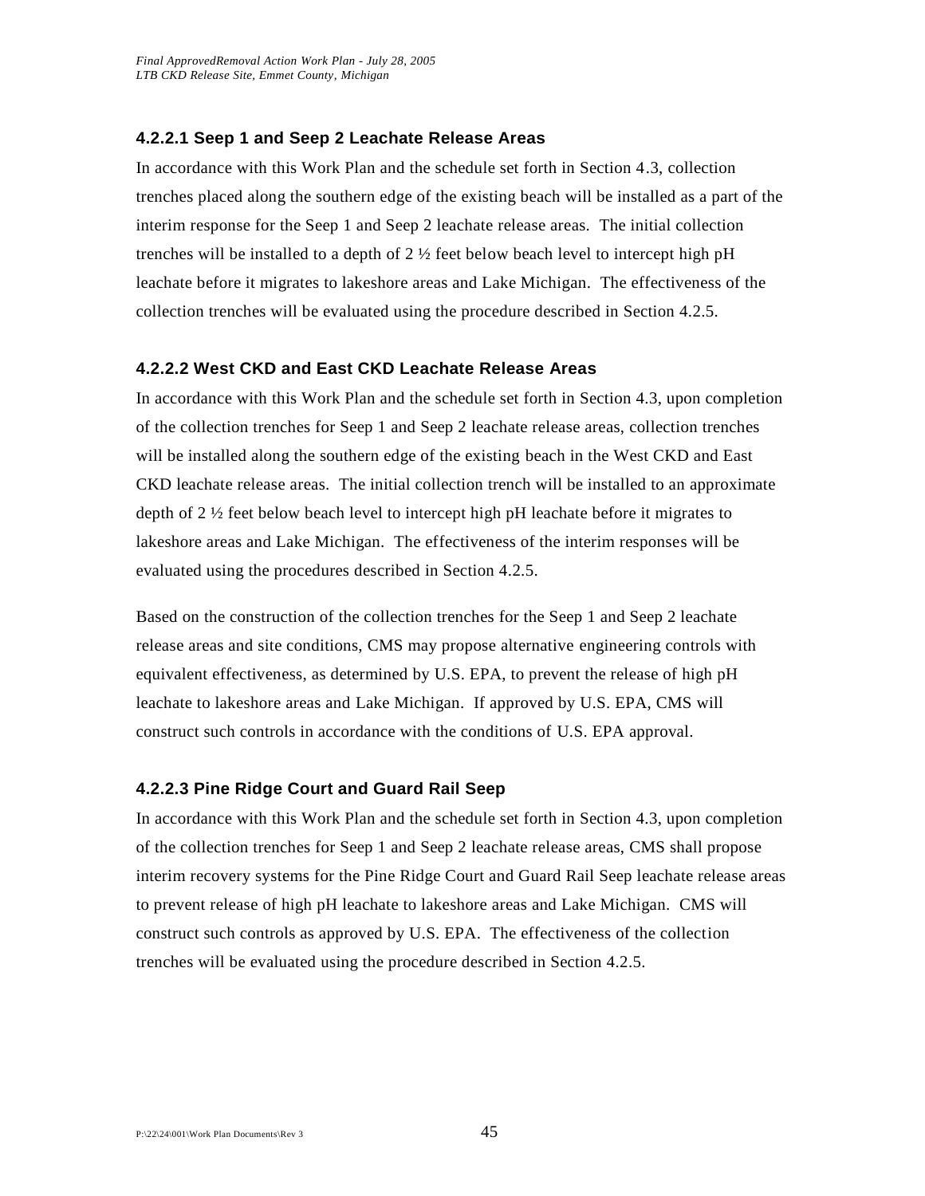#### 4.2.2.1 Seep 1 and Seep 2 Leachate Release Areas

In accordance with this Work Plan and the schedule set forth in Section 4.3, collection trenches placed along the southern edge of the existing beach will be installed as a part of the interim response for the Seep 1 and Seep 2 leachate release areas. The initial collection trenches will be installed to a depth of 2 ½ feet below beach level to intercept high pH leachate before it migrates to lakeshore areas and Lake Michigan. The effectiveness of the collection trenches will be evaluated using the procedure described in Section 4.2.5.

#### 4.2.2.2 West CKD and East CKD Leachate Release Areas

In accordance with this Work Plan and the schedule set forth in Section 4.3, upon completion of the collection trenches for Seep 1 and Seep 2 leachate release areas, collection trenches will be installed along the southern edge of the existing beach in the West CKD and East CKD leachate release areas. The initial collection trench will be installed to an approximate depth of 2 ½ feet below beach level to intercept high pH leachate before it migrates to lakeshore areas and Lake Michigan. The effectiveness of the interim responses will be evaluated using the procedures described in Section 4.2.5.

Based on the construction of the collection trenches for the Seep 1 and Seep 2 leachate release areas and site conditions, CMS may propose alternative engineering controls with equivalent effectiveness, as determined by U.S. EPA, to prevent the release of high pH leachate to lakeshore areas and Lake Michigan. If approved by U.S. EPA, CMS will construct such controls in accordance with the conditions of U.S. EPA approval.

#### 4.2.2.3 Pine Ridge Court and Guard Rail Seep

In accordance with this Work Plan and the schedule set forth in Section 4.3, upon completion of the collection trenches for Seep 1 and Seep 2 leachate release areas, CMS shall propose interim recovery systems for the Pine Ridge Court and Guard Rail Seep leachate release areas to prevent release of high pH leachate to lakeshore areas and Lake Michigan. CMS will construct such controls as approved by U.S. EPA. The effectiveness of the collection trenches will be evaluated using the procedure described in Section 4.2.5.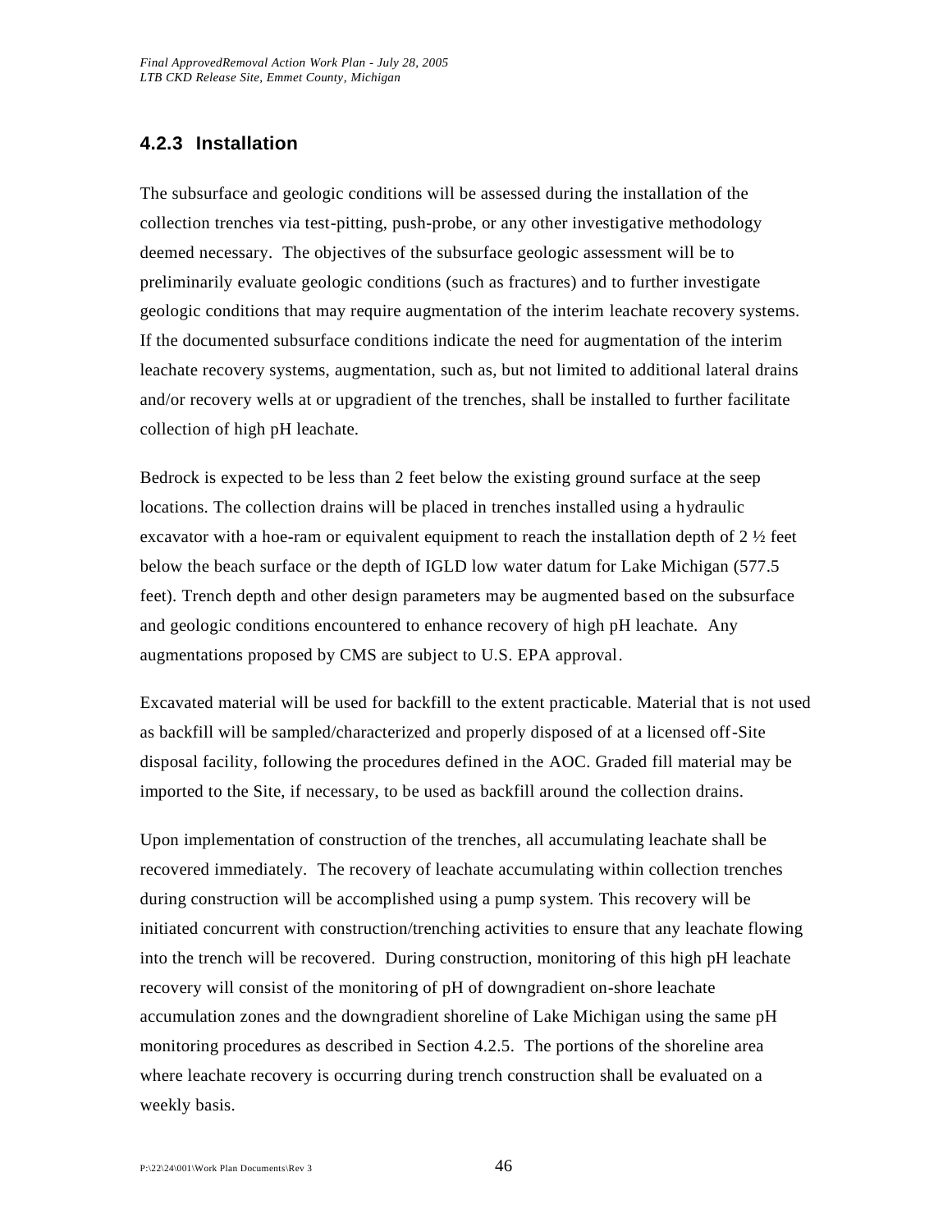### 4.2.3 Installation

The subsurface and geologic conditions will be assessed during the installation of the collection trenches via test-pitting, push-probe, or any other investigative methodology deemed necessary. The objectives of the subsurface geologic assessment will be to preliminarily evaluate geologic conditions (such as fractures) and to further investigate geologic conditions that may require augmentation of the interim leachate recovery systems. If the documented subsurface conditions indicate the need for augmentation of the interim leachate recovery systems, augmentation, such as, but not limited to additional lateral drains and/or recovery wells at or upgradient of the trenches, shall be installed to further facilitate collection of high pH leachate.

Bedrock is expected to be less than 2 feet below the existing ground surface at the seep locations. The collection drains will be placed in trenches installed using a hydraulic excavator with a hoe-ram or equivalent equipment to reach the installation depth of 2 ½ feet below the beach surface or the depth of IGLD low water datum for Lake Michigan (577.5 feet). Trench depth and other design parameters may be augmented based on the subsurface and geologic conditions encountered to enhance recovery of high pH leachate. Any augmentations proposed by CMS are subject to U.S. EPA approval.

Excavated material will be used for backfill to the extent practicable. Material that is not used as backfill will be sampled/characterized and properly disposed of at a licensed off-Site disposal facility, following the procedures defined in the AOC. Graded fill material may be imported to the Site, if necessary, to be used as backfill around the collection drains.

Upon implementation of construction of the trenches, all accumulating leachate shall be recovered immediately. The recovery of leachate accumulating within collection trenches during construction will be accomplished using a pump system. This recovery will be initiated concurrent with construction/trenching activities to ensure that any leachate flowing into the trench will be recovered. During construction, monitoring of this high pH leachate recovery will consist of the monitoring of pH of downgradient on-shore leachate accumulation zones and the downgradient shoreline of Lake Michigan using the same pH monitoring procedures as described in Section 4.2.5. The portions of the shoreline area where leachate recovery is occurring during trench construction shall be evaluated on a weekly basis.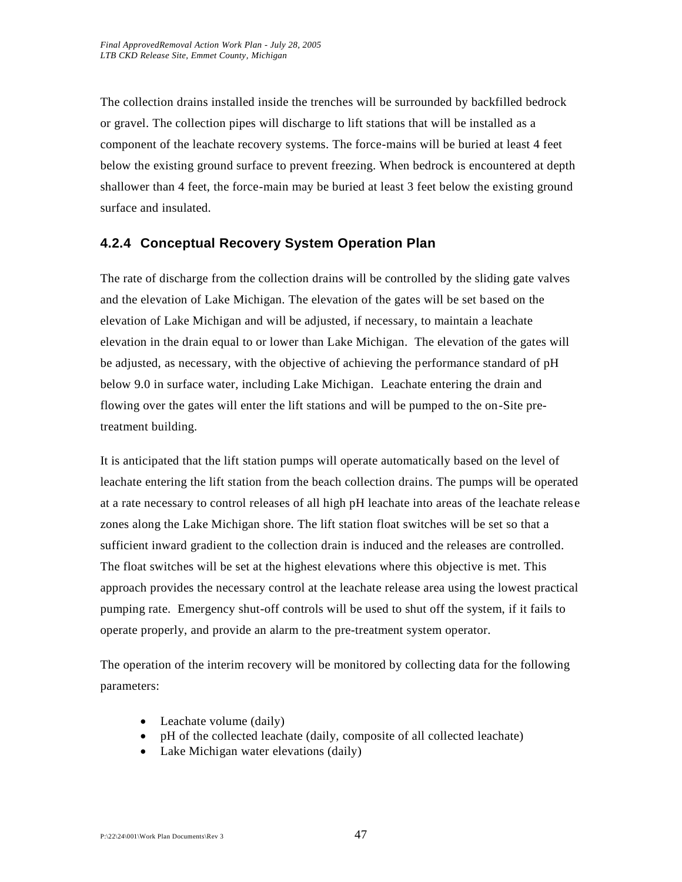The collection drains installed inside the trenches will be surrounded by backfilled bedrock or gravel. The collection pipes will discharge to lift stations that will be installed as a component of the leachate recovery systems. The force-mains will be buried at least 4 feet below the existing ground surface to prevent freezing. When bedrock is encountered at depth shallower than 4 feet, the force-main may be buried at least 3 feet below the existing ground surface and insulated.

### 4.2.4 Conceptual Recovery System Operation Plan

The rate of discharge from the collection drains will be controlled by the sliding gate valves and the elevation of Lake Michigan. The elevation of the gates will be set based on the elevation of Lake Michigan and will be adjusted, if necessary, to maintain a leachate elevation in the drain equal to or lower than Lake Michigan. The elevation of the gates will be adjusted, as necessary, with the objective of achieving the performance standard of pH below 9.0 in surface water, including Lake Michigan. Leachate entering the drain and flowing over the gates will enter the lift stations and will be pumped to the on-Site pre-treatment building.

It is anticipated that the lift station pumps will operate automatically based on the level of leachate entering the lift station from the beach collection drains. The pumps will be operated at a rate necessary to control releases of all high pH leachate into areas of the leachate release zones along the Lake Michigan shore. The lift station float switches will be set so that a sufficient inward gradient to the collection drain is induced and the releases are controlled. The float switches will be set at the highest elevations where this objective is met. This approach provides the necessary control at the leachate release area using the lowest practical pumping rate. Emergency shut-off controls will be used to shut off the system, if it fails to operate properly, and provide an alarm to the pre-treatment system operator.

The operation of the interim recovery will be monitored by collecting data for the following parameters:

- Leachate volume (daily)
- pH of the collected leachate (daily, composite of all collected leachate)
- Lake Michigan water elevations (daily)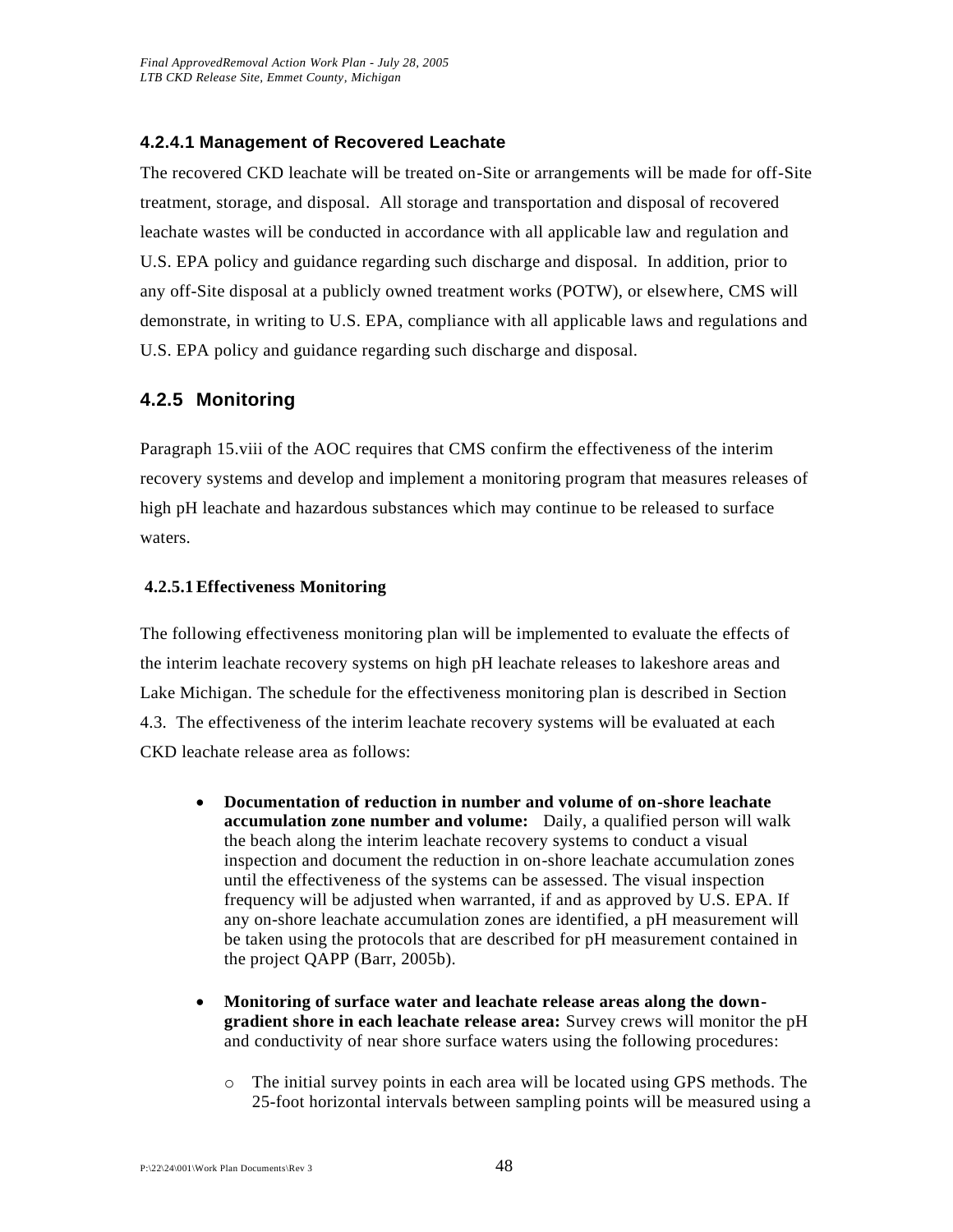#### 4.2.4.1 Management of Recovered Leachate

The recovered CKD leachate will be treated on-Site or arrangements will be made for off-Site treatment, storage, and disposal. All storage and transportation and disposal of recovered leachate wastes will be conducted in accordance with all applicable law and regulation and U.S. EPA policy and guidance regarding such discharge and disposal. In addition, prior to any off-Site disposal at a publicly owned treatment works (POTW), or elsewhere, CMS will demonstrate, in writing to U.S. EPA, compliance with all applicable laws and regulations and U.S. EPA policy and guidance regarding such discharge and disposal.

### 4.2.5 Monitoring

Paragraph 15.viii of the AOC requires that CMS confirm the effectiveness of the interim recovery systems and develop and implement a monitoring program that measures releases of high pH leachate and hazardous substances which may continue to be released to surface waters.

#### 4.2.5.1 Effectiveness Monitoring

The following effectiveness monitoring plan will be implemented to evaluate the effects of the interim leachate recovery systems on high pH leachate releases to lakeshore areas and Lake Michigan. The schedule for the effectiveness monitoring plan is described in Section 4.3. The effectiveness of the interim leachate recovery systems will be evaluated at each CKD leachate release area as follows:

- **Documentation of reduction in number and volume of on-shore leachate accumulation zone number and volume:** Daily, a qualified person will walk the beach along the interim leachate recovery systems to conduct a visual inspection and document the reduction in on-shore leachate accumulation zones until the effectiveness of the systems can be assessed. The visual inspection frequency will be adjusted when warranted, if and as approved by U.S. EPA. If any on-shore leachate accumulation zones are identified, a pH measurement will be taken using the protocols that are described for pH measurement contained in the project QAPP (Barr, 2005b).

- **Monitoring of surface water and leachate release areas along the down-gradient shore in each leachate release area:** Survey crews will monitor the pH and conductivity of near shore surface waters using the following procedures:

  - The initial survey points in each area will be located using GPS methods. The 25-foot horizontal intervals between sampling points will be measured using a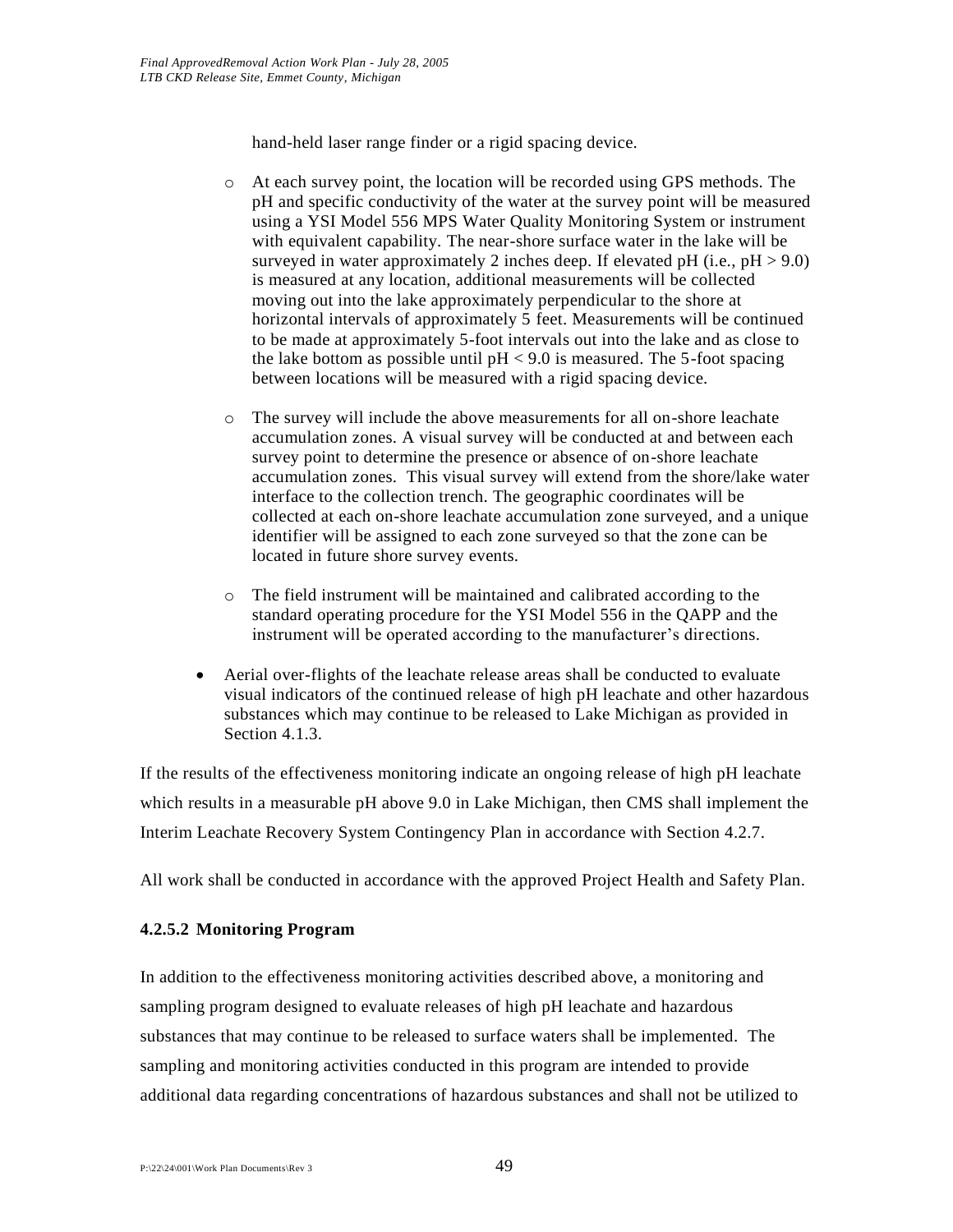hand-held laser range finder or a rigid spacing device.

- At each survey point, the location will be recorded using GPS methods. The pH and specific conductivity of the water at the survey point will be measured using a YSI Model 556 MPS Water Quality Monitoring System or instrument with equivalent capability. The near-shore surface water in the lake will be surveyed in water approximately 2 inches deep. If elevated pH (i.e., pH > 9.0) is measured at any location, additional measurements will be collected moving out into the lake approximately perpendicular to the shore at horizontal intervals of approximately 5 feet. Measurements will be continued to be made at approximately 5-foot intervals out into the lake and as close to the lake bottom as possible until pH < 9.0 is measured. The 5-foot spacing between locations will be measured with a rigid spacing device.

- The survey will include the above measurements for all on-shore leachate accumulation zones. A visual survey will be conducted at and between each survey point to determine the presence or absence of on-shore leachate accumulation zones. This visual survey will extend from the shore/lake water interface to the collection trench. The geographic coordinates will be collected at each on-shore leachate accumulation zone surveyed, and a unique identifier will be assigned to each zone surveyed so that the zone can be located in future shore survey events.

- The field instrument will be maintained and calibrated according to the standard operating procedure for the YSI Model 556 in the QAPP and the instrument will be operated according to the manufacturer's directions.

- Aerial over-flights of the leachate release areas shall be conducted to evaluate visual indicators of the continued release of high pH leachate and other hazardous substances which may continue to be released to Lake Michigan as provided in Section 4.1.3.

If the results of the effectiveness monitoring indicate an ongoing release of high pH leachate which results in a measurable pH above 9.0 in Lake Michigan, then CMS shall implement the Interim Leachate Recovery System Contingency Plan in accordance with Section 4.2.7.

All work shall be conducted in accordance with the approved Project Health and Safety Plan.

#### 4.2.5.2 Monitoring Program

In addition to the effectiveness monitoring activities described above, a monitoring and sampling program designed to evaluate releases of high pH leachate and hazardous substances that may continue to be released to surface waters shall be implemented. The sampling and monitoring activities conducted in this program are intended to provide additional data regarding concentrations of hazardous substances and shall not be utilized to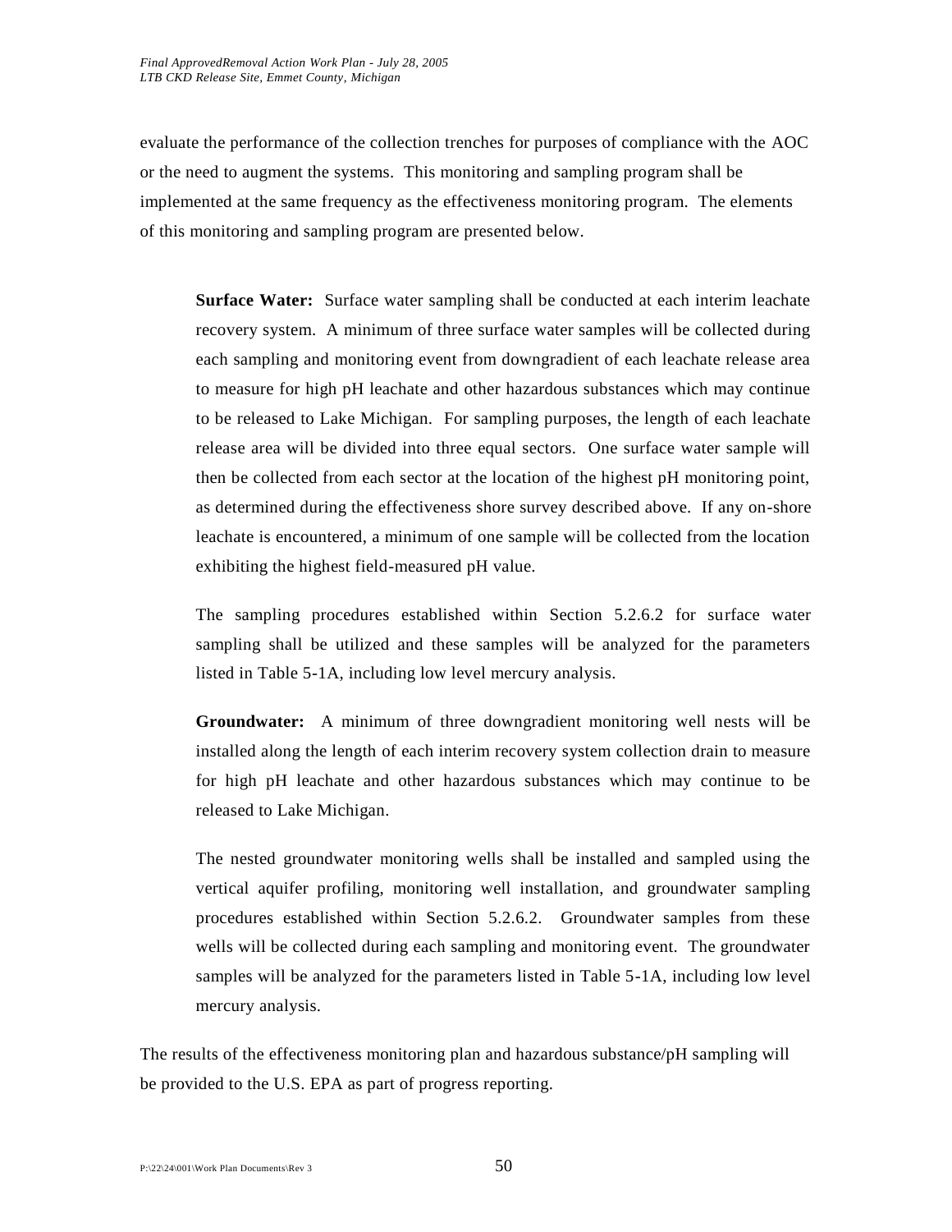evaluate the performance of the collection trenches for purposes of compliance with the AOC or the need to augment the systems. This monitoring and sampling program shall be implemented at the same frequency as the effectiveness monitoring program. The elements of this monitoring and sampling program are presented below.

**Surface Water:** Surface water sampling shall be conducted at each interim leachate recovery system. A minimum of three surface water samples will be collected during each sampling and monitoring event from downgradient of each leachate release area to measure for high pH leachate and other hazardous substances which may continue to be released to Lake Michigan. For sampling purposes, the length of each leachate release area will be divided into three equal sectors. One surface water sample will then be collected from each sector at the location of the highest pH monitoring point, as determined during the effectiveness shore survey described above. If any on-shore leachate is encountered, a minimum of one sample will be collected from the location exhibiting the highest field-measured pH value.

The sampling procedures established within Section 5.2.6.2 for surface water sampling shall be utilized and these samples will be analyzed for the parameters listed in Table 5-1A, including low level mercury analysis.

**Groundwater:** A minimum of three downgradient monitoring well nests will be installed along the length of each interim recovery system collection drain to measure for high pH leachate and other hazardous substances which may continue to be released to Lake Michigan.

The nested groundwater monitoring wells shall be installed and sampled using the vertical aquifer profiling, monitoring well installation, and groundwater sampling procedures established within Section 5.2.6.2. Groundwater samples from these wells will be collected during each sampling and monitoring event. The groundwater samples will be analyzed for the parameters listed in Table 5-1A, including low level mercury analysis.

The results of the effectiveness monitoring plan and hazardous substance/pH sampling will be provided to the U.S. EPA as part of progress reporting.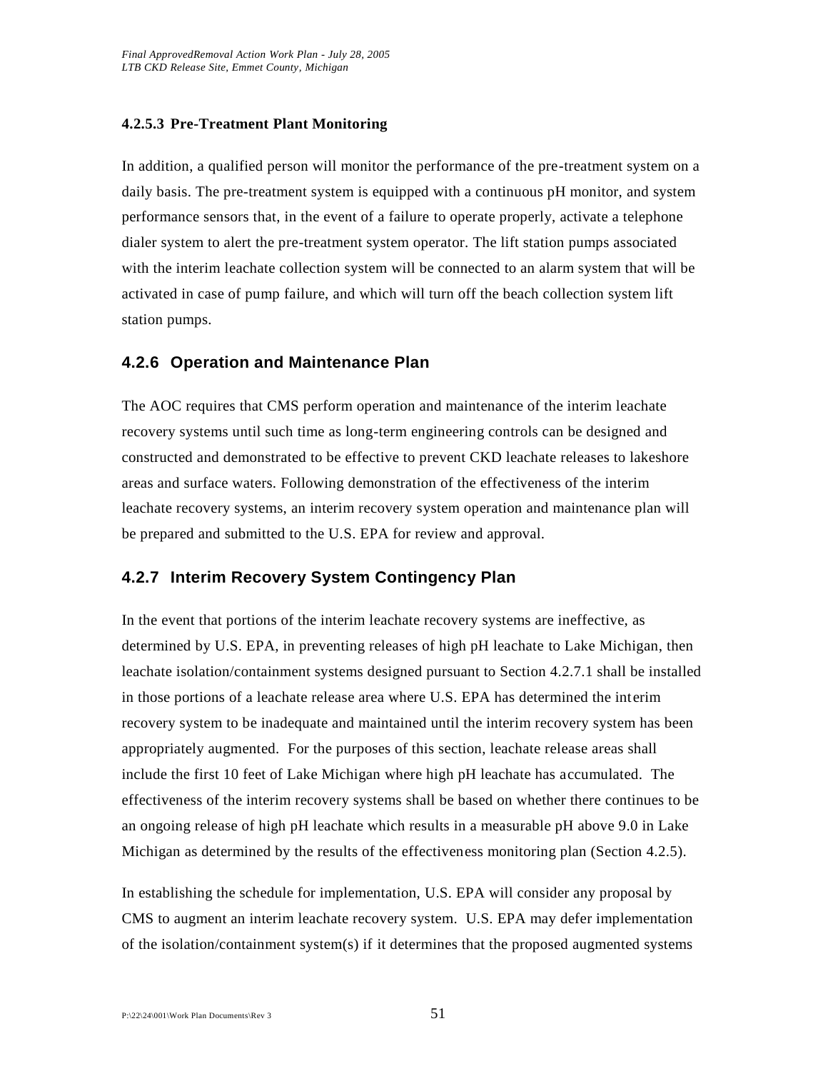#### 4.2.5.3 Pre-Treatment Plant Monitoring

In addition, a qualified person will monitor the performance of the pre-treatment system on a daily basis. The pre-treatment system is equipped with a continuous pH monitor, and system performance sensors that, in the event of a failure to operate properly, activate a telephone dialer system to alert the pre-treatment system operator. The lift station pumps associated with the interim leachate collection system will be connected to an alarm system that will be activated in case of pump failure, and which will turn off the beach collection system lift station pumps.

### 4.2.6 Operation and Maintenance Plan

The AOC requires that CMS perform operation and maintenance of the interim leachate recovery systems until such time as long-term engineering controls can be designed and constructed and demonstrated to be effective to prevent CKD leachate releases to lakeshore areas and surface waters. Following demonstration of the effectiveness of the interim leachate recovery systems, an interim recovery system operation and maintenance plan will be prepared and submitted to the U.S. EPA for review and approval.

### 4.2.7 Interim Recovery System Contingency Plan

In the event that portions of the interim leachate recovery systems are ineffective, as determined by U.S. EPA, in preventing releases of high pH leachate to Lake Michigan, then leachate isolation/containment systems designed pursuant to Section 4.2.7.1 shall be installed in those portions of a leachate release area where U.S. EPA has determined the interim recovery system to be inadequate and maintained until the interim recovery system has been appropriately augmented. For the purposes of this section, leachate release areas shall include the first 10 feet of Lake Michigan where high pH leachate has accumulated. The effectiveness of the interim recovery systems shall be based on whether there continues to be an ongoing release of high pH leachate which results in a measurable pH above 9.0 in Lake Michigan as determined by the results of the effectiveness monitoring plan (Section 4.2.5).

In establishing the schedule for implementation, U.S. EPA will consider any proposal by CMS to augment an interim leachate recovery system. U.S. EPA may defer implementation of the isolation/containment system(s) if it determines that the proposed augmented systems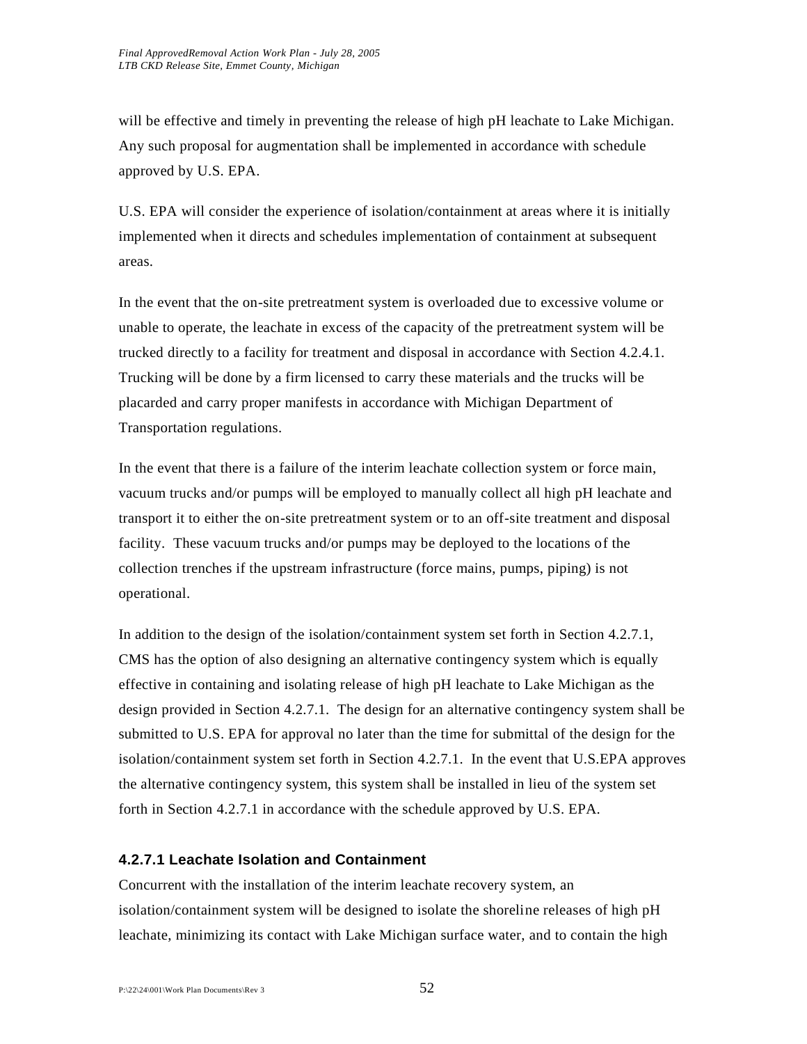will be effective and timely in preventing the release of high pH leachate to Lake Michigan. Any such proposal for augmentation shall be implemented in accordance with schedule approved by U.S. EPA.

U.S. EPA will consider the experience of isolation/containment at areas where it is initially implemented when it directs and schedules implementation of containment at subsequent areas.

In the event that the on-site pretreatment system is overloaded due to excessive volume or unable to operate, the leachate in excess of the capacity of the pretreatment system will be trucked directly to a facility for treatment and disposal in accordance with Section 4.2.4.1. Trucking will be done by a firm licensed to carry these materials and the trucks will be placarded and carry proper manifests in accordance with Michigan Department of Transportation regulations.

In the event that there is a failure of the interim leachate collection system or force main, vacuum trucks and/or pumps will be employed to manually collect all high pH leachate and transport it to either the on-site pretreatment system or to an off-site treatment and disposal facility. These vacuum trucks and/or pumps may be deployed to the locations of the collection trenches if the upstream infrastructure (force mains, pumps, piping) is not operational.

In addition to the design of the isolation/containment system set forth in Section 4.2.7.1, CMS has the option of also designing an alternative contingency system which is equally effective in containing and isolating release of high pH leachate to Lake Michigan as the design provided in Section 4.2.7.1. The design for an alternative contingency system shall be submitted to U.S. EPA for approval no later than the time for submittal of the design for the isolation/containment system set forth in Section 4.2.7.1. In the event that U.S.EPA approves the alternative contingency system, this system shall be installed in lieu of the system set forth in Section 4.2.7.1 in accordance with the schedule approved by U.S. EPA.

#### 4.2.7.1 Leachate Isolation and Containment

Concurrent with the installation of the interim leachate recovery system, an isolation/containment system will be designed to isolate the shoreline releases of high pH leachate, minimizing its contact with Lake Michigan surface water, and to contain the high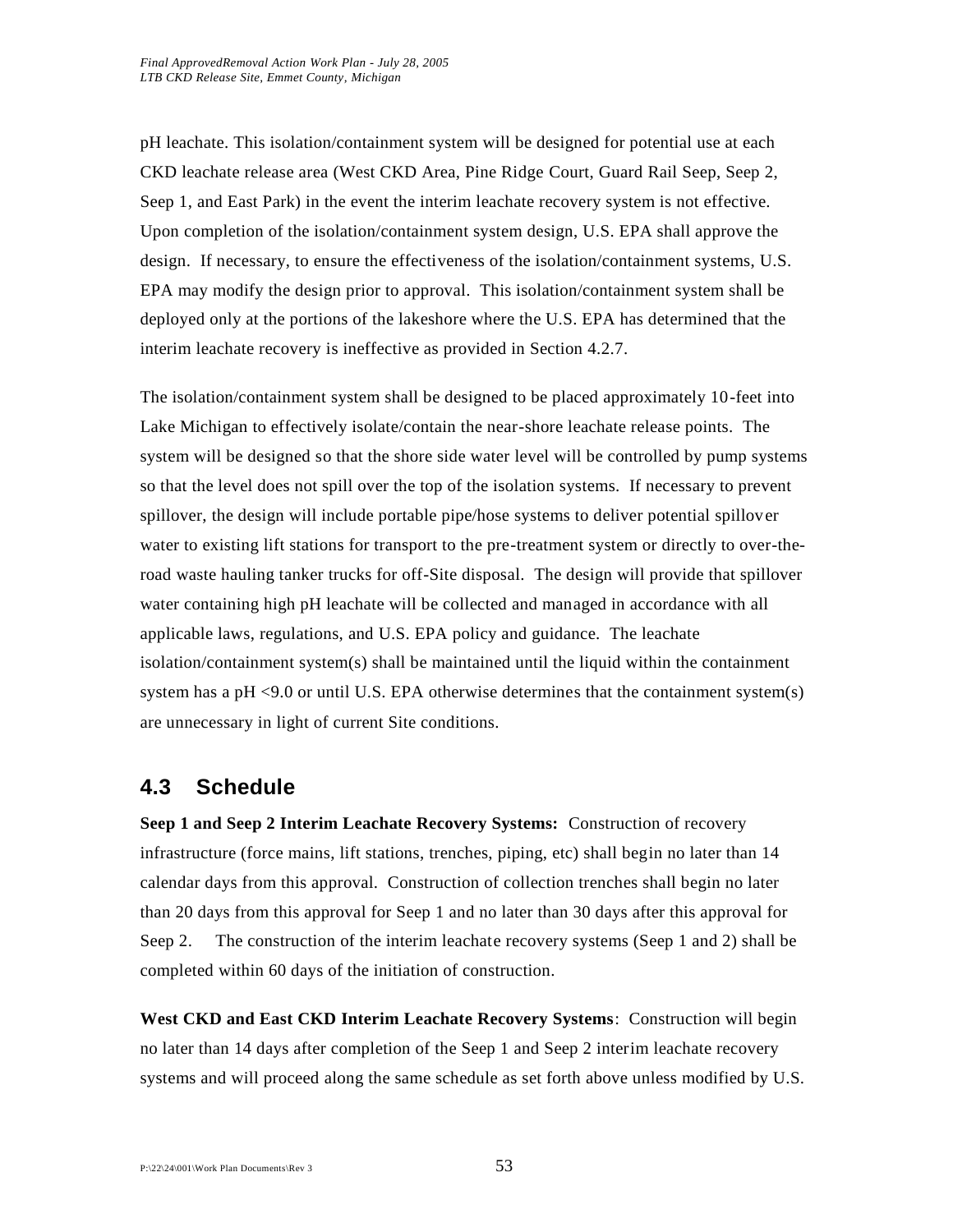pH leachate. This isolation/containment system will be designed for potential use at each CKD leachate release area (West CKD Area, Pine Ridge Court, Guard Rail Seep, Seep 2, Seep 1, and East Park) in the event the interim leachate recovery system is not effective. Upon completion of the isolation/containment system design, U.S. EPA shall approve the design. If necessary, to ensure the effectiveness of the isolation/containment systems, U.S. EPA may modify the design prior to approval. This isolation/containment system shall be deployed only at the portions of the lakeshore where the U.S. EPA has determined that the interim leachate recovery is ineffective as provided in Section 4.2.7.

The isolation/containment system shall be designed to be placed approximately 10-feet into Lake Michigan to effectively isolate/contain the near-shore leachate release points. The system will be designed so that the shore side water level will be controlled by pump systems so that the level does not spill over the top of the isolation systems. If necessary to prevent spillover, the design will include portable pipe/hose systems to deliver potential spillover water to existing lift stations for transport to the pre-treatment system or directly to over-the-road waste hauling tanker trucks for off-Site disposal. The design will provide that spillover water containing high pH leachate will be collected and managed in accordance with all applicable laws, regulations, and U.S. EPA policy and guidance. The leachate isolation/containment system(s) shall be maintained until the liquid within the containment system has a pH $<9.0$ or until U.S. EPA otherwise determines that the containment system(s) are unnecessary in light of current Site conditions.

## 4.3 Schedule

**Seep 1 and Seep 2 Interim Leachate Recovery Systems:** Construction of recovery infrastructure (force mains, lift stations, trenches, piping, etc) shall begin no later than 14 calendar days from this approval. Construction of collection trenches shall begin no later than 20 days from this approval for Seep 1 and no later than 30 days after this approval for Seep 2. The construction of the interim leachate recovery systems (Seep 1 and 2) shall be completed within 60 days of the initiation of construction.

**West CKD and East CKD Interim Leachate Recovery Systems**: Construction will begin no later than 14 days after completion of the Seep 1 and Seep 2 interim leachate recovery systems and will proceed along the same schedule as set forth above unless modified by U.S.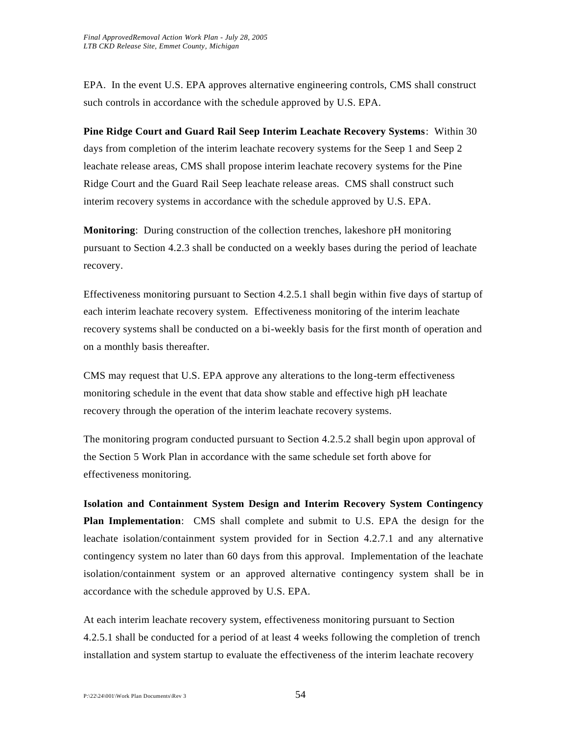EPA. In the event U.S. EPA approves alternative engineering controls, CMS shall construct such controls in accordance with the schedule approved by U.S. EPA.

**Pine Ridge Court and Guard Rail Seep Interim Leachate Recovery Systems**: Within 30 days from completion of the interim leachate recovery systems for the Seep 1 and Seep 2 leachate release areas, CMS shall propose interim leachate recovery systems for the Pine Ridge Court and the Guard Rail Seep leachate release areas. CMS shall construct such interim recovery systems in accordance with the schedule approved by U.S. EPA.

**Monitoring**: During construction of the collection trenches, lakeshore pH monitoring pursuant to Section 4.2.3 shall be conducted on a weekly bases during the period of leachate recovery.

Effectiveness monitoring pursuant to Section 4.2.5.1 shall begin within five days of startup of each interim leachate recovery system. Effectiveness monitoring of the interim leachate recovery systems shall be conducted on a bi-weekly basis for the first month of operation and on a monthly basis thereafter.

CMS may request that U.S. EPA approve any alterations to the long-term effectiveness monitoring schedule in the event that data show stable and effective high pH leachate recovery through the operation of the interim leachate recovery systems.

The monitoring program conducted pursuant to Section 4.2.5.2 shall begin upon approval of the Section 5 Work Plan in accordance with the same schedule set forth above for effectiveness monitoring.

**Isolation and Containment System Design and Interim Recovery System Contingency Plan Implementation**: CMS shall complete and submit to U.S. EPA the design for the leachate isolation/containment system provided for in Section 4.2.7.1 and any alternative contingency system no later than 60 days from this approval. Implementation of the leachate isolation/containment system or an approved alternative contingency system shall be in accordance with the schedule approved by U.S. EPA.

At each interim leachate recovery system, effectiveness monitoring pursuant to Section 4.2.5.1 shall be conducted for a period of at least 4 weeks following the completion of trench installation and system startup to evaluate the effectiveness of the interim leachate recovery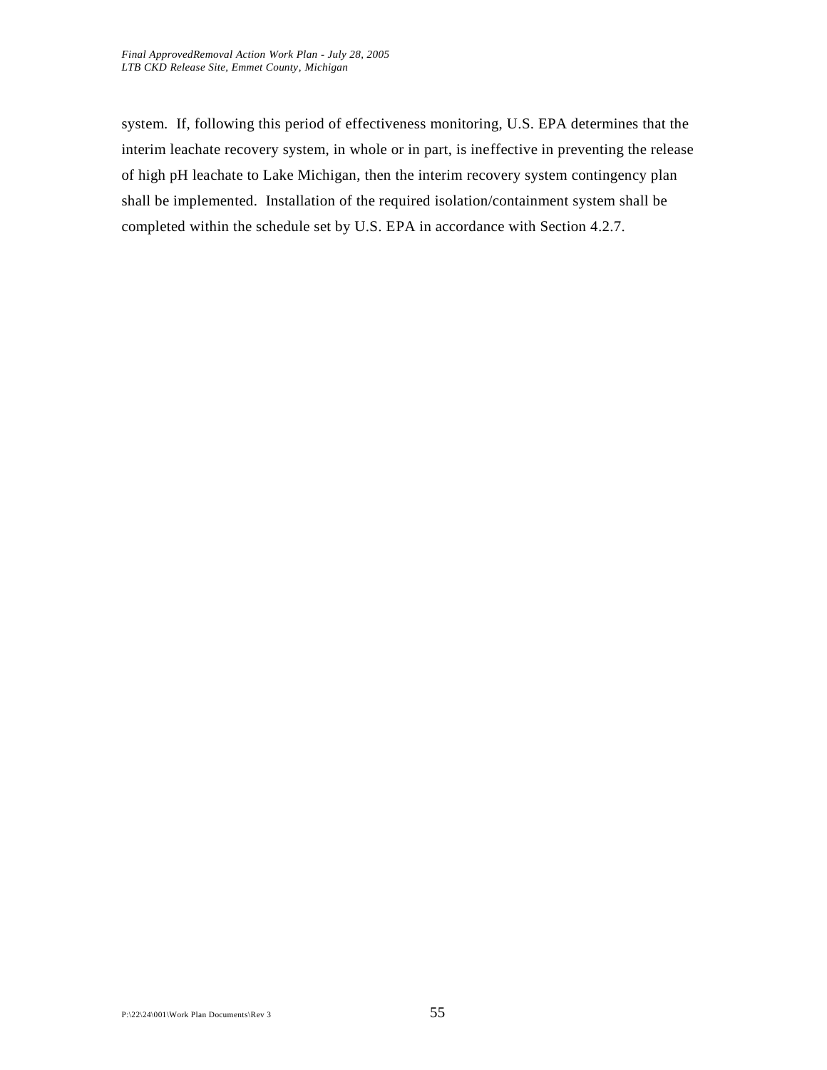system. If, following this period of effectiveness monitoring, U.S. EPA determines that the interim leachate recovery system, in whole or in part, is ineffective in preventing the release of high pH leachate to Lake Michigan, then the interim recovery system contingency plan shall be implemented. Installation of the required isolation/containment system shall be completed within the schedule set by U.S. EPA in accordance with Section 4.2.7.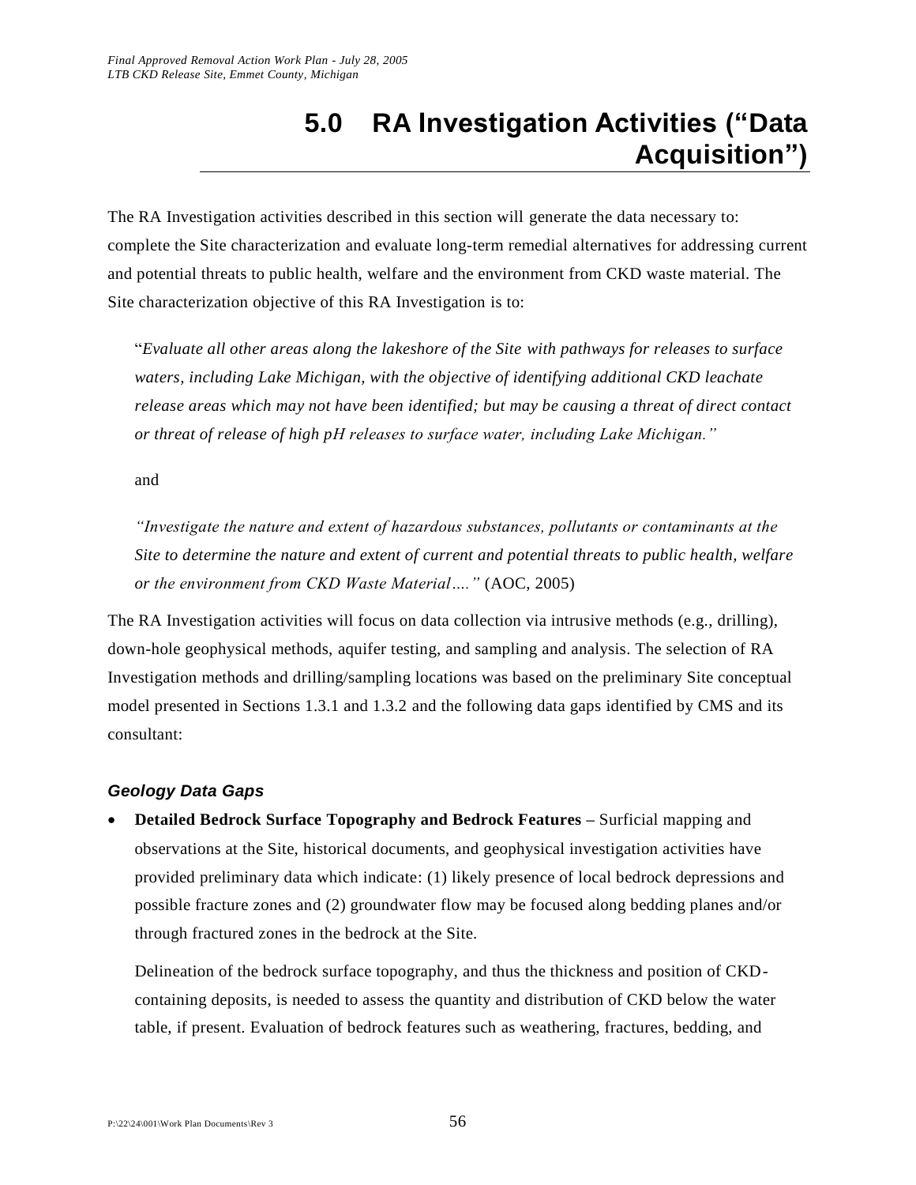# 5.0 RA Investigation Activities ("Data Acquisition")

The RA Investigation activities described in this section will generate the data necessary to: complete the Site characterization and evaluate long-term remedial alternatives for addressing current and potential threats to public health, welfare and the environment from CKD waste material. The Site characterization objective of this RA Investigation is to:

> "*Evaluate all other areas along the lakeshore of the Site with pathways for releases to surface waters, including Lake Michigan, with the objective of identifying additional CKD leachate release areas which may not have been identified; but may be causing a threat of direct contact or threat of release of high pH releases to surface water, including Lake Michigan.*"
>
> and
>
> *"Investigate the nature and extent of hazardous substances, pollutants or contaminants at the Site to determine the nature and extent of current and potential threats to public health, welfare or the environment from CKD Waste Material…."* (AOC, 2005)

The RA Investigation activities will focus on data collection via intrusive methods (e.g., drilling), down-hole geophysical methods, aquifer testing, and sampling and analysis. The selection of RA Investigation methods and drilling/sampling locations was based on the preliminary Site conceptual model presented in Sections 1.3.1 and 1.3.2 and the following data gaps identified by CMS and its consultant:

### *Geology Data Gaps*

- **Detailed Bedrock Surface Topography and Bedrock Features –** Surficial mapping and observations at the Site, historical documents, and geophysical investigation activities have provided preliminary data which indicate: (1) likely presence of local bedrock depressions and possible fracture zones and (2) groundwater flow may be focused along bedding planes and/or through fractured zones in the bedrock at the Site.

  Delineation of the bedrock surface topography, and thus the thickness and position of CKD-containing deposits, is needed to assess the quantity and distribution of CKD below the water table, if present. Evaluation of bedrock features such as weathering, fractures, bedding, and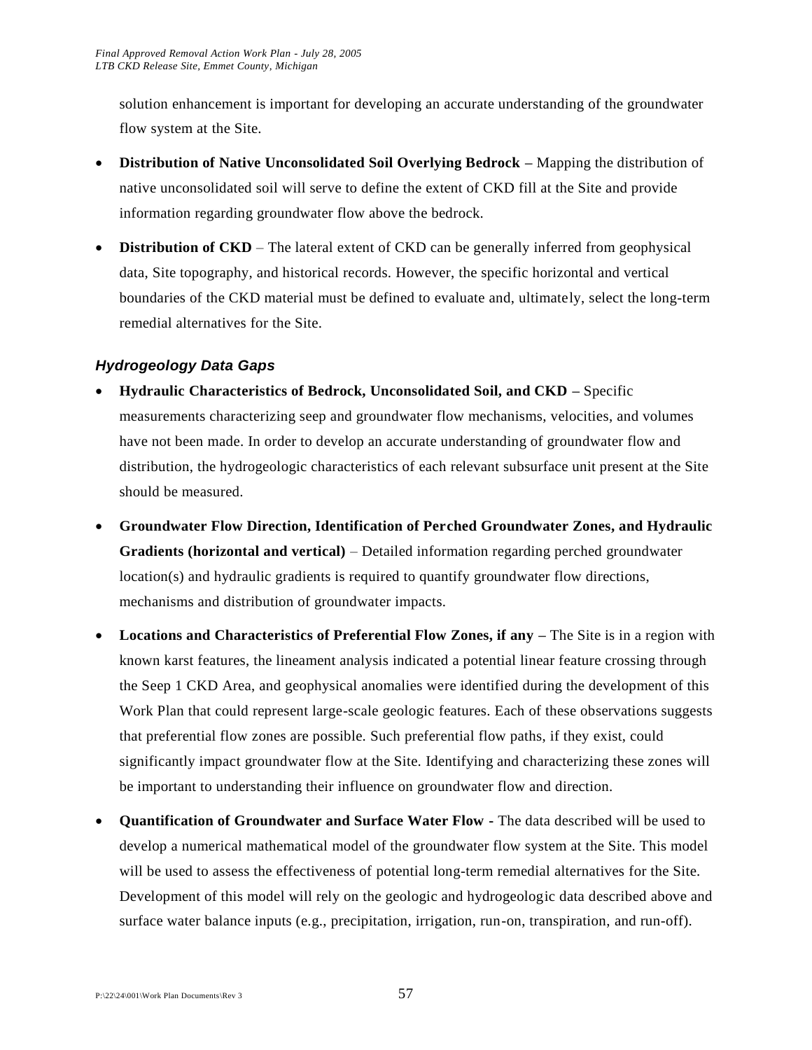solution enhancement is important for developing an accurate understanding of the groundwater flow system at the Site.

- **Distribution of Native Unconsolidated Soil Overlying Bedrock –** Mapping the distribution of native unconsolidated soil will serve to define the extent of CKD fill at the Site and provide information regarding groundwater flow above the bedrock.
- **Distribution of CKD** – The lateral extent of CKD can be generally inferred from geophysical data, Site topography, and historical records. However, the specific horizontal and vertical boundaries of the CKD material must be defined to evaluate and, ultimately, select the long-term remedial alternatives for the Site.

### *Hydrogeology Data Gaps*

- **Hydraulic Characteristics of Bedrock, Unconsolidated Soil, and CKD –** Specific measurements characterizing seep and groundwater flow mechanisms, velocities, and volumes have not been made. In order to develop an accurate understanding of groundwater flow and distribution, the hydrogeologic characteristics of each relevant subsurface unit present at the Site should be measured.
- **Groundwater Flow Direction, Identification of Perched Groundwater Zones, and Hydraulic Gradients (horizontal and vertical)** – Detailed information regarding perched groundwater location(s) and hydraulic gradients is required to quantify groundwater flow directions, mechanisms and distribution of groundwater impacts.
- **Locations and Characteristics of Preferential Flow Zones, if any –** The Site is in a region with known karst features, the lineament analysis indicated a potential linear feature crossing through the Seep 1 CKD Area, and geophysical anomalies were identified during the development of this Work Plan that could represent large-scale geologic features. Each of these observations suggests that preferential flow zones are possible. Such preferential flow paths, if they exist, could significantly impact groundwater flow at the Site. Identifying and characterizing these zones will be important to understanding their influence on groundwater flow and direction.
- **Quantification of Groundwater and Surface Water Flow -** The data described will be used to develop a numerical mathematical model of the groundwater flow system at the Site. This model will be used to assess the effectiveness of potential long-term remedial alternatives for the Site. Development of this model will rely on the geologic and hydrogeologic data described above and surface water balance inputs (e.g., precipitation, irrigation, run-on, transpiration, and run-off).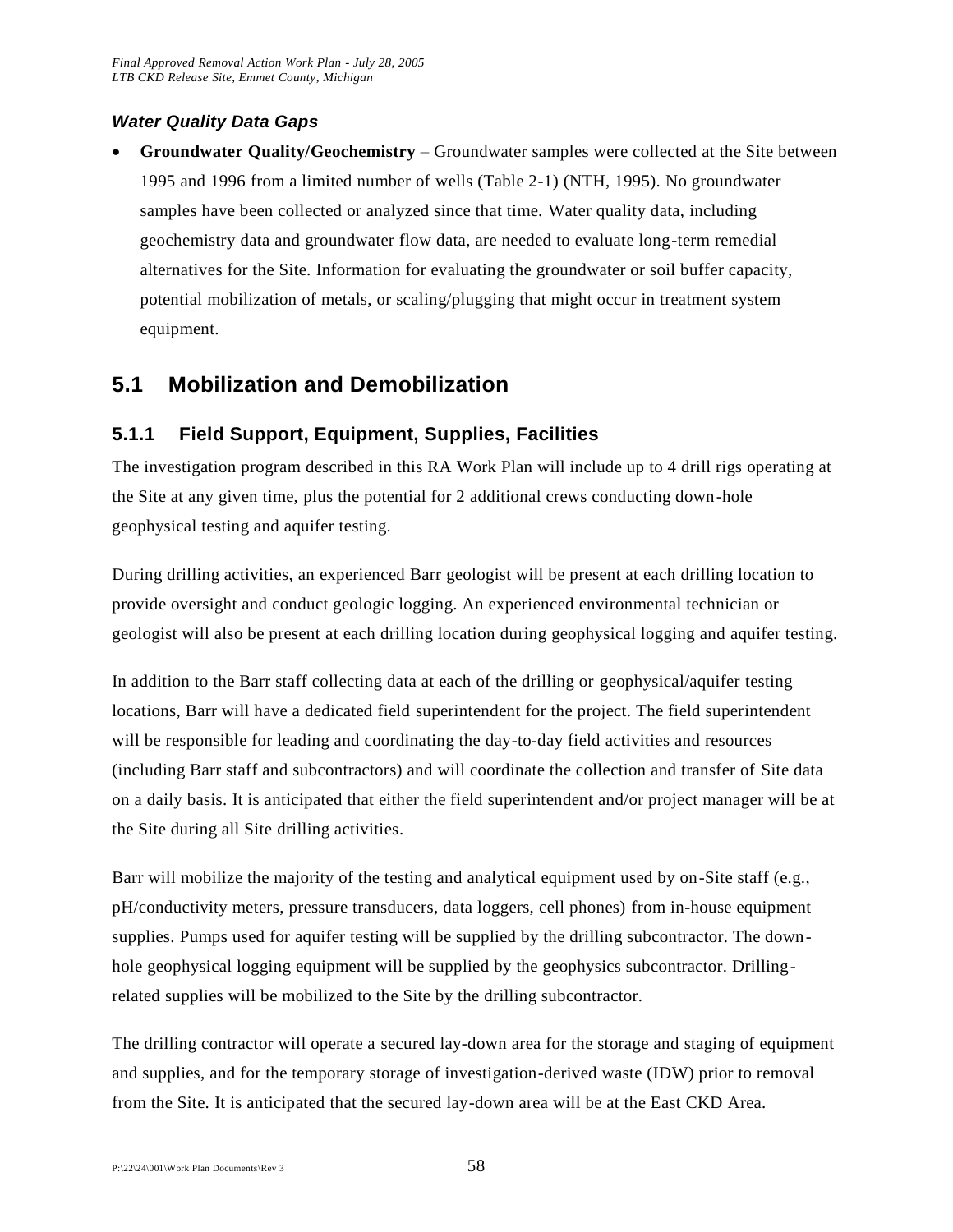#### *Water Quality Data Gaps*

- **Groundwater Quality/Geochemistry** – Groundwater samples were collected at the Site between 1995 and 1996 from a limited number of wells (Table 2-1) (NTH, 1995). No groundwater samples have been collected or analyzed since that time. Water quality data, including geochemistry data and groundwater flow data, are needed to evaluate long-term remedial alternatives for the Site. Information for evaluating the groundwater or soil buffer capacity, potential mobilization of metals, or scaling/plugging that might occur in treatment system equipment.

## 5.1 Mobilization and Demobilization

### 5.1.1 Field Support, Equipment, Supplies, Facilities

The investigation program described in this RA Work Plan will include up to 4 drill rigs operating at the Site at any given time, plus the potential for 2 additional crews conducting down-hole geophysical testing and aquifer testing.

During drilling activities, an experienced Barr geologist will be present at each drilling location to provide oversight and conduct geologic logging. An experienced environmental technician or geologist will also be present at each drilling location during geophysical logging and aquifer testing.

In addition to the Barr staff collecting data at each of the drilling or geophysical/aquifer testing locations, Barr will have a dedicated field superintendent for the project. The field superintendent will be responsible for leading and coordinating the day-to-day field activities and resources (including Barr staff and subcontractors) and will coordinate the collection and transfer of Site data on a daily basis. It is anticipated that either the field superintendent and/or project manager will be at the Site during all Site drilling activities.

Barr will mobilize the majority of the testing and analytical equipment used by on-Site staff (e.g., pH/conductivity meters, pressure transducers, data loggers, cell phones) from in-house equipment supplies. Pumps used for aquifer testing will be supplied by the drilling subcontractor. The down-hole geophysical logging equipment will be supplied by the geophysics subcontractor. Drilling-related supplies will be mobilized to the Site by the drilling subcontractor.

The drilling contractor will operate a secured lay-down area for the storage and staging of equipment and supplies, and for the temporary storage of investigation-derived waste (IDW) prior to removal from the Site. It is anticipated that the secured lay-down area will be at the East CKD Area.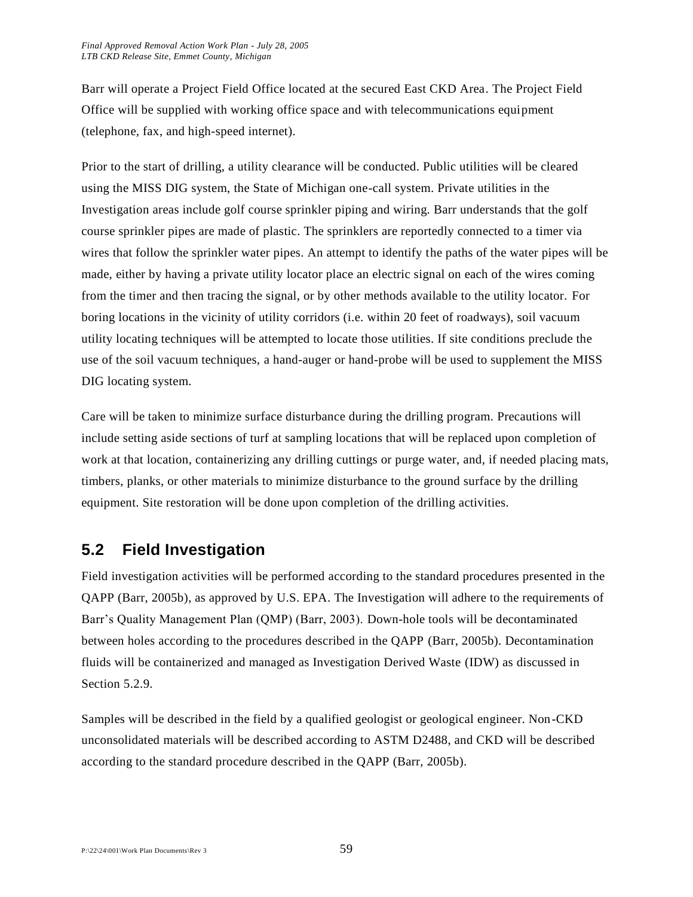Barr will operate a Project Field Office located at the secured East CKD Area. The Project Field Office will be supplied with working office space and with telecommunications equipment (telephone, fax, and high-speed internet).

Prior to the start of drilling, a utility clearance will be conducted. Public utilities will be cleared using the MISS DIG system, the State of Michigan one-call system. Private utilities in the Investigation areas include golf course sprinkler piping and wiring. Barr understands that the golf course sprinkler pipes are made of plastic. The sprinklers are reportedly connected to a timer via wires that follow the sprinkler water pipes. An attempt to identify the paths of the water pipes will be made, either by having a private utility locator place an electric signal on each of the wires coming from the timer and then tracing the signal, or by other methods available to the utility locator. For boring locations in the vicinity of utility corridors (i.e. within 20 feet of roadways), soil vacuum utility locating techniques will be attempted to locate those utilities. If site conditions preclude the use of the soil vacuum techniques, a hand-auger or hand-probe will be used to supplement the MISS DIG locating system.

Care will be taken to minimize surface disturbance during the drilling program. Precautions will include setting aside sections of turf at sampling locations that will be replaced upon completion of work at that location, containerizing any drilling cuttings or purge water, and, if needed placing mats, timbers, planks, or other materials to minimize disturbance to the ground surface by the drilling equipment. Site restoration will be done upon completion of the drilling activities.

## 5.2 Field Investigation

Field investigation activities will be performed according to the standard procedures presented in the QAPP (Barr, 2005b), as approved by U.S. EPA. The Investigation will adhere to the requirements of Barr's Quality Management Plan (QMP) (Barr, 2003). Down-hole tools will be decontaminated between holes according to the procedures described in the QAPP (Barr, 2005b). Decontamination fluids will be containerized and managed as Investigation Derived Waste (IDW) as discussed in Section 5.2.9.

Samples will be described in the field by a qualified geologist or geological engineer. Non-CKD unconsolidated materials will be described according to ASTM D2488, and CKD will be described according to the standard procedure described in the QAPP (Barr, 2005b).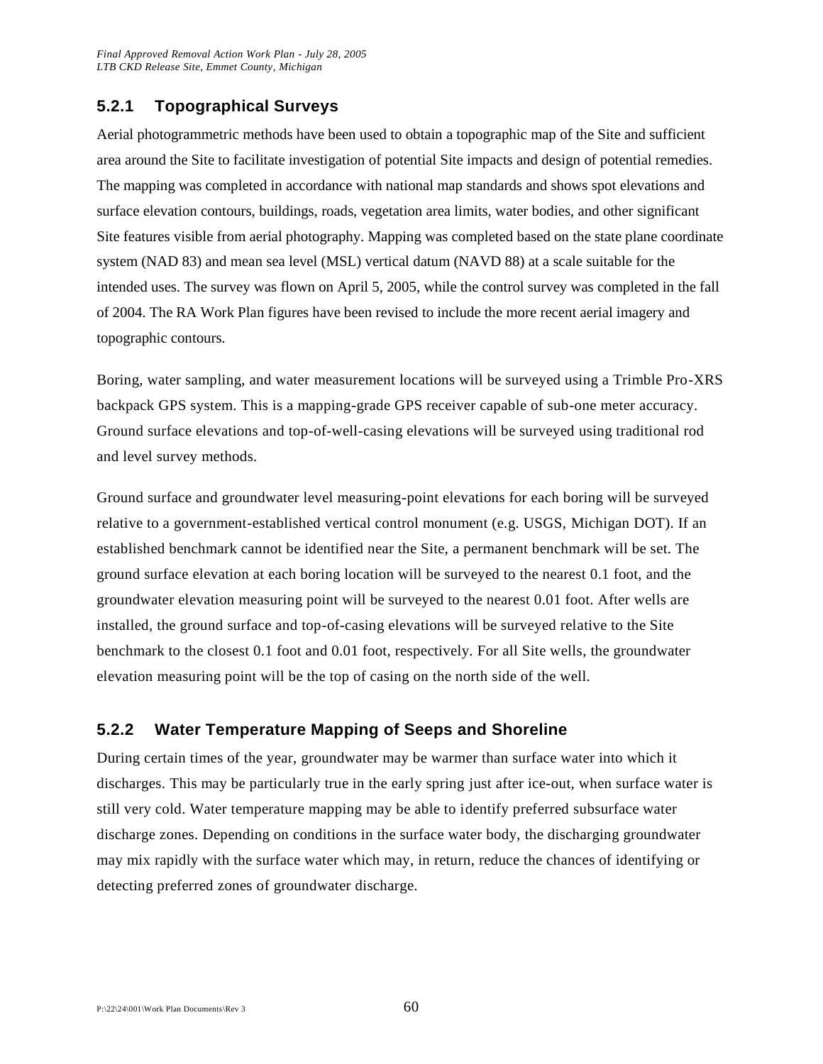### 5.2.1 Topographical Surveys

Aerial photogrammetric methods have been used to obtain a topographic map of the Site and sufficient area around the Site to facilitate investigation of potential Site impacts and design of potential remedies. The mapping was completed in accordance with national map standards and shows spot elevations and surface elevation contours, buildings, roads, vegetation area limits, water bodies, and other significant Site features visible from aerial photography. Mapping was completed based on the state plane coordinate system (NAD 83) and mean sea level (MSL) vertical datum (NAVD 88) at a scale suitable for the intended uses. The survey was flown on April 5, 2005, while the control survey was completed in the fall of 2004. The RA Work Plan figures have been revised to include the more recent aerial imagery and topographic contours.

Boring, water sampling, and water measurement locations will be surveyed using a Trimble Pro-XRS backpack GPS system. This is a mapping-grade GPS receiver capable of sub-one meter accuracy. Ground surface elevations and top-of-well-casing elevations will be surveyed using traditional rod and level survey methods.

Ground surface and groundwater level measuring-point elevations for each boring will be surveyed relative to a government-established vertical control monument (e.g. USGS, Michigan DOT). If an established benchmark cannot be identified near the Site, a permanent benchmark will be set. The ground surface elevation at each boring location will be surveyed to the nearest 0.1 foot, and the groundwater elevation measuring point will be surveyed to the nearest 0.01 foot. After wells are installed, the ground surface and top-of-casing elevations will be surveyed relative to the Site benchmark to the closest 0.1 foot and 0.01 foot, respectively. For all Site wells, the groundwater elevation measuring point will be the top of casing on the north side of the well.

### 5.2.2 Water Temperature Mapping of Seeps and Shoreline

During certain times of the year, groundwater may be warmer than surface water into which it discharges. This may be particularly true in the early spring just after ice-out, when surface water is still very cold. Water temperature mapping may be able to identify preferred subsurface water discharge zones. Depending on conditions in the surface water body, the discharging groundwater may mix rapidly with the surface water which may, in return, reduce the chances of identifying or detecting preferred zones of groundwater discharge.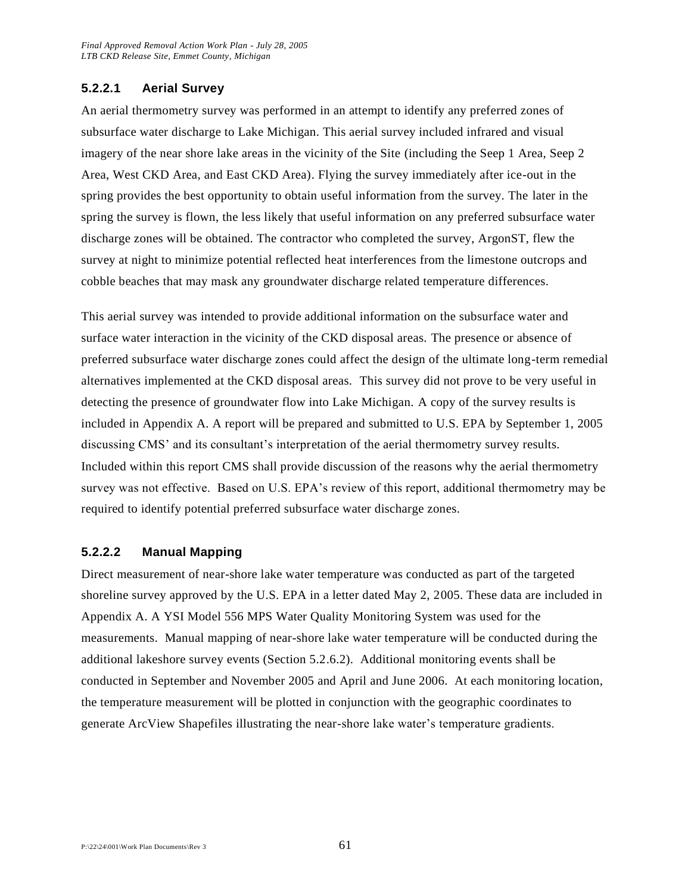#### 5.2.2.1 Aerial Survey

An aerial thermometry survey was performed in an attempt to identify any preferred zones of subsurface water discharge to Lake Michigan. This aerial survey included infrared and visual imagery of the near shore lake areas in the vicinity of the Site (including the Seep 1 Area, Seep 2 Area, West CKD Area, and East CKD Area). Flying the survey immediately after ice-out in the spring provides the best opportunity to obtain useful information from the survey. The later in the spring the survey is flown, the less likely that useful information on any preferred subsurface water discharge zones will be obtained. The contractor who completed the survey, ArgonST, flew the survey at night to minimize potential reflected heat interferences from the limestone outcrops and cobble beaches that may mask any groundwater discharge related temperature differences.

This aerial survey was intended to provide additional information on the subsurface water and surface water interaction in the vicinity of the CKD disposal areas. The presence or absence of preferred subsurface water discharge zones could affect the design of the ultimate long-term remedial alternatives implemented at the CKD disposal areas. This survey did not prove to be very useful in detecting the presence of groundwater flow into Lake Michigan. A copy of the survey results is included in Appendix A. A report will be prepared and submitted to U.S. EPA by September 1, 2005 discussing CMS' and its consultant's interpretation of the aerial thermometry survey results. Included within this report CMS shall provide discussion of the reasons why the aerial thermometry survey was not effective. Based on U.S. EPA's review of this report, additional thermometry may be required to identify potential preferred subsurface water discharge zones.

#### 5.2.2.2 Manual Mapping

Direct measurement of near-shore lake water temperature was conducted as part of the targeted shoreline survey approved by the U.S. EPA in a letter dated May 2, 2005. These data are included in Appendix A. A YSI Model 556 MPS Water Quality Monitoring System was used for the measurements. Manual mapping of near-shore lake water temperature will be conducted during the additional lakeshore survey events (Section 5.2.6.2). Additional monitoring events shall be conducted in September and November 2005 and April and June 2006. At each monitoring location, the temperature measurement will be plotted in conjunction with the geographic coordinates to generate ArcView Shapefiles illustrating the near-shore lake water's temperature gradients.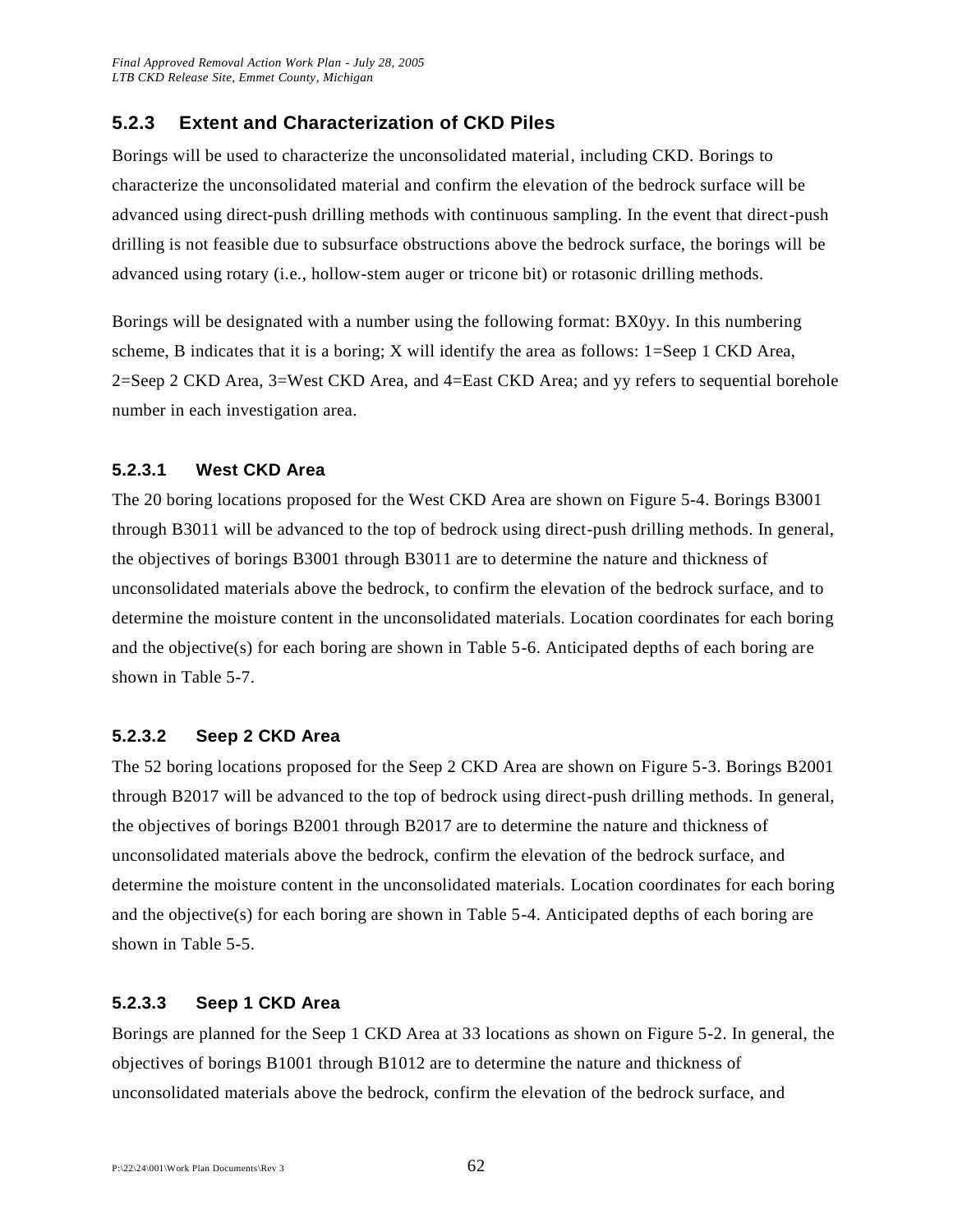### 5.2.3 Extent and Characterization of CKD Piles

Borings will be used to characterize the unconsolidated material, including CKD. Borings to characterize the unconsolidated material and confirm the elevation of the bedrock surface will be advanced using direct-push drilling methods with continuous sampling. In the event that direct-push drilling is not feasible due to subsurface obstructions above the bedrock surface, the borings will be advanced using rotary (i.e., hollow-stem auger or tricone bit) or rotasonic drilling methods.

Borings will be designated with a number using the following format: BX0yy. In this numbering scheme, B indicates that it is a boring; X will identify the area as follows: 1=Seep 1 CKD Area, 2=Seep 2 CKD Area, 3=West CKD Area, and 4=East CKD Area; and yy refers to sequential borehole number in each investigation area.

#### 5.2.3.1 West CKD Area

The 20 boring locations proposed for the West CKD Area are shown on Figure 5-4. Borings B3001 through B3011 will be advanced to the top of bedrock using direct-push drilling methods. In general, the objectives of borings B3001 through B3011 are to determine the nature and thickness of unconsolidated materials above the bedrock, to confirm the elevation of the bedrock surface, and to determine the moisture content in the unconsolidated materials. Location coordinates for each boring and the objective(s) for each boring are shown in Table 5-6. Anticipated depths of each boring are shown in Table 5-7.

#### 5.2.3.2 Seep 2 CKD Area

The 52 boring locations proposed for the Seep 2 CKD Area are shown on Figure 5-3. Borings B2001 through B2017 will be advanced to the top of bedrock using direct-push drilling methods. In general, the objectives of borings B2001 through B2017 are to determine the nature and thickness of unconsolidated materials above the bedrock, confirm the elevation of the bedrock surface, and determine the moisture content in the unconsolidated materials. Location coordinates for each boring and the objective(s) for each boring are shown in Table 5-4. Anticipated depths of each boring are shown in Table 5-5.

#### 5.2.3.3 Seep 1 CKD Area

Borings are planned for the Seep 1 CKD Area at 33 locations as shown on Figure 5-2. In general, the objectives of borings B1001 through B1012 are to determine the nature and thickness of unconsolidated materials above the bedrock, confirm the elevation of the bedrock surface, and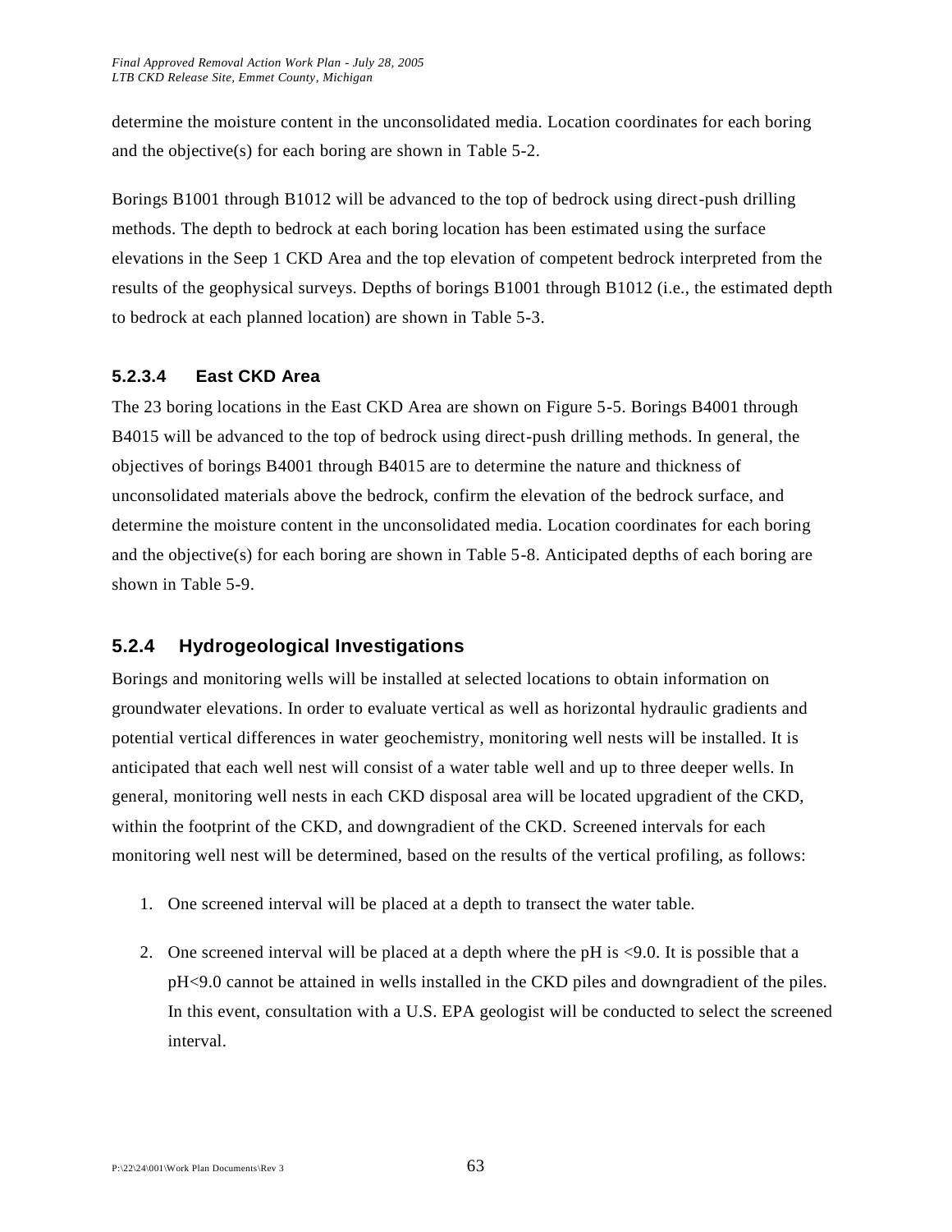determine the moisture content in the unconsolidated media. Location coordinates for each boring and the objective(s) for each boring are shown in Table 5-2.

Borings B1001 through B1012 will be advanced to the top of bedrock using direct-push drilling methods. The depth to bedrock at each boring location has been estimated using the surface elevations in the Seep 1 CKD Area and the top elevation of competent bedrock interpreted from the results of the geophysical surveys. Depths of borings B1001 through B1012 (i.e., the estimated depth to bedrock at each planned location) are shown in Table 5-3.

#### 5.2.3.4 East CKD Area

The 23 boring locations in the East CKD Area are shown on Figure 5-5. Borings B4001 through B4015 will be advanced to the top of bedrock using direct-push drilling methods. In general, the objectives of borings B4001 through B4015 are to determine the nature and thickness of unconsolidated materials above the bedrock, confirm the elevation of the bedrock surface, and determine the moisture content in the unconsolidated media. Location coordinates for each boring and the objective(s) for each boring are shown in Table 5-8. Anticipated depths of each boring are shown in Table 5-9.

### 5.2.4 Hydrogeological Investigations

Borings and monitoring wells will be installed at selected locations to obtain information on groundwater elevations. In order to evaluate vertical as well as horizontal hydraulic gradients and potential vertical differences in water geochemistry, monitoring well nests will be installed. It is anticipated that each well nest will consist of a water table well and up to three deeper wells. In general, monitoring well nests in each CKD disposal area will be located upgradient of the CKD, within the footprint of the CKD, and downgradient of the CKD. Screened intervals for each monitoring well nest will be determined, based on the results of the vertical profiling, as follows:

1. One screened interval will be placed at a depth to transect the water table.
2. One screened interval will be placed at a depth where the pH is <9.0. It is possible that a pH<9.0 cannot be attained in wells installed in the CKD piles and downgradient of the piles. In this event, consultation with a U.S. EPA geologist will be conducted to select the screened interval.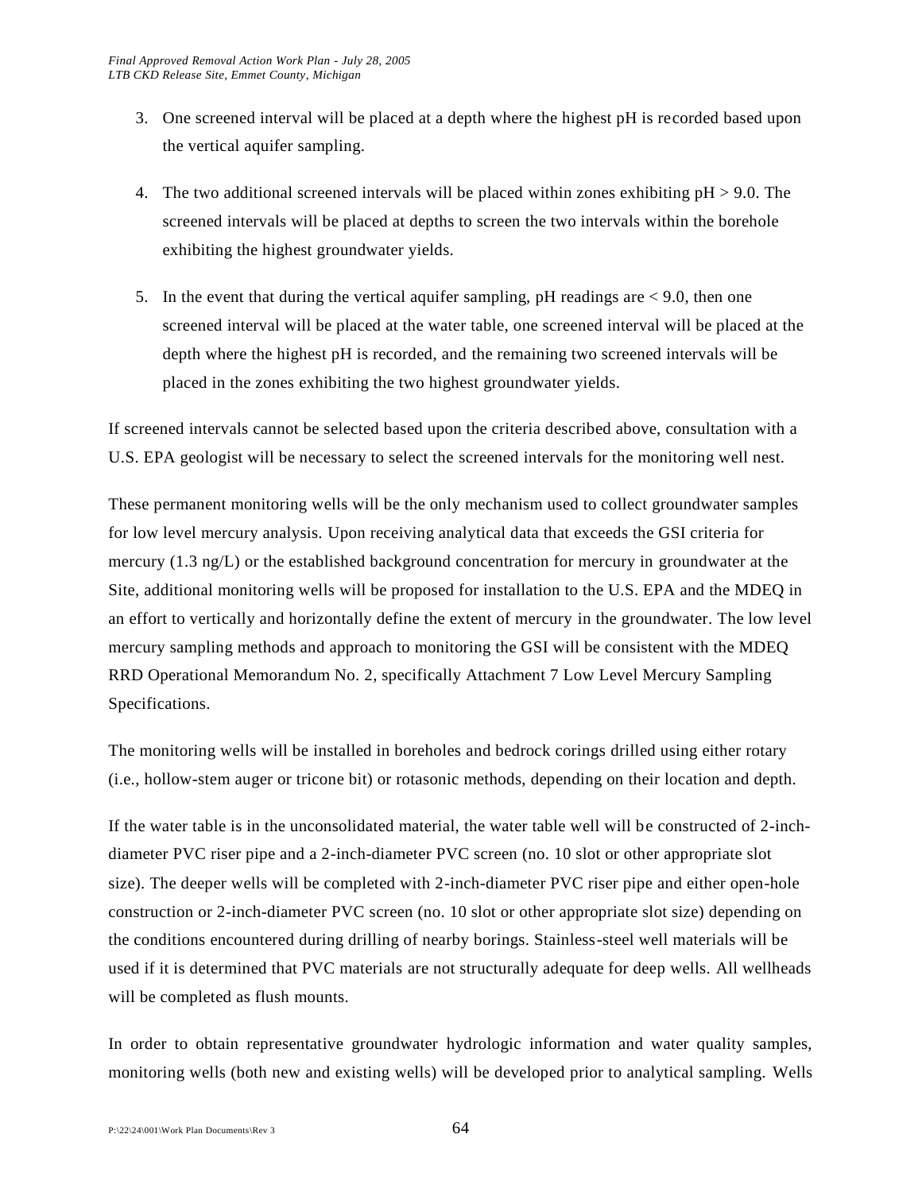3. One screened interval will be placed at a depth where the highest pH is recorded based upon the vertical aquifer sampling.

4. The two additional screened intervals will be placed within zones exhibiting pH > 9.0. The screened intervals will be placed at depths to screen the two intervals within the borehole exhibiting the highest groundwater yields.

5. In the event that during the vertical aquifer sampling, pH readings are < 9.0, then one screened interval will be placed at the water table, one screened interval will be placed at the depth where the highest pH is recorded, and the remaining two screened intervals will be placed in the zones exhibiting the two highest groundwater yields.

If screened intervals cannot be selected based upon the criteria described above, consultation with a U.S. EPA geologist will be necessary to select the screened intervals for the monitoring well nest.

These permanent monitoring wells will be the only mechanism used to collect groundwater samples for low level mercury analysis. Upon receiving analytical data that exceeds the GSI criteria for mercury (1.3 ng/L) or the established background concentration for mercury in groundwater at the Site, additional monitoring wells will be proposed for installation to the U.S. EPA and the MDEQ in an effort to vertically and horizontally define the extent of mercury in the groundwater. The low level mercury sampling methods and approach to monitoring the GSI will be consistent with the MDEQ RRD Operational Memorandum No. 2, specifically Attachment 7 Low Level Mercury Sampling Specifications.

The monitoring wells will be installed in boreholes and bedrock corings drilled using either rotary (i.e., hollow-stem auger or tricone bit) or rotasonic methods, depending on their location and depth.

If the water table is in the unconsolidated material, the water table well will be constructed of 2-inch-diameter PVC riser pipe and a 2-inch-diameter PVC screen (no. 10 slot or other appropriate slot size). The deeper wells will be completed with 2-inch-diameter PVC riser pipe and either open-hole construction or 2-inch-diameter PVC screen (no. 10 slot or other appropriate slot size) depending on the conditions encountered during drilling of nearby borings. Stainless-steel well materials will be used if it is determined that PVC materials are not structurally adequate for deep wells. All wellheads will be completed as flush mounts.

In order to obtain representative groundwater hydrologic information and water quality samples, monitoring wells (both new and existing wells) will be developed prior to analytical sampling. Wells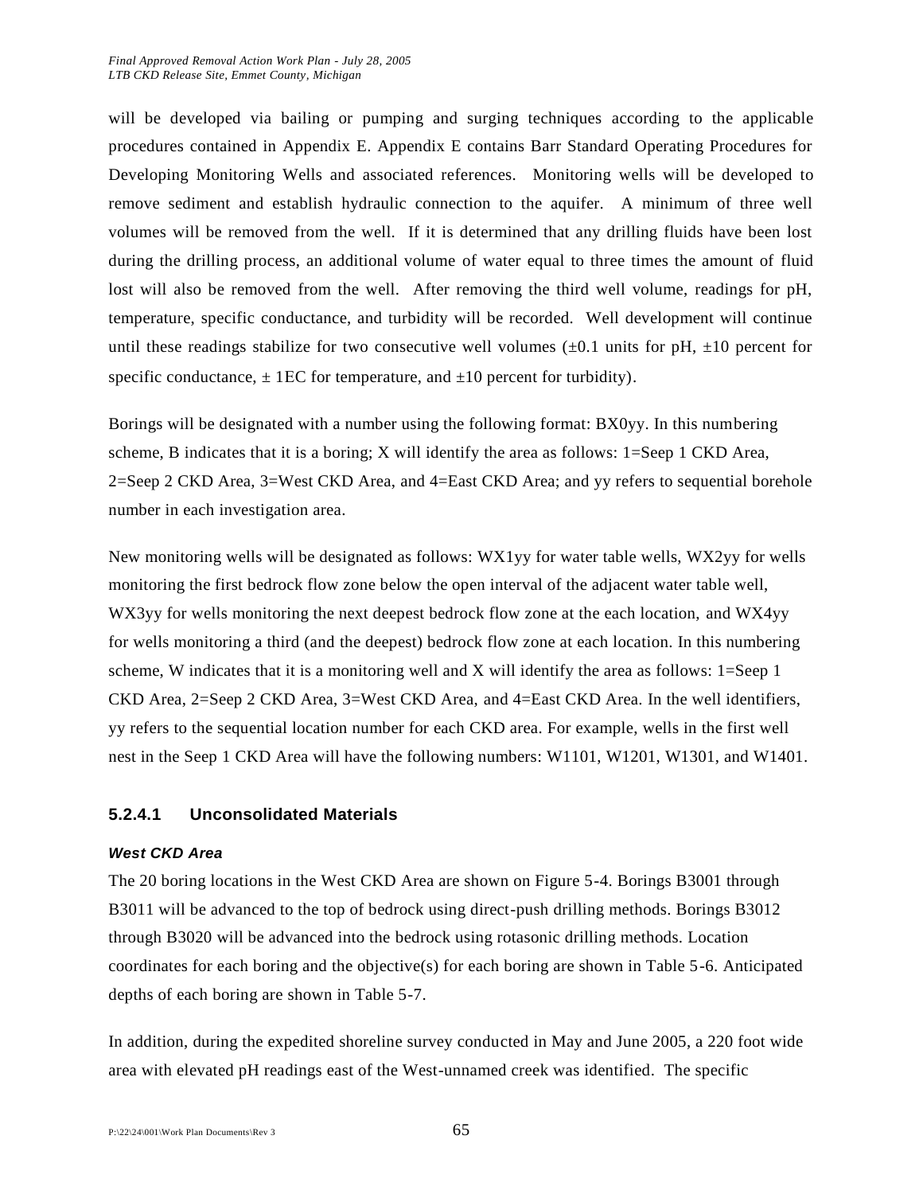will be developed via bailing or pumping and surging techniques according to the applicable procedures contained in Appendix E. Appendix E contains Barr Standard Operating Procedures for Developing Monitoring Wells and associated references. Monitoring wells will be developed to remove sediment and establish hydraulic connection to the aquifer. A minimum of three well volumes will be removed from the well. If it is determined that any drilling fluids have been lost during the drilling process, an additional volume of water equal to three times the amount of fluid lost will also be removed from the well. After removing the third well volume, readings for pH, temperature, specific conductance, and turbidity will be recorded. Well development will continue until these readings stabilize for two consecutive well volumes (±0.1 units for pH, ±10 percent for specific conductance, ± 1EC for temperature, and ±10 percent for turbidity).

Borings will be designated with a number using the following format: BX0yy. In this numbering scheme, B indicates that it is a boring; X will identify the area as follows: 1=Seep 1 CKD Area, 2=Seep 2 CKD Area, 3=West CKD Area, and 4=East CKD Area; and yy refers to sequential borehole number in each investigation area.

New monitoring wells will be designated as follows: WX1yy for water table wells, WX2yy for wells monitoring the first bedrock flow zone below the open interval of the adjacent water table well, WX3yy for wells monitoring the next deepest bedrock flow zone at the each location, and WX4yy for wells monitoring a third (and the deepest) bedrock flow zone at each location. In this numbering scheme, W indicates that it is a monitoring well and X will identify the area as follows: 1=Seep 1 CKD Area, 2=Seep 2 CKD Area, 3=West CKD Area, and 4=East CKD Area. In the well identifiers, yy refers to the sequential location number for each CKD area. For example, wells in the first well nest in the Seep 1 CKD Area will have the following numbers: W1101, W1201, W1301, and W1401.

#### 5.2.4.1 Unconsolidated Materials

***West CKD Area***

The 20 boring locations in the West CKD Area are shown on Figure 5-4. Borings B3001 through B3011 will be advanced to the top of bedrock using direct-push drilling methods. Borings B3012 through B3020 will be advanced into the bedrock using rotasonic drilling methods. Location coordinates for each boring and the objective(s) for each boring are shown in Table 5-6. Anticipated depths of each boring are shown in Table 5-7.

In addition, during the expedited shoreline survey conducted in May and June 2005, a 220 foot wide area with elevated pH readings east of the West-unnamed creek was identified. The specific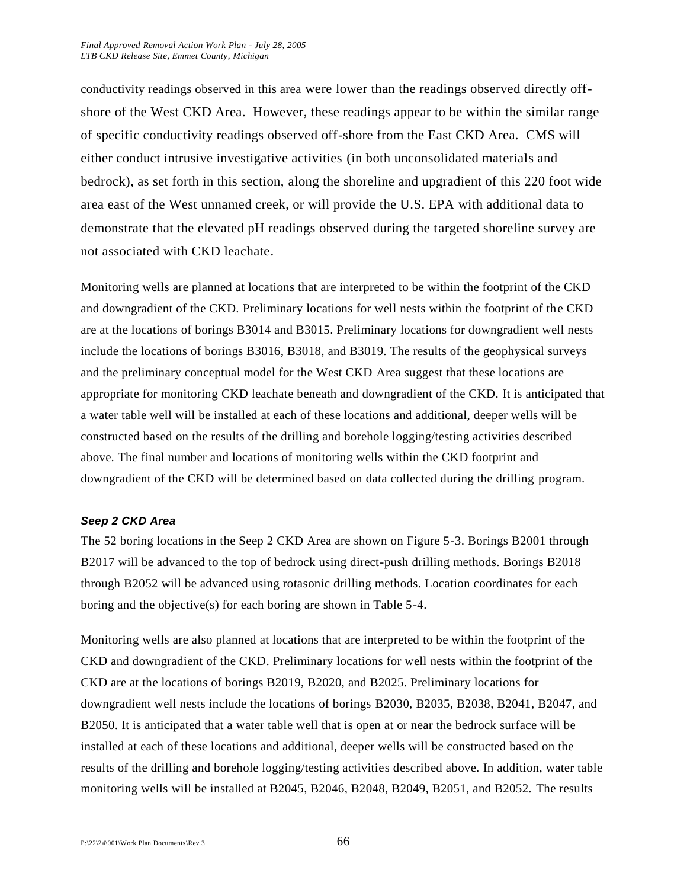conductivity readings observed in this area were lower than the readings observed directly off-shore of the West CKD Area. However, these readings appear to be within the similar range of specific conductivity readings observed off-shore from the East CKD Area. CMS will either conduct intrusive investigative activities (in both unconsolidated materials and bedrock), as set forth in this section, along the shoreline and upgradient of this 220 foot wide area east of the West unnamed creek, or will provide the U.S. EPA with additional data to demonstrate that the elevated pH readings observed during the targeted shoreline survey are not associated with CKD leachate.

Monitoring wells are planned at locations that are interpreted to be within the footprint of the CKD and downgradient of the CKD. Preliminary locations for well nests within the footprint of the CKD are at the locations of borings B3014 and B3015. Preliminary locations for downgradient well nests include the locations of borings B3016, B3018, and B3019. The results of the geophysical surveys and the preliminary conceptual model for the West CKD Area suggest that these locations are appropriate for monitoring CKD leachate beneath and downgradient of the CKD. It is anticipated that a water table well will be installed at each of these locations and additional, deeper wells will be constructed based on the results of the drilling and borehole logging/testing activities described above. The final number and locations of monitoring wells within the CKD footprint and downgradient of the CKD will be determined based on data collected during the drilling program.

#### *Seep 2 CKD Area*

The 52 boring locations in the Seep 2 CKD Area are shown on Figure 5-3. Borings B2001 through B2017 will be advanced to the top of bedrock using direct-push drilling methods. Borings B2018 through B2052 will be advanced using rotasonic drilling methods. Location coordinates for each boring and the objective(s) for each boring are shown in Table 5-4.

Monitoring wells are also planned at locations that are interpreted to be within the footprint of the CKD and downgradient of the CKD. Preliminary locations for well nests within the footprint of the CKD are at the locations of borings B2019, B2020, and B2025. Preliminary locations for downgradient well nests include the locations of borings B2030, B2035, B2038, B2041, B2047, and B2050. It is anticipated that a water table well that is open at or near the bedrock surface will be installed at each of these locations and additional, deeper wells will be constructed based on the results of the drilling and borehole logging/testing activities described above. In addition, water table monitoring wells will be installed at B2045, B2046, B2048, B2049, B2051, and B2052. The results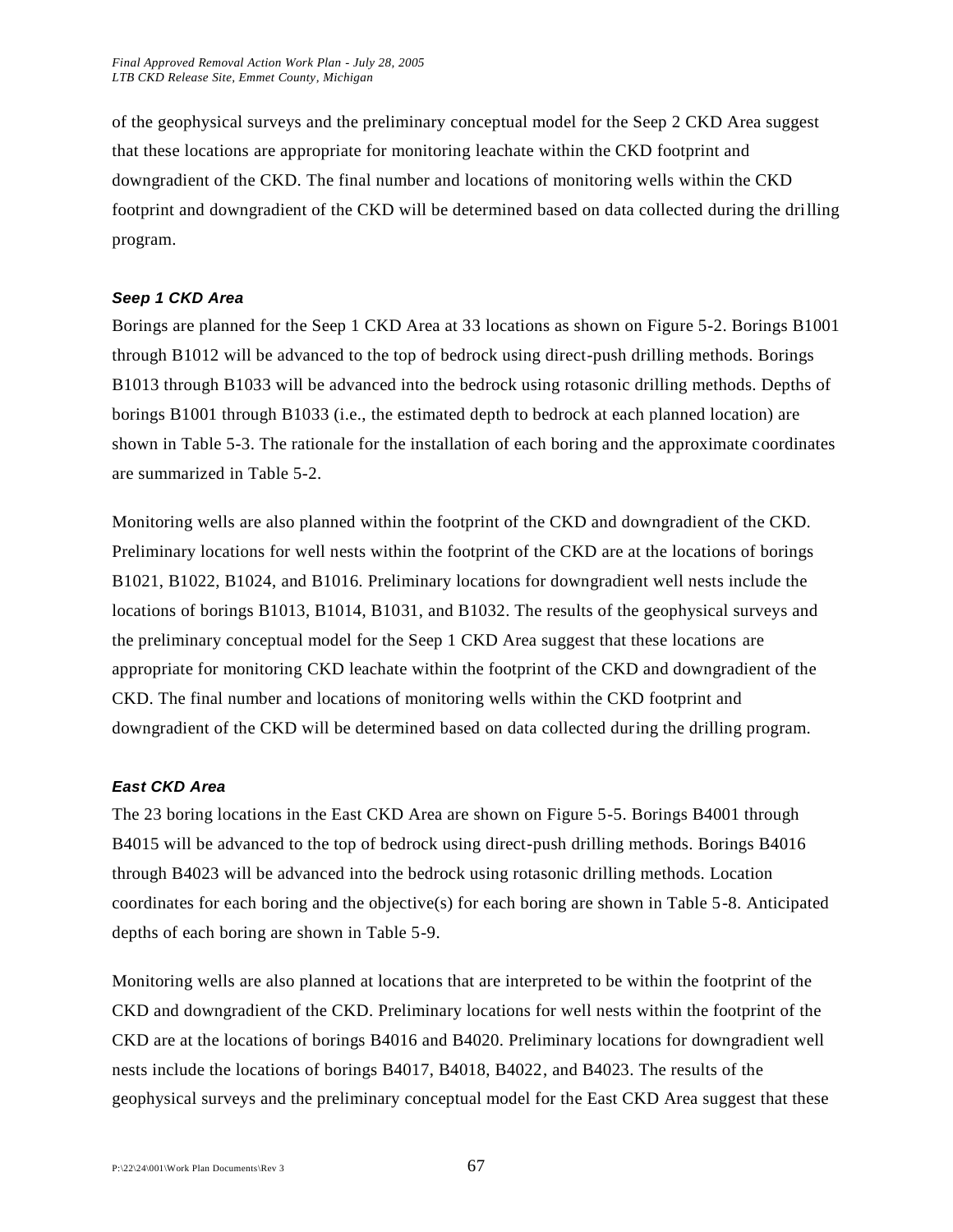of the geophysical surveys and the preliminary conceptual model for the Seep 2 CKD Area suggest that these locations are appropriate for monitoring leachate within the CKD footprint and downgradient of the CKD. The final number and locations of monitoring wells within the CKD footprint and downgradient of the CKD will be determined based on data collected during the drilling program.

#### *Seep 1 CKD Area*

Borings are planned for the Seep 1 CKD Area at 33 locations as shown on Figure 5-2. Borings B1001 through B1012 will be advanced to the top of bedrock using direct-push drilling methods. Borings B1013 through B1033 will be advanced into the bedrock using rotasonic drilling methods. Depths of borings B1001 through B1033 (i.e., the estimated depth to bedrock at each planned location) are shown in Table 5-3. The rationale for the installation of each boring and the approximate coordinates are summarized in Table 5-2.

Monitoring wells are also planned within the footprint of the CKD and downgradient of the CKD. Preliminary locations for well nests within the footprint of the CKD are at the locations of borings B1021, B1022, B1024, and B1016. Preliminary locations for downgradient well nests include the locations of borings B1013, B1014, B1031, and B1032. The results of the geophysical surveys and the preliminary conceptual model for the Seep 1 CKD Area suggest that these locations are appropriate for monitoring CKD leachate within the footprint of the CKD and downgradient of the CKD. The final number and locations of monitoring wells within the CKD footprint and downgradient of the CKD will be determined based on data collected during the drilling program.

#### *East CKD Area*

The 23 boring locations in the East CKD Area are shown on Figure 5-5. Borings B4001 through B4015 will be advanced to the top of bedrock using direct-push drilling methods. Borings B4016 through B4023 will be advanced into the bedrock using rotasonic drilling methods. Location coordinates for each boring and the objective(s) for each boring are shown in Table 5-8. Anticipated depths of each boring are shown in Table 5-9.

Monitoring wells are also planned at locations that are interpreted to be within the footprint of the CKD and downgradient of the CKD. Preliminary locations for well nests within the footprint of the CKD are at the locations of borings B4016 and B4020. Preliminary locations for downgradient well nests include the locations of borings B4017, B4018, B4022, and B4023. The results of the geophysical surveys and the preliminary conceptual model for the East CKD Area suggest that these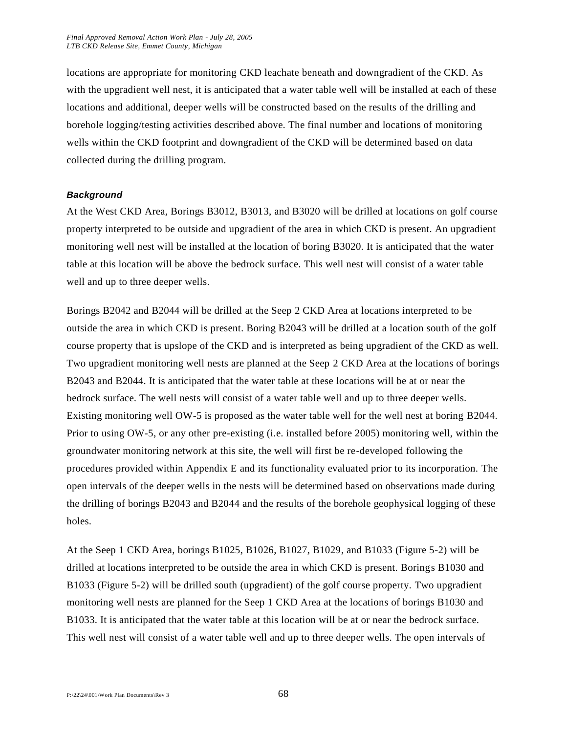locations are appropriate for monitoring CKD leachate beneath and downgradient of the CKD. As with the upgradient well nest, it is anticipated that a water table well will be installed at each of these locations and additional, deeper wells will be constructed based on the results of the drilling and borehole logging/testing activities described above. The final number and locations of monitoring wells within the CKD footprint and downgradient of the CKD will be determined based on data collected during the drilling program.

#### ***Background***

At the West CKD Area, Borings B3012, B3013, and B3020 will be drilled at locations on golf course property interpreted to be outside and upgradient of the area in which CKD is present. An upgradient monitoring well nest will be installed at the location of boring B3020. It is anticipated that the water table at this location will be above the bedrock surface. This well nest will consist of a water table well and up to three deeper wells.

Borings B2042 and B2044 will be drilled at the Seep 2 CKD Area at locations interpreted to be outside the area in which CKD is present. Boring B2043 will be drilled at a location south of the golf course property that is upslope of the CKD and is interpreted as being upgradient of the CKD as well. Two upgradient monitoring well nests are planned at the Seep 2 CKD Area at the locations of borings B2043 and B2044. It is anticipated that the water table at these locations will be at or near the bedrock surface. The well nests will consist of a water table well and up to three deeper wells. Existing monitoring well OW-5 is proposed as the water table well for the well nest at boring B2044. Prior to using OW-5, or any other pre-existing (i.e. installed before 2005) monitoring well, within the groundwater monitoring network at this site, the well will first be re-developed following the procedures provided within Appendix E and its functionality evaluated prior to its incorporation. The open intervals of the deeper wells in the nests will be determined based on observations made during the drilling of borings B2043 and B2044 and the results of the borehole geophysical logging of these holes.

At the Seep 1 CKD Area, borings B1025, B1026, B1027, B1029, and B1033 (Figure 5-2) will be drilled at locations interpreted to be outside the area in which CKD is present. Borings B1030 and B1033 (Figure 5-2) will be drilled south (upgradient) of the golf course property. Two upgradient monitoring well nests are planned for the Seep 1 CKD Area at the locations of borings B1030 and B1033. It is anticipated that the water table at this location will be at or near the bedrock surface. This well nest will consist of a water table well and up to three deeper wells. The open intervals of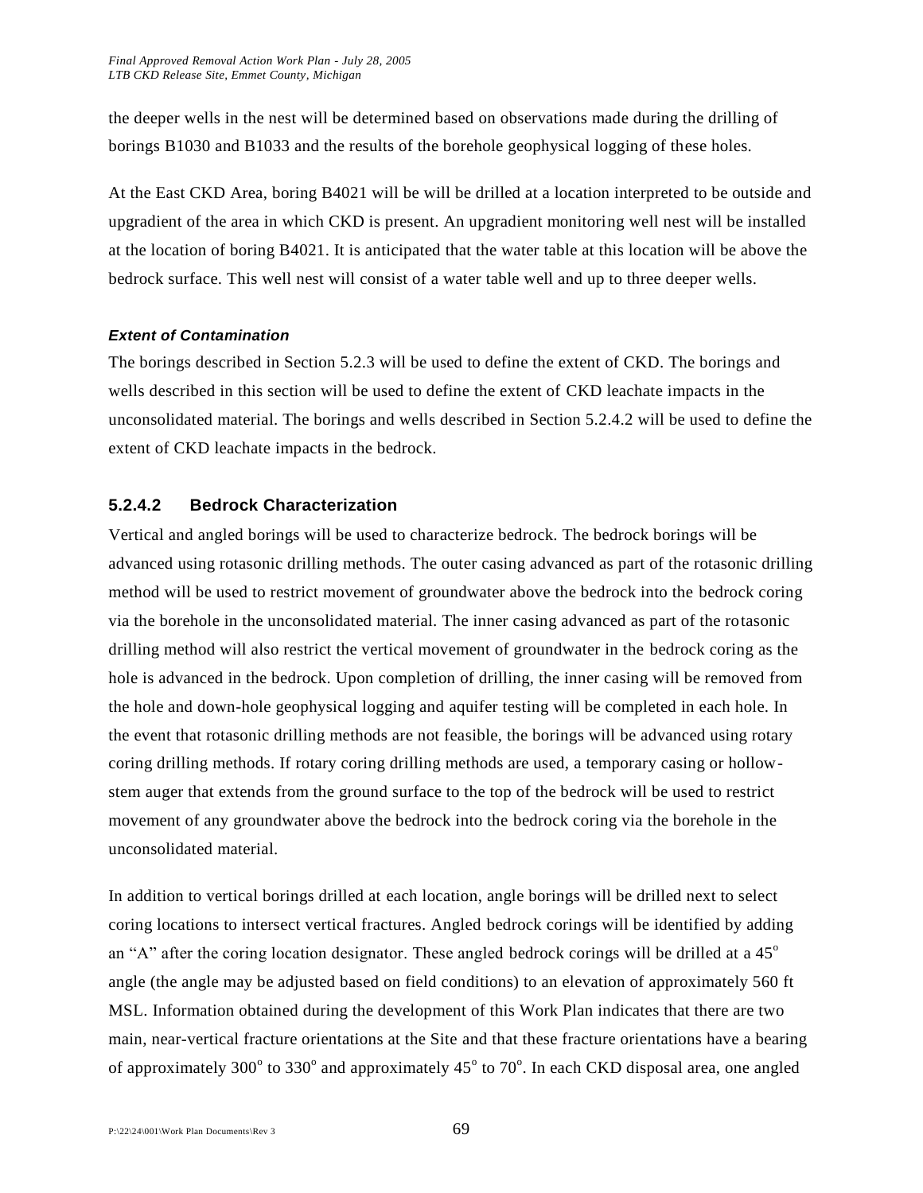the deeper wells in the nest will be determined based on observations made during the drilling of borings B1030 and B1033 and the results of the borehole geophysical logging of these holes.

At the East CKD Area, boring B4021 will be will be drilled at a location interpreted to be outside and upgradient of the area in which CKD is present. An upgradient monitoring well nest will be installed at the location of boring B4021. It is anticipated that the water table at this location will be above the bedrock surface. This well nest will consist of a water table well and up to three deeper wells.

***Extent of Contamination***

The borings described in Section 5.2.3 will be used to define the extent of CKD. The borings and wells described in this section will be used to define the extent of CKD leachate impacts in the unconsolidated material. The borings and wells described in Section 5.2.4.2 will be used to define the extent of CKD leachate impacts in the bedrock.

#### 5.2.4.2 Bedrock Characterization

Vertical and angled borings will be used to characterize bedrock. The bedrock borings will be advanced using rotasonic drilling methods. The outer casing advanced as part of the rotasonic drilling method will be used to restrict movement of groundwater above the bedrock into the bedrock coring via the borehole in the unconsolidated material. The inner casing advanced as part of the rotasonic drilling method will also restrict the vertical movement of groundwater in the bedrock coring as the hole is advanced in the bedrock. Upon completion of drilling, the inner casing will be removed from the hole and down-hole geophysical logging and aquifer testing will be completed in each hole. In the event that rotasonic drilling methods are not feasible, the borings will be advanced using rotary coring drilling methods. If rotary coring drilling methods are used, a temporary casing or hollow-stem auger that extends from the ground surface to the top of the bedrock will be used to restrict movement of any groundwater above the bedrock into the bedrock coring via the borehole in the unconsolidated material.

In addition to vertical borings drilled at each location, angle borings will be drilled next to select coring locations to intersect vertical fractures. Angled bedrock corings will be identified by adding an "A" after the coring location designator. These angled bedrock corings will be drilled at a 45° angle (the angle may be adjusted based on field conditions) to an elevation of approximately 560 ft MSL. Information obtained during the development of this Work Plan indicates that there are two main, near-vertical fracture orientations at the Site and that these fracture orientations have a bearing of approximately 300° to 330° and approximately 45° to 70°. In each CKD disposal area, one angled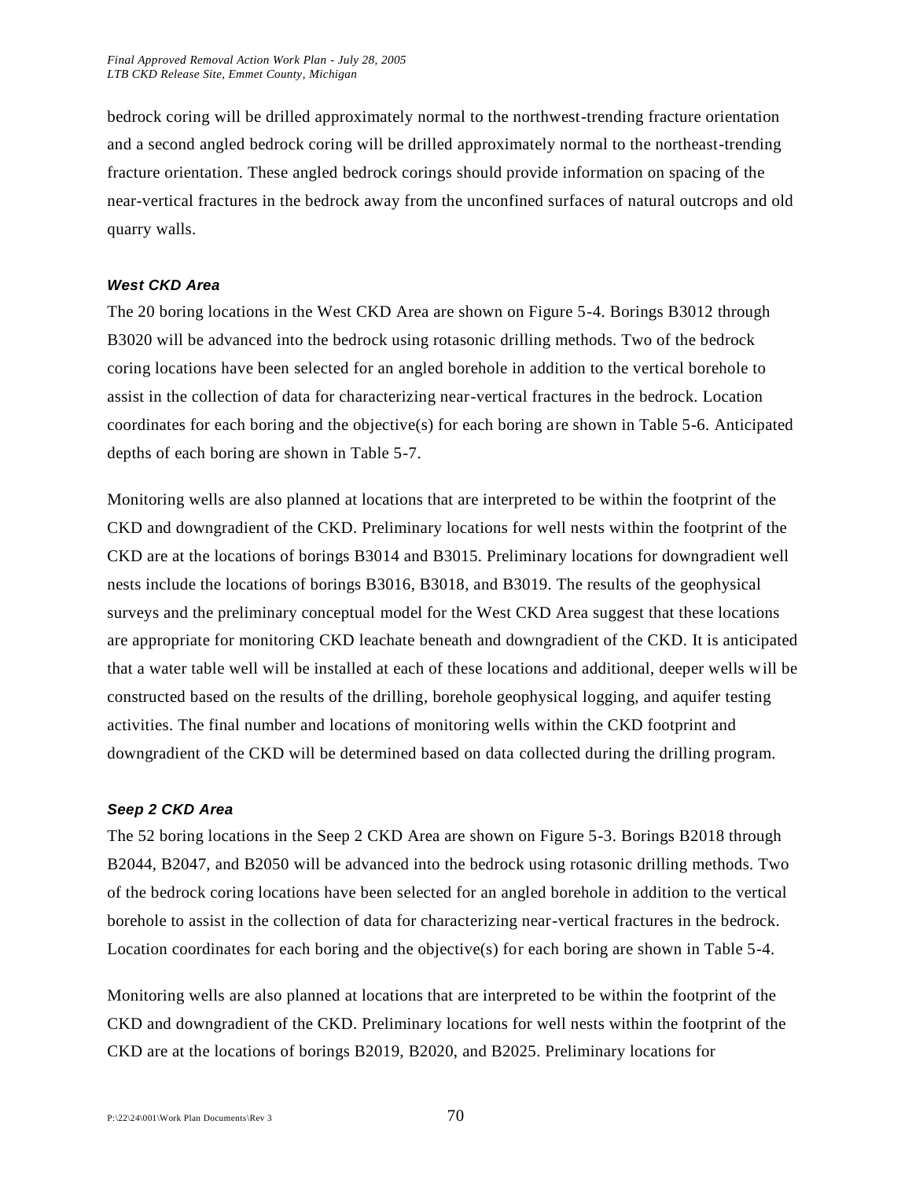bedrock coring will be drilled approximately normal to the northwest-trending fracture orientation and a second angled bedrock coring will be drilled approximately normal to the northeast-trending fracture orientation. These angled bedrock corings should provide information on spacing of the near-vertical fractures in the bedrock away from the unconfined surfaces of natural outcrops and old quarry walls.

#### *West CKD Area*

The 20 boring locations in the West CKD Area are shown on Figure 5-4. Borings B3012 through B3020 will be advanced into the bedrock using rotasonic drilling methods. Two of the bedrock coring locations have been selected for an angled borehole in addition to the vertical borehole to assist in the collection of data for characterizing near-vertical fractures in the bedrock. Location coordinates for each boring and the objective(s) for each boring are shown in Table 5-6. Anticipated depths of each boring are shown in Table 5-7.

Monitoring wells are also planned at locations that are interpreted to be within the footprint of the CKD and downgradient of the CKD. Preliminary locations for well nests within the footprint of the CKD are at the locations of borings B3014 and B3015. Preliminary locations for downgradient well nests include the locations of borings B3016, B3018, and B3019. The results of the geophysical surveys and the preliminary conceptual model for the West CKD Area suggest that these locations are appropriate for monitoring CKD leachate beneath and downgradient of the CKD. It is anticipated that a water table well will be installed at each of these locations and additional, deeper wells will be constructed based on the results of the drilling, borehole geophysical logging, and aquifer testing activities. The final number and locations of monitoring wells within the CKD footprint and downgradient of the CKD will be determined based on data collected during the drilling program.

#### *Seep 2 CKD Area*

The 52 boring locations in the Seep 2 CKD Area are shown on Figure 5-3. Borings B2018 through B2044, B2047, and B2050 will be advanced into the bedrock using rotasonic drilling methods. Two of the bedrock coring locations have been selected for an angled borehole in addition to the vertical borehole to assist in the collection of data for characterizing near-vertical fractures in the bedrock. Location coordinates for each boring and the objective(s) for each boring are shown in Table 5-4.

Monitoring wells are also planned at locations that are interpreted to be within the footprint of the CKD and downgradient of the CKD. Preliminary locations for well nests within the footprint of the CKD are at the locations of borings B2019, B2020, and B2025. Preliminary locations for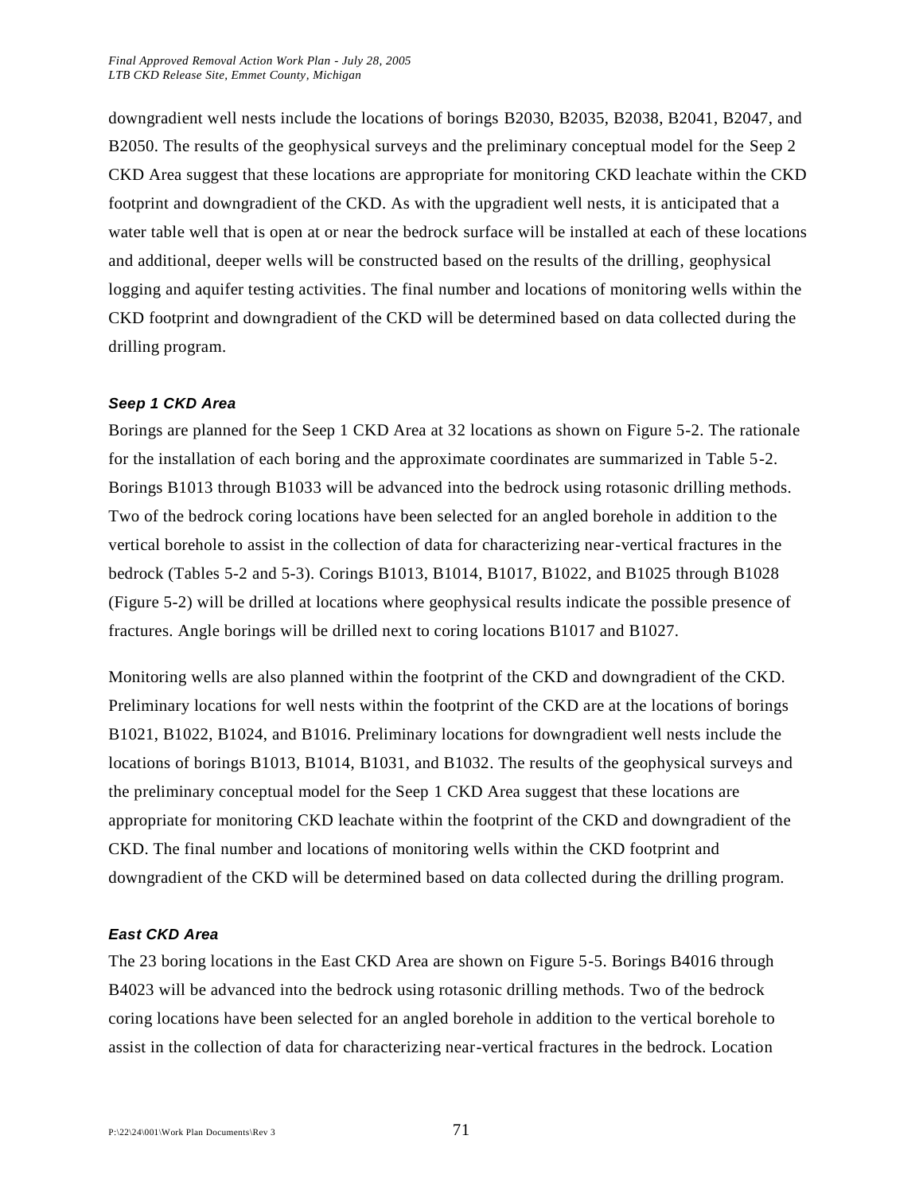downgradient well nests include the locations of borings B2030, B2035, B2038, B2041, B2047, and B2050. The results of the geophysical surveys and the preliminary conceptual model for the Seep 2 CKD Area suggest that these locations are appropriate for monitoring CKD leachate within the CKD footprint and downgradient of the CKD. As with the upgradient well nests, it is anticipated that a water table well that is open at or near the bedrock surface will be installed at each of these locations and additional, deeper wells will be constructed based on the results of the drilling, geophysical logging and aquifer testing activities. The final number and locations of monitoring wells within the CKD footprint and downgradient of the CKD will be determined based on data collected during the drilling program.

#### *Seep 1 CKD Area*

Borings are planned for the Seep 1 CKD Area at 32 locations as shown on Figure 5-2. The rationale for the installation of each boring and the approximate coordinates are summarized in Table 5-2. Borings B1013 through B1033 will be advanced into the bedrock using rotasonic drilling methods. Two of the bedrock coring locations have been selected for an angled borehole in addition to the vertical borehole to assist in the collection of data for characterizing near-vertical fractures in the bedrock (Tables 5-2 and 5-3). Corings B1013, B1014, B1017, B1022, and B1025 through B1028 (Figure 5-2) will be drilled at locations where geophysical results indicate the possible presence of fractures. Angle borings will be drilled next to coring locations B1017 and B1027.

Monitoring wells are also planned within the footprint of the CKD and downgradient of the CKD. Preliminary locations for well nests within the footprint of the CKD are at the locations of borings B1021, B1022, B1024, and B1016. Preliminary locations for downgradient well nests include the locations of borings B1013, B1014, B1031, and B1032. The results of the geophysical surveys and the preliminary conceptual model for the Seep 1 CKD Area suggest that these locations are appropriate for monitoring CKD leachate within the footprint of the CKD and downgradient of the CKD. The final number and locations of monitoring wells within the CKD footprint and downgradient of the CKD will be determined based on data collected during the drilling program.

#### *East CKD Area*

The 23 boring locations in the East CKD Area are shown on Figure 5-5. Borings B4016 through B4023 will be advanced into the bedrock using rotasonic drilling methods. Two of the bedrock coring locations have been selected for an angled borehole in addition to the vertical borehole to assist in the collection of data for characterizing near-vertical fractures in the bedrock. Location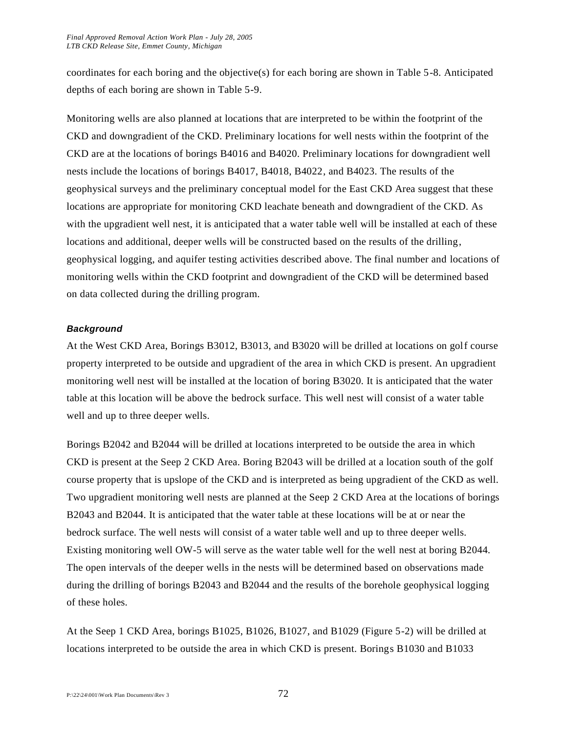coordinates for each boring and the objective(s) for each boring are shown in Table 5-8. Anticipated depths of each boring are shown in Table 5-9.

Monitoring wells are also planned at locations that are interpreted to be within the footprint of the CKD and downgradient of the CKD. Preliminary locations for well nests within the footprint of the CKD are at the locations of borings B4016 and B4020. Preliminary locations for downgradient well nests include the locations of borings B4017, B4018, B4022, and B4023. The results of the geophysical surveys and the preliminary conceptual model for the East CKD Area suggest that these locations are appropriate for monitoring CKD leachate beneath and downgradient of the CKD. As with the upgradient well nest, it is anticipated that a water table well will be installed at each of these locations and additional, deeper wells will be constructed based on the results of the drilling, geophysical logging, and aquifer testing activities described above. The final number and locations of monitoring wells within the CKD footprint and downgradient of the CKD will be determined based on data collected during the drilling program.

#### *Background*

At the West CKD Area, Borings B3012, B3013, and B3020 will be drilled at locations on golf course property interpreted to be outside and upgradient of the area in which CKD is present. An upgradient monitoring well nest will be installed at the location of boring B3020. It is anticipated that the water table at this location will be above the bedrock surface. This well nest will consist of a water table well and up to three deeper wells.

Borings B2042 and B2044 will be drilled at locations interpreted to be outside the area in which CKD is present at the Seep 2 CKD Area. Boring B2043 will be drilled at a location south of the golf course property that is upslope of the CKD and is interpreted as being upgradient of the CKD as well. Two upgradient monitoring well nests are planned at the Seep 2 CKD Area at the locations of borings B2043 and B2044. It is anticipated that the water table at these locations will be at or near the bedrock surface. The well nests will consist of a water table well and up to three deeper wells. Existing monitoring well OW-5 will serve as the water table well for the well nest at boring B2044. The open intervals of the deeper wells in the nests will be determined based on observations made during the drilling of borings B2043 and B2044 and the results of the borehole geophysical logging of these holes.

At the Seep 1 CKD Area, borings B1025, B1026, B1027, and B1029 (Figure 5-2) will be drilled at locations interpreted to be outside the area in which CKD is present. Borings B1030 and B1033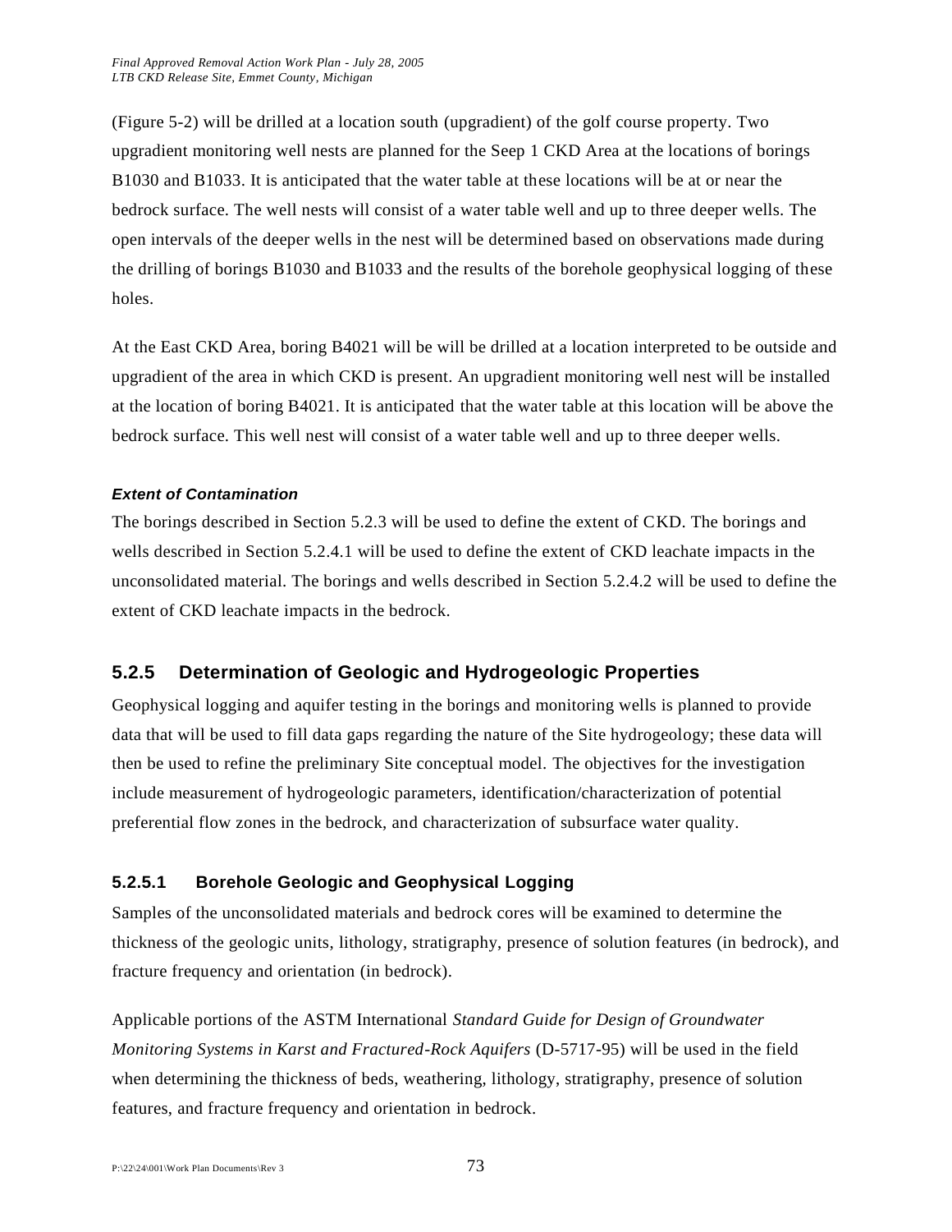(Figure 5-2) will be drilled at a location south (upgradient) of the golf course property. Two upgradient monitoring well nests are planned for the Seep 1 CKD Area at the locations of borings B1030 and B1033. It is anticipated that the water table at these locations will be at or near the bedrock surface. The well nests will consist of a water table well and up to three deeper wells. The open intervals of the deeper wells in the nest will be determined based on observations made during the drilling of borings B1030 and B1033 and the results of the borehole geophysical logging of these holes.

At the East CKD Area, boring B4021 will be will be drilled at a location interpreted to be outside and upgradient of the area in which CKD is present. An upgradient monitoring well nest will be installed at the location of boring B4021. It is anticipated that the water table at this location will be above the bedrock surface. This well nest will consist of a water table well and up to three deeper wells.

***Extent of Contamination***

The borings described in Section 5.2.3 will be used to define the extent of CKD. The borings and wells described in Section 5.2.4.1 will be used to define the extent of CKD leachate impacts in the unconsolidated material. The borings and wells described in Section 5.2.4.2 will be used to define the extent of CKD leachate impacts in the bedrock.

## 5.2.5 Determination of Geologic and Hydrogeologic Properties

Geophysical logging and aquifer testing in the borings and monitoring wells is planned to provide data that will be used to fill data gaps regarding the nature of the Site hydrogeology; these data will then be used to refine the preliminary Site conceptual model. The objectives for the investigation include measurement of hydrogeologic parameters, identification/characterization of potential preferential flow zones in the bedrock, and characterization of subsurface water quality.

### 5.2.5.1 Borehole Geologic and Geophysical Logging

Samples of the unconsolidated materials and bedrock cores will be examined to determine the thickness of the geologic units, lithology, stratigraphy, presence of solution features (in bedrock), and fracture frequency and orientation (in bedrock).

Applicable portions of the ASTM International *Standard Guide for Design of Groundwater Monitoring Systems in Karst and Fractured-Rock Aquifers* (D-5717-95) will be used in the field when determining the thickness of beds, weathering, lithology, stratigraphy, presence of solution features, and fracture frequency and orientation in bedrock.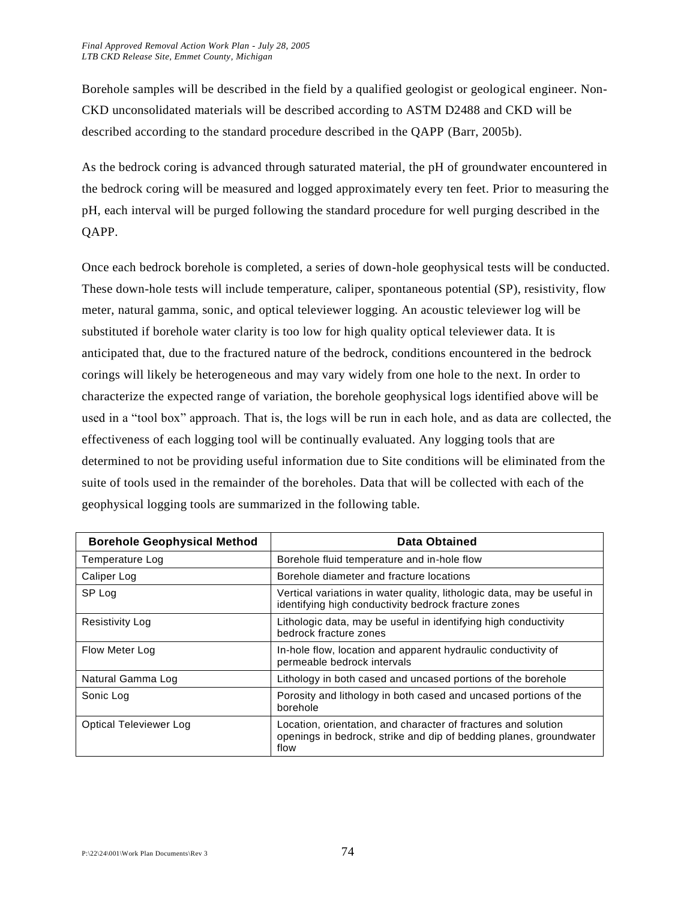Borehole samples will be described in the field by a qualified geologist or geological engineer. Non-CKD unconsolidated materials will be described according to ASTM D2488 and CKD will be described according to the standard procedure described in the QAPP (Barr, 2005b).

As the bedrock coring is advanced through saturated material, the pH of groundwater encountered in the bedrock coring will be measured and logged approximately every ten feet. Prior to measuring the pH, each interval will be purged following the standard procedure for well purging described in the QAPP.

Once each bedrock borehole is completed, a series of down-hole geophysical tests will be conducted. These down-hole tests will include temperature, caliper, spontaneous potential (SP), resistivity, flow meter, natural gamma, sonic, and optical televiewer logging. An acoustic televiewer log will be substituted if borehole water clarity is too low for high quality optical televiewer data. It is anticipated that, due to the fractured nature of the bedrock, conditions encountered in the bedrock corings will likely be heterogeneous and may vary widely from one hole to the next. In order to characterize the expected range of variation, the borehole geophysical logs identified above will be used in a "tool box" approach. That is, the logs will be run in each hole, and as data are collected, the effectiveness of each logging tool will be continually evaluated. Any logging tools that are determined to not be providing useful information due to Site conditions will be eliminated from the suite of tools used in the remainder of the boreholes. Data that will be collected with each of the geophysical logging tools are summarized in the following table.

| Borehole Geophysical Method | Data Obtained |
| --- | --- |
| Temperature Log | Borehole fluid temperature and in-hole flow |
| Caliper Log | Borehole diameter and fracture locations |
| SP Log | Vertical variations in water quality, lithologic data, may be useful in identifying high conductivity bedrock fracture zones |
| Resistivity Log | Lithologic data, may be useful in identifying high conductivity bedrock fracture zones |
| Flow Meter Log | In-hole flow, location and apparent hydraulic conductivity of permeable bedrock intervals |
| Natural Gamma Log | Lithology in both cased and uncased portions of the borehole |
| Sonic Log | Porosity and lithology in both cased and uncased portions of the borehole |
| Optical Televiewer Log | Location, orientation, and character of fractures and solution openings in bedrock, strike and dip of bedding planes, groundwater flow |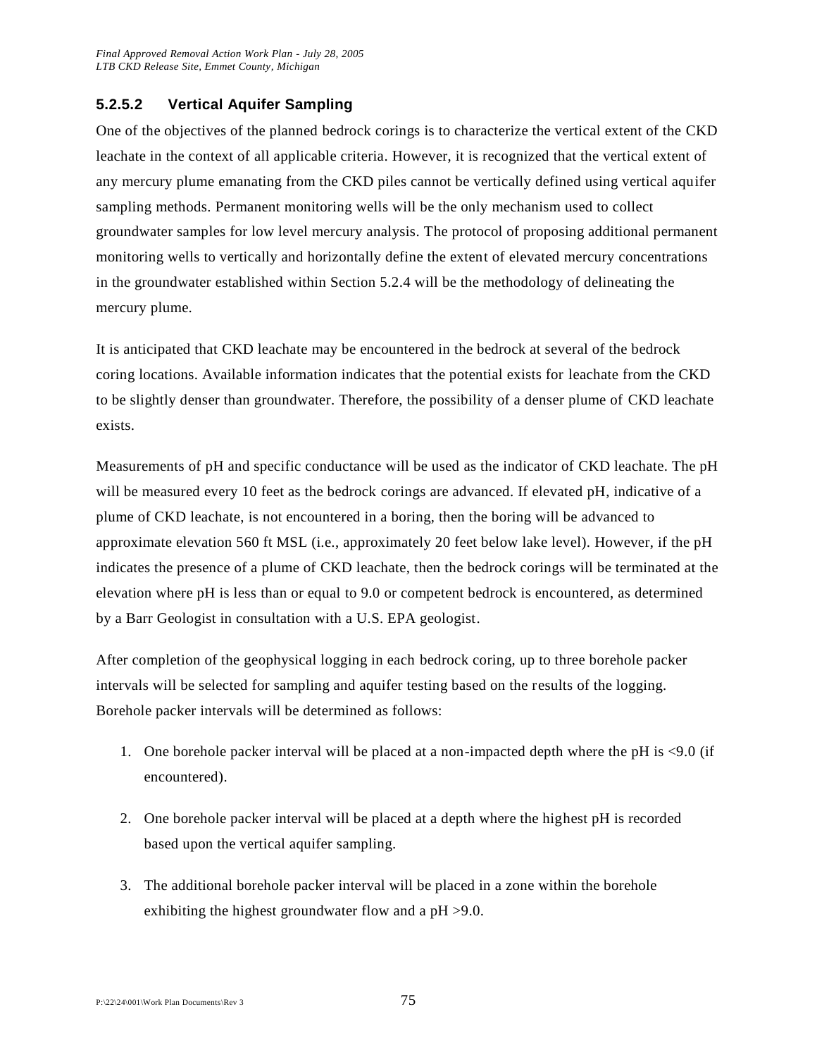### 5.2.5.2 Vertical Aquifer Sampling

One of the objectives of the planned bedrock corings is to characterize the vertical extent of the CKD leachate in the context of all applicable criteria. However, it is recognized that the vertical extent of any mercury plume emanating from the CKD piles cannot be vertically defined using vertical aquifer sampling methods. Permanent monitoring wells will be the only mechanism used to collect groundwater samples for low level mercury analysis. The protocol of proposing additional permanent monitoring wells to vertically and horizontally define the extent of elevated mercury concentrations in the groundwater established within Section 5.2.4 will be the methodology of delineating the mercury plume.

It is anticipated that CKD leachate may be encountered in the bedrock at several of the bedrock coring locations. Available information indicates that the potential exists for leachate from the CKD to be slightly denser than groundwater. Therefore, the possibility of a denser plume of CKD leachate exists.

Measurements of pH and specific conductance will be used as the indicator of CKD leachate. The pH will be measured every 10 feet as the bedrock corings are advanced. If elevated pH, indicative of a plume of CKD leachate, is not encountered in a boring, then the boring will be advanced to approximate elevation 560 ft MSL (i.e., approximately 20 feet below lake level). However, if the pH indicates the presence of a plume of CKD leachate, then the bedrock corings will be terminated at the elevation where pH is less than or equal to 9.0 or competent bedrock is encountered, as determined by a Barr Geologist in consultation with a U.S. EPA geologist.

After completion of the geophysical logging in each bedrock coring, up to three borehole packer intervals will be selected for sampling and aquifer testing based on the results of the logging. Borehole packer intervals will be determined as follows:

1. One borehole packer interval will be placed at a non-impacted depth where the pH is <9.0 (if encountered).
2. One borehole packer interval will be placed at a depth where the highest pH is recorded based upon the vertical aquifer sampling.
3. The additional borehole packer interval will be placed in a zone within the borehole exhibiting the highest groundwater flow and a pH >9.0.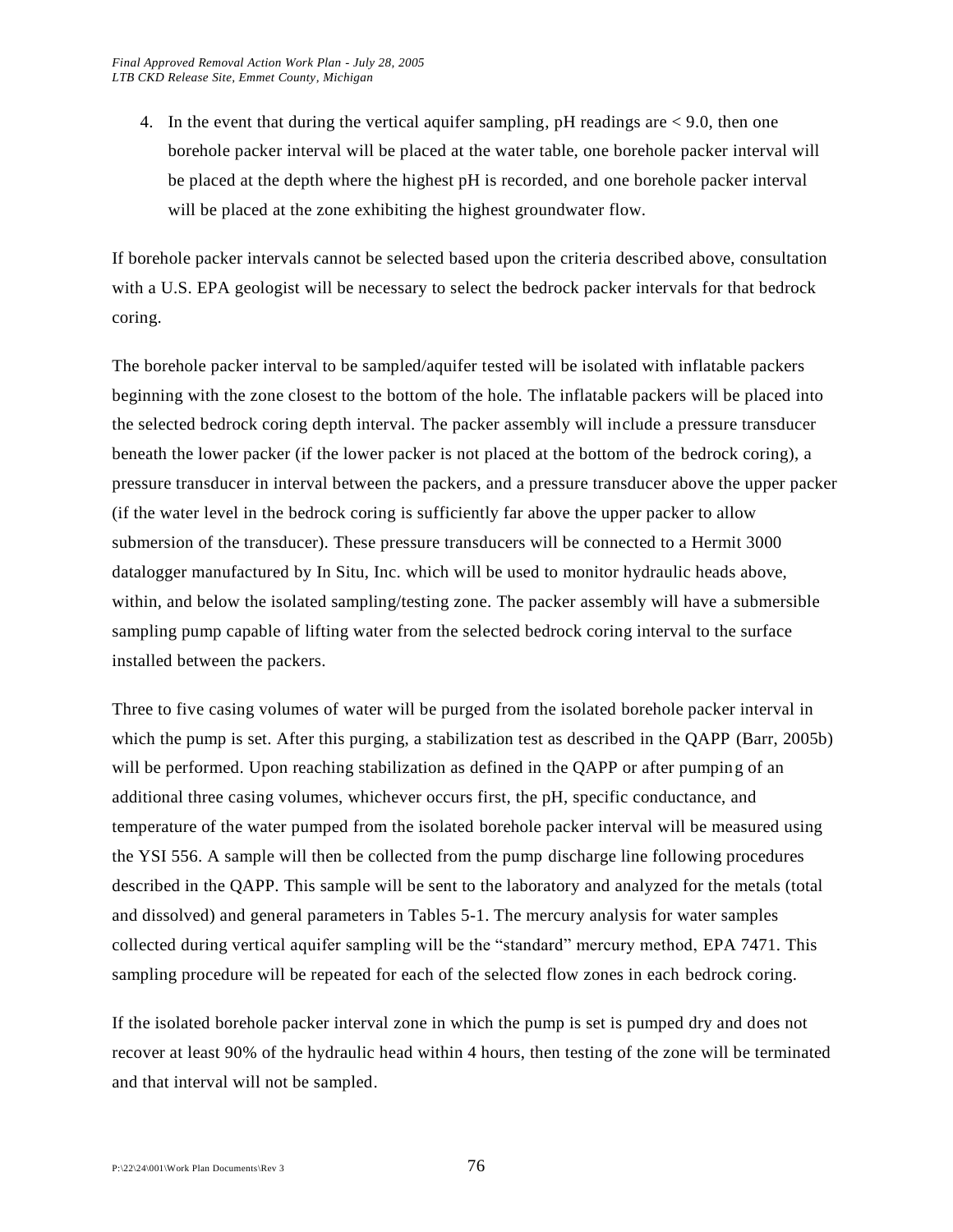4. In the event that during the vertical aquifer sampling, pH readings are < 9.0, then one borehole packer interval will be placed at the water table, one borehole packer interval will be placed at the depth where the highest pH is recorded, and one borehole packer interval will be placed at the zone exhibiting the highest groundwater flow.

If borehole packer intervals cannot be selected based upon the criteria described above, consultation with a U.S. EPA geologist will be necessary to select the bedrock packer intervals for that bedrock coring.

The borehole packer interval to be sampled/aquifer tested will be isolated with inflatable packers beginning with the zone closest to the bottom of the hole. The inflatable packers will be placed into the selected bedrock coring depth interval. The packer assembly will include a pressure transducer beneath the lower packer (if the lower packer is not placed at the bottom of the bedrock coring), a pressure transducer in interval between the packers, and a pressure transducer above the upper packer (if the water level in the bedrock coring is sufficiently far above the upper packer to allow submersion of the transducer). These pressure transducers will be connected to a Hermit 3000 datalogger manufactured by In Situ, Inc. which will be used to monitor hydraulic heads above, within, and below the isolated sampling/testing zone. The packer assembly will have a submersible sampling pump capable of lifting water from the selected bedrock coring interval to the surface installed between the packers.

Three to five casing volumes of water will be purged from the isolated borehole packer interval in which the pump is set. After this purging, a stabilization test as described in the QAPP (Barr, 2005b) will be performed. Upon reaching stabilization as defined in the QAPP or after pumping of an additional three casing volumes, whichever occurs first, the pH, specific conductance, and temperature of the water pumped from the isolated borehole packer interval will be measured using the YSI 556. A sample will then be collected from the pump discharge line following procedures described in the QAPP. This sample will be sent to the laboratory and analyzed for the metals (total and dissolved) and general parameters in Tables 5-1. The mercury analysis for water samples collected during vertical aquifer sampling will be the "standard" mercury method, EPA 7471. This sampling procedure will be repeated for each of the selected flow zones in each bedrock coring.

If the isolated borehole packer interval zone in which the pump is set is pumped dry and does not recover at least 90% of the hydraulic head within 4 hours, then testing of the zone will be terminated and that interval will not be sampled.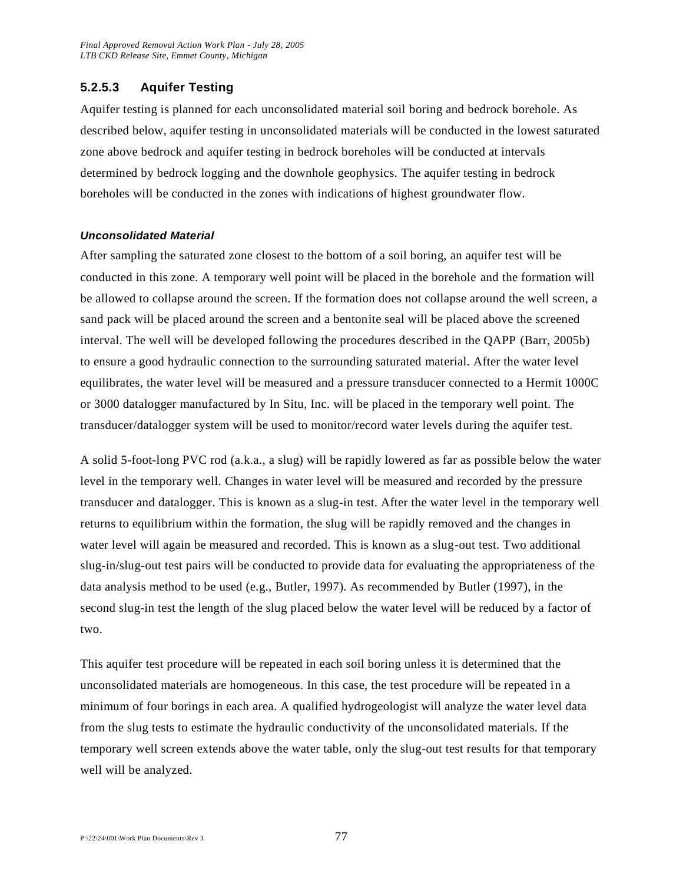### 5.2.5.3 Aquifer Testing

Aquifer testing is planned for each unconsolidated material soil boring and bedrock borehole. As described below, aquifer testing in unconsolidated materials will be conducted in the lowest saturated zone above bedrock and aquifer testing in bedrock boreholes will be conducted at intervals determined by bedrock logging and the downhole geophysics. The aquifer testing in bedrock boreholes will be conducted in the zones with indications of highest groundwater flow.

***Unconsolidated Material***

After sampling the saturated zone closest to the bottom of a soil boring, an aquifer test will be conducted in this zone. A temporary well point will be placed in the borehole and the formation will be allowed to collapse around the screen. If the formation does not collapse around the well screen, a sand pack will be placed around the screen and a bentonite seal will be placed above the screened interval. The well will be developed following the procedures described in the QAPP (Barr, 2005b) to ensure a good hydraulic connection to the surrounding saturated material. After the water level equilibrates, the water level will be measured and a pressure transducer connected to a Hermit 1000C or 3000 datalogger manufactured by In Situ, Inc. will be placed in the temporary well point. The transducer/datalogger system will be used to monitor/record water levels during the aquifer test.

A solid 5-foot-long PVC rod (a.k.a., a slug) will be rapidly lowered as far as possible below the water level in the temporary well. Changes in water level will be measured and recorded by the pressure transducer and datalogger. This is known as a slug-in test. After the water level in the temporary well returns to equilibrium within the formation, the slug will be rapidly removed and the changes in water level will again be measured and recorded. This is known as a slug-out test. Two additional slug-in/slug-out test pairs will be conducted to provide data for evaluating the appropriateness of the data analysis method to be used (e.g., Butler, 1997). As recommended by Butler (1997), in the second slug-in test the length of the slug placed below the water level will be reduced by a factor of two.

This aquifer test procedure will be repeated in each soil boring unless it is determined that the unconsolidated materials are homogeneous. In this case, the test procedure will be repeated in a minimum of four borings in each area. A qualified hydrogeologist will analyze the water level data from the slug tests to estimate the hydraulic conductivity of the unconsolidated materials. If the temporary well screen extends above the water table, only the slug-out test results for that temporary well will be analyzed.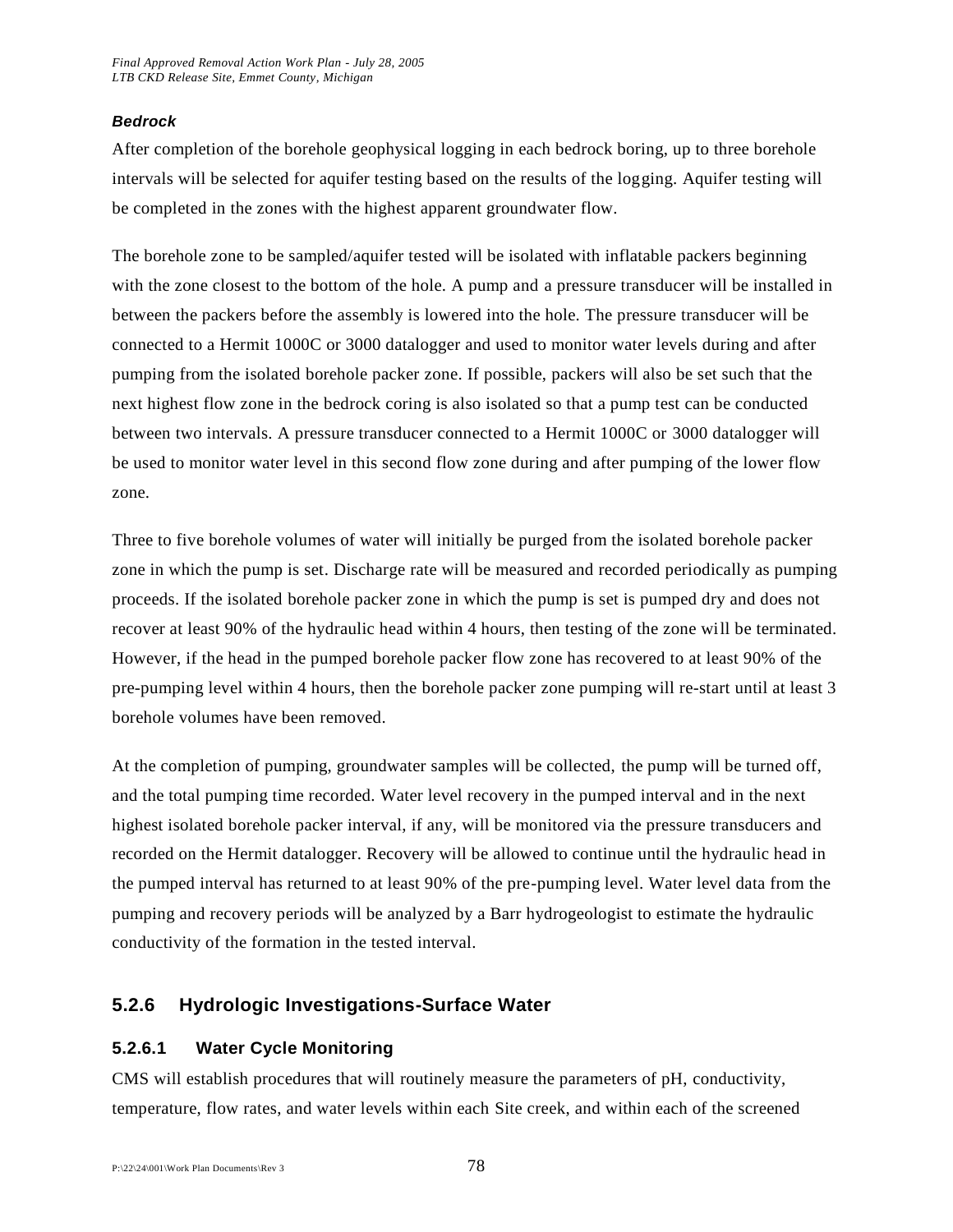#### *Bedrock*

After completion of the borehole geophysical logging in each bedrock boring, up to three borehole intervals will be selected for aquifer testing based on the results of the logging. Aquifer testing will be completed in the zones with the highest apparent groundwater flow.

The borehole zone to be sampled/aquifer tested will be isolated with inflatable packers beginning with the zone closest to the bottom of the hole. A pump and a pressure transducer will be installed in between the packers before the assembly is lowered into the hole. The pressure transducer will be connected to a Hermit 1000C or 3000 datalogger and used to monitor water levels during and after pumping from the isolated borehole packer zone. If possible, packers will also be set such that the next highest flow zone in the bedrock coring is also isolated so that a pump test can be conducted between two intervals. A pressure transducer connected to a Hermit 1000C or 3000 datalogger will be used to monitor water level in this second flow zone during and after pumping of the lower flow zone.

Three to five borehole volumes of water will initially be purged from the isolated borehole packer zone in which the pump is set. Discharge rate will be measured and recorded periodically as pumping proceeds. If the isolated borehole packer zone in which the pump is set is pumped dry and does not recover at least 90% of the hydraulic head within 4 hours, then testing of the zone will be terminated. However, if the head in the pumped borehole packer flow zone has recovered to at least 90% of the pre-pumping level within 4 hours, then the borehole packer zone pumping will re-start until at least 3 borehole volumes have been removed.

At the completion of pumping, groundwater samples will be collected, the pump will be turned off, and the total pumping time recorded. Water level recovery in the pumped interval and in the next highest isolated borehole packer interval, if any, will be monitored via the pressure transducers and recorded on the Hermit datalogger. Recovery will be allowed to continue until the hydraulic head in the pumped interval has returned to at least 90% of the pre-pumping level. Water level data from the pumping and recovery periods will be analyzed by a Barr hydrogeologist to estimate the hydraulic conductivity of the formation in the tested interval.

## 5.2.6 Hydrologic Investigations-Surface Water

### 5.2.6.1 Water Cycle Monitoring

CMS will establish procedures that will routinely measure the parameters of pH, conductivity, temperature, flow rates, and water levels within each Site creek, and within each of the screened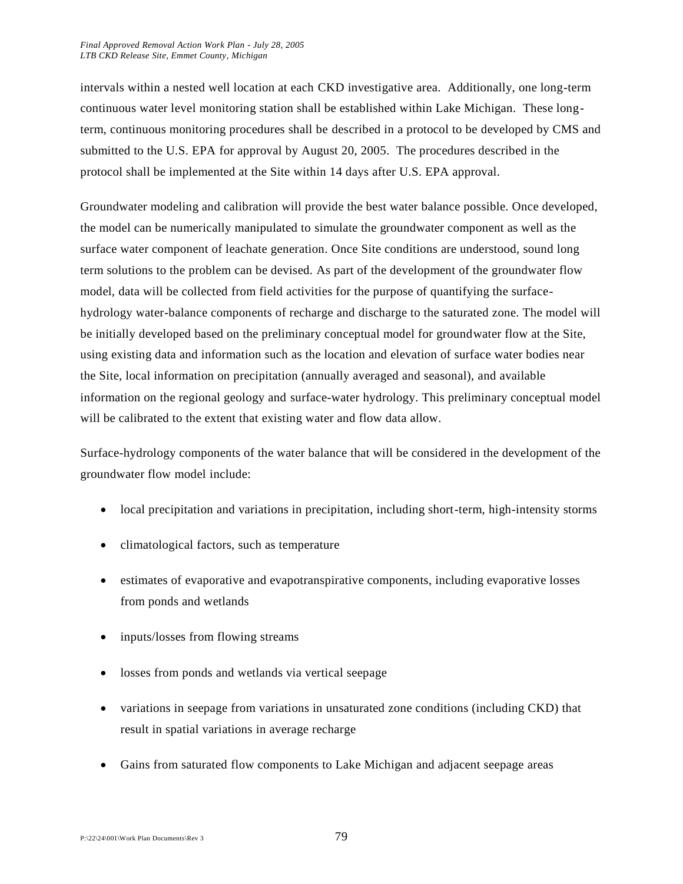intervals within a nested well location at each CKD investigative area. Additionally, one long-term continuous water level monitoring station shall be established within Lake Michigan. These long-term, continuous monitoring procedures shall be described in a protocol to be developed by CMS and submitted to the U.S. EPA for approval by August 20, 2005. The procedures described in the protocol shall be implemented at the Site within 14 days after U.S. EPA approval.

Groundwater modeling and calibration will provide the best water balance possible. Once developed, the model can be numerically manipulated to simulate the groundwater component as well as the surface water component of leachate generation. Once Site conditions are understood, sound long term solutions to the problem can be devised. As part of the development of the groundwater flow model, data will be collected from field activities for the purpose of quantifying the surface-hydrology water-balance components of recharge and discharge to the saturated zone. The model will be initially developed based on the preliminary conceptual model for groundwater flow at the Site, using existing data and information such as the location and elevation of surface water bodies near the Site, local information on precipitation (annually averaged and seasonal), and available information on the regional geology and surface-water hydrology. This preliminary conceptual model will be calibrated to the extent that existing water and flow data allow.

Surface-hydrology components of the water balance that will be considered in the development of the groundwater flow model include:

- local precipitation and variations in precipitation, including short-term, high-intensity storms
- climatological factors, such as temperature
- estimates of evaporative and evapotranspirative components, including evaporative losses from ponds and wetlands
- inputs/losses from flowing streams
- losses from ponds and wetlands via vertical seepage
- variations in seepage from variations in unsaturated zone conditions (including CKD) that result in spatial variations in average recharge
- Gains from saturated flow components to Lake Michigan and adjacent seepage areas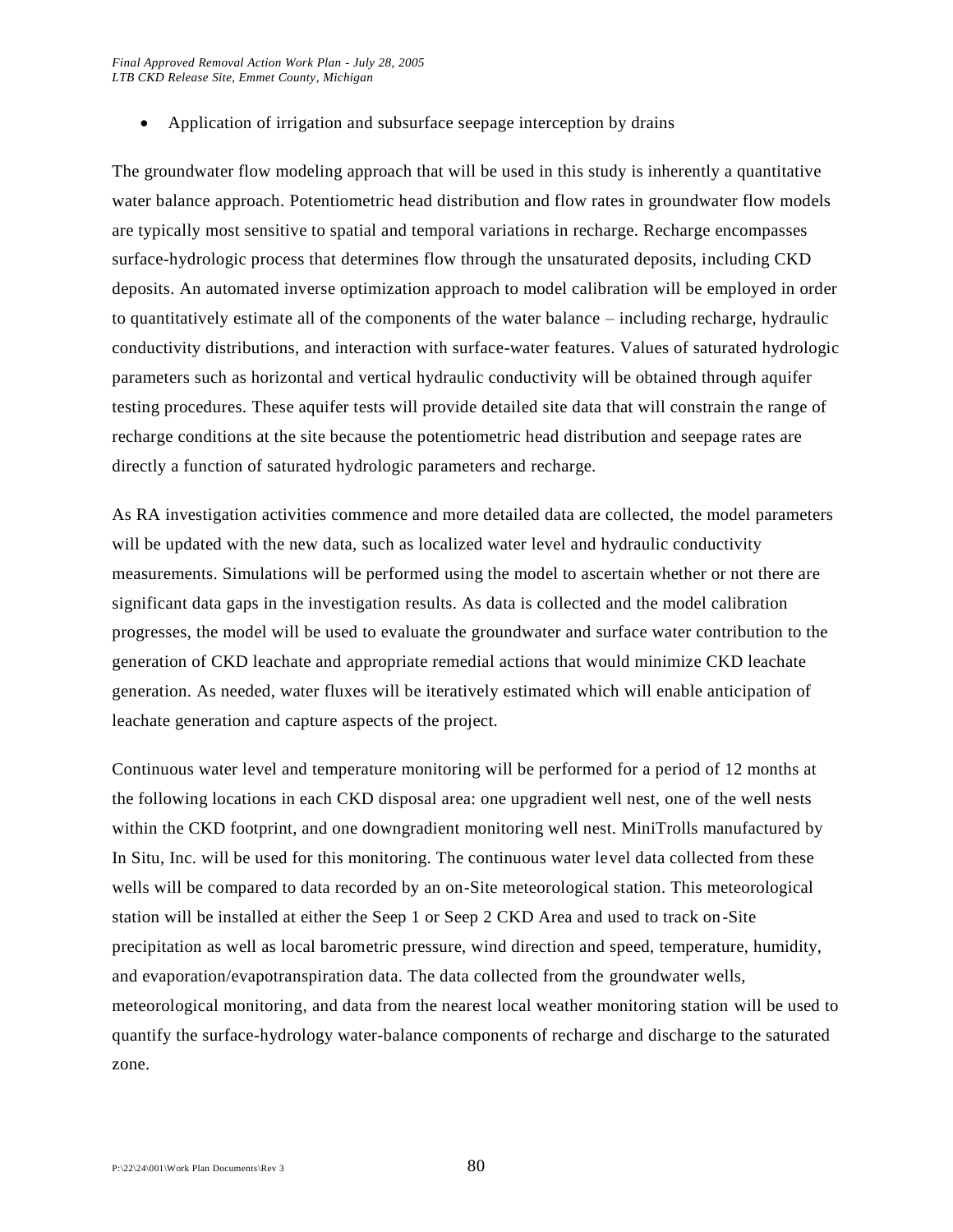- Application of irrigation and subsurface seepage interception by drains

The groundwater flow modeling approach that will be used in this study is inherently a quantitative water balance approach. Potentiometric head distribution and flow rates in groundwater flow models are typically most sensitive to spatial and temporal variations in recharge. Recharge encompasses surface-hydrologic process that determines flow through the unsaturated deposits, including CKD deposits. An automated inverse optimization approach to model calibration will be employed in order to quantitatively estimate all of the components of the water balance – including recharge, hydraulic conductivity distributions, and interaction with surface-water features. Values of saturated hydrologic parameters such as horizontal and vertical hydraulic conductivity will be obtained through aquifer testing procedures. These aquifer tests will provide detailed site data that will constrain the range of recharge conditions at the site because the potentiometric head distribution and seepage rates are directly a function of saturated hydrologic parameters and recharge.

As RA investigation activities commence and more detailed data are collected, the model parameters will be updated with the new data, such as localized water level and hydraulic conductivity measurements. Simulations will be performed using the model to ascertain whether or not there are significant data gaps in the investigation results. As data is collected and the model calibration progresses, the model will be used to evaluate the groundwater and surface water contribution to the generation of CKD leachate and appropriate remedial actions that would minimize CKD leachate generation. As needed, water fluxes will be iteratively estimated which will enable anticipation of leachate generation and capture aspects of the project.

Continuous water level and temperature monitoring will be performed for a period of 12 months at the following locations in each CKD disposal area: one upgradient well nest, one of the well nests within the CKD footprint, and one downgradient monitoring well nest. MiniTrolls manufactured by In Situ, Inc. will be used for this monitoring. The continuous water level data collected from these wells will be compared to data recorded by an on-Site meteorological station. This meteorological station will be installed at either the Seep 1 or Seep 2 CKD Area and used to track on-Site precipitation as well as local barometric pressure, wind direction and speed, temperature, humidity, and evaporation/evapotranspiration data. The data collected from the groundwater wells, meteorological monitoring, and data from the nearest local weather monitoring station will be used to quantify the surface-hydrology water-balance components of recharge and discharge to the saturated zone.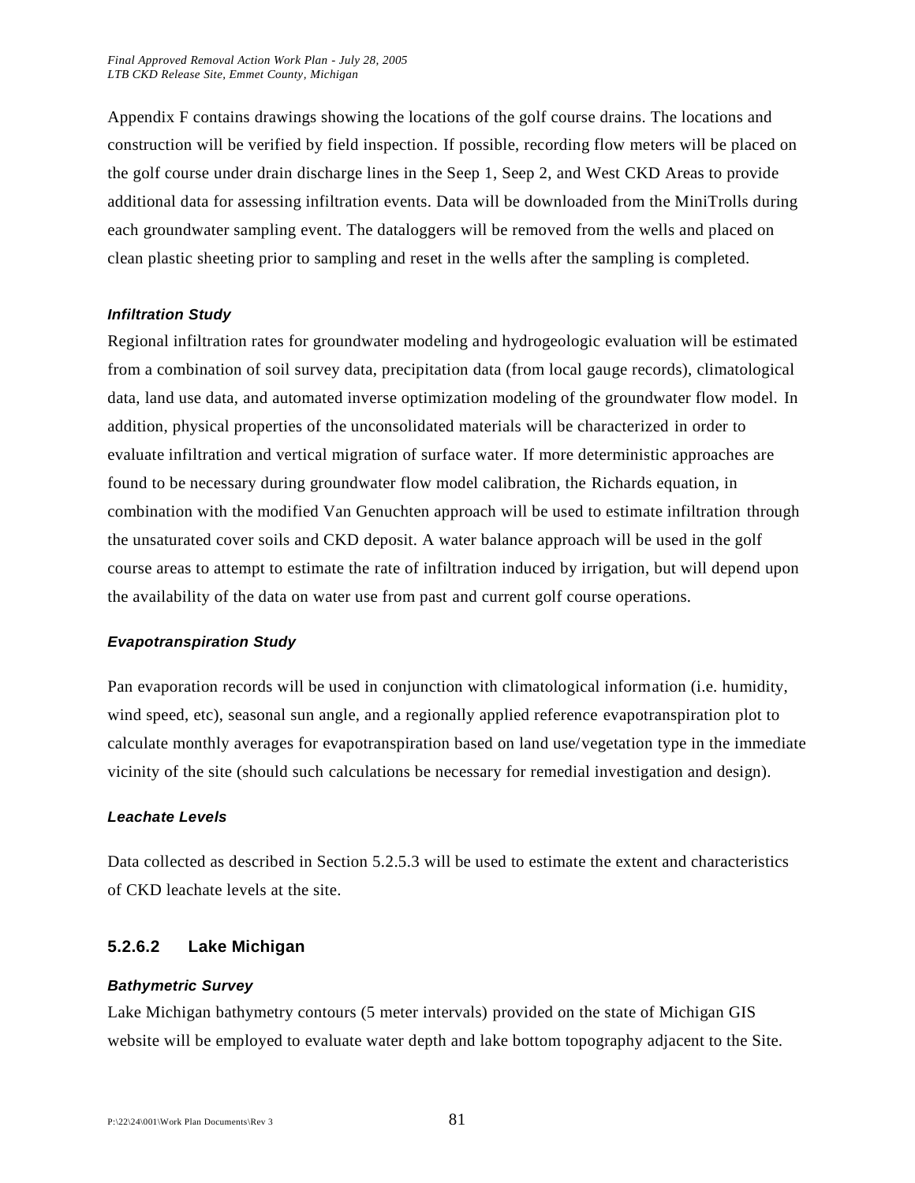Appendix F contains drawings showing the locations of the golf course drains. The locations and construction will be verified by field inspection. If possible, recording flow meters will be placed on the golf course under drain discharge lines in the Seep 1, Seep 2, and West CKD Areas to provide additional data for assessing infiltration events. Data will be downloaded from the MiniTrolls during each groundwater sampling event. The dataloggers will be removed from the wells and placed on clean plastic sheeting prior to sampling and reset in the wells after the sampling is completed.

***Infiltration Study***

Regional infiltration rates for groundwater modeling and hydrogeologic evaluation will be estimated from a combination of soil survey data, precipitation data (from local gauge records), climatological data, land use data, and automated inverse optimization modeling of the groundwater flow model. In addition, physical properties of the unconsolidated materials will be characterized in order to evaluate infiltration and vertical migration of surface water. If more deterministic approaches are found to be necessary during groundwater flow model calibration, the Richards equation, in combination with the modified Van Genuchten approach will be used to estimate infiltration through the unsaturated cover soils and CKD deposit. A water balance approach will be used in the golf course areas to attempt to estimate the rate of infiltration induced by irrigation, but will depend upon the availability of the data on water use from past and current golf course operations.

***Evapotranspiration Study***

Pan evaporation records will be used in conjunction with climatological information (i.e. humidity, wind speed, etc), seasonal sun angle, and a regionally applied reference evapotranspiration plot to calculate monthly averages for evapotranspiration based on land use/vegetation type in the immediate vicinity of the site (should such calculations be necessary for remedial investigation and design).

***Leachate Levels***

Data collected as described in Section 5.2.5.3 will be used to estimate the extent and characteristics of CKD leachate levels at the site.

#### 5.2.6.2 Lake Michigan

***Bathymetric Survey***

Lake Michigan bathymetry contours (5 meter intervals) provided on the state of Michigan GIS website will be employed to evaluate water depth and lake bottom topography adjacent to the Site.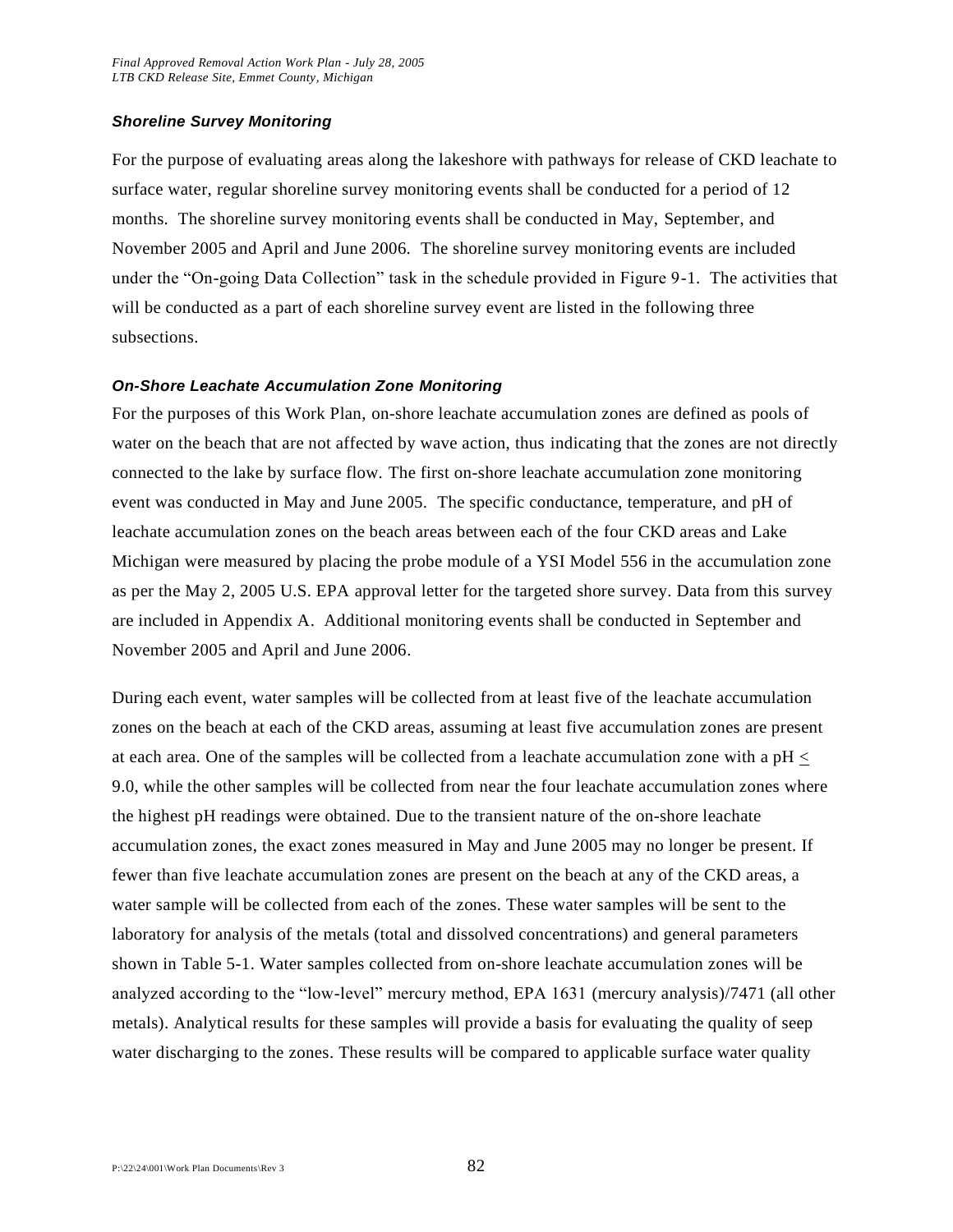### ***Shoreline Survey Monitoring***

For the purpose of evaluating areas along the lakeshore with pathways for release of CKD leachate to surface water, regular shoreline survey monitoring events shall be conducted for a period of 12 months. The shoreline survey monitoring events shall be conducted in May, September, and November 2005 and April and June 2006. The shoreline survey monitoring events are included under the "On-going Data Collection" task in the schedule provided in Figure 9-1. The activities that will be conducted as a part of each shoreline survey event are listed in the following three subsections.

### ***On-Shore Leachate Accumulation Zone Monitoring***

For the purposes of this Work Plan, on-shore leachate accumulation zones are defined as pools of water on the beach that are not affected by wave action, thus indicating that the zones are not directly connected to the lake by surface flow. The first on-shore leachate accumulation zone monitoring event was conducted in May and June 2005. The specific conductance, temperature, and pH of leachate accumulation zones on the beach areas between each of the four CKD areas and Lake Michigan were measured by placing the probe module of a YSI Model 556 in the accumulation zone as per the May 2, 2005 U.S. EPA approval letter for the targeted shore survey. Data from this survey are included in Appendix A. Additional monitoring events shall be conducted in September and November 2005 and April and June 2006.

During each event, water samples will be collected from at least five of the leachate accumulation zones on the beach at each of the CKD areas, assuming at least five accumulation zones are present at each area. One of the samples will be collected from a leachate accumulation zone with a pH $\leq$ 9.0, while the other samples will be collected from near the four leachate accumulation zones where the highest pH readings were obtained. Due to the transient nature of the on-shore leachate accumulation zones, the exact zones measured in May and June 2005 may no longer be present. If fewer than five leachate accumulation zones are present on the beach at any of the CKD areas, a water sample will be collected from each of the zones. These water samples will be sent to the laboratory for analysis of the metals (total and dissolved concentrations) and general parameters shown in Table 5-1. Water samples collected from on-shore leachate accumulation zones will be analyzed according to the "low-level" mercury method, EPA 1631 (mercury analysis)/7471 (all other metals). Analytical results for these samples will provide a basis for evaluating the quality of seep water discharging to the zones. These results will be compared to applicable surface water quality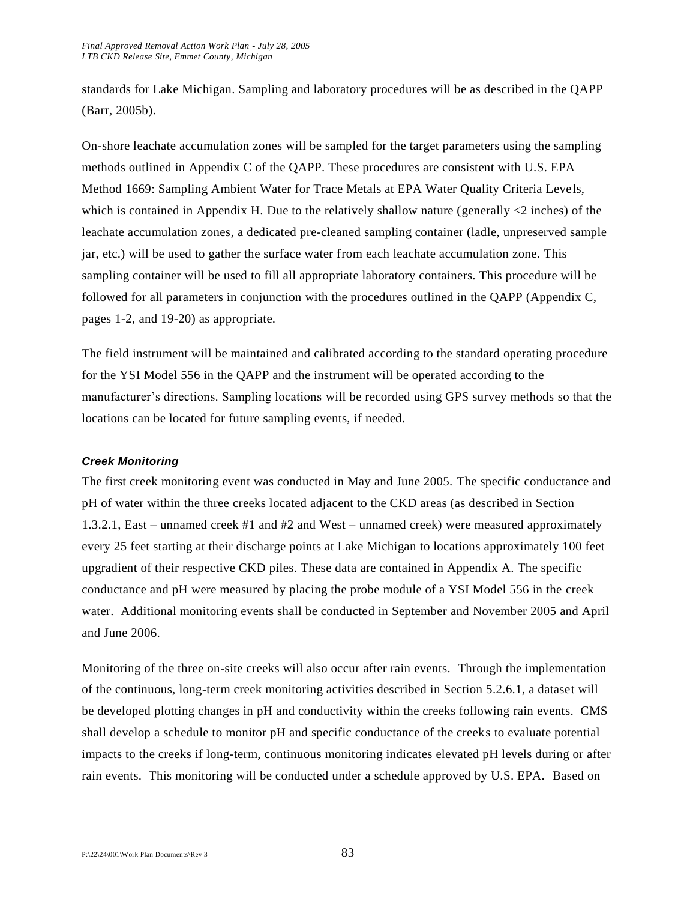standards for Lake Michigan. Sampling and laboratory procedures will be as described in the QAPP (Barr, 2005b).

On-shore leachate accumulation zones will be sampled for the target parameters using the sampling methods outlined in Appendix C of the QAPP. These procedures are consistent with U.S. EPA Method 1669: Sampling Ambient Water for Trace Metals at EPA Water Quality Criteria Levels, which is contained in Appendix H. Due to the relatively shallow nature (generally <2 inches) of the leachate accumulation zones, a dedicated pre-cleaned sampling container (ladle, unpreserved sample jar, etc.) will be used to gather the surface water from each leachate accumulation zone. This sampling container will be used to fill all appropriate laboratory containers. This procedure will be followed for all parameters in conjunction with the procedures outlined in the QAPP (Appendix C, pages 1-2, and 19-20) as appropriate.

The field instrument will be maintained and calibrated according to the standard operating procedure for the YSI Model 556 in the QAPP and the instrument will be operated according to the manufacturer's directions. Sampling locations will be recorded using GPS survey methods so that the locations can be located for future sampling events, if needed.

***Creek Monitoring***

The first creek monitoring event was conducted in May and June 2005. The specific conductance and pH of water within the three creeks located adjacent to the CKD areas (as described in Section 1.3.2.1, East – unnamed creek #1 and #2 and West – unnamed creek) were measured approximately every 25 feet starting at their discharge points at Lake Michigan to locations approximately 100 feet upgradient of their respective CKD piles. These data are contained in Appendix A. The specific conductance and pH were measured by placing the probe module of a YSI Model 556 in the creek water. Additional monitoring events shall be conducted in September and November 2005 and April and June 2006.

Monitoring of the three on-site creeks will also occur after rain events. Through the implementation of the continuous, long-term creek monitoring activities described in Section 5.2.6.1, a dataset will be developed plotting changes in pH and conductivity within the creeks following rain events. CMS shall develop a schedule to monitor pH and specific conductance of the creeks to evaluate potential impacts to the creeks if long-term, continuous monitoring indicates elevated pH levels during or after rain events. This monitoring will be conducted under a schedule approved by U.S. EPA. Based on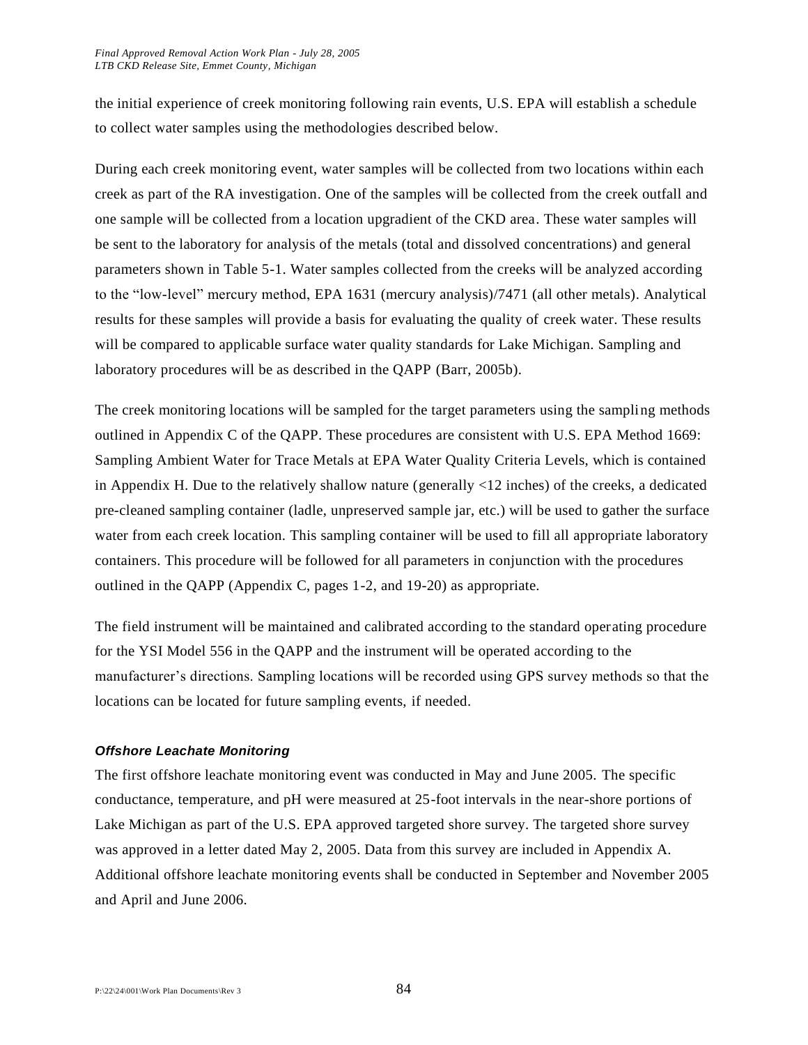the initial experience of creek monitoring following rain events, U.S. EPA will establish a schedule to collect water samples using the methodologies described below.

During each creek monitoring event, water samples will be collected from two locations within each creek as part of the RA investigation. One of the samples will be collected from the creek outfall and one sample will be collected from a location upgradient of the CKD area. These water samples will be sent to the laboratory for analysis of the metals (total and dissolved concentrations) and general parameters shown in Table 5-1. Water samples collected from the creeks will be analyzed according to the "low-level" mercury method, EPA 1631 (mercury analysis)/7471 (all other metals). Analytical results for these samples will provide a basis for evaluating the quality of creek water. These results will be compared to applicable surface water quality standards for Lake Michigan. Sampling and laboratory procedures will be as described in the QAPP (Barr, 2005b).

The creek monitoring locations will be sampled for the target parameters using the sampling methods outlined in Appendix C of the QAPP. These procedures are consistent with U.S. EPA Method 1669: Sampling Ambient Water for Trace Metals at EPA Water Quality Criteria Levels, which is contained in Appendix H. Due to the relatively shallow nature (generally <12 inches) of the creeks, a dedicated pre-cleaned sampling container (ladle, unpreserved sample jar, etc.) will be used to gather the surface water from each creek location. This sampling container will be used to fill all appropriate laboratory containers. This procedure will be followed for all parameters in conjunction with the procedures outlined in the QAPP (Appendix C, pages 1-2, and 19-20) as appropriate.

The field instrument will be maintained and calibrated according to the standard operating procedure for the YSI Model 556 in the QAPP and the instrument will be operated according to the manufacturer's directions. Sampling locations will be recorded using GPS survey methods so that the locations can be located for future sampling events, if needed.

***Offshore Leachate Monitoring***

The first offshore leachate monitoring event was conducted in May and June 2005. The specific conductance, temperature, and pH were measured at 25-foot intervals in the near-shore portions of Lake Michigan as part of the U.S. EPA approved targeted shore survey. The targeted shore survey was approved in a letter dated May 2, 2005. Data from this survey are included in Appendix A. Additional offshore leachate monitoring events shall be conducted in September and November 2005 and April and June 2006.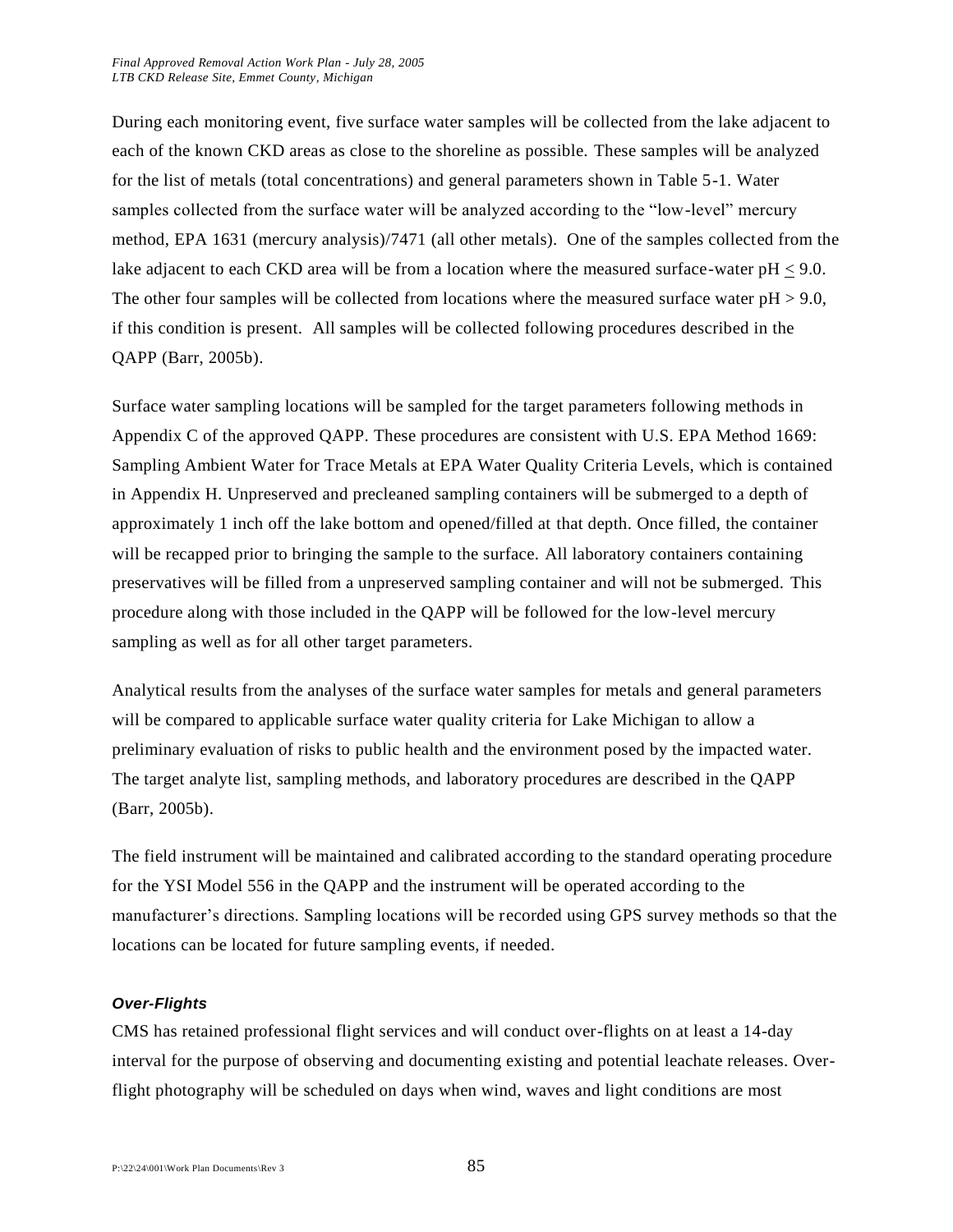During each monitoring event, five surface water samples will be collected from the lake adjacent to each of the known CKD areas as close to the shoreline as possible. These samples will be analyzed for the list of metals (total concentrations) and general parameters shown in Table 5-1. Water samples collected from the surface water will be analyzed according to the "low-level" mercury method, EPA 1631 (mercury analysis)/7471 (all other metals). One of the samples collected from the lake adjacent to each CKD area will be from a location where the measured surface-water pH $\leq$ 9.0. The other four samples will be collected from locations where the measured surface water pH > 9.0, if this condition is present. All samples will be collected following procedures described in the QAPP (Barr, 2005b).

Surface water sampling locations will be sampled for the target parameters following methods in Appendix C of the approved QAPP. These procedures are consistent with U.S. EPA Method 1669: Sampling Ambient Water for Trace Metals at EPA Water Quality Criteria Levels, which is contained in Appendix H. Unpreserved and precleaned sampling containers will be submerged to a depth of approximately 1 inch off the lake bottom and opened/filled at that depth. Once filled, the container will be recapped prior to bringing the sample to the surface. All laboratory containers containing preservatives will be filled from a unpreserved sampling container and will not be submerged. This procedure along with those included in the QAPP will be followed for the low-level mercury sampling as well as for all other target parameters.

Analytical results from the analyses of the surface water samples for metals and general parameters will be compared to applicable surface water quality criteria for Lake Michigan to allow a preliminary evaluation of risks to public health and the environment posed by the impacted water. The target analyte list, sampling methods, and laboratory procedures are described in the QAPP (Barr, 2005b).

The field instrument will be maintained and calibrated according to the standard operating procedure for the YSI Model 556 in the QAPP and the instrument will be operated according to the manufacturer's directions. Sampling locations will be recorded using GPS survey methods so that the locations can be located for future sampling events, if needed.

***Over-Flights***

CMS has retained professional flight services and will conduct over-flights on at least a 14-day interval for the purpose of observing and documenting existing and potential leachate releases. Over-flight photography will be scheduled on days when wind, waves and light conditions are most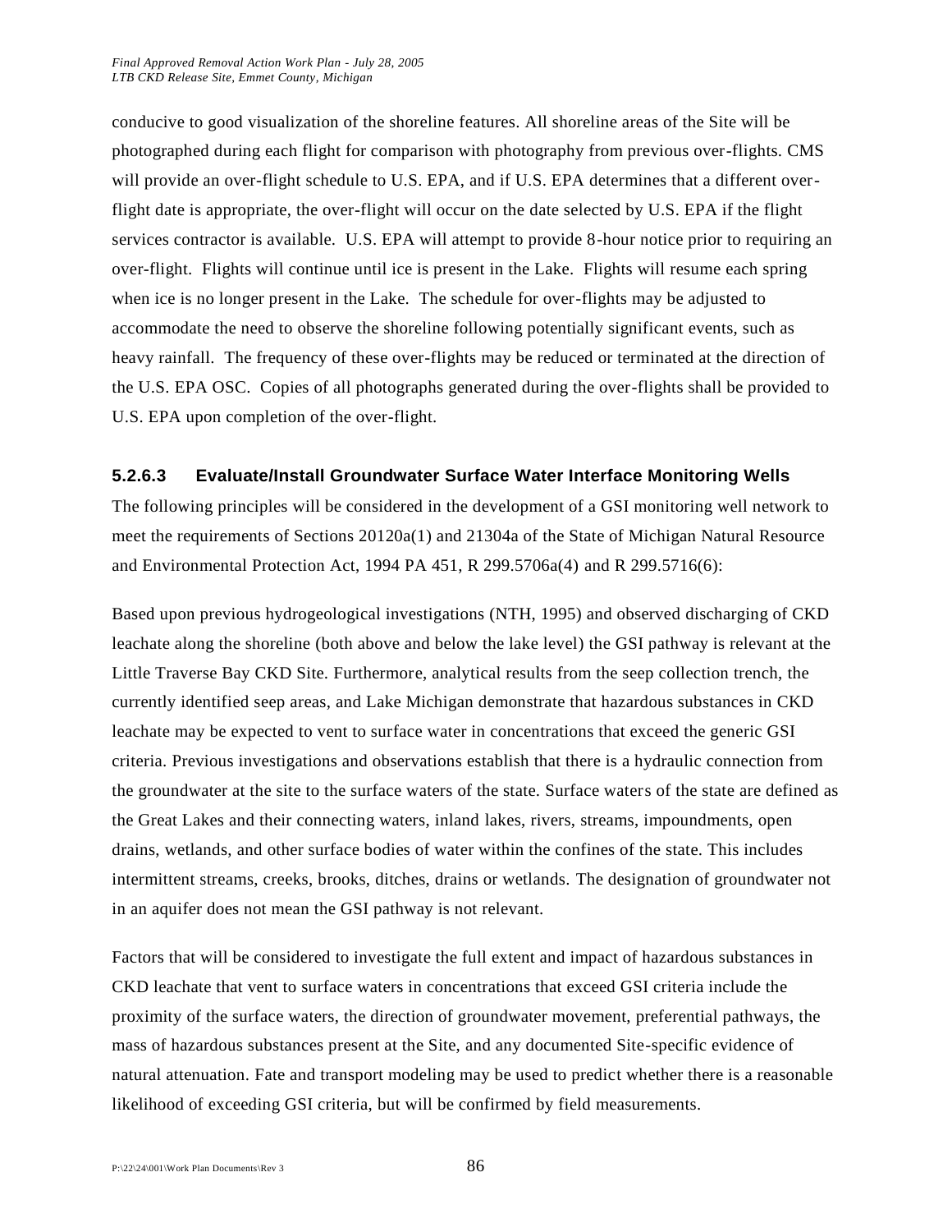conducive to good visualization of the shoreline features. All shoreline areas of the Site will be photographed during each flight for comparison with photography from previous over-flights. CMS will provide an over-flight schedule to U.S. EPA, and if U.S. EPA determines that a different over-flight date is appropriate, the over-flight will occur on the date selected by U.S. EPA if the flight services contractor is available. U.S. EPA will attempt to provide 8-hour notice prior to requiring an over-flight. Flights will continue until ice is present in the Lake. Flights will resume each spring when ice is no longer present in the Lake. The schedule for over-flights may be adjusted to accommodate the need to observe the shoreline following potentially significant events, such as heavy rainfall. The frequency of these over-flights may be reduced or terminated at the direction of the U.S. EPA OSC. Copies of all photographs generated during the over-flights shall be provided to U.S. EPA upon completion of the over-flight.

#### 5.2.6.3 Evaluate/Install Groundwater Surface Water Interface Monitoring Wells

The following principles will be considered in the development of a GSI monitoring well network to meet the requirements of Sections 20120a(1) and 21304a of the State of Michigan Natural Resource and Environmental Protection Act, 1994 PA 451, R 299.5706a(4) and R 299.5716(6):

Based upon previous hydrogeological investigations (NTH, 1995) and observed discharging of CKD leachate along the shoreline (both above and below the lake level) the GSI pathway is relevant at the Little Traverse Bay CKD Site. Furthermore, analytical results from the seep collection trench, the currently identified seep areas, and Lake Michigan demonstrate that hazardous substances in CKD leachate may be expected to vent to surface water in concentrations that exceed the generic GSI criteria. Previous investigations and observations establish that there is a hydraulic connection from the groundwater at the site to the surface waters of the state. Surface waters of the state are defined as the Great Lakes and their connecting waters, inland lakes, rivers, streams, impoundments, open drains, wetlands, and other surface bodies of water within the confines of the state. This includes intermittent streams, creeks, brooks, ditches, drains or wetlands. The designation of groundwater not in an aquifer does not mean the GSI pathway is not relevant.

Factors that will be considered to investigate the full extent and impact of hazardous substances in CKD leachate that vent to surface waters in concentrations that exceed GSI criteria include the proximity of the surface waters, the direction of groundwater movement, preferential pathways, the mass of hazardous substances present at the Site, and any documented Site-specific evidence of natural attenuation. Fate and transport modeling may be used to predict whether there is a reasonable likelihood of exceeding GSI criteria, but will be confirmed by field measurements.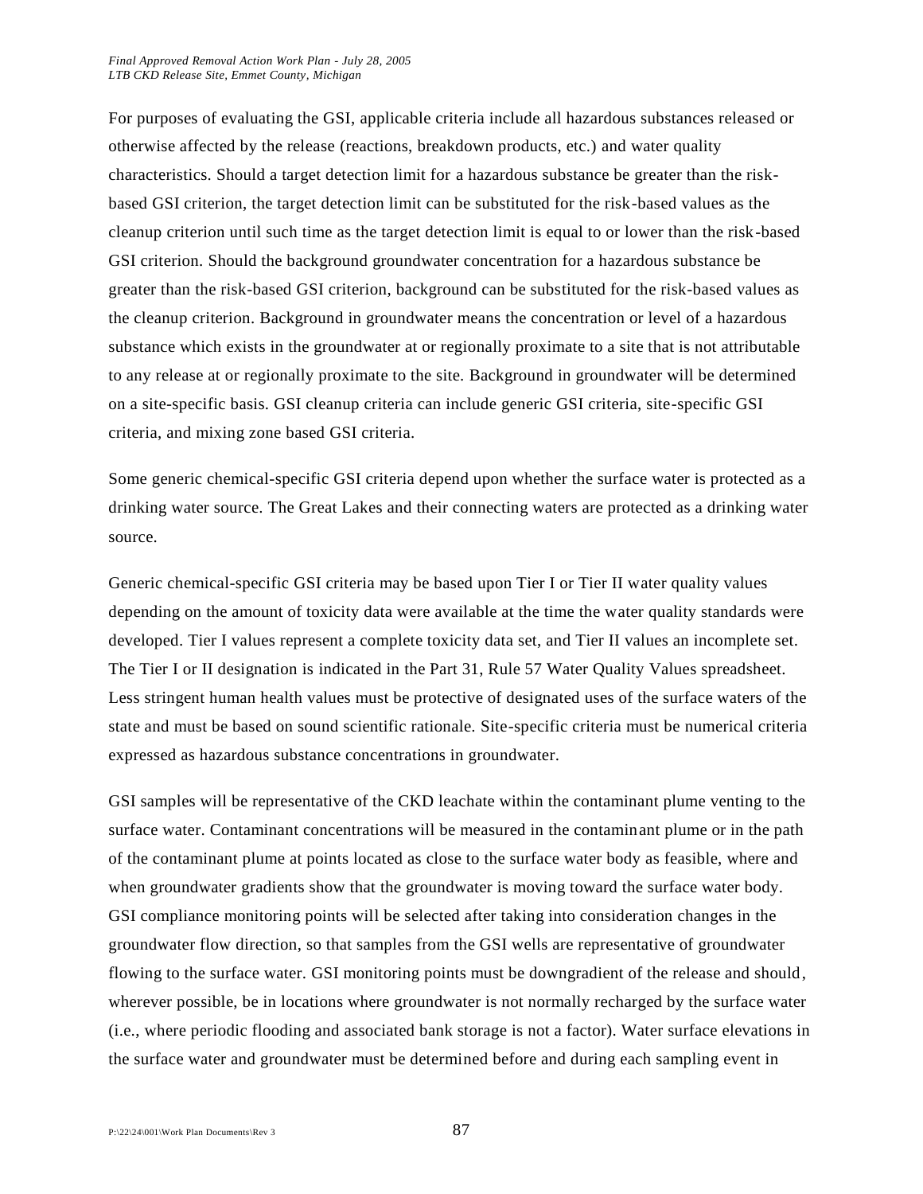For purposes of evaluating the GSI, applicable criteria include all hazardous substances released or otherwise affected by the release (reactions, breakdown products, etc.) and water quality characteristics. Should a target detection limit for a hazardous substance be greater than the risk-based GSI criterion, the target detection limit can be substituted for the risk-based values as the cleanup criterion until such time as the target detection limit is equal to or lower than the risk-based GSI criterion. Should the background groundwater concentration for a hazardous substance be greater than the risk-based GSI criterion, background can be substituted for the risk-based values as the cleanup criterion. Background in groundwater means the concentration or level of a hazardous substance which exists in the groundwater at or regionally proximate to a site that is not attributable to any release at or regionally proximate to the site. Background in groundwater will be determined on a site-specific basis. GSI cleanup criteria can include generic GSI criteria, site-specific GSI criteria, and mixing zone based GSI criteria.

Some generic chemical-specific GSI criteria depend upon whether the surface water is protected as a drinking water source. The Great Lakes and their connecting waters are protected as a drinking water source.

Generic chemical-specific GSI criteria may be based upon Tier I or Tier II water quality values depending on the amount of toxicity data were available at the time the water quality standards were developed. Tier I values represent a complete toxicity data set, and Tier II values an incomplete set. The Tier I or II designation is indicated in the Part 31, Rule 57 Water Quality Values spreadsheet. Less stringent human health values must be protective of designated uses of the surface waters of the state and must be based on sound scientific rationale. Site-specific criteria must be numerical criteria expressed as hazardous substance concentrations in groundwater.

GSI samples will be representative of the CKD leachate within the contaminant plume venting to the surface water. Contaminant concentrations will be measured in the contaminant plume or in the path of the contaminant plume at points located as close to the surface water body as feasible, where and when groundwater gradients show that the groundwater is moving toward the surface water body. GSI compliance monitoring points will be selected after taking into consideration changes in the groundwater flow direction, so that samples from the GSI wells are representative of groundwater flowing to the surface water. GSI monitoring points must be downgradient of the release and should, wherever possible, be in locations where groundwater is not normally recharged by the surface water (i.e., where periodic flooding and associated bank storage is not a factor). Water surface elevations in the surface water and groundwater must be determined before and during each sampling event in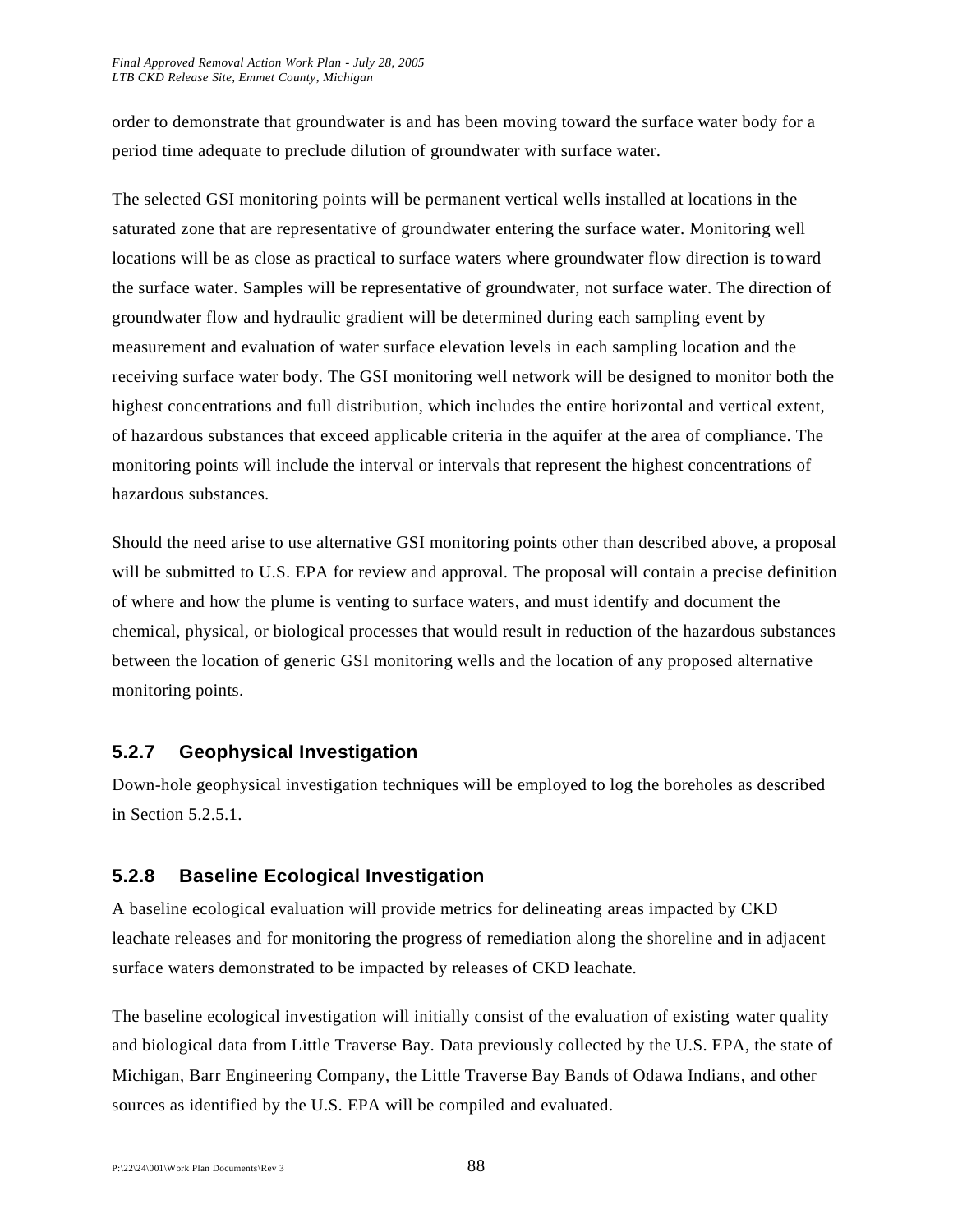order to demonstrate that groundwater is and has been moving toward the surface water body for a period time adequate to preclude dilution of groundwater with surface water.

The selected GSI monitoring points will be permanent vertical wells installed at locations in the saturated zone that are representative of groundwater entering the surface water. Monitoring well locations will be as close as practical to surface waters where groundwater flow direction is toward the surface water. Samples will be representative of groundwater, not surface water. The direction of groundwater flow and hydraulic gradient will be determined during each sampling event by measurement and evaluation of water surface elevation levels in each sampling location and the receiving surface water body. The GSI monitoring well network will be designed to monitor both the highest concentrations and full distribution, which includes the entire horizontal and vertical extent, of hazardous substances that exceed applicable criteria in the aquifer at the area of compliance. The monitoring points will include the interval or intervals that represent the highest concentrations of hazardous substances.

Should the need arise to use alternative GSI monitoring points other than described above, a proposal will be submitted to U.S. EPA for review and approval. The proposal will contain a precise definition of where and how the plume is venting to surface waters, and must identify and document the chemical, physical, or biological processes that would result in reduction of the hazardous substances between the location of generic GSI monitoring wells and the location of any proposed alternative monitoring points.

### 5.2.7 Geophysical Investigation

Down-hole geophysical investigation techniques will be employed to log the boreholes as described in Section 5.2.5.1.

### 5.2.8 Baseline Ecological Investigation

A baseline ecological evaluation will provide metrics for delineating areas impacted by CKD leachate releases and for monitoring the progress of remediation along the shoreline and in adjacent surface waters demonstrated to be impacted by releases of CKD leachate.

The baseline ecological investigation will initially consist of the evaluation of existing water quality and biological data from Little Traverse Bay. Data previously collected by the U.S. EPA, the state of Michigan, Barr Engineering Company, the Little Traverse Bay Bands of Odawa Indians, and other sources as identified by the U.S. EPA will be compiled and evaluated.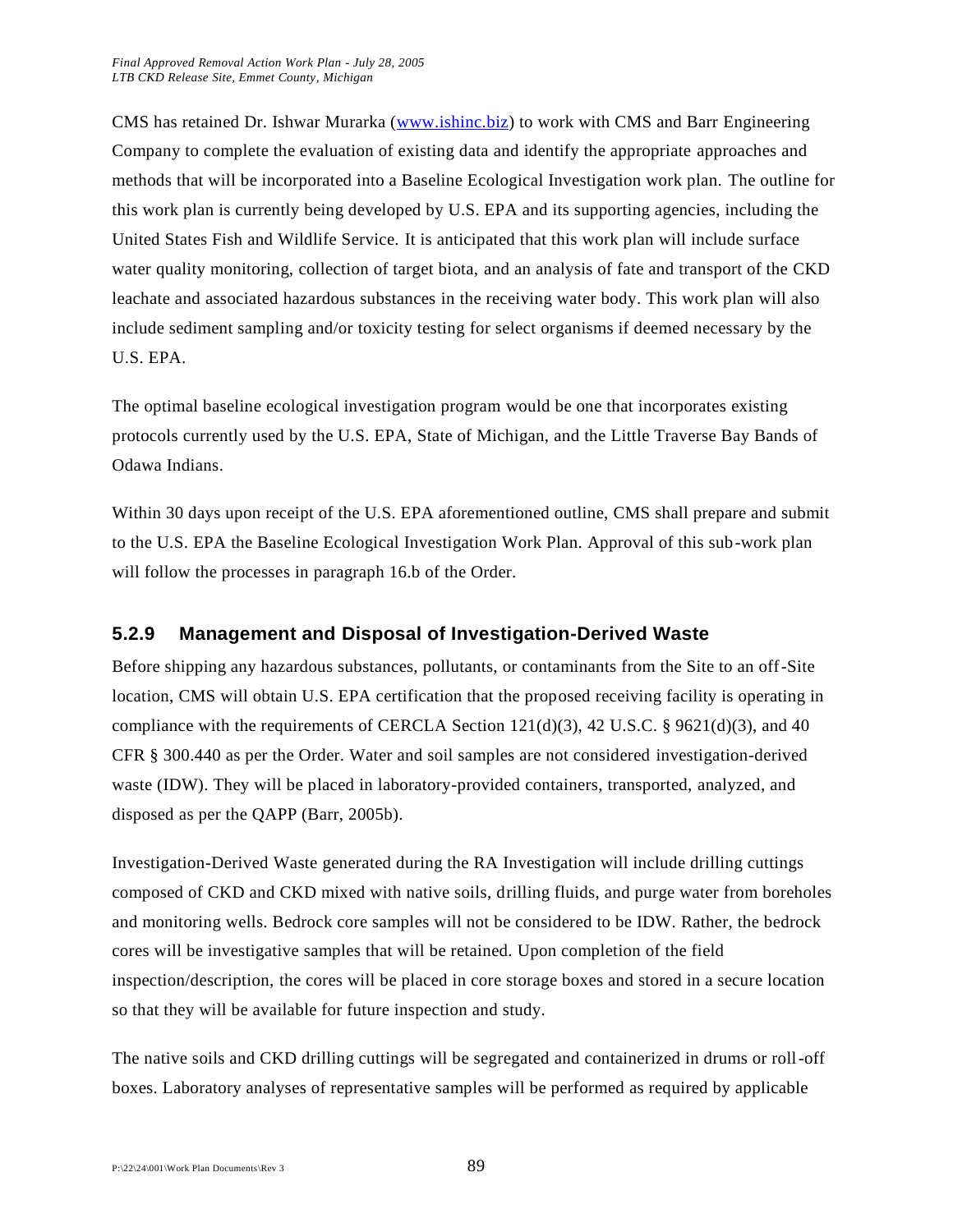CMS has retained Dr. Ishwar Murarka ([www.ishinc.biz](www.ishinc.biz)) to work with CMS and Barr Engineering Company to complete the evaluation of existing data and identify the appropriate approaches and methods that will be incorporated into a Baseline Ecological Investigation work plan. The outline for this work plan is currently being developed by U.S. EPA and its supporting agencies, including the United States Fish and Wildlife Service. It is anticipated that this work plan will include surface water quality monitoring, collection of target biota, and an analysis of fate and transport of the CKD leachate and associated hazardous substances in the receiving water body. This work plan will also include sediment sampling and/or toxicity testing for select organisms if deemed necessary by the U.S. EPA.

The optimal baseline ecological investigation program would be one that incorporates existing protocols currently used by the U.S. EPA, State of Michigan, and the Little Traverse Bay Bands of Odawa Indians.

Within 30 days upon receipt of the U.S. EPA aforementioned outline, CMS shall prepare and submit to the U.S. EPA the Baseline Ecological Investigation Work Plan. Approval of this sub-work plan will follow the processes in paragraph 16.b of the Order.

### 5.2.9 Management and Disposal of Investigation-Derived Waste

Before shipping any hazardous substances, pollutants, or contaminants from the Site to an off-Site location, CMS will obtain U.S. EPA certification that the proposed receiving facility is operating in compliance with the requirements of CERCLA Section 121(d)(3), 42 U.S.C. § 9621(d)(3), and 40 CFR § 300.440 as per the Order. Water and soil samples are not considered investigation-derived waste (IDW). They will be placed in laboratory-provided containers, transported, analyzed, and disposed as per the QAPP (Barr, 2005b).

Investigation-Derived Waste generated during the RA Investigation will include drilling cuttings composed of CKD and CKD mixed with native soils, drilling fluids, and purge water from boreholes and monitoring wells. Bedrock core samples will not be considered to be IDW. Rather, the bedrock cores will be investigative samples that will be retained. Upon completion of the field inspection/description, the cores will be placed in core storage boxes and stored in a secure location so that they will be available for future inspection and study.

The native soils and CKD drilling cuttings will be segregated and containerized in drums or roll-off boxes. Laboratory analyses of representative samples will be performed as required by applicable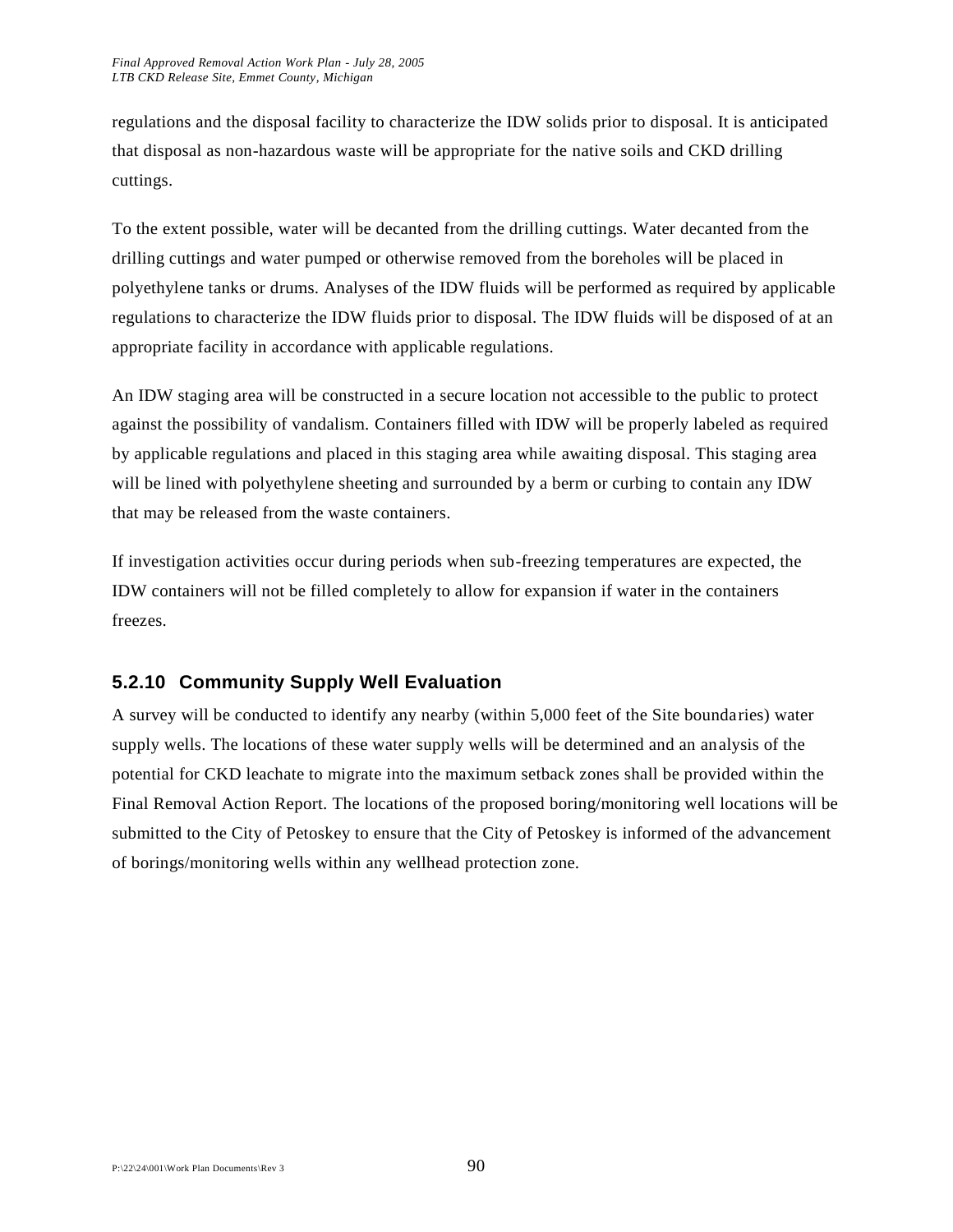regulations and the disposal facility to characterize the IDW solids prior to disposal. It is anticipated that disposal as non-hazardous waste will be appropriate for the native soils and CKD drilling cuttings.

To the extent possible, water will be decanted from the drilling cuttings. Water decanted from the drilling cuttings and water pumped or otherwise removed from the boreholes will be placed in polyethylene tanks or drums. Analyses of the IDW fluids will be performed as required by applicable regulations to characterize the IDW fluids prior to disposal. The IDW fluids will be disposed of at an appropriate facility in accordance with applicable regulations.

An IDW staging area will be constructed in a secure location not accessible to the public to protect against the possibility of vandalism. Containers filled with IDW will be properly labeled as required by applicable regulations and placed in this staging area while awaiting disposal. This staging area will be lined with polyethylene sheeting and surrounded by a berm or curbing to contain any IDW that may be released from the waste containers.

If investigation activities occur during periods when sub-freezing temperatures are expected, the IDW containers will not be filled completely to allow for expansion if water in the containers freezes.

### 5.2.10 Community Supply Well Evaluation

A survey will be conducted to identify any nearby (within 5,000 feet of the Site boundaries) water supply wells. The locations of these water supply wells will be determined and an analysis of the potential for CKD leachate to migrate into the maximum setback zones shall be provided within the Final Removal Action Report. The locations of the proposed boring/monitoring well locations will be submitted to the City of Petoskey to ensure that the City of Petoskey is informed of the advancement of borings/monitoring wells within any wellhead protection zone.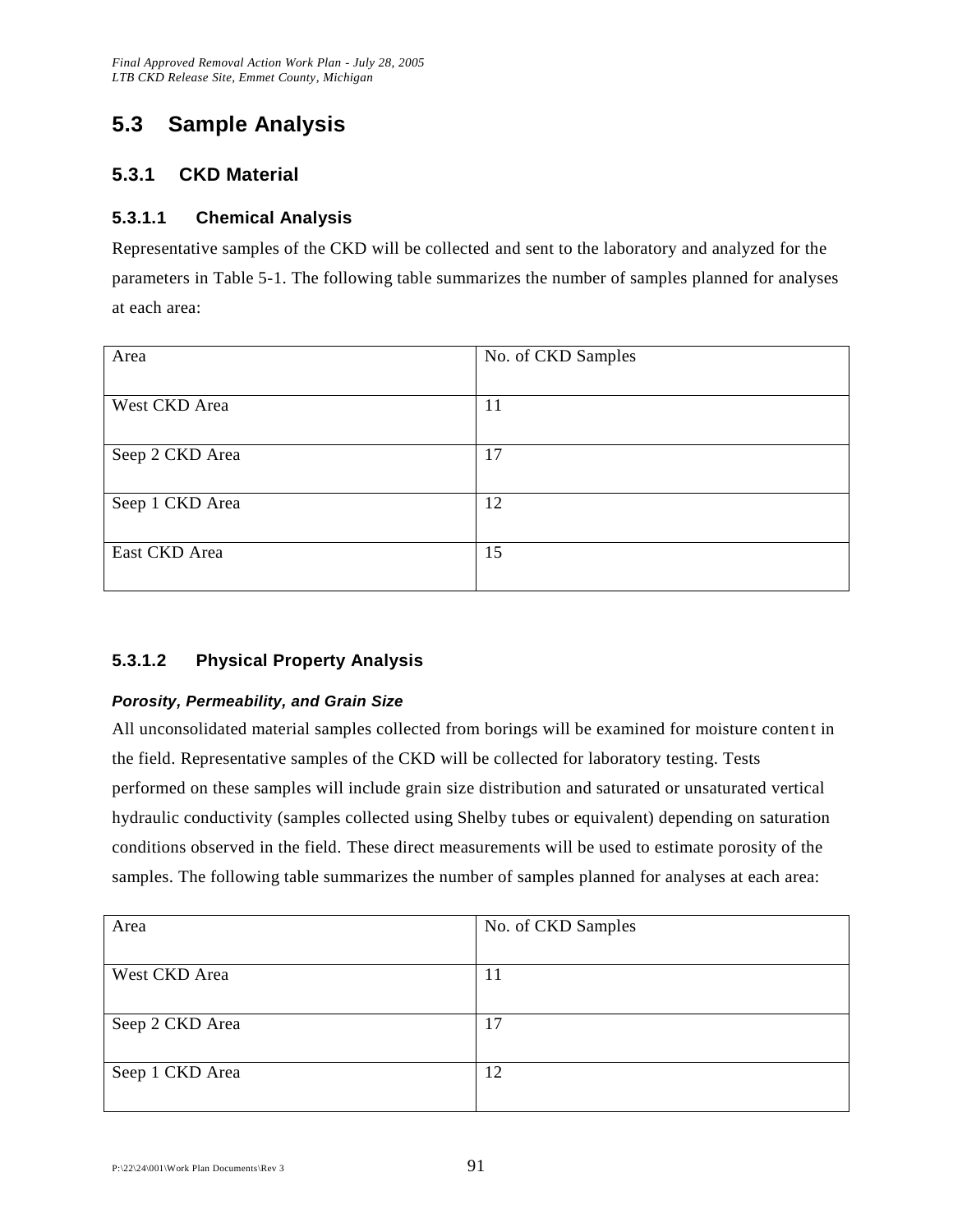## 5.3 Sample Analysis

### 5.3.1 CKD Material

#### 5.3.1.1 Chemical Analysis

Representative samples of the CKD will be collected and sent to the laboratory and analyzed for the parameters in Table 5-1. The following table summarizes the number of samples planned for analyses at each area:

| Area | No. of CKD Samples |
|---|---|
| West CKD Area | 11 |
| Seep 2 CKD Area | 17 |
| Seep 1 CKD Area | 12 |
| East CKD Area | 15 |

#### 5.3.1.2 Physical Property Analysis

***Porosity, Permeability, and Grain Size***

All unconsolidated material samples collected from borings will be examined for moisture content in the field. Representative samples of the CKD will be collected for laboratory testing. Tests performed on these samples will include grain size distribution and saturated or unsaturated vertical hydraulic conductivity (samples collected using Shelby tubes or equivalent) depending on saturation conditions observed in the field. These direct measurements will be used to estimate porosity of the samples. The following table summarizes the number of samples planned for analyses at each area:

| Area | No. of CKD Samples |
|---|---|
| West CKD Area | 11 |
| Seep 2 CKD Area | 17 |
| Seep 1 CKD Area | 12 |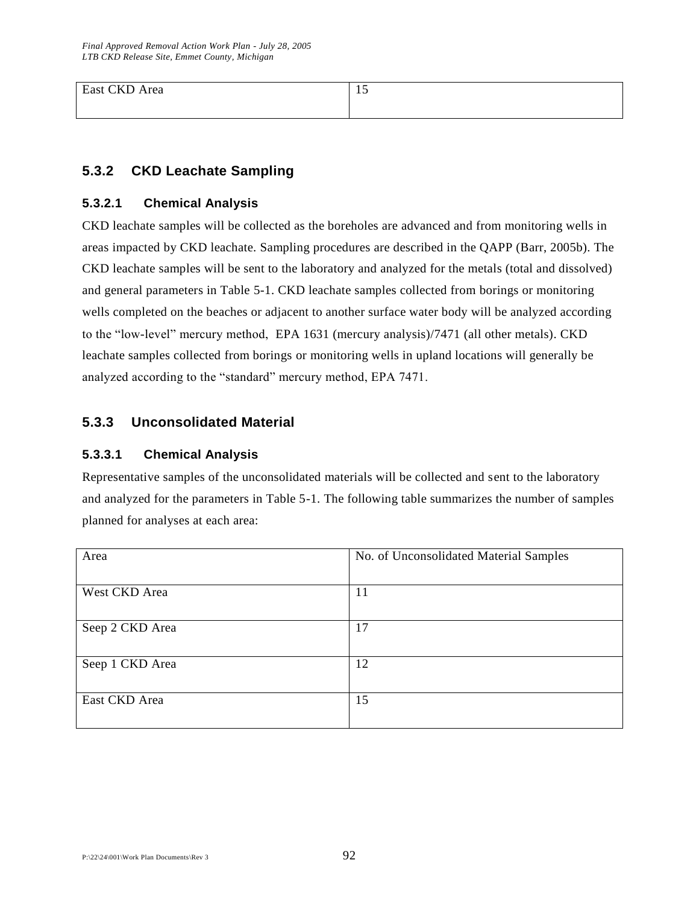| East CKD Area | 15 |
|---|---|

### 5.3.2 CKD Leachate Sampling

#### 5.3.2.1 Chemical Analysis

CKD leachate samples will be collected as the boreholes are advanced and from monitoring wells in areas impacted by CKD leachate. Sampling procedures are described in the QAPP (Barr, 2005b). The CKD leachate samples will be sent to the laboratory and analyzed for the metals (total and dissolved) and general parameters in Table 5-1. CKD leachate samples collected from borings or monitoring wells completed on the beaches or adjacent to another surface water body will be analyzed according to the "low-level" mercury method, EPA 1631 (mercury analysis)/7471 (all other metals). CKD leachate samples collected from borings or monitoring wells in upland locations will generally be analyzed according to the "standard" mercury method, EPA 7471.

### 5.3.3 Unconsolidated Material

#### 5.3.3.1 Chemical Analysis

Representative samples of the unconsolidated materials will be collected and sent to the laboratory and analyzed for the parameters in Table 5-1. The following table summarizes the number of samples planned for analyses at each area:

| Area | No. of Unconsolidated Material Samples |
|---|---|
| West CKD Area | 11 |
| Seep 2 CKD Area | 17 |
| Seep 1 CKD Area | 12 |
| East CKD Area | 15 |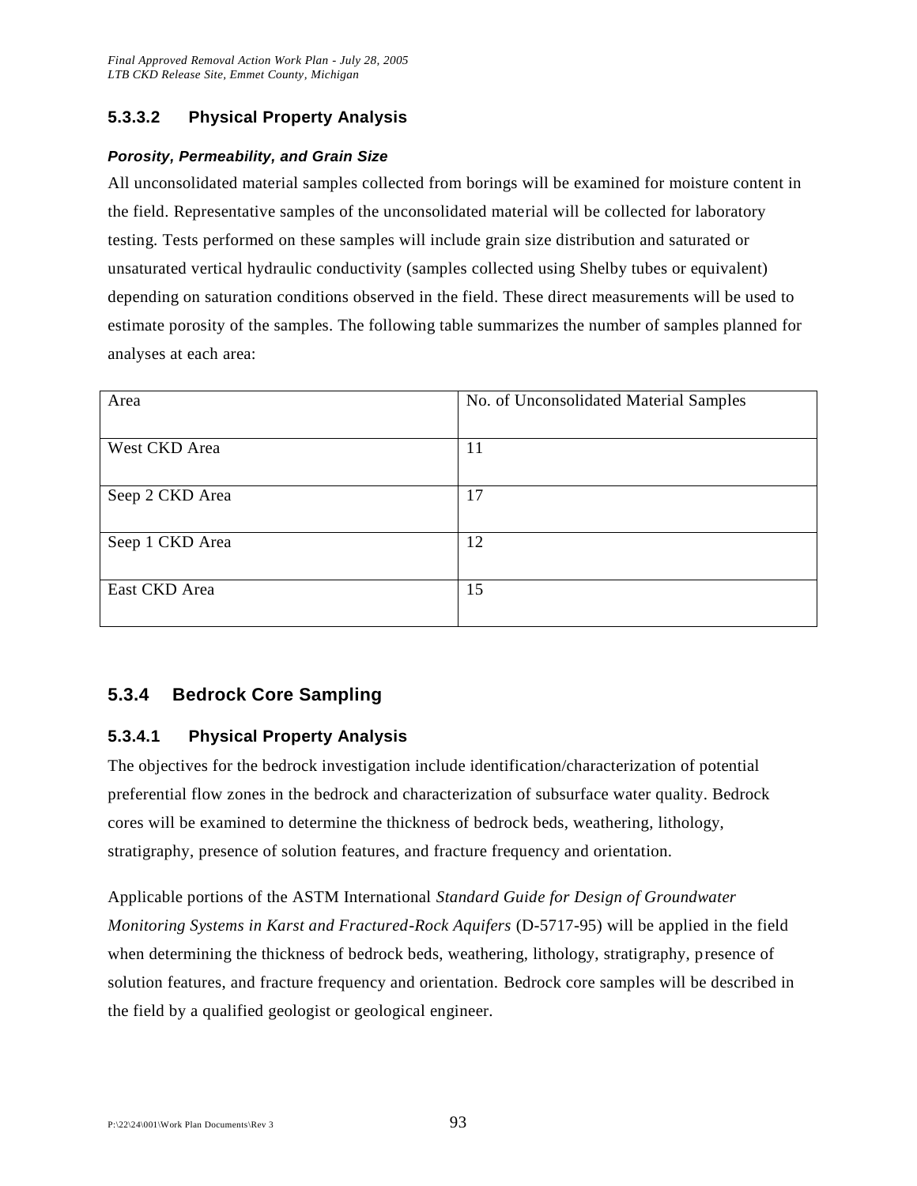#### 5.3.3.2 Physical Property Analysis

***Porosity, Permeability, and Grain Size***

All unconsolidated material samples collected from borings will be examined for moisture content in the field. Representative samples of the unconsolidated material will be collected for laboratory testing. Tests performed on these samples will include grain size distribution and saturated or unsaturated vertical hydraulic conductivity (samples collected using Shelby tubes or equivalent) depending on saturation conditions observed in the field. These direct measurements will be used to estimate porosity of the samples. The following table summarizes the number of samples planned for analyses at each area:

| Area | No. of Unconsolidated Material Samples |
|---|---|
| West CKD Area | 11 |
| Seep 2 CKD Area | 17 |
| Seep 1 CKD Area | 12 |
| East CKD Area | 15 |

### 5.3.4 Bedrock Core Sampling

#### 5.3.4.1 Physical Property Analysis

The objectives for the bedrock investigation include identification/characterization of potential preferential flow zones in the bedrock and characterization of subsurface water quality. Bedrock cores will be examined to determine the thickness of bedrock beds, weathering, lithology, stratigraphy, presence of solution features, and fracture frequency and orientation.

Applicable portions of the ASTM International *Standard Guide for Design of Groundwater Monitoring Systems in Karst and Fractured-Rock Aquifers* (D-5717-95) will be applied in the field when determining the thickness of bedrock beds, weathering, lithology, stratigraphy, presence of solution features, and fracture frequency and orientation. Bedrock core samples will be described in the field by a qualified geologist or geological engineer.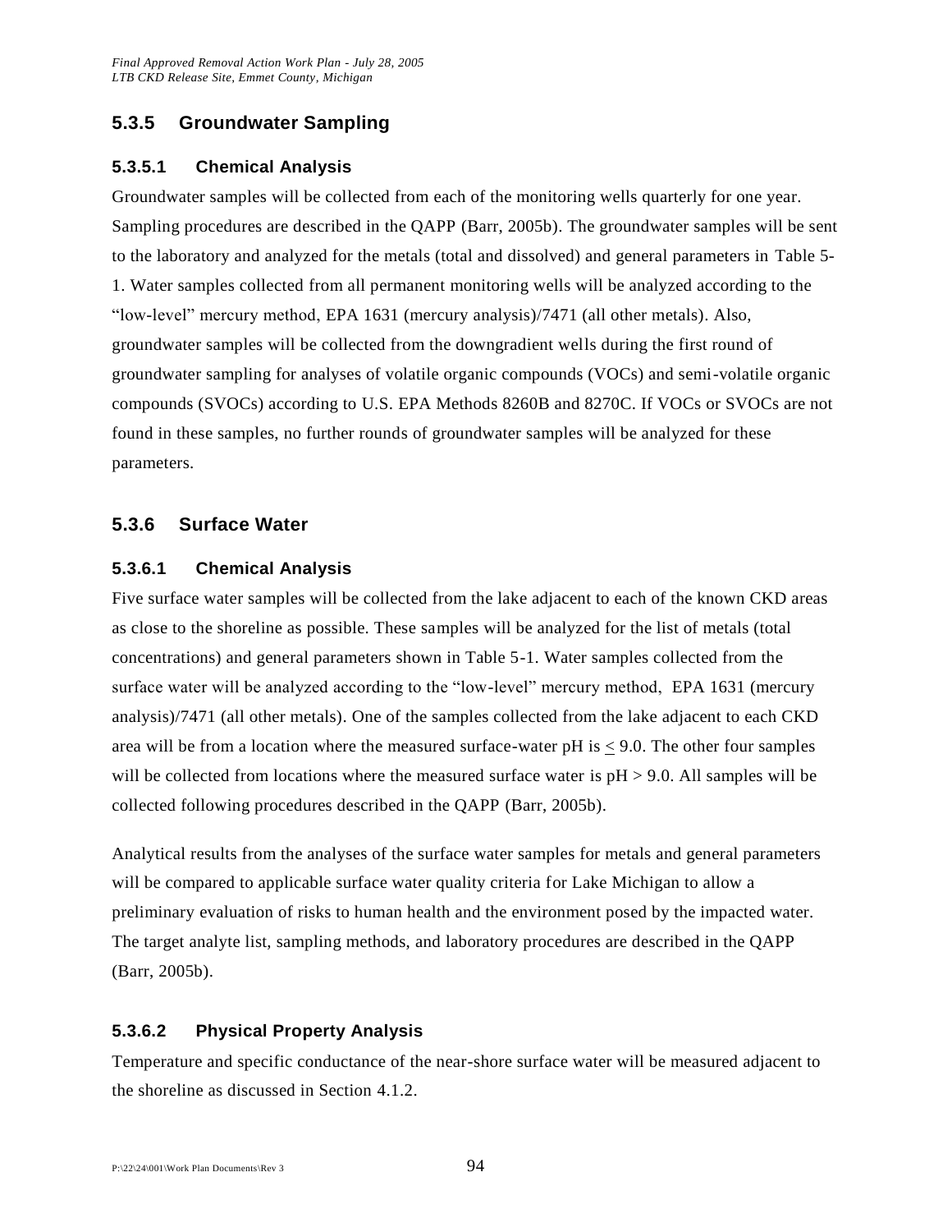### 5.3.5 Groundwater Sampling

#### 5.3.5.1 Chemical Analysis

Groundwater samples will be collected from each of the monitoring wells quarterly for one year. Sampling procedures are described in the QAPP (Barr, 2005b). The groundwater samples will be sent to the laboratory and analyzed for the metals (total and dissolved) and general parameters in Table 5-1. Water samples collected from all permanent monitoring wells will be analyzed according to the "low-level" mercury method, EPA 1631 (mercury analysis)/7471 (all other metals). Also, groundwater samples will be collected from the downgradient wells during the first round of groundwater sampling for analyses of volatile organic compounds (VOCs) and semi-volatile organic compounds (SVOCs) according to U.S. EPA Methods 8260B and 8270C. If VOCs or SVOCs are not found in these samples, no further rounds of groundwater samples will be analyzed for these parameters.

### 5.3.6 Surface Water

#### 5.3.6.1 Chemical Analysis

Five surface water samples will be collected from the lake adjacent to each of the known CKD areas as close to the shoreline as possible. These samples will be analyzed for the list of metals (total concentrations) and general parameters shown in Table 5-1. Water samples collected from the surface water will be analyzed according to the "low-level" mercury method, EPA 1631 (mercury analysis)/7471 (all other metals). One of the samples collected from the lake adjacent to each CKD area will be from a location where the measured surface-water pH is $\leq$ 9.0. The other four samples will be collected from locations where the measured surface water is pH > 9.0. All samples will be collected following procedures described in the QAPP (Barr, 2005b).

Analytical results from the analyses of the surface water samples for metals and general parameters will be compared to applicable surface water quality criteria for Lake Michigan to allow a preliminary evaluation of risks to human health and the environment posed by the impacted water. The target analyte list, sampling methods, and laboratory procedures are described in the QAPP (Barr, 2005b).

#### 5.3.6.2 Physical Property Analysis

Temperature and specific conductance of the near-shore surface water will be measured adjacent to the shoreline as discussed in Section 4.1.2.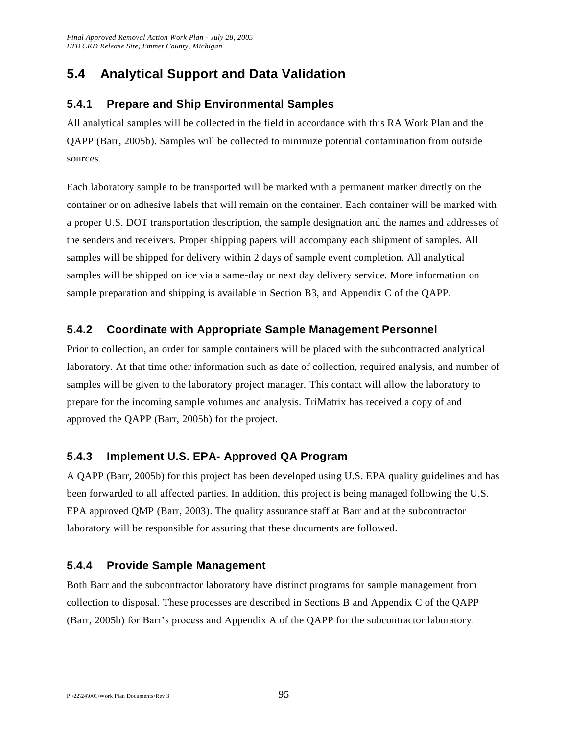## 5.4 Analytical Support and Data Validation

### 5.4.1 Prepare and Ship Environmental Samples

All analytical samples will be collected in the field in accordance with this RA Work Plan and the QAPP (Barr, 2005b). Samples will be collected to minimize potential contamination from outside sources.

Each laboratory sample to be transported will be marked with a permanent marker directly on the container or on adhesive labels that will remain on the container. Each container will be marked with a proper U.S. DOT transportation description, the sample designation and the names and addresses of the senders and receivers. Proper shipping papers will accompany each shipment of samples. All samples will be shipped for delivery within 2 days of sample event completion. All analytical samples will be shipped on ice via a same-day or next day delivery service. More information on sample preparation and shipping is available in Section B3, and Appendix C of the QAPP.

### 5.4.2 Coordinate with Appropriate Sample Management Personnel

Prior to collection, an order for sample containers will be placed with the subcontracted analytical laboratory. At that time other information such as date of collection, required analysis, and number of samples will be given to the laboratory project manager. This contact will allow the laboratory to prepare for the incoming sample volumes and analysis. TriMatrix has received a copy of and approved the QAPP (Barr, 2005b) for the project.

### 5.4.3 Implement U.S. EPA- Approved QA Program

A QAPP (Barr, 2005b) for this project has been developed using U.S. EPA quality guidelines and has been forwarded to all affected parties. In addition, this project is being managed following the U.S. EPA approved QMP (Barr, 2003). The quality assurance staff at Barr and at the subcontractor laboratory will be responsible for assuring that these documents are followed.

### 5.4.4 Provide Sample Management

Both Barr and the subcontractor laboratory have distinct programs for sample management from collection to disposal. These processes are described in Sections B and Appendix C of the QAPP (Barr, 2005b) for Barr's process and Appendix A of the QAPP for the subcontractor laboratory.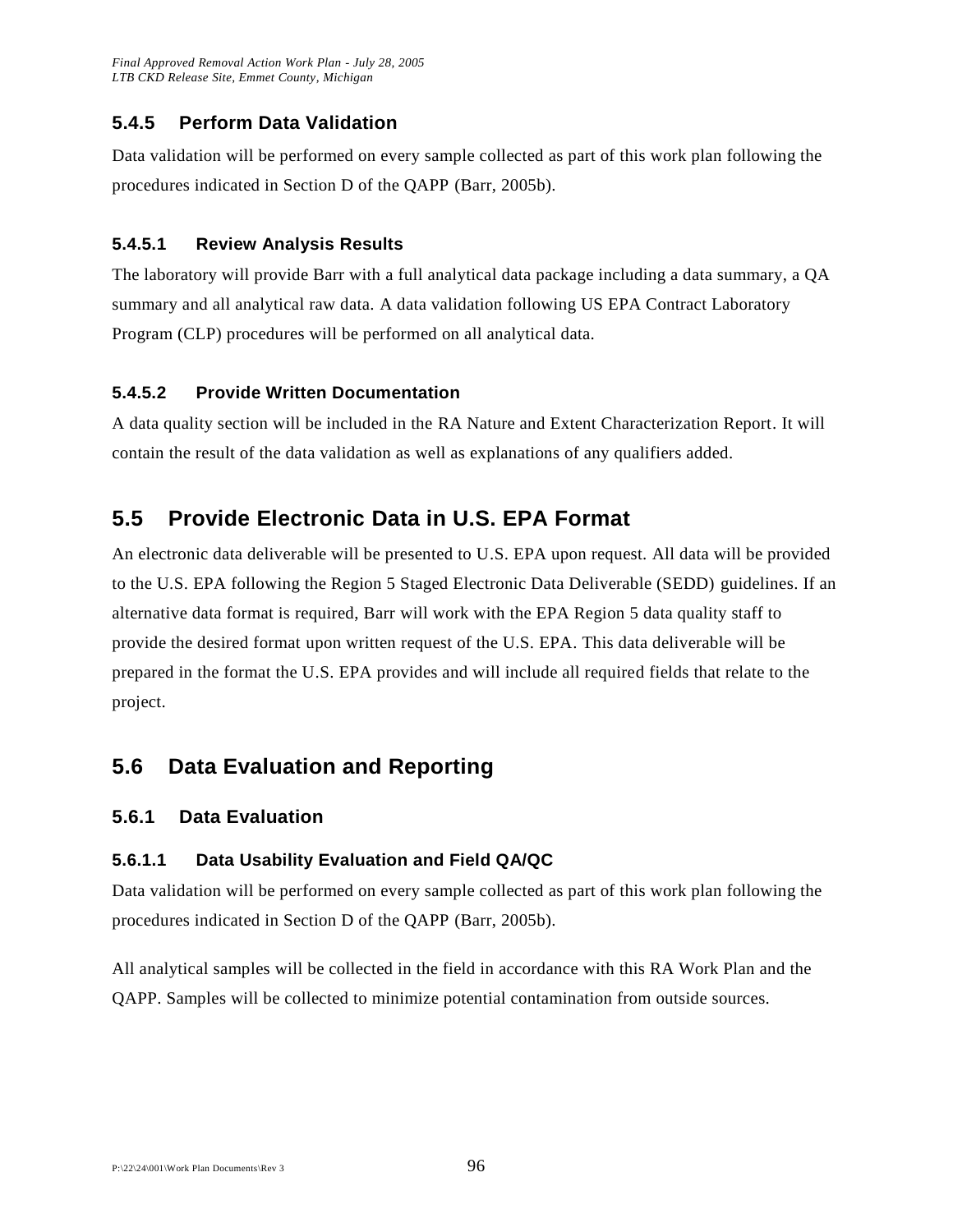### 5.4.5 Perform Data Validation

Data validation will be performed on every sample collected as part of this work plan following the procedures indicated in Section D of the QAPP (Barr, 2005b).

#### 5.4.5.1 Review Analysis Results

The laboratory will provide Barr with a full analytical data package including a data summary, a QA summary and all analytical raw data. A data validation following US EPA Contract Laboratory Program (CLP) procedures will be performed on all analytical data.

#### 5.4.5.2 Provide Written Documentation

A data quality section will be included in the RA Nature and Extent Characterization Report. It will contain the result of the data validation as well as explanations of any qualifiers added.

## 5.5 Provide Electronic Data in U.S. EPA Format

An electronic data deliverable will be presented to U.S. EPA upon request. All data will be provided to the U.S. EPA following the Region 5 Staged Electronic Data Deliverable (SEDD) guidelines. If an alternative data format is required, Barr will work with the EPA Region 5 data quality staff to provide the desired format upon written request of the U.S. EPA. This data deliverable will be prepared in the format the U.S. EPA provides and will include all required fields that relate to the project.

## 5.6 Data Evaluation and Reporting

### 5.6.1 Data Evaluation

#### 5.6.1.1 Data Usability Evaluation and Field QA/QC

Data validation will be performed on every sample collected as part of this work plan following the procedures indicated in Section D of the QAPP (Barr, 2005b).

All analytical samples will be collected in the field in accordance with this RA Work Plan and the QAPP. Samples will be collected to minimize potential contamination from outside sources.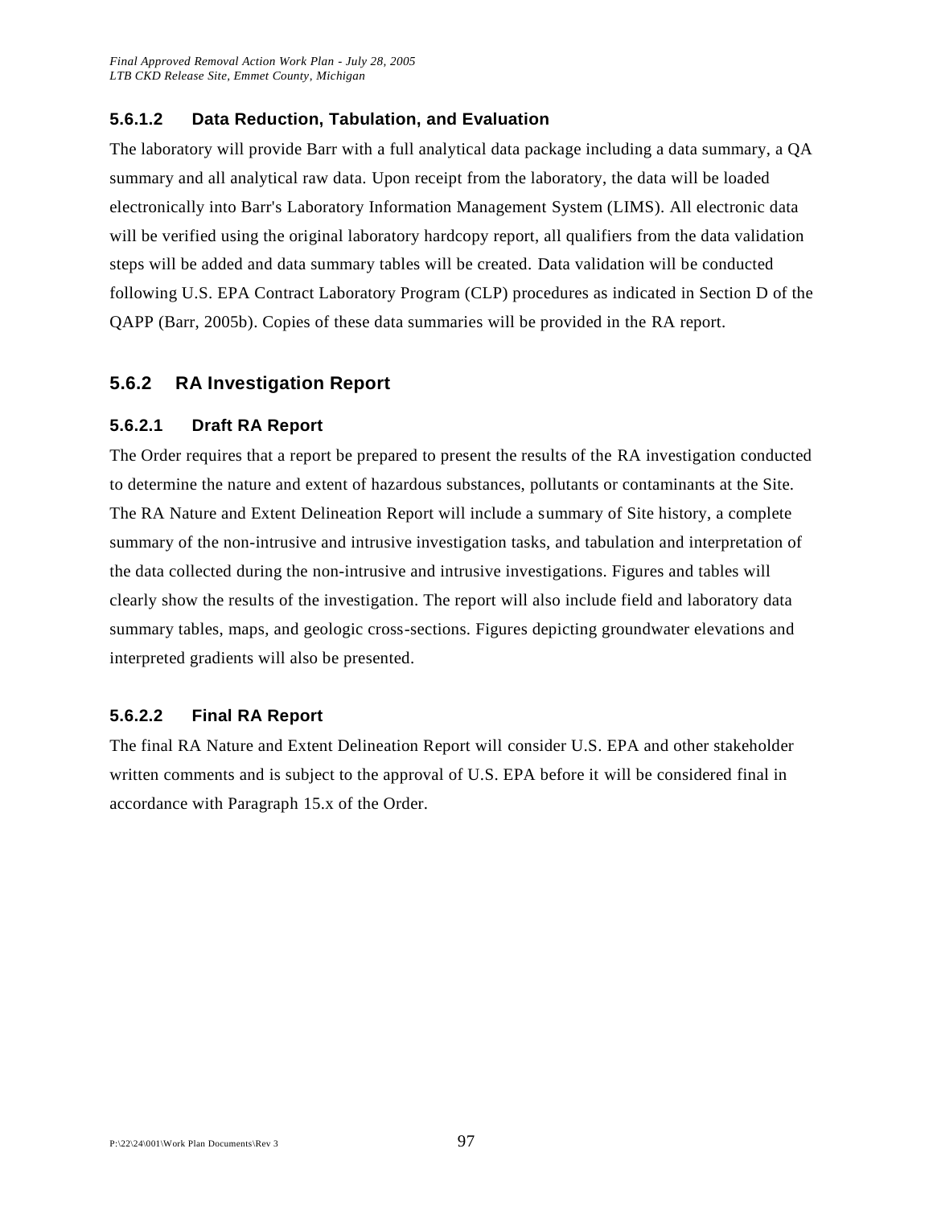#### 5.6.1.2 Data Reduction, Tabulation, and Evaluation

The laboratory will provide Barr with a full analytical data package including a data summary, a QA summary and all analytical raw data. Upon receipt from the laboratory, the data will be loaded electronically into Barr's Laboratory Information Management System (LIMS). All electronic data will be verified using the original laboratory hardcopy report, all qualifiers from the data validation steps will be added and data summary tables will be created. Data validation will be conducted following U.S. EPA Contract Laboratory Program (CLP) procedures as indicated in Section D of the QAPP (Barr, 2005b). Copies of these data summaries will be provided in the RA report.

### 5.6.2 RA Investigation Report

#### 5.6.2.1 Draft RA Report

The Order requires that a report be prepared to present the results of the RA investigation conducted to determine the nature and extent of hazardous substances, pollutants or contaminants at the Site. The RA Nature and Extent Delineation Report will include a summary of Site history, a complete summary of the non-intrusive and intrusive investigation tasks, and tabulation and interpretation of the data collected during the non-intrusive and intrusive investigations. Figures and tables will clearly show the results of the investigation. The report will also include field and laboratory data summary tables, maps, and geologic cross-sections. Figures depicting groundwater elevations and interpreted gradients will also be presented.

#### 5.6.2.2 Final RA Report

The final RA Nature and Extent Delineation Report will consider U.S. EPA and other stakeholder written comments and is subject to the approval of U.S. EPA before it will be considered final in accordance with Paragraph 15.x of the Order.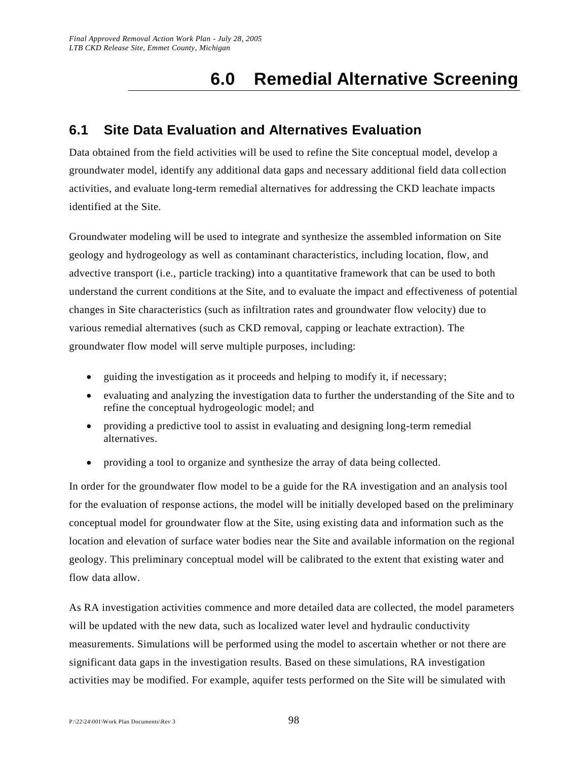# 6.0 Remedial Alternative Screening

## 6.1 Site Data Evaluation and Alternatives Evaluation

Data obtained from the field activities will be used to refine the Site conceptual model, develop a groundwater model, identify any additional data gaps and necessary additional field data collection activities, and evaluate long-term remedial alternatives for addressing the CKD leachate impacts identified at the Site.

Groundwater modeling will be used to integrate and synthesize the assembled information on Site geology and hydrogeology as well as contaminant characteristics, including location, flow, and advective transport (i.e., particle tracking) into a quantitative framework that can be used to both understand the current conditions at the Site, and to evaluate the impact and effectiveness of potential changes in Site characteristics (such as infiltration rates and groundwater flow velocity) due to various remedial alternatives (such as CKD removal, capping or leachate extraction). The groundwater flow model will serve multiple purposes, including:

- guiding the investigation as it proceeds and helping to modify it, if necessary;
- evaluating and analyzing the investigation data to further the understanding of the Site and to refine the conceptual hydrogeologic model; and
- providing a predictive tool to assist in evaluating and designing long-term remedial alternatives.
- providing a tool to organize and synthesize the array of data being collected.

In order for the groundwater flow model to be a guide for the RA investigation and an analysis tool for the evaluation of response actions, the model will be initially developed based on the preliminary conceptual model for groundwater flow at the Site, using existing data and information such as the location and elevation of surface water bodies near the Site and available information on the regional geology. This preliminary conceptual model will be calibrated to the extent that existing water and flow data allow.

As RA investigation activities commence and more detailed data are collected, the model parameters will be updated with the new data, such as localized water level and hydraulic conductivity measurements. Simulations will be performed using the model to ascertain whether or not there are significant data gaps in the investigation results. Based on these simulations, RA investigation activities may be modified. For example, aquifer tests performed on the Site will be simulated with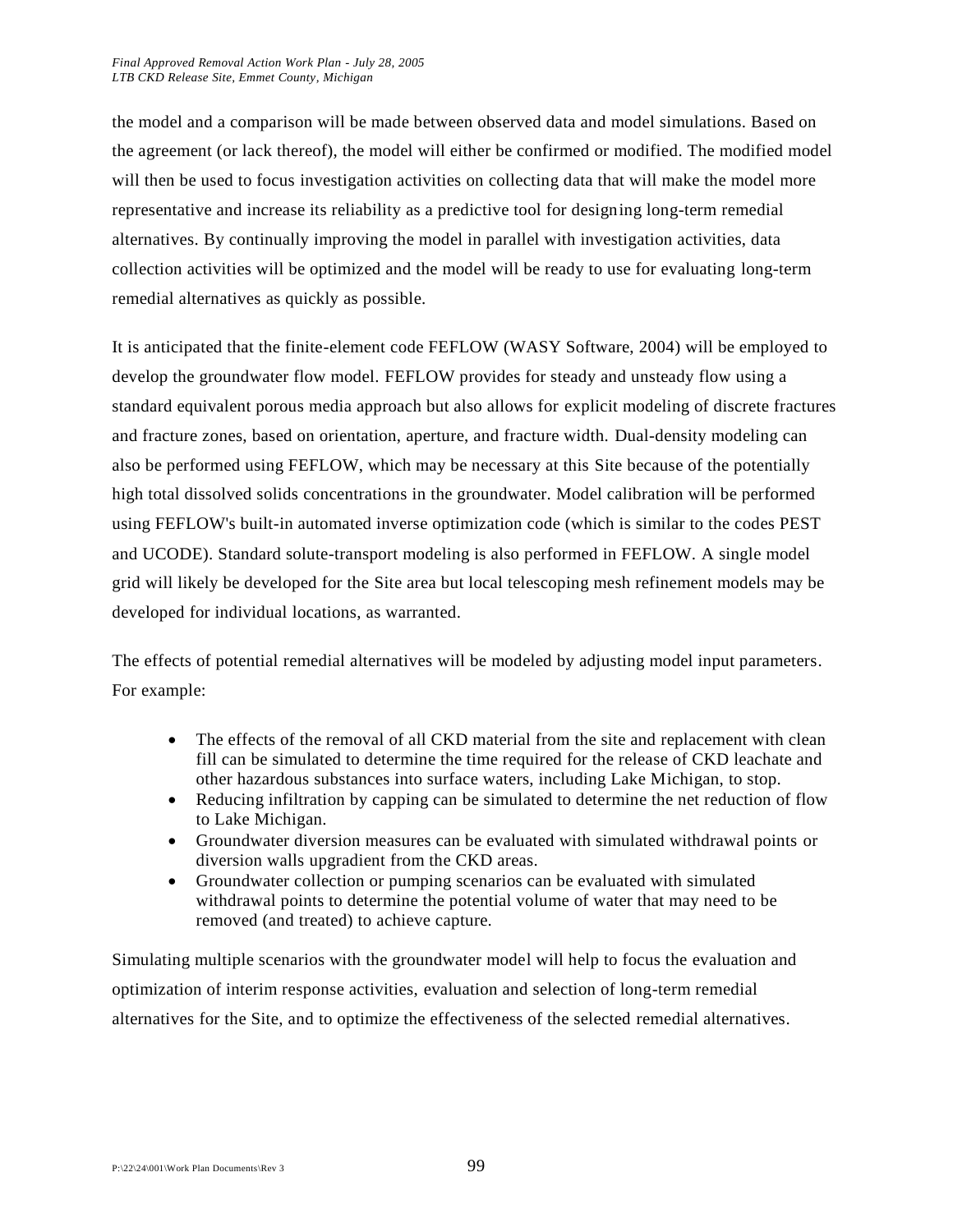the model and a comparison will be made between observed data and model simulations. Based on the agreement (or lack thereof), the model will either be confirmed or modified. The modified model will then be used to focus investigation activities on collecting data that will make the model more representative and increase its reliability as a predictive tool for designing long-term remedial alternatives. By continually improving the model in parallel with investigation activities, data collection activities will be optimized and the model will be ready to use for evaluating long-term remedial alternatives as quickly as possible.

It is anticipated that the finite-element code FEFLOW (WASY Software, 2004) will be employed to develop the groundwater flow model. FEFLOW provides for steady and unsteady flow using a standard equivalent porous media approach but also allows for explicit modeling of discrete fractures and fracture zones, based on orientation, aperture, and fracture width. Dual-density modeling can also be performed using FEFLOW, which may be necessary at this Site because of the potentially high total dissolved solids concentrations in the groundwater. Model calibration will be performed using FEFLOW's built-in automated inverse optimization code (which is similar to the codes PEST and UCODE). Standard solute-transport modeling is also performed in FEFLOW. A single model grid will likely be developed for the Site area but local telescoping mesh refinement models may be developed for individual locations, as warranted.

The effects of potential remedial alternatives will be modeled by adjusting model input parameters. For example:

- The effects of the removal of all CKD material from the site and replacement with clean fill can be simulated to determine the time required for the release of CKD leachate and other hazardous substances into surface waters, including Lake Michigan, to stop.
- Reducing infiltration by capping can be simulated to determine the net reduction of flow to Lake Michigan.
- Groundwater diversion measures can be evaluated with simulated withdrawal points or diversion walls upgradient from the CKD areas.
- Groundwater collection or pumping scenarios can be evaluated with simulated withdrawal points to determine the potential volume of water that may need to be removed (and treated) to achieve capture.

Simulating multiple scenarios with the groundwater model will help to focus the evaluation and optimization of interim response activities, evaluation and selection of long-term remedial alternatives for the Site, and to optimize the effectiveness of the selected remedial alternatives.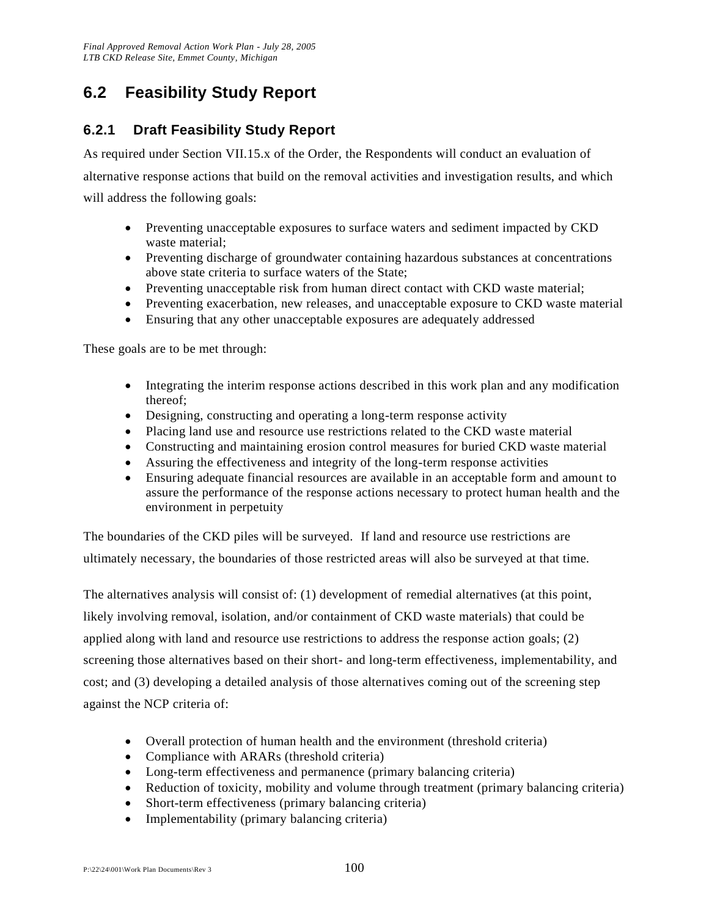## 6.2 Feasibility Study Report

### 6.2.1 Draft Feasibility Study Report

As required under Section VII.15.x of the Order, the Respondents will conduct an evaluation of alternative response actions that build on the removal activities and investigation results, and which will address the following goals:

- Preventing unacceptable exposures to surface waters and sediment impacted by CKD waste material;
- Preventing discharge of groundwater containing hazardous substances at concentrations above state criteria to surface waters of the State;
- Preventing unacceptable risk from human direct contact with CKD waste material;
- Preventing exacerbation, new releases, and unacceptable exposure to CKD waste material
- Ensuring that any other unacceptable exposures are adequately addressed

These goals are to be met through:

- Integrating the interim response actions described in this work plan and any modification thereof;
- Designing, constructing and operating a long-term response activity
- Placing land use and resource use restrictions related to the CKD waste material
- Constructing and maintaining erosion control measures for buried CKD waste material
- Assuring the effectiveness and integrity of the long-term response activities
- Ensuring adequate financial resources are available in an acceptable form and amount to assure the performance of the response actions necessary to protect human health and the environment in perpetuity

The boundaries of the CKD piles will be surveyed. If land and resource use restrictions are ultimately necessary, the boundaries of those restricted areas will also be surveyed at that time.

The alternatives analysis will consist of: (1) development of remedial alternatives (at this point, likely involving removal, isolation, and/or containment of CKD waste materials) that could be applied along with land and resource use restrictions to address the response action goals; (2) screening those alternatives based on their short- and long-term effectiveness, implementability, and cost; and (3) developing a detailed analysis of those alternatives coming out of the screening step against the NCP criteria of:

- Overall protection of human health and the environment (threshold criteria)
- Compliance with ARARs (threshold criteria)
- Long-term effectiveness and permanence (primary balancing criteria)
- Reduction of toxicity, mobility and volume through treatment (primary balancing criteria)
- Short-term effectiveness (primary balancing criteria)
- Implementability (primary balancing criteria)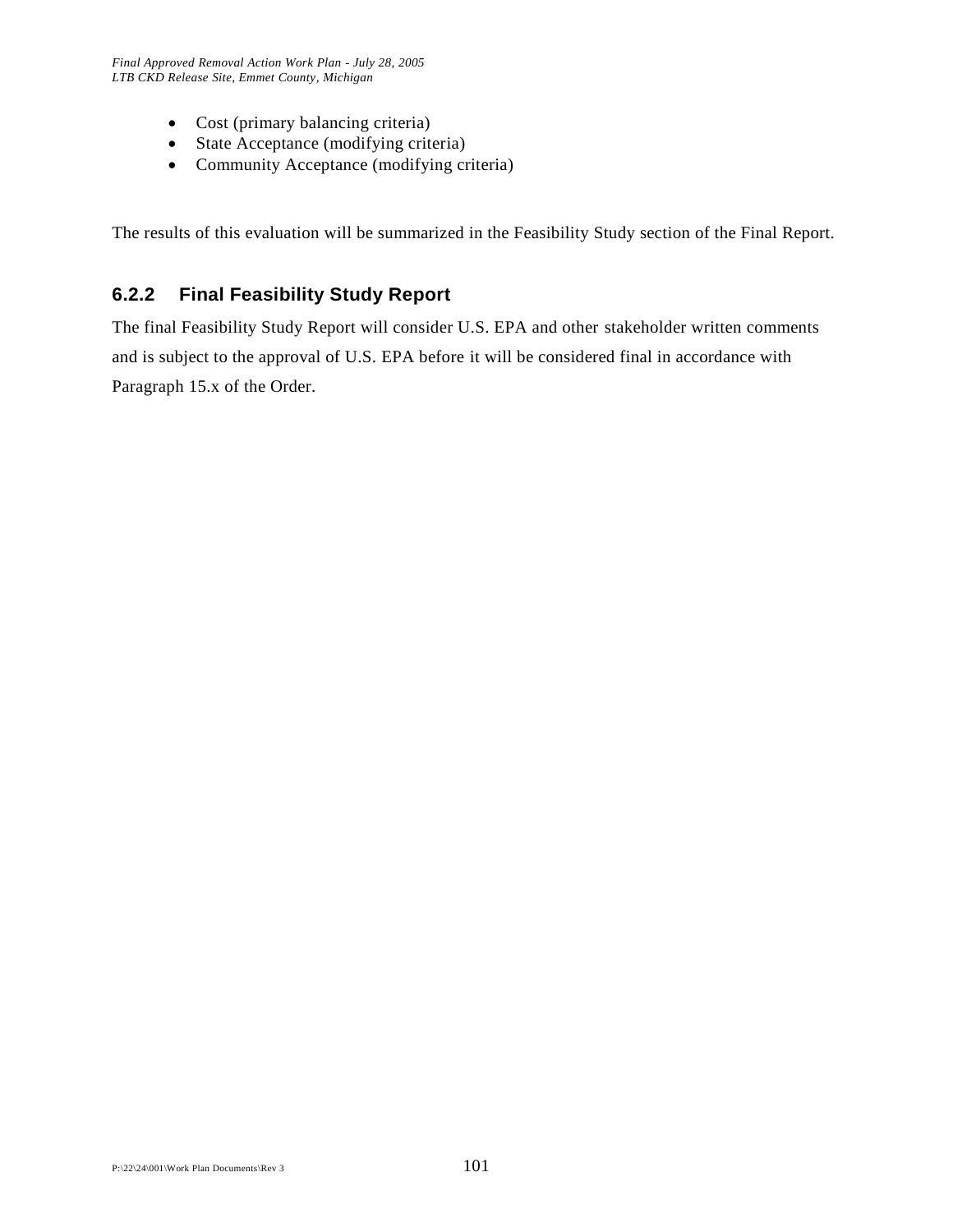- Cost (primary balancing criteria)
- State Acceptance (modifying criteria)
- Community Acceptance (modifying criteria)

The results of this evaluation will be summarized in the Feasibility Study section of the Final Report.

### 6.2.2 Final Feasibility Study Report

The final Feasibility Study Report will consider U.S. EPA and other stakeholder written comments and is subject to the approval of U.S. EPA before it will be considered final in accordance with Paragraph 15.x of the Order.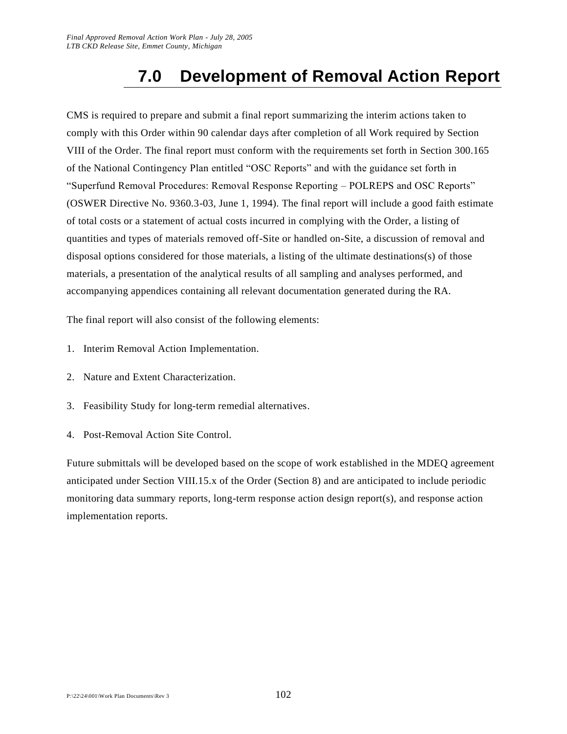# 7.0 Development of Removal Action Report

CMS is required to prepare and submit a final report summarizing the interim actions taken to comply with this Order within 90 calendar days after completion of all Work required by Section VIII of the Order. The final report must conform with the requirements set forth in Section 300.165 of the National Contingency Plan entitled "OSC Reports" and with the guidance set forth in "Superfund Removal Procedures: Removal Response Reporting – POLREPS and OSC Reports" (OSWER Directive No. 9360.3-03, June 1, 1994). The final report will include a good faith estimate of total costs or a statement of actual costs incurred in complying with the Order, a listing of quantities and types of materials removed off-Site or handled on-Site, a discussion of removal and disposal options considered for those materials, a listing of the ultimate destinations(s) of those materials, a presentation of the analytical results of all sampling and analyses performed, and accompanying appendices containing all relevant documentation generated during the RA.

The final report will also consist of the following elements:

1. Interim Removal Action Implementation.
2. Nature and Extent Characterization.
3. Feasibility Study for long-term remedial alternatives.
4. Post-Removal Action Site Control.

Future submittals will be developed based on the scope of work established in the MDEQ agreement anticipated under Section VIII.15.x of the Order (Section 8) and are anticipated to include periodic monitoring data summary reports, long-term response action design report(s), and response action implementation reports.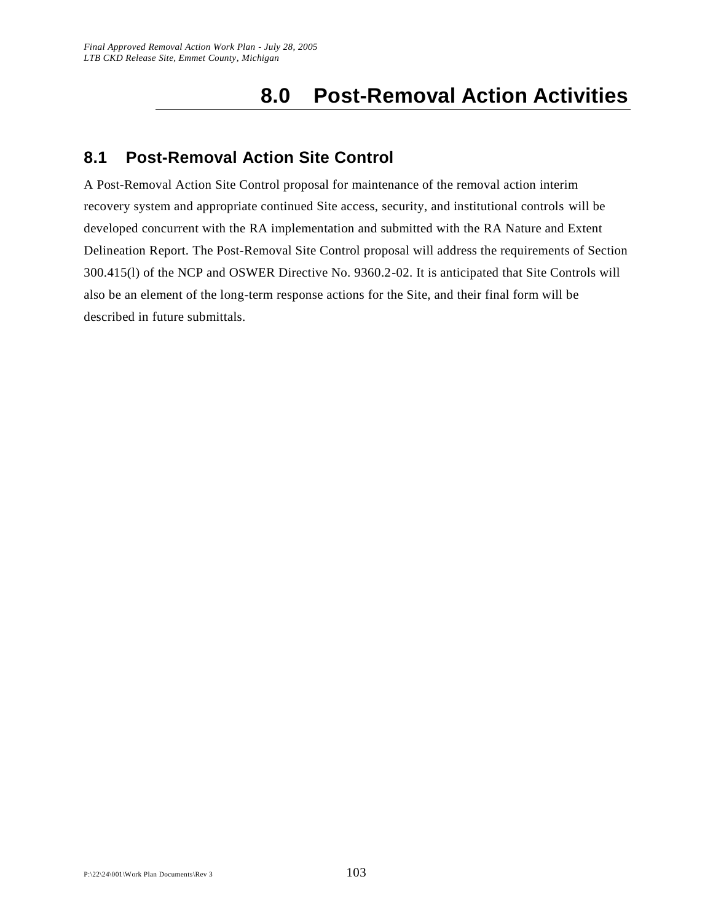# 8.0 Post-Removal Action Activities

## 8.1 Post-Removal Action Site Control

A Post-Removal Action Site Control proposal for maintenance of the removal action interim recovery system and appropriate continued Site access, security, and institutional controls will be developed concurrent with the RA implementation and submitted with the RA Nature and Extent Delineation Report. The Post-Removal Site Control proposal will address the requirements of Section 300.415(l) of the NCP and OSWER Directive No. 9360.2-02. It is anticipated that Site Controls will also be an element of the long-term response actions for the Site, and their final form will be described in future submittals.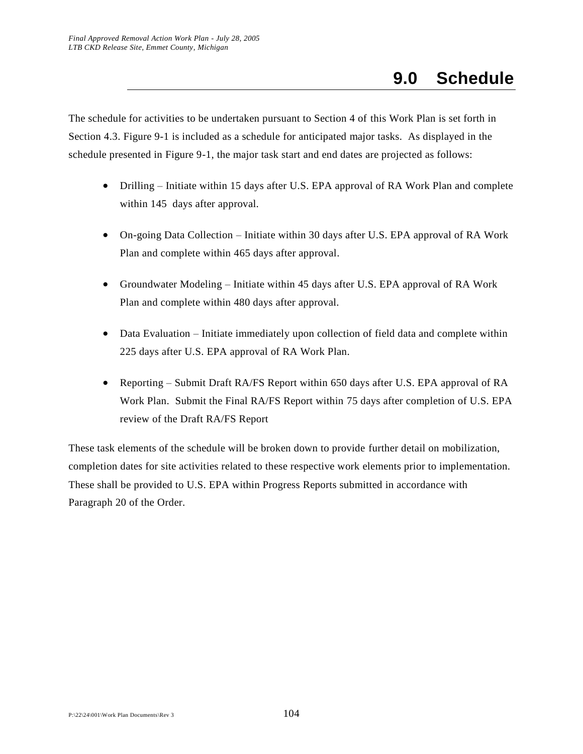# 9.0 Schedule

The schedule for activities to be undertaken pursuant to Section 4 of this Work Plan is set forth in Section 4.3. Figure 9-1 is included as a schedule for anticipated major tasks. As displayed in the schedule presented in Figure 9-1, the major task start and end dates are projected as follows:

- Drilling – Initiate within 15 days after U.S. EPA approval of RA Work Plan and complete within 145 days after approval.
- On-going Data Collection – Initiate within 30 days after U.S. EPA approval of RA Work Plan and complete within 465 days after approval.
- Groundwater Modeling – Initiate within 45 days after U.S. EPA approval of RA Work Plan and complete within 480 days after approval.
- Data Evaluation – Initiate immediately upon collection of field data and complete within 225 days after U.S. EPA approval of RA Work Plan.
- Reporting – Submit Draft RA/FS Report within 650 days after U.S. EPA approval of RA Work Plan. Submit the Final RA/FS Report within 75 days after completion of U.S. EPA review of the Draft RA/FS Report

These task elements of the schedule will be broken down to provide further detail on mobilization, completion dates for site activities related to these respective work elements prior to implementation. These shall be provided to U.S. EPA within Progress Reports submitted in accordance with Paragraph 20 of the Order.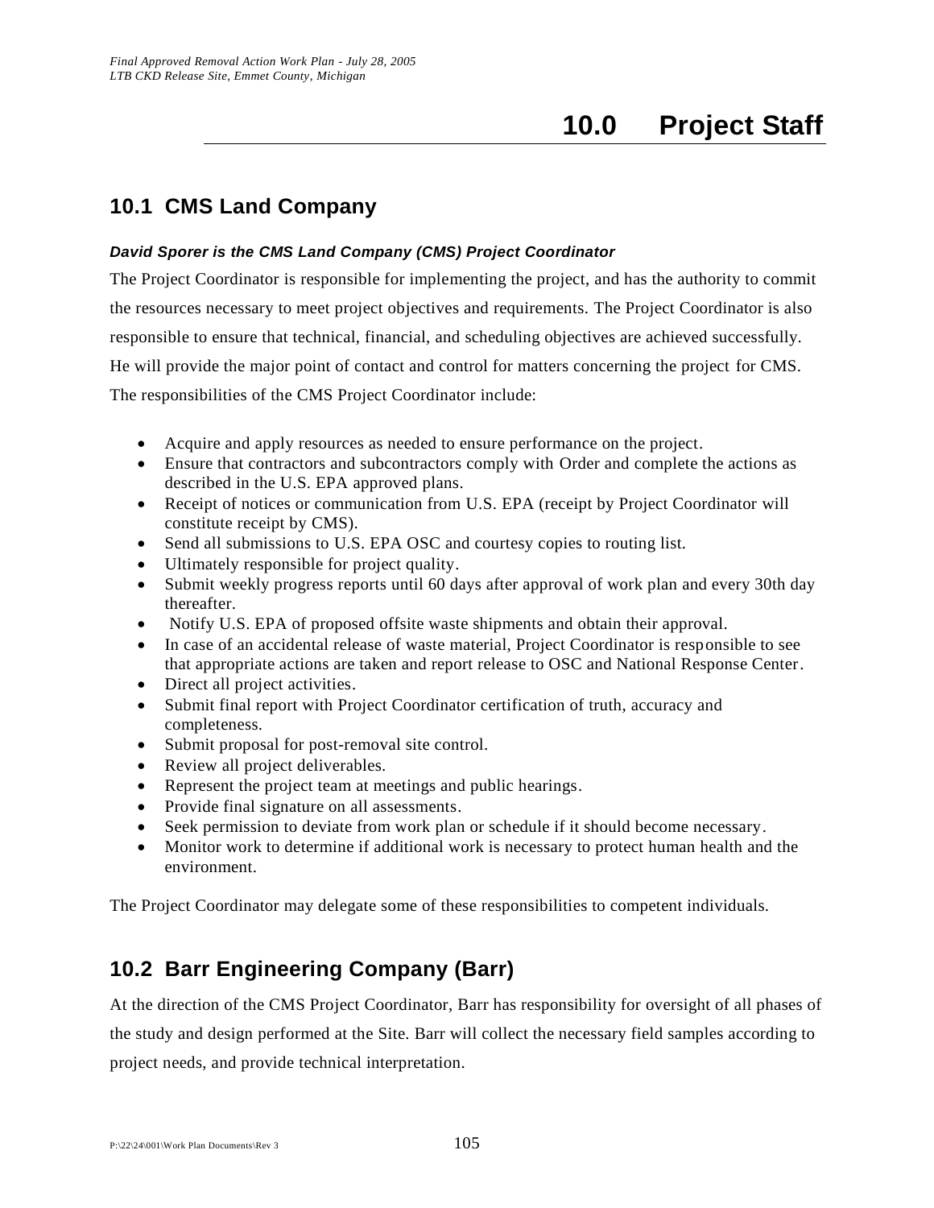# 10.0 Project Staff

## 10.1 CMS Land Company

***David Sporer is the CMS Land Company (CMS) Project Coordinator***

The Project Coordinator is responsible for implementing the project, and has the authority to commit the resources necessary to meet project objectives and requirements. The Project Coordinator is also responsible to ensure that technical, financial, and scheduling objectives are achieved successfully. He will provide the major point of contact and control for matters concerning the project for CMS. The responsibilities of the CMS Project Coordinator include:

- Acquire and apply resources as needed to ensure performance on the project.
- Ensure that contractors and subcontractors comply with Order and complete the actions as described in the U.S. EPA approved plans.
- Receipt of notices or communication from U.S. EPA (receipt by Project Coordinator will constitute receipt by CMS).
- Send all submissions to U.S. EPA OSC and courtesy copies to routing list.
- Ultimately responsible for project quality.
- Submit weekly progress reports until 60 days after approval of work plan and every 30th day thereafter.
- Notify U.S. EPA of proposed offsite waste shipments and obtain their approval.
- In case of an accidental release of waste material, Project Coordinator is responsible to see that appropriate actions are taken and report release to OSC and National Response Center.
- Direct all project activities.
- Submit final report with Project Coordinator certification of truth, accuracy and completeness.
- Submit proposal for post-removal site control.
- Review all project deliverables.
- Represent the project team at meetings and public hearings.
- Provide final signature on all assessments.
- Seek permission to deviate from work plan or schedule if it should become necessary.
- Monitor work to determine if additional work is necessary to protect human health and the environment.

The Project Coordinator may delegate some of these responsibilities to competent individuals.

## 10.2 Barr Engineering Company (Barr)

At the direction of the CMS Project Coordinator, Barr has responsibility for oversight of all phases of the study and design performed at the Site. Barr will collect the necessary field samples according to project needs, and provide technical interpretation.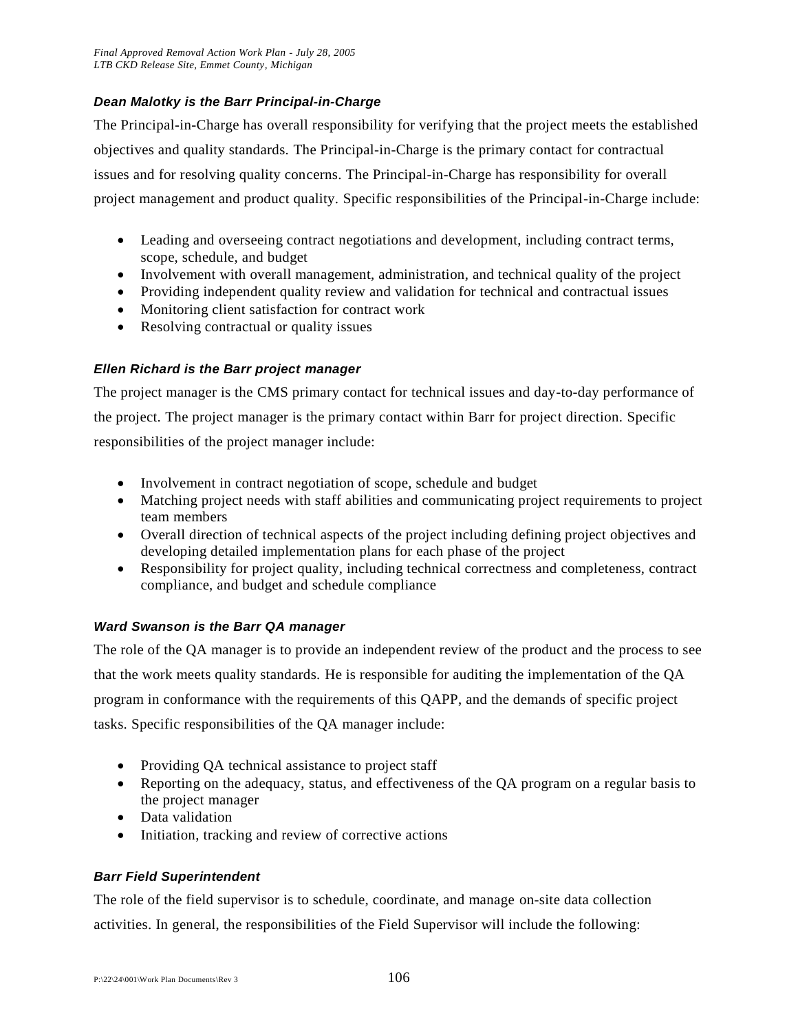### *Dean Malotky is the Barr Principal-in-Charge*

The Principal-in-Charge has overall responsibility for verifying that the project meets the established objectives and quality standards. The Principal-in-Charge is the primary contact for contractual issues and for resolving quality concerns. The Principal-in-Charge has responsibility for overall project management and product quality. Specific responsibilities of the Principal-in-Charge include:

- Leading and overseeing contract negotiations and development, including contract terms, scope, schedule, and budget
- Involvement with overall management, administration, and technical quality of the project
- Providing independent quality review and validation for technical and contractual issues
- Monitoring client satisfaction for contract work
- Resolving contractual or quality issues

### *Ellen Richard is the Barr project manager*

The project manager is the CMS primary contact for technical issues and day-to-day performance of the project. The project manager is the primary contact within Barr for project direction. Specific responsibilities of the project manager include:

- Involvement in contract negotiation of scope, schedule and budget
- Matching project needs with staff abilities and communicating project requirements to project team members
- Overall direction of technical aspects of the project including defining project objectives and developing detailed implementation plans for each phase of the project
- Responsibility for project quality, including technical correctness and completeness, contract compliance, and budget and schedule compliance

### *Ward Swanson is the Barr QA manager*

The role of the QA manager is to provide an independent review of the product and the process to see that the work meets quality standards. He is responsible for auditing the implementation of the QA program in conformance with the requirements of this QAPP, and the demands of specific project tasks. Specific responsibilities of the QA manager include:

- Providing QA technical assistance to project staff
- Reporting on the adequacy, status, and effectiveness of the QA program on a regular basis to the project manager
- Data validation
- Initiation, tracking and review of corrective actions

### *Barr Field Superintendent*

The role of the field supervisor is to schedule, coordinate, and manage on-site data collection activities. In general, the responsibilities of the Field Supervisor will include the following: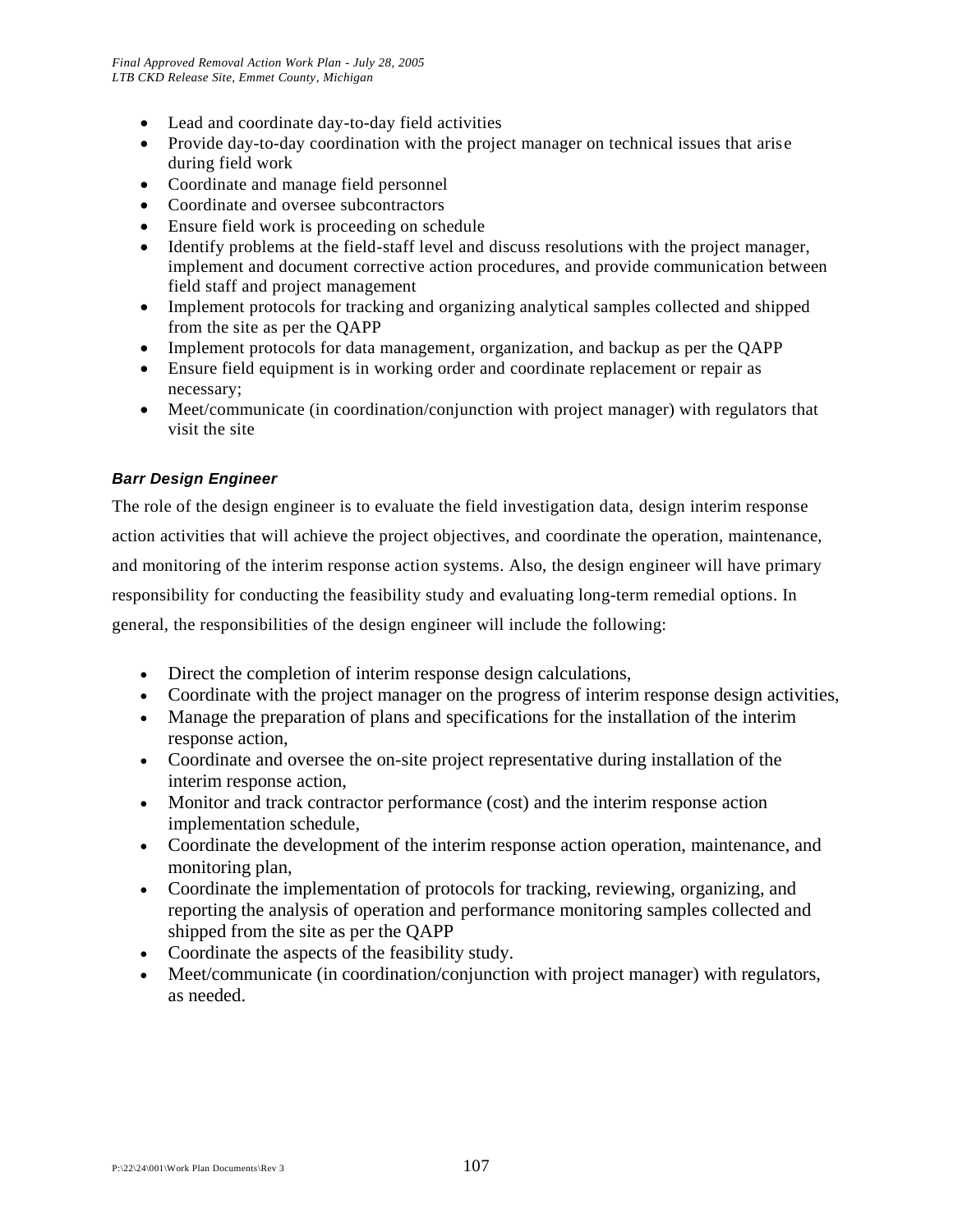- Lead and coordinate day-to-day field activities
- Provide day-to-day coordination with the project manager on technical issues that arise during field work
- Coordinate and manage field personnel
- Coordinate and oversee subcontractors
- Ensure field work is proceeding on schedule
- Identify problems at the field-staff level and discuss resolutions with the project manager, implement and document corrective action procedures, and provide communication between field staff and project management
- Implement protocols for tracking and organizing analytical samples collected and shipped from the site as per the QAPP
- Implement protocols for data management, organization, and backup as per the QAPP
- Ensure field equipment is in working order and coordinate replacement or repair as necessary;
- Meet/communicate (in coordination/conjunction with project manager) with regulators that visit the site

#### *Barr Design Engineer*

The role of the design engineer is to evaluate the field investigation data, design interim response action activities that will achieve the project objectives, and coordinate the operation, maintenance, and monitoring of the interim response action systems. Also, the design engineer will have primary responsibility for conducting the feasibility study and evaluating long-term remedial options. In general, the responsibilities of the design engineer will include the following:

- Direct the completion of interim response design calculations,
- Coordinate with the project manager on the progress of interim response design activities,
- Manage the preparation of plans and specifications for the installation of the interim response action,
- Coordinate and oversee the on-site project representative during installation of the interim response action,
- Monitor and track contractor performance (cost) and the interim response action implementation schedule,
- Coordinate the development of the interim response action operation, maintenance, and monitoring plan,
- Coordinate the implementation of protocols for tracking, reviewing, organizing, and reporting the analysis of operation and performance monitoring samples collected and shipped from the site as per the QAPP
- Coordinate the aspects of the feasibility study.
- Meet/communicate (in coordination/conjunction with project manager) with regulators, as needed.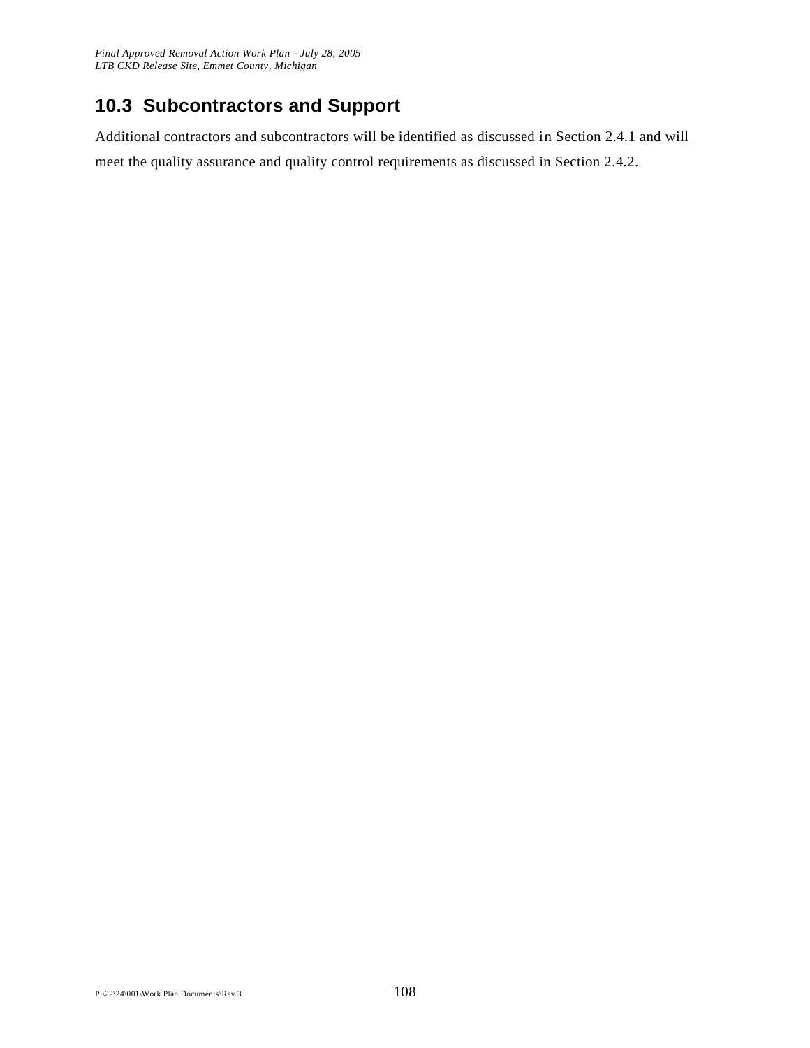## 10.3 Subcontractors and Support

Additional contractors and subcontractors will be identified as discussed in Section 2.4.1 and will meet the quality assurance and quality control requirements as discussed in Section 2.4.2.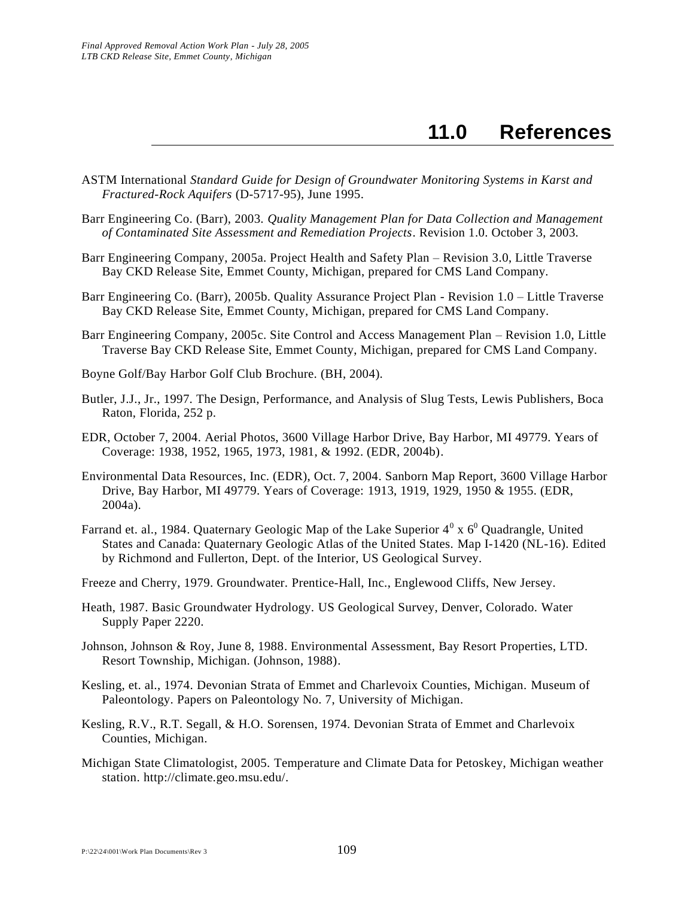# 11.0 References

ASTM International *Standard Guide for Design of Groundwater Monitoring Systems in Karst and Fractured-Rock Aquifers* (D-5717-95), June 1995.

Barr Engineering Co. (Barr), 2003. *Quality Management Plan for Data Collection and Management of Contaminated Site Assessment and Remediation Projects*. Revision 1.0. October 3, 2003.

Barr Engineering Company, 2005a. Project Health and Safety Plan – Revision 3.0, Little Traverse Bay CKD Release Site, Emmet County, Michigan, prepared for CMS Land Company.

Barr Engineering Co. (Barr), 2005b. Quality Assurance Project Plan - Revision 1.0 – Little Traverse Bay CKD Release Site, Emmet County, Michigan, prepared for CMS Land Company.

Barr Engineering Company, 2005c. Site Control and Access Management Plan – Revision 1.0, Little Traverse Bay CKD Release Site, Emmet County, Michigan, prepared for CMS Land Company.

Boyne Golf/Bay Harbor Golf Club Brochure. (BH, 2004).

Butler, J.J., Jr., 1997. The Design, Performance, and Analysis of Slug Tests, Lewis Publishers, Boca Raton, Florida, 252 p.

EDR, October 7, 2004. Aerial Photos, 3600 Village Harbor Drive, Bay Harbor, MI 49779. Years of Coverage: 1938, 1952, 1965, 1973, 1981, & 1992. (EDR, 2004b).

Environmental Data Resources, Inc. (EDR), Oct. 7, 2004. Sanborn Map Report, 3600 Village Harbor Drive, Bay Harbor, MI 49779. Years of Coverage: 1913, 1919, 1929, 1950 & 1955. (EDR, 2004a).

Farrand et. al., 1984. Quaternary Geologic Map of the Lake Superior $4^0$ x $6^0$ Quadrangle, United States and Canada: Quaternary Geologic Atlas of the United States. Map I-1420 (NL-16). Edited by Richmond and Fullerton, Dept. of the Interior, US Geological Survey.

Freeze and Cherry, 1979. Groundwater. Prentice-Hall, Inc., Englewood Cliffs, New Jersey.

Heath, 1987. Basic Groundwater Hydrology. US Geological Survey, Denver, Colorado. Water Supply Paper 2220.

Johnson, Johnson & Roy, June 8, 1988. Environmental Assessment, Bay Resort Properties, LTD. Resort Township, Michigan. (Johnson, 1988).

Kesling, et. al., 1974. Devonian Strata of Emmet and Charlevoix Counties, Michigan. Museum of Paleontology. Papers on Paleontology No. 7, University of Michigan.

Kesling, R.V., R.T. Segall, & H.O. Sorensen, 1974. Devonian Strata of Emmet and Charlevoix Counties, Michigan.

Michigan State Climatologist, 2005. Temperature and Climate Data for Petoskey, Michigan weather station. http://climate.geo.msu.edu/.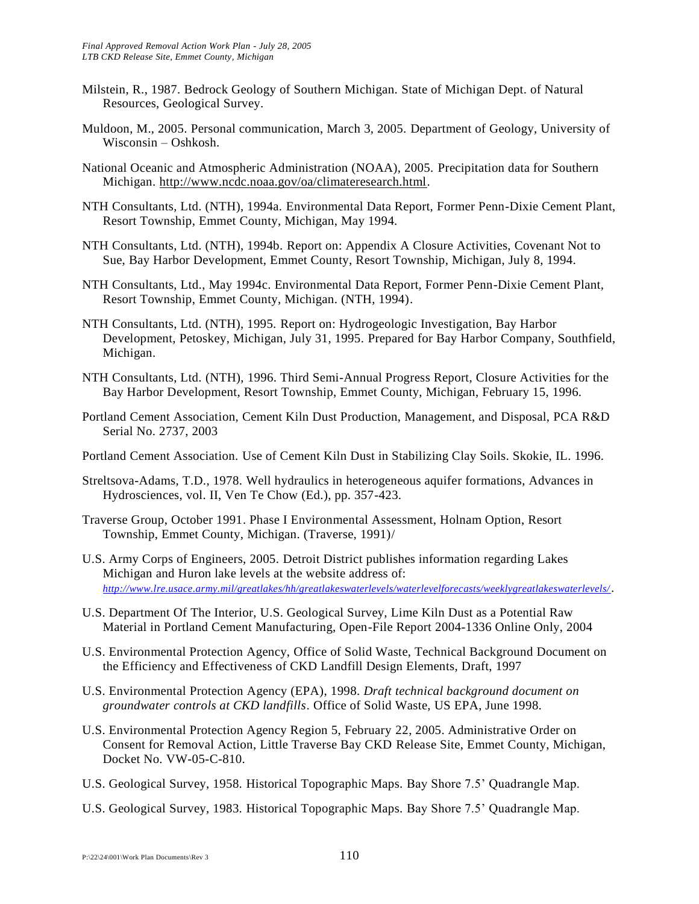Milstein, R., 1987. Bedrock Geology of Southern Michigan. State of Michigan Dept. of Natural Resources, Geological Survey.

Muldoon, M., 2005. Personal communication, March 3, 2005. Department of Geology, University of Wisconsin – Oshkosh.

National Oceanic and Atmospheric Administration (NOAA), 2005. Precipitation data for Southern Michigan. http://www.ncdc.noaa.gov/oa/climateresearch.html.

NTH Consultants, Ltd. (NTH), 1994a. Environmental Data Report, Former Penn-Dixie Cement Plant, Resort Township, Emmet County, Michigan, May 1994.

NTH Consultants, Ltd. (NTH), 1994b. Report on: Appendix A Closure Activities, Covenant Not to Sue, Bay Harbor Development, Emmet County, Resort Township, Michigan, July 8, 1994.

NTH Consultants, Ltd., May 1994c. Environmental Data Report, Former Penn-Dixie Cement Plant, Resort Township, Emmet County, Michigan. (NTH, 1994).

NTH Consultants, Ltd. (NTH), 1995. Report on: Hydrogeologic Investigation, Bay Harbor Development, Petoskey, Michigan, July 31, 1995. Prepared for Bay Harbor Company, Southfield, Michigan.

NTH Consultants, Ltd. (NTH), 1996. Third Semi-Annual Progress Report, Closure Activities for the Bay Harbor Development, Resort Township, Emmet County, Michigan, February 15, 1996.

Portland Cement Association, Cement Kiln Dust Production, Management, and Disposal, PCA R&D Serial No. 2737, 2003

Portland Cement Association. Use of Cement Kiln Dust in Stabilizing Clay Soils. Skokie, IL. 1996.

Streltsova-Adams, T.D., 1978. Well hydraulics in heterogeneous aquifer formations, Advances in Hydrosciences, vol. II, Ven Te Chow (Ed.), pp. 357-423.

Traverse Group, October 1991. Phase I Environmental Assessment, Holnam Option, Resort Township, Emmet County, Michigan. (Traverse, 1991)/

U.S. Army Corps of Engineers, 2005. Detroit District publishes information regarding Lakes Michigan and Huron lake levels at the website address of: *http://www.lre.usace.army.mil/greatlakes/hh/greatlakeswaterlevels/waterlevelforecasts/weeklygreatlakeswaterlevels/*.

U.S. Department Of The Interior, U.S. Geological Survey, Lime Kiln Dust as a Potential Raw Material in Portland Cement Manufacturing, Open-File Report 2004-1336 Online Only, 2004

U.S. Environmental Protection Agency, Office of Solid Waste, Technical Background Document on the Efficiency and Effectiveness of CKD Landfill Design Elements, Draft, 1997

U.S. Environmental Protection Agency (EPA), 1998. *Draft technical background document on groundwater controls at CKD landfills*. Office of Solid Waste, US EPA, June 1998.

U.S. Environmental Protection Agency Region 5, February 22, 2005. Administrative Order on Consent for Removal Action, Little Traverse Bay CKD Release Site, Emmet County, Michigan, Docket No. VW-05-C-810.

U.S. Geological Survey, 1958. Historical Topographic Maps. Bay Shore 7.5' Quadrangle Map.

U.S. Geological Survey, 1983. Historical Topographic Maps. Bay Shore 7.5' Quadrangle Map.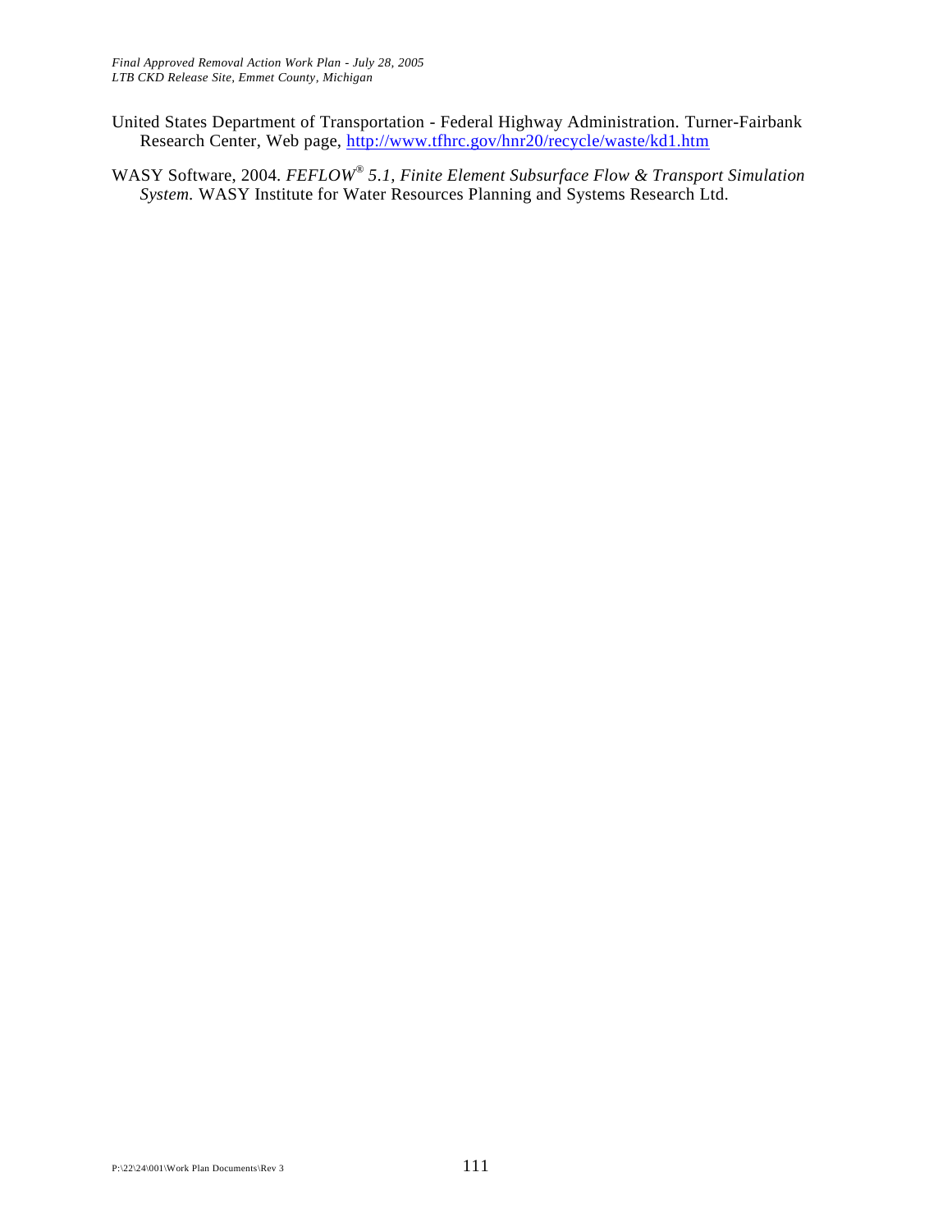United States Department of Transportation - Federal Highway Administration. Turner-Fairbank Research Center, Web page, http://www.tfhrc.gov/hnr20/recycle/waste/kd1.htm

WASY Software, 2004. *FEFLOW® 5.1, Finite Element Subsurface Flow & Transport Simulation System.* WASY Institute for Water Resources Planning and Systems Research Ltd.